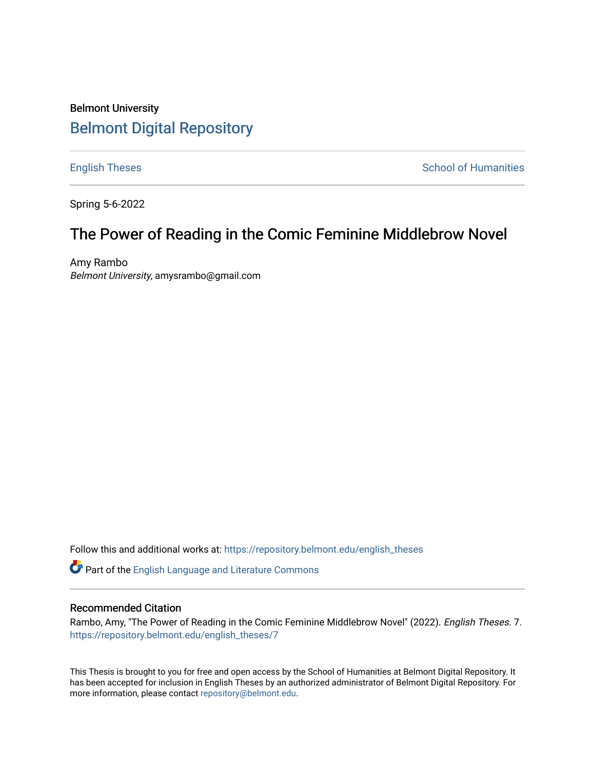Belmont University

# Belmont Digital Repository

English Theses | School of Humanities

Spring 5-6-2022

## The Power of Reading in the Comic Feminine Middlebrow Novel

Amy Rambo
*Belmont University*, amysrambo@gmail.com

Follow this and additional works at: https://repository.belmont.edu/english_theses

Part of the English Language and Literature Commons

### Recommended Citation

Rambo, Amy, "The Power of Reading in the Comic Feminine Middlebrow Novel" (2022). *English Theses*. 7.
https://repository.belmont.edu/english_theses/7

This Thesis is brought to you for free and open access by the School of Humanities at Belmont Digital Repository. It has been accepted for inclusion in English Theses by an authorized administrator of Belmont Digital Repository. For more information, please contact repository@belmont.edu.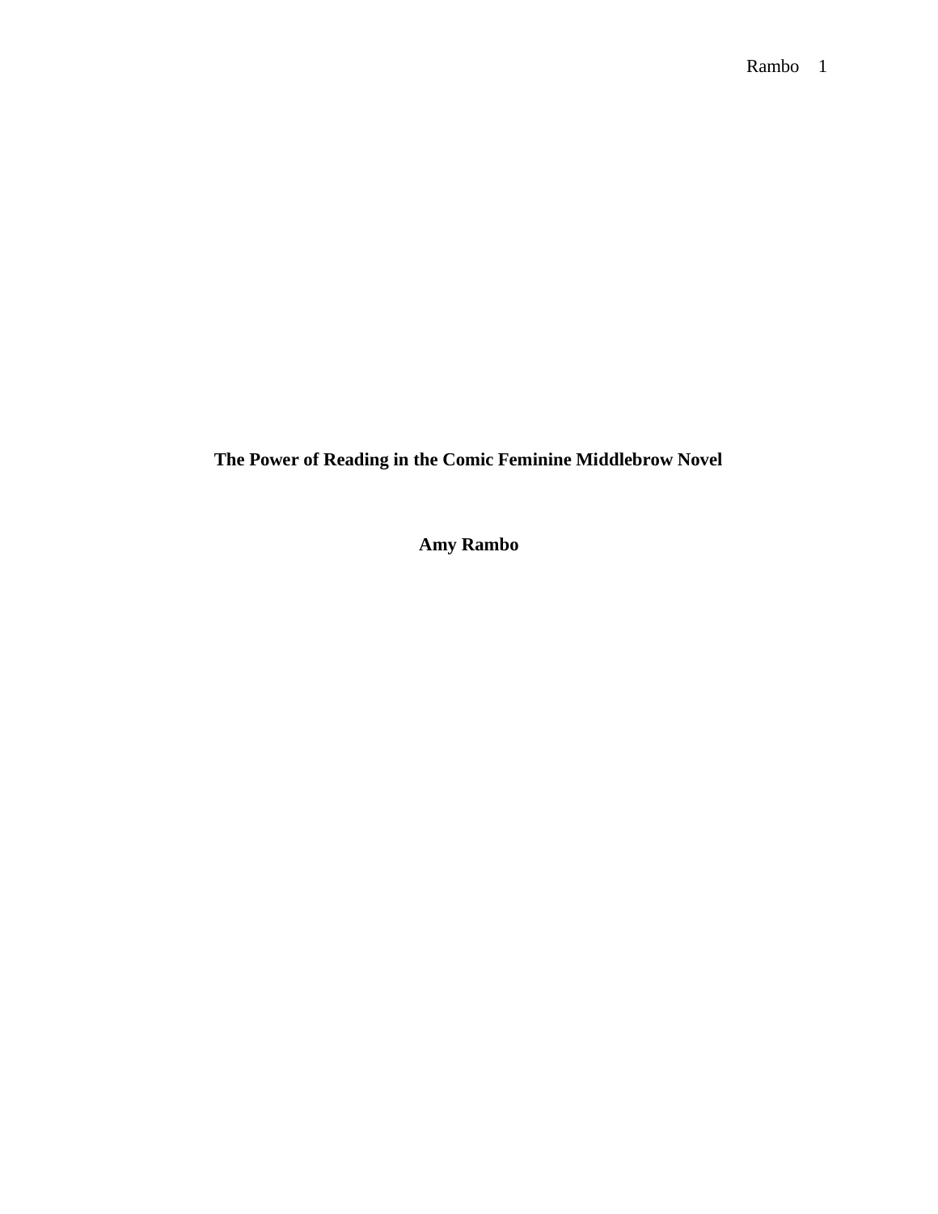**The Power of Reading in the Comic Feminine Middlebrow Novel**

**Amy Rambo**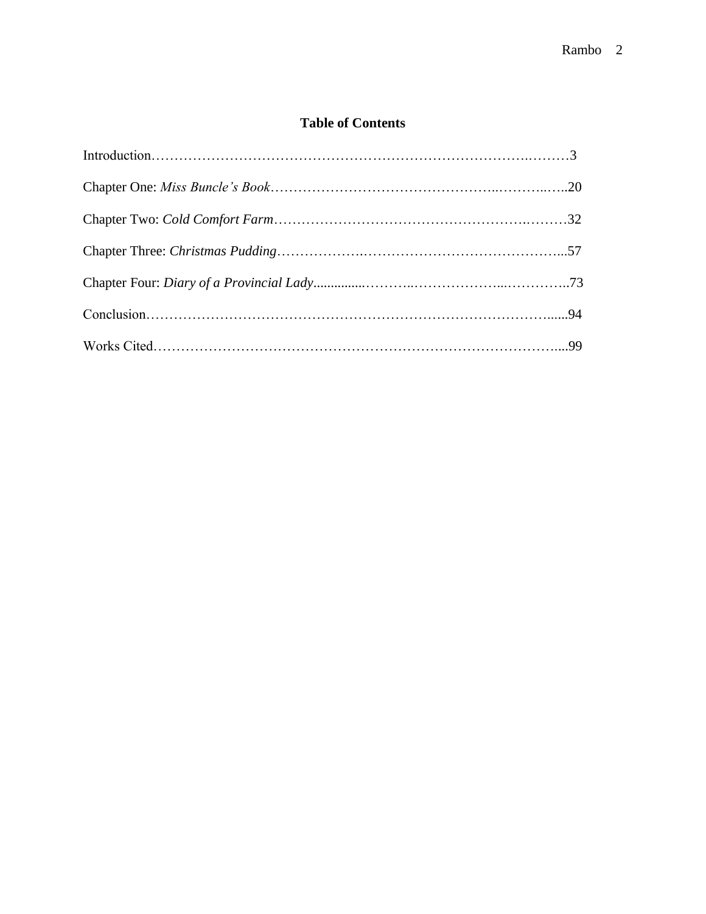**Table of Contents**

Introduction……………………………………………………………………………………3

Chapter One: *Miss Buncle's Book*……………………………………………..………..…..20

Chapter Two: *Cold Comfort Farm*……………………………………………….………32

Chapter Three: *Christmas Pudding*……………….……………………………………...57

Chapter Four: *Diary of a Provincial Lady*...............………..………………...…………..73

Conclusion………………………………………………………………………………......94

Works Cited……………………………………………………………………………....99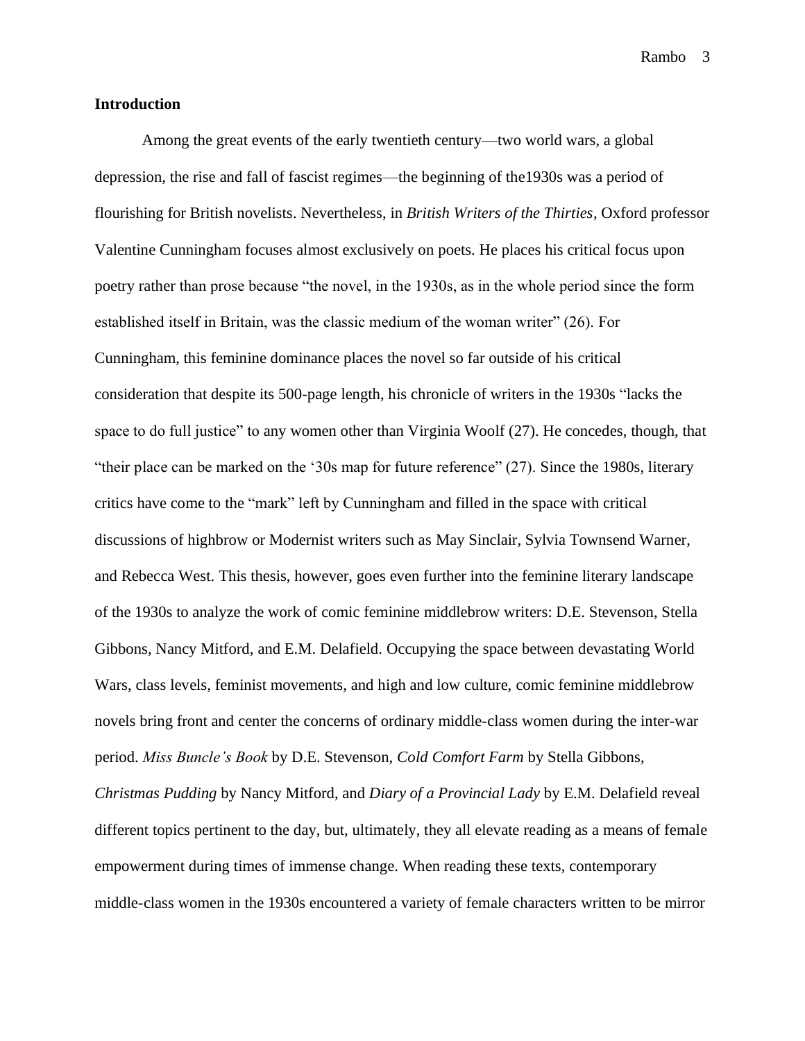## Introduction

Among the great events of the early twentieth century—two world wars, a global depression, the rise and fall of fascist regimes—the beginning of the1930s was a period of flourishing for British novelists. Nevertheless, in *British Writers of the Thirties*, Oxford professor Valentine Cunningham focuses almost exclusively on poets. He places his critical focus upon poetry rather than prose because "the novel, in the 1930s, as in the whole period since the form established itself in Britain, was the classic medium of the woman writer" (26). For Cunningham, this feminine dominance places the novel so far outside of his critical consideration that despite its 500-page length, his chronicle of writers in the 1930s "lacks the space to do full justice" to any women other than Virginia Woolf (27). He concedes, though, that "their place can be marked on the '30s map for future reference" (27). Since the 1980s, literary critics have come to the "mark" left by Cunningham and filled in the space with critical discussions of highbrow or Modernist writers such as May Sinclair, Sylvia Townsend Warner, and Rebecca West. This thesis, however, goes even further into the feminine literary landscape of the 1930s to analyze the work of comic feminine middlebrow writers: D.E. Stevenson, Stella Gibbons, Nancy Mitford, and E.M. Delafield. Occupying the space between devastating World Wars, class levels, feminist movements, and high and low culture, comic feminine middlebrow novels bring front and center the concerns of ordinary middle-class women during the inter-war period. *Miss Buncle's Book* by D.E. Stevenson, *Cold Comfort Farm* by Stella Gibbons, *Christmas Pudding* by Nancy Mitford, and *Diary of a Provincial Lady* by E.M. Delafield reveal different topics pertinent to the day, but, ultimately, they all elevate reading as a means of female empowerment during times of immense change. When reading these texts, contemporary middle-class women in the 1930s encountered a variety of female characters written to be mirror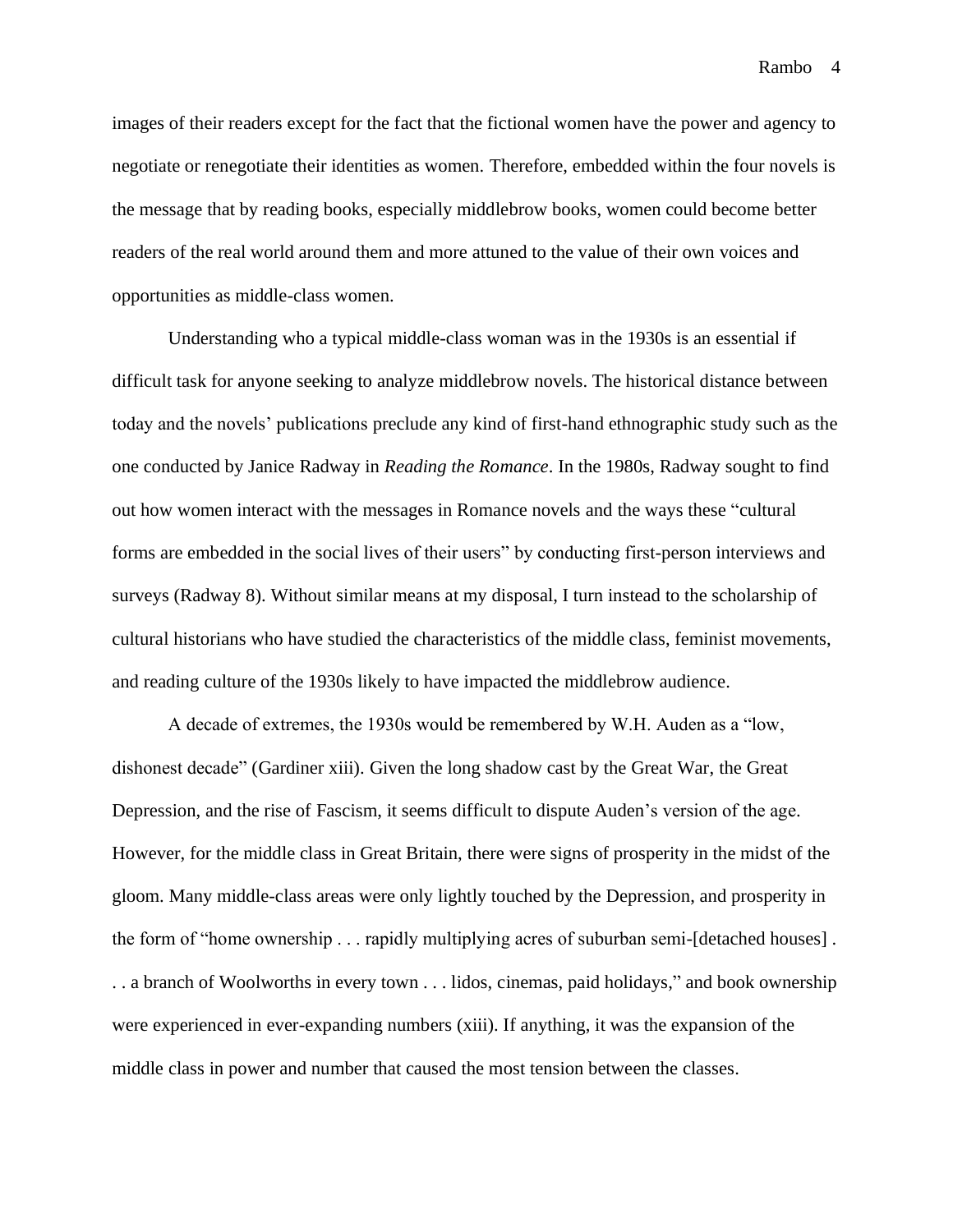images of their readers except for the fact that the fictional women have the power and agency to negotiate or renegotiate their identities as women. Therefore, embedded within the four novels is the message that by reading books, especially middlebrow books, women could become better readers of the real world around them and more attuned to the value of their own voices and opportunities as middle-class women.

Understanding who a typical middle-class woman was in the 1930s is an essential if difficult task for anyone seeking to analyze middlebrow novels. The historical distance between today and the novels' publications preclude any kind of first-hand ethnographic study such as the one conducted by Janice Radway in *Reading the Romance*. In the 1980s, Radway sought to find out how women interact with the messages in Romance novels and the ways these "cultural forms are embedded in the social lives of their users" by conducting first-person interviews and surveys (Radway 8). Without similar means at my disposal, I turn instead to the scholarship of cultural historians who have studied the characteristics of the middle class, feminist movements, and reading culture of the 1930s likely to have impacted the middlebrow audience.

A decade of extremes, the 1930s would be remembered by W.H. Auden as a "low, dishonest decade" (Gardiner xiii). Given the long shadow cast by the Great War, the Great Depression, and the rise of Fascism, it seems difficult to dispute Auden's version of the age. However, for the middle class in Great Britain, there were signs of prosperity in the midst of the gloom. Many middle-class areas were only lightly touched by the Depression, and prosperity in the form of "home ownership . . . rapidly multiplying acres of suburban semi-[detached houses] . . . a branch of Woolworths in every town . . . lidos, cinemas, paid holidays," and book ownership were experienced in ever-expanding numbers (xiii). If anything, it was the expansion of the middle class in power and number that caused the most tension between the classes.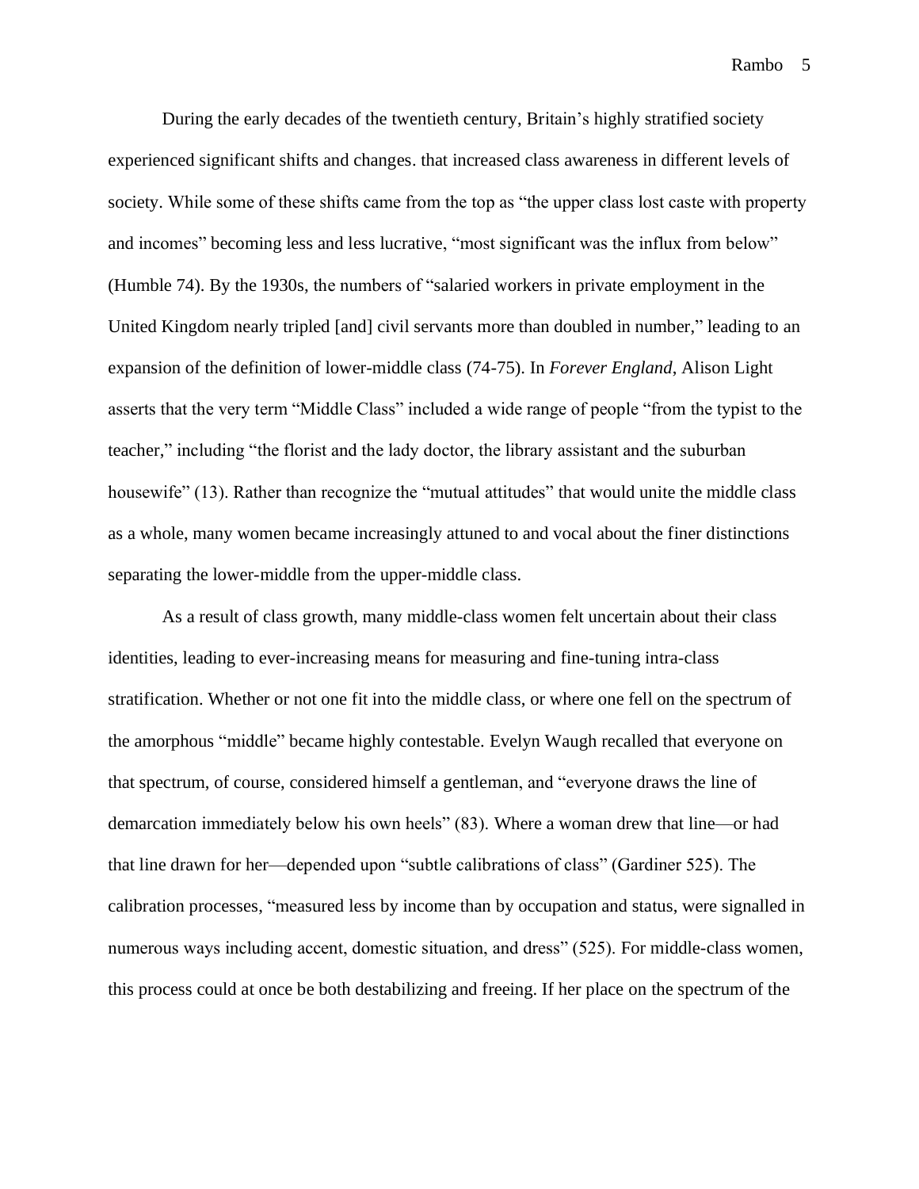During the early decades of the twentieth century, Britain's highly stratified society experienced significant shifts and changes. that increased class awareness in different levels of society. While some of these shifts came from the top as "the upper class lost caste with property and incomes" becoming less and less lucrative, "most significant was the influx from below" (Humble 74). By the 1930s, the numbers of "salaried workers in private employment in the United Kingdom nearly tripled [and] civil servants more than doubled in number," leading to an expansion of the definition of lower-middle class (74-75). In *Forever England*, Alison Light asserts that the very term "Middle Class" included a wide range of people "from the typist to the teacher," including "the florist and the lady doctor, the library assistant and the suburban housewife" (13). Rather than recognize the "mutual attitudes" that would unite the middle class as a whole, many women became increasingly attuned to and vocal about the finer distinctions separating the lower-middle from the upper-middle class.

As a result of class growth, many middle-class women felt uncertain about their class identities, leading to ever-increasing means for measuring and fine-tuning intra-class stratification. Whether or not one fit into the middle class, or where one fell on the spectrum of the amorphous "middle" became highly contestable. Evelyn Waugh recalled that everyone on that spectrum, of course, considered himself a gentleman, and "everyone draws the line of demarcation immediately below his own heels" (83). Where a woman drew that line—or had that line drawn for her—depended upon "subtle calibrations of class" (Gardiner 525). The calibration processes, "measured less by income than by occupation and status, were signalled in numerous ways including accent, domestic situation, and dress" (525). For middle-class women, this process could at once be both destabilizing and freeing. If her place on the spectrum of the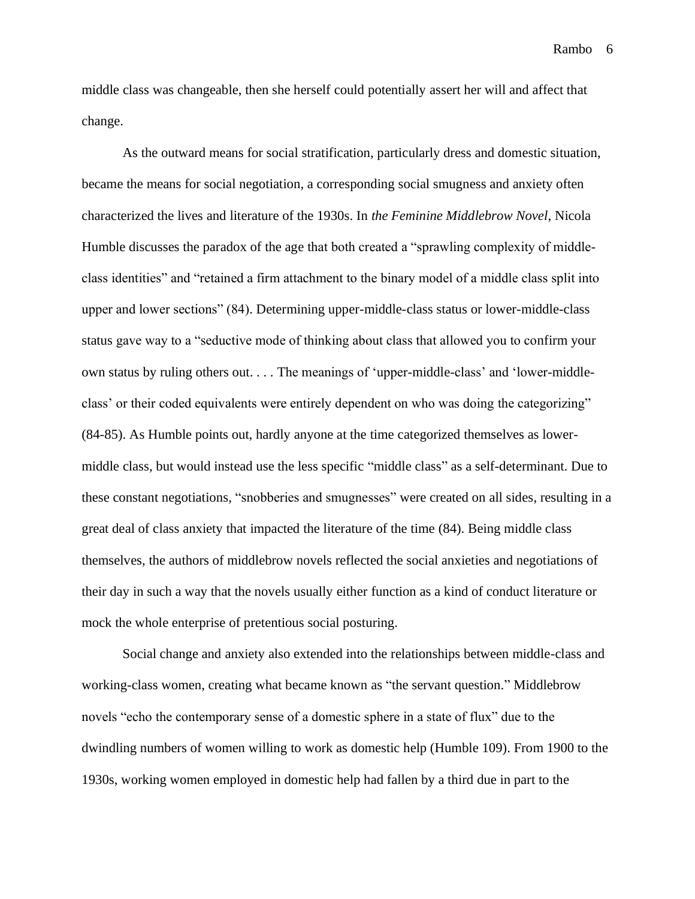middle class was changeable, then she herself could potentially assert her will and affect that change.

As the outward means for social stratification, particularly dress and domestic situation, became the means for social negotiation, a corresponding social smugness and anxiety often characterized the lives and literature of the 1930s. In *the Feminine Middlebrow Novel*, Nicola Humble discusses the paradox of the age that both created a "sprawling complexity of middle-class identities" and "retained a firm attachment to the binary model of a middle class split into upper and lower sections" (84). Determining upper-middle-class status or lower-middle-class status gave way to a "seductive mode of thinking about class that allowed you to confirm your own status by ruling others out. . . . The meanings of 'upper-middle-class' and 'lower-middle-class' or their coded equivalents were entirely dependent on who was doing the categorizing" (84-85). As Humble points out, hardly anyone at the time categorized themselves as lower-middle class, but would instead use the less specific "middle class" as a self-determinant. Due to these constant negotiations, "snobberies and smugnesses" were created on all sides, resulting in a great deal of class anxiety that impacted the literature of the time (84). Being middle class themselves, the authors of middlebrow novels reflected the social anxieties and negotiations of their day in such a way that the novels usually either function as a kind of conduct literature or mock the whole enterprise of pretentious social posturing.

Social change and anxiety also extended into the relationships between middle-class and working-class women, creating what became known as "the servant question." Middlebrow novels "echo the contemporary sense of a domestic sphere in a state of flux" due to the dwindling numbers of women willing to work as domestic help (Humble 109). From 1900 to the 1930s, working women employed in domestic help had fallen by a third due in part to the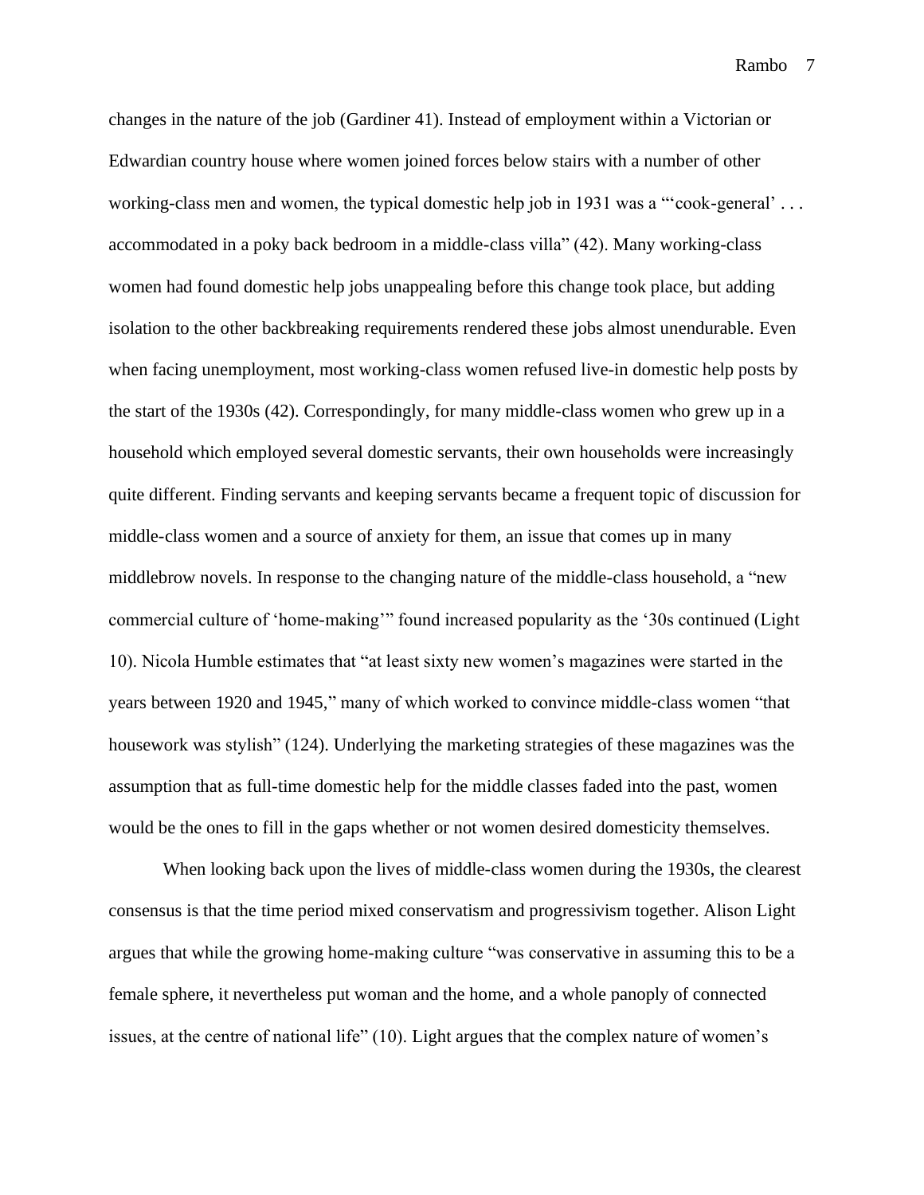changes in the nature of the job (Gardiner 41). Instead of employment within a Victorian or Edwardian country house where women joined forces below stairs with a number of other working-class men and women, the typical domestic help job in 1931 was a "'cook-general' . . . accommodated in a poky back bedroom in a middle-class villa" (42). Many working-class women had found domestic help jobs unappealing before this change took place, but adding isolation to the other backbreaking requirements rendered these jobs almost unendurable. Even when facing unemployment, most working-class women refused live-in domestic help posts by the start of the 1930s (42). Correspondingly, for many middle-class women who grew up in a household which employed several domestic servants, their own households were increasingly quite different. Finding servants and keeping servants became a frequent topic of discussion for middle-class women and a source of anxiety for them, an issue that comes up in many middlebrow novels. In response to the changing nature of the middle-class household, a "new commercial culture of 'home-making'" found increased popularity as the '30s continued (Light 10). Nicola Humble estimates that "at least sixty new women's magazines were started in the years between 1920 and 1945," many of which worked to convince middle-class women "that housework was stylish" (124). Underlying the marketing strategies of these magazines was the assumption that as full-time domestic help for the middle classes faded into the past, women would be the ones to fill in the gaps whether or not women desired domesticity themselves.

When looking back upon the lives of middle-class women during the 1930s, the clearest consensus is that the time period mixed conservatism and progressivism together. Alison Light argues that while the growing home-making culture "was conservative in assuming this to be a female sphere, it nevertheless put woman and the home, and a whole panoply of connected issues, at the centre of national life" (10). Light argues that the complex nature of women's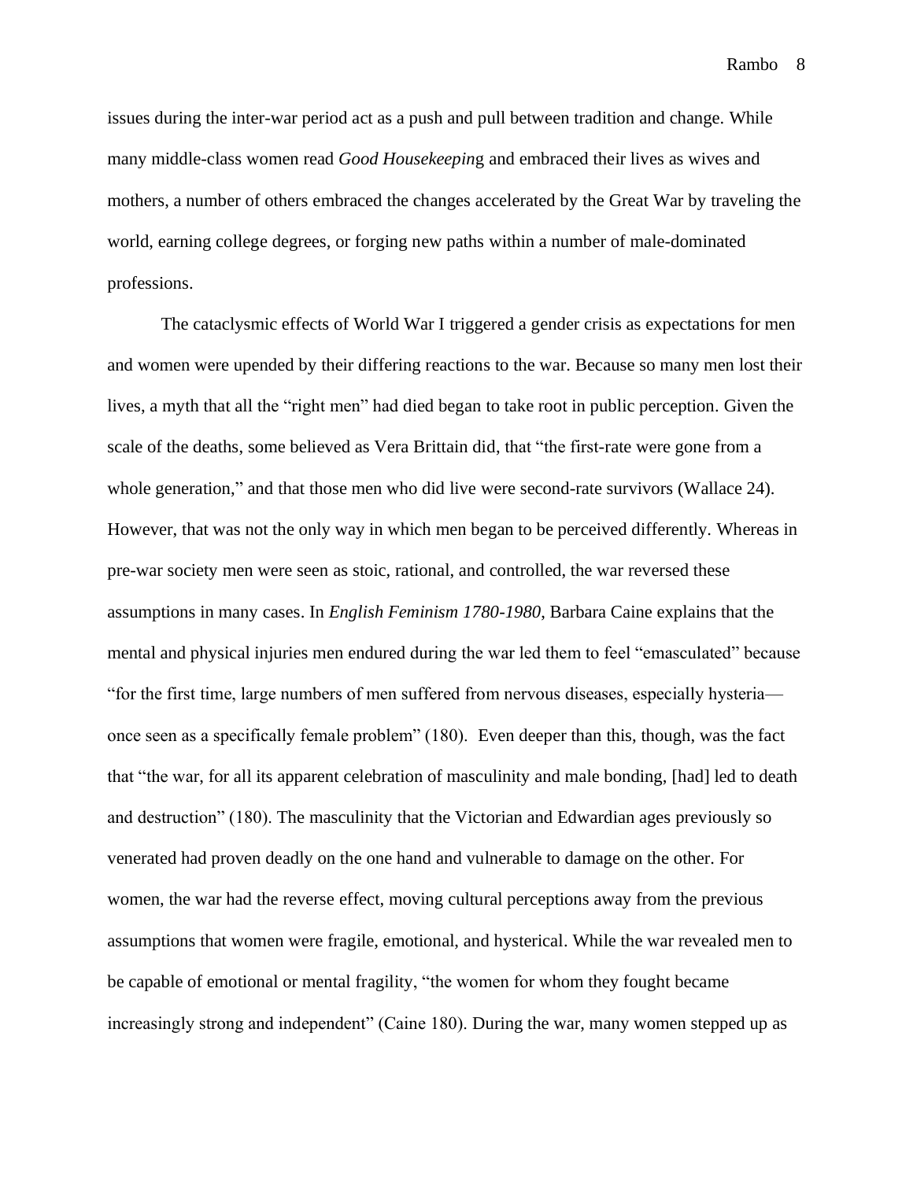issues during the inter-war period act as a push and pull between tradition and change. While many middle-class women read *Good Housekeeping* and embraced their lives as wives and mothers, a number of others embraced the changes accelerated by the Great War by traveling the world, earning college degrees, or forging new paths within a number of male-dominated professions.

The cataclysmic effects of World War I triggered a gender crisis as expectations for men and women were upended by their differing reactions to the war. Because so many men lost their lives, a myth that all the "right men" had died began to take root in public perception. Given the scale of the deaths, some believed as Vera Brittain did, that "the first-rate were gone from a whole generation," and that those men who did live were second-rate survivors (Wallace 24). However, that was not the only way in which men began to be perceived differently. Whereas in pre-war society men were seen as stoic, rational, and controlled, the war reversed these assumptions in many cases. In *English Feminism 1780-1980*, Barbara Caine explains that the mental and physical injuries men endured during the war led them to feel "emasculated" because "for the first time, large numbers of men suffered from nervous diseases, especially hysteria—once seen as a specifically female problem" (180). Even deeper than this, though, was the fact that "the war, for all its apparent celebration of masculinity and male bonding, [had] led to death and destruction" (180). The masculinity that the Victorian and Edwardian ages previously so venerated had proven deadly on the one hand and vulnerable to damage on the other. For women, the war had the reverse effect, moving cultural perceptions away from the previous assumptions that women were fragile, emotional, and hysterical. While the war revealed men to be capable of emotional or mental fragility, "the women for whom they fought became increasingly strong and independent" (Caine 180). During the war, many women stepped up as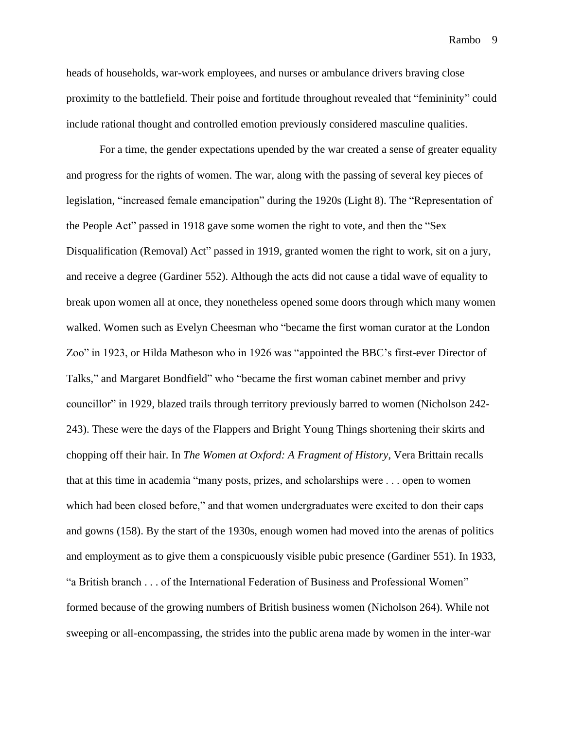heads of households, war-work employees, and nurses or ambulance drivers braving close proximity to the battlefield. Their poise and fortitude throughout revealed that "femininity" could include rational thought and controlled emotion previously considered masculine qualities.

For a time, the gender expectations upended by the war created a sense of greater equality and progress for the rights of women. The war, along with the passing of several key pieces of legislation, "increased female emancipation" during the 1920s (Light 8). The "Representation of the People Act" passed in 1918 gave some women the right to vote, and then the "Sex Disqualification (Removal) Act" passed in 1919, granted women the right to work, sit on a jury, and receive a degree (Gardiner 552). Although the acts did not cause a tidal wave of equality to break upon women all at once, they nonetheless opened some doors through which many women walked. Women such as Evelyn Cheesman who "became the first woman curator at the London Zoo" in 1923, or Hilda Matheson who in 1926 was "appointed the BBC's first-ever Director of Talks," and Margaret Bondfield" who "became the first woman cabinet member and privy councillor" in 1929, blazed trails through territory previously barred to women (Nicholson 242-243). These were the days of the Flappers and Bright Young Things shortening their skirts and chopping off their hair. In *The Women at Oxford: A Fragment of History*, Vera Brittain recalls that at this time in academia "many posts, prizes, and scholarships were . . . open to women which had been closed before," and that women undergraduates were excited to don their caps and gowns (158). By the start of the 1930s, enough women had moved into the arenas of politics and employment as to give them a conspicuously visible pubic presence (Gardiner 551). In 1933, "a British branch . . . of the International Federation of Business and Professional Women" formed because of the growing numbers of British business women (Nicholson 264). While not sweeping or all-encompassing, the strides into the public arena made by women in the inter-war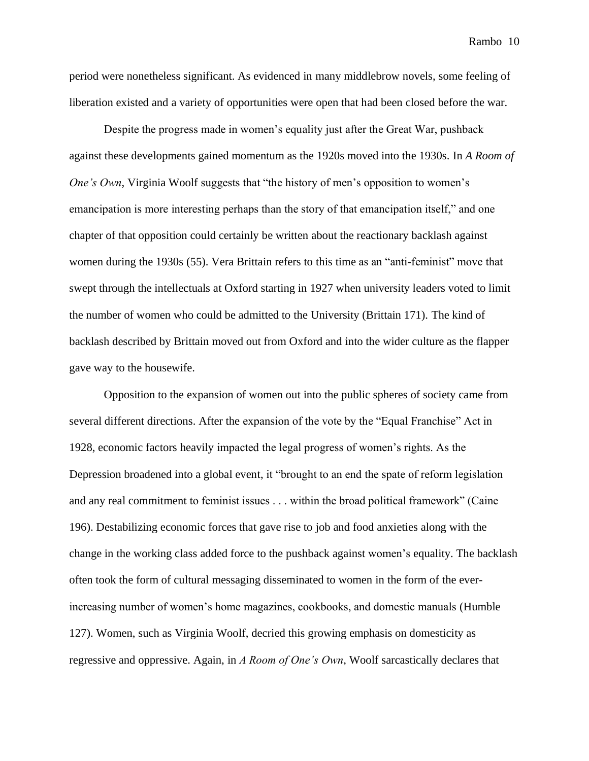period were nonetheless significant. As evidenced in many middlebrow novels, some feeling of liberation existed and a variety of opportunities were open that had been closed before the war.

Despite the progress made in women's equality just after the Great War, pushback against these developments gained momentum as the 1920s moved into the 1930s. In *A Room of One's Own*, Virginia Woolf suggests that "the history of men's opposition to women's emancipation is more interesting perhaps than the story of that emancipation itself," and one chapter of that opposition could certainly be written about the reactionary backlash against women during the 1930s (55). Vera Brittain refers to this time as an "anti-feminist" move that swept through the intellectuals at Oxford starting in 1927 when university leaders voted to limit the number of women who could be admitted to the University (Brittain 171). The kind of backlash described by Brittain moved out from Oxford and into the wider culture as the flapper gave way to the housewife.

Opposition to the expansion of women out into the public spheres of society came from several different directions. After the expansion of the vote by the "Equal Franchise" Act in 1928, economic factors heavily impacted the legal progress of women's rights. As the Depression broadened into a global event, it "brought to an end the spate of reform legislation and any real commitment to feminist issues . . . within the broad political framework" (Caine 196). Destabilizing economic forces that gave rise to job and food anxieties along with the change in the working class added force to the pushback against women's equality. The backlash often took the form of cultural messaging disseminated to women in the form of the ever-increasing number of women's home magazines, cookbooks, and domestic manuals (Humble 127). Women, such as Virginia Woolf, decried this growing emphasis on domesticity as regressive and oppressive. Again, in *A Room of One's Own*, Woolf sarcastically declares that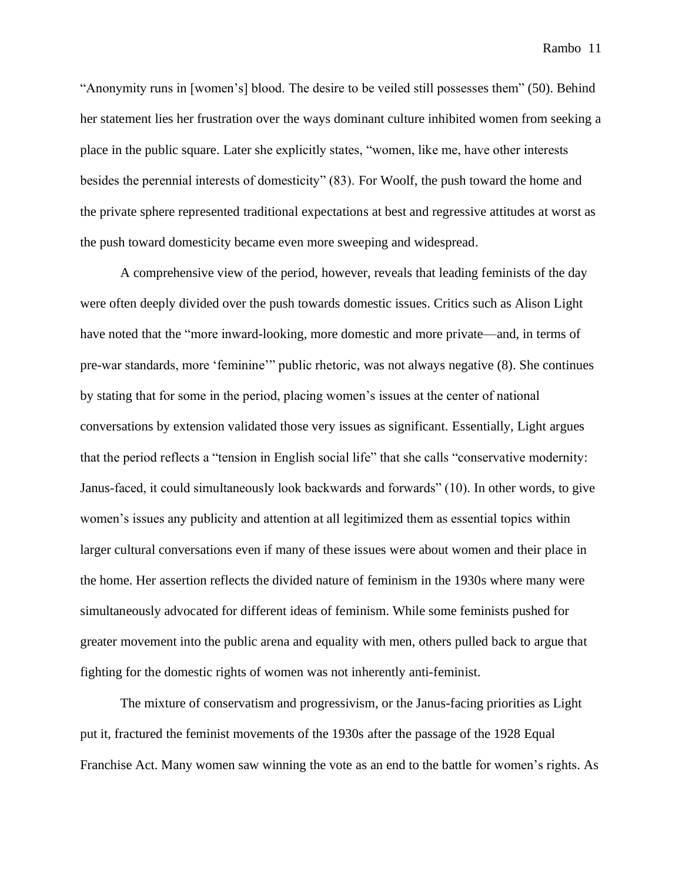"Anonymity runs in [women's] blood. The desire to be veiled still possesses them" (50). Behind her statement lies her frustration over the ways dominant culture inhibited women from seeking a place in the public square. Later she explicitly states, "women, like me, have other interests besides the perennial interests of domesticity" (83). For Woolf, the push toward the home and the private sphere represented traditional expectations at best and regressive attitudes at worst as the push toward domesticity became even more sweeping and widespread.

A comprehensive view of the period, however, reveals that leading feminists of the day were often deeply divided over the push towards domestic issues. Critics such as Alison Light have noted that the "more inward-looking, more domestic and more private—and, in terms of pre-war standards, more 'feminine'" public rhetoric, was not always negative (8). She continues by stating that for some in the period, placing women's issues at the center of national conversations by extension validated those very issues as significant. Essentially, Light argues that the period reflects a "tension in English social life" that she calls "conservative modernity: Janus-faced, it could simultaneously look backwards and forwards" (10). In other words, to give women's issues any publicity and attention at all legitimized them as essential topics within larger cultural conversations even if many of these issues were about women and their place in the home. Her assertion reflects the divided nature of feminism in the 1930s where many were simultaneously advocated for different ideas of feminism. While some feminists pushed for greater movement into the public arena and equality with men, others pulled back to argue that fighting for the domestic rights of women was not inherently anti-feminist.

The mixture of conservatism and progressivism, or the Janus-facing priorities as Light put it, fractured the feminist movements of the 1930s after the passage of the 1928 Equal Franchise Act. Many women saw winning the vote as an end to the battle for women's rights. As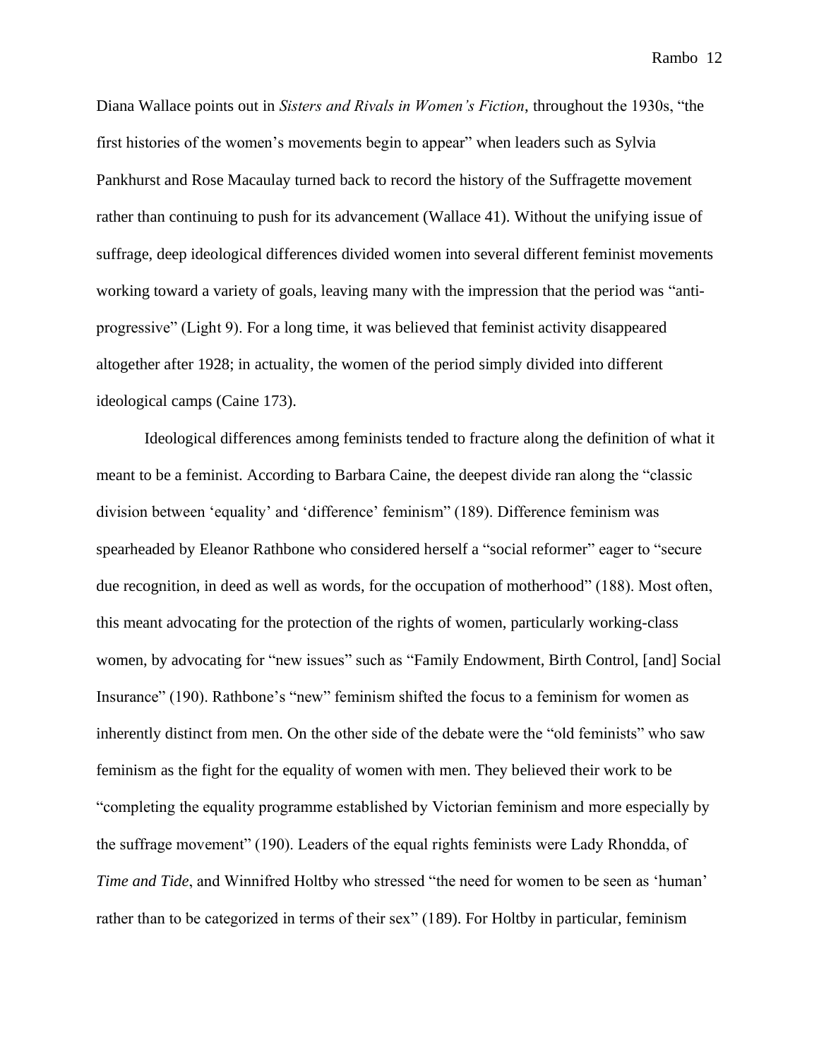Diana Wallace points out in *Sisters and Rivals in Women's Fiction*, throughout the 1930s, "the first histories of the women's movements begin to appear" when leaders such as Sylvia Pankhurst and Rose Macaulay turned back to record the history of the Suffragette movement rather than continuing to push for its advancement (Wallace 41). Without the unifying issue of suffrage, deep ideological differences divided women into several different feminist movements working toward a variety of goals, leaving many with the impression that the period was "anti-progressive" (Light 9). For a long time, it was believed that feminist activity disappeared altogether after 1928; in actuality, the women of the period simply divided into different ideological camps (Caine 173).

Ideological differences among feminists tended to fracture along the definition of what it meant to be a feminist. According to Barbara Caine, the deepest divide ran along the "classic division between 'equality' and 'difference' feminism" (189). Difference feminism was spearheaded by Eleanor Rathbone who considered herself a "social reformer" eager to "secure due recognition, in deed as well as words, for the occupation of motherhood" (188). Most often, this meant advocating for the protection of the rights of women, particularly working-class women, by advocating for "new issues" such as "Family Endowment, Birth Control, [and] Social Insurance" (190). Rathbone's "new" feminism shifted the focus to a feminism for women as inherently distinct from men. On the other side of the debate were the "old feminists" who saw feminism as the fight for the equality of women with men. They believed their work to be "completing the equality programme established by Victorian feminism and more especially by the suffrage movement" (190). Leaders of the equal rights feminists were Lady Rhondda, of *Time and Tide*, and Winnifred Holtby who stressed "the need for women to be seen as 'human' rather than to be categorized in terms of their sex" (189). For Holtby in particular, feminism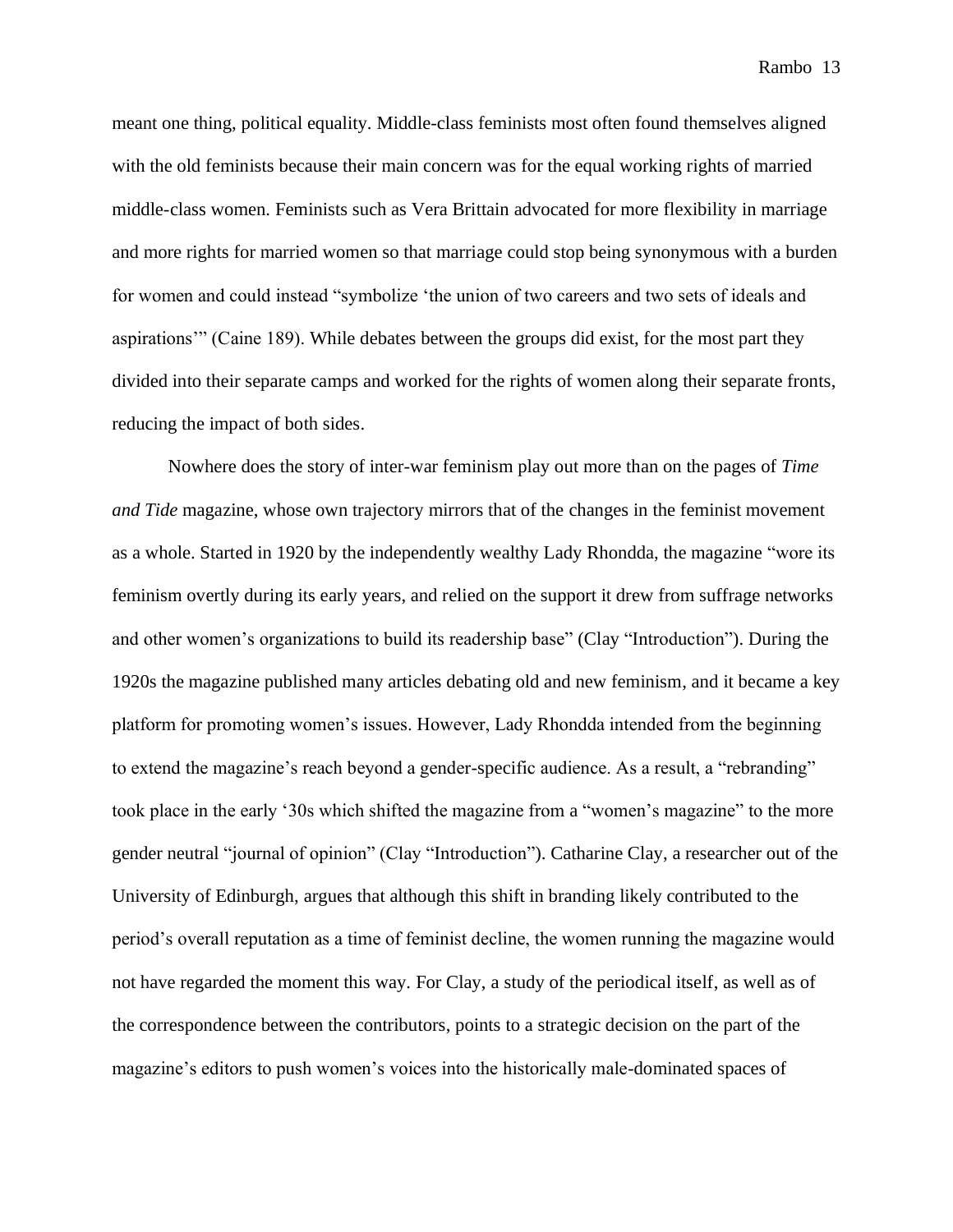meant one thing, political equality. Middle-class feminists most often found themselves aligned with the old feminists because their main concern was for the equal working rights of married middle-class women. Feminists such as Vera Brittain advocated for more flexibility in marriage and more rights for married women so that marriage could stop being synonymous with a burden for women and could instead "symbolize 'the union of two careers and two sets of ideals and aspirations'" (Caine 189). While debates between the groups did exist, for the most part they divided into their separate camps and worked for the rights of women along their separate fronts, reducing the impact of both sides.

Nowhere does the story of inter-war feminism play out more than on the pages of *Time and Tide* magazine, whose own trajectory mirrors that of the changes in the feminist movement as a whole. Started in 1920 by the independently wealthy Lady Rhondda, the magazine "wore its feminism overtly during its early years, and relied on the support it drew from suffrage networks and other women's organizations to build its readership base" (Clay "Introduction"). During the 1920s the magazine published many articles debating old and new feminism, and it became a key platform for promoting women's issues. However, Lady Rhondda intended from the beginning to extend the magazine's reach beyond a gender-specific audience. As a result, a "rebranding" took place in the early '30s which shifted the magazine from a "women's magazine" to the more gender neutral "journal of opinion" (Clay "Introduction"). Catharine Clay, a researcher out of the University of Edinburgh, argues that although this shift in branding likely contributed to the period's overall reputation as a time of feminist decline, the women running the magazine would not have regarded the moment this way. For Clay, a study of the periodical itself, as well as of the correspondence between the contributors, points to a strategic decision on the part of the magazine's editors to push women's voices into the historically male-dominated spaces of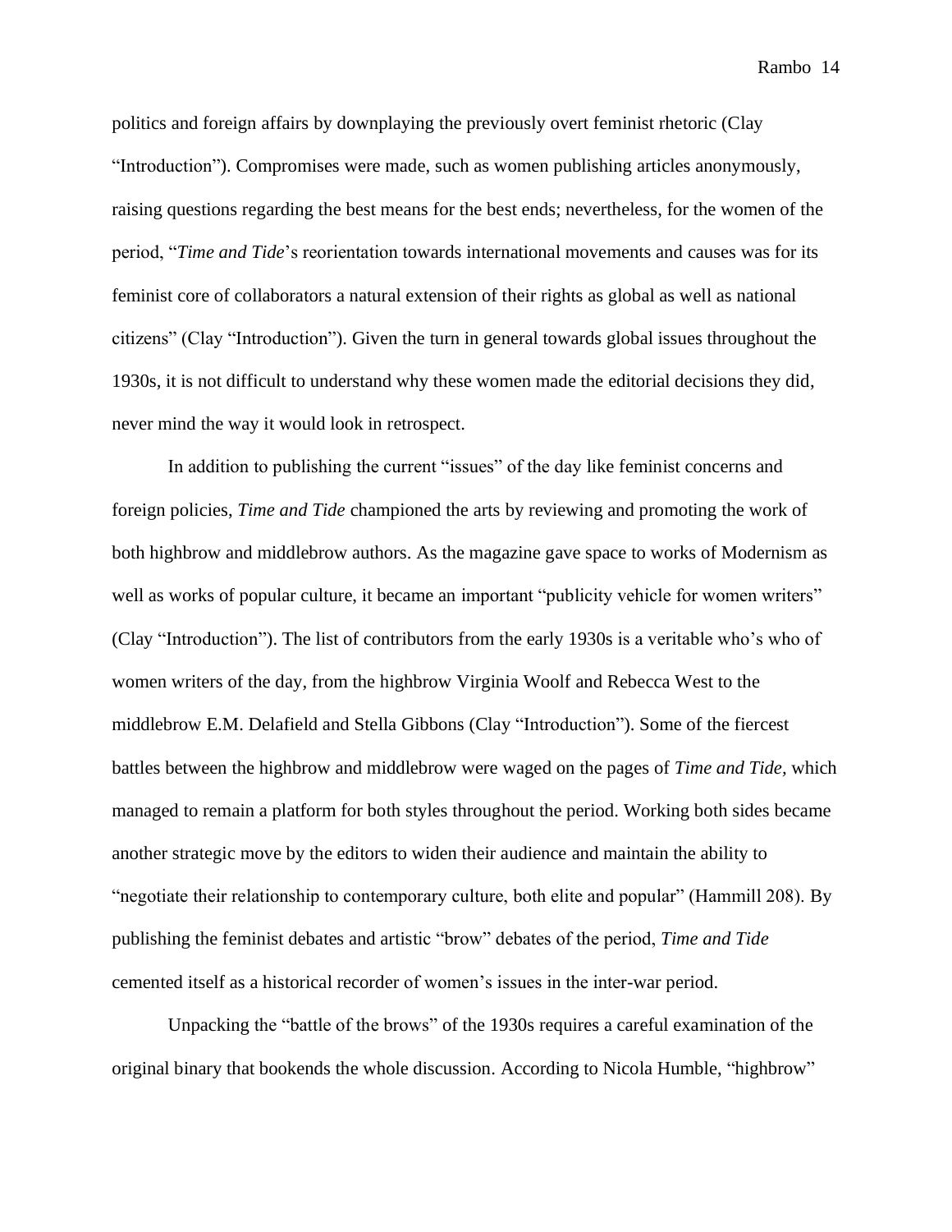politics and foreign affairs by downplaying the previously overt feminist rhetoric (Clay "Introduction"). Compromises were made, such as women publishing articles anonymously, raising questions regarding the best means for the best ends; nevertheless, for the women of the period, "*Time and Tide*'s reorientation towards international movements and causes was for its feminist core of collaborators a natural extension of their rights as global as well as national citizens" (Clay "Introduction"). Given the turn in general towards global issues throughout the 1930s, it is not difficult to understand why these women made the editorial decisions they did, never mind the way it would look in retrospect.

In addition to publishing the current "issues" of the day like feminist concerns and foreign policies, *Time and Tide* championed the arts by reviewing and promoting the work of both highbrow and middlebrow authors. As the magazine gave space to works of Modernism as well as works of popular culture, it became an important "publicity vehicle for women writers" (Clay "Introduction"). The list of contributors from the early 1930s is a veritable who's who of women writers of the day, from the highbrow Virginia Woolf and Rebecca West to the middlebrow E.M. Delafield and Stella Gibbons (Clay "Introduction"). Some of the fiercest battles between the highbrow and middlebrow were waged on the pages of *Time and Tide,* which managed to remain a platform for both styles throughout the period. Working both sides became another strategic move by the editors to widen their audience and maintain the ability to "negotiate their relationship to contemporary culture, both elite and popular" (Hammill 208). By publishing the feminist debates and artistic "brow" debates of the period, *Time and Tide* cemented itself as a historical recorder of women's issues in the inter-war period.

Unpacking the "battle of the brows" of the 1930s requires a careful examination of the original binary that bookends the whole discussion. According to Nicola Humble, "highbrow"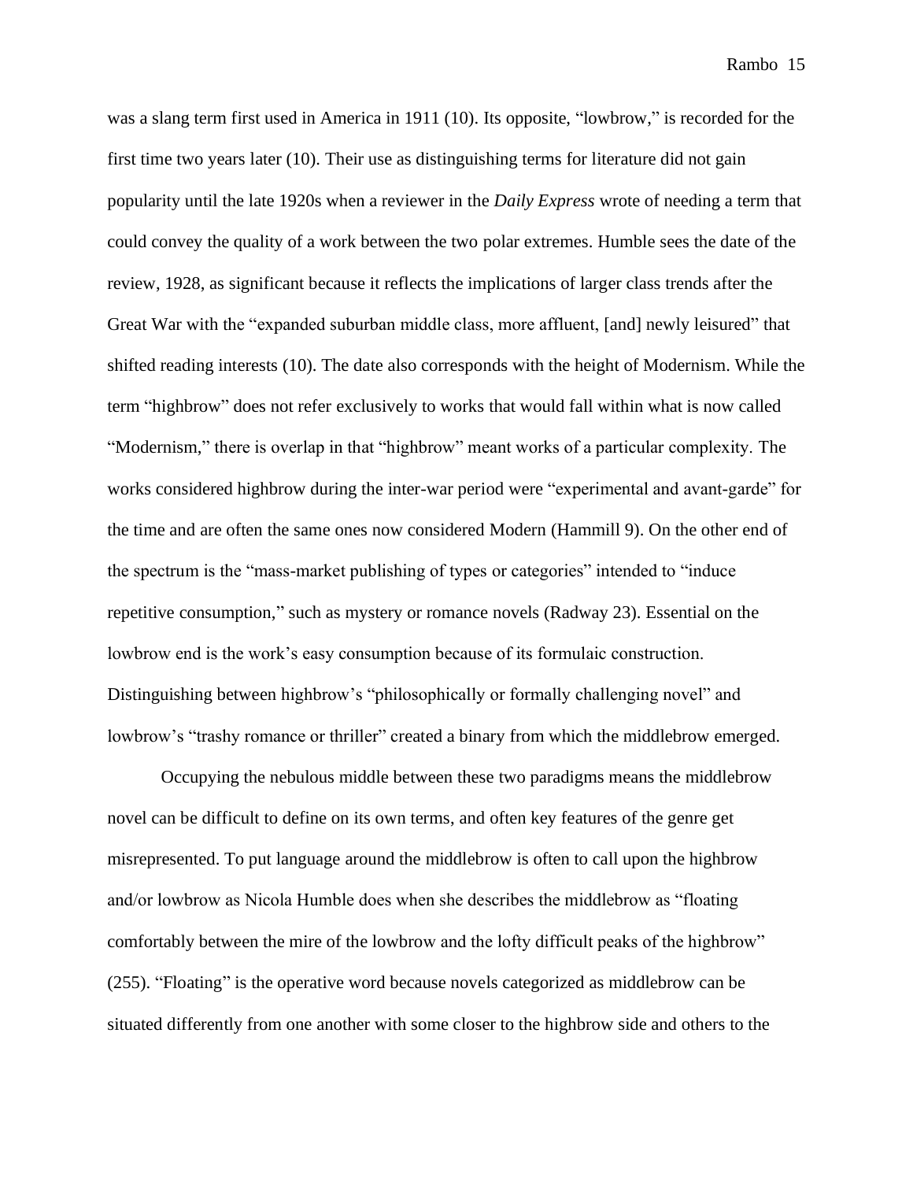was a slang term first used in America in 1911 (10). Its opposite, "lowbrow," is recorded for the first time two years later (10). Their use as distinguishing terms for literature did not gain popularity until the late 1920s when a reviewer in the *Daily Express* wrote of needing a term that could convey the quality of a work between the two polar extremes. Humble sees the date of the review, 1928, as significant because it reflects the implications of larger class trends after the Great War with the "expanded suburban middle class, more affluent, [and] newly leisured" that shifted reading interests (10). The date also corresponds with the height of Modernism. While the term "highbrow" does not refer exclusively to works that would fall within what is now called "Modernism," there is overlap in that "highbrow" meant works of a particular complexity. The works considered highbrow during the inter-war period were "experimental and avant-garde" for the time and are often the same ones now considered Modern (Hammill 9). On the other end of the spectrum is the "mass-market publishing of types or categories" intended to "induce repetitive consumption," such as mystery or romance novels (Radway 23). Essential on the lowbrow end is the work's easy consumption because of its formulaic construction. Distinguishing between highbrow's "philosophically or formally challenging novel" and lowbrow's "trashy romance or thriller" created a binary from which the middlebrow emerged.

Occupying the nebulous middle between these two paradigms means the middlebrow novel can be difficult to define on its own terms, and often key features of the genre get misrepresented. To put language around the middlebrow is often to call upon the highbrow and/or lowbrow as Nicola Humble does when she describes the middlebrow as "floating comfortably between the mire of the lowbrow and the lofty difficult peaks of the highbrow" (255). "Floating" is the operative word because novels categorized as middlebrow can be situated differently from one another with some closer to the highbrow side and others to the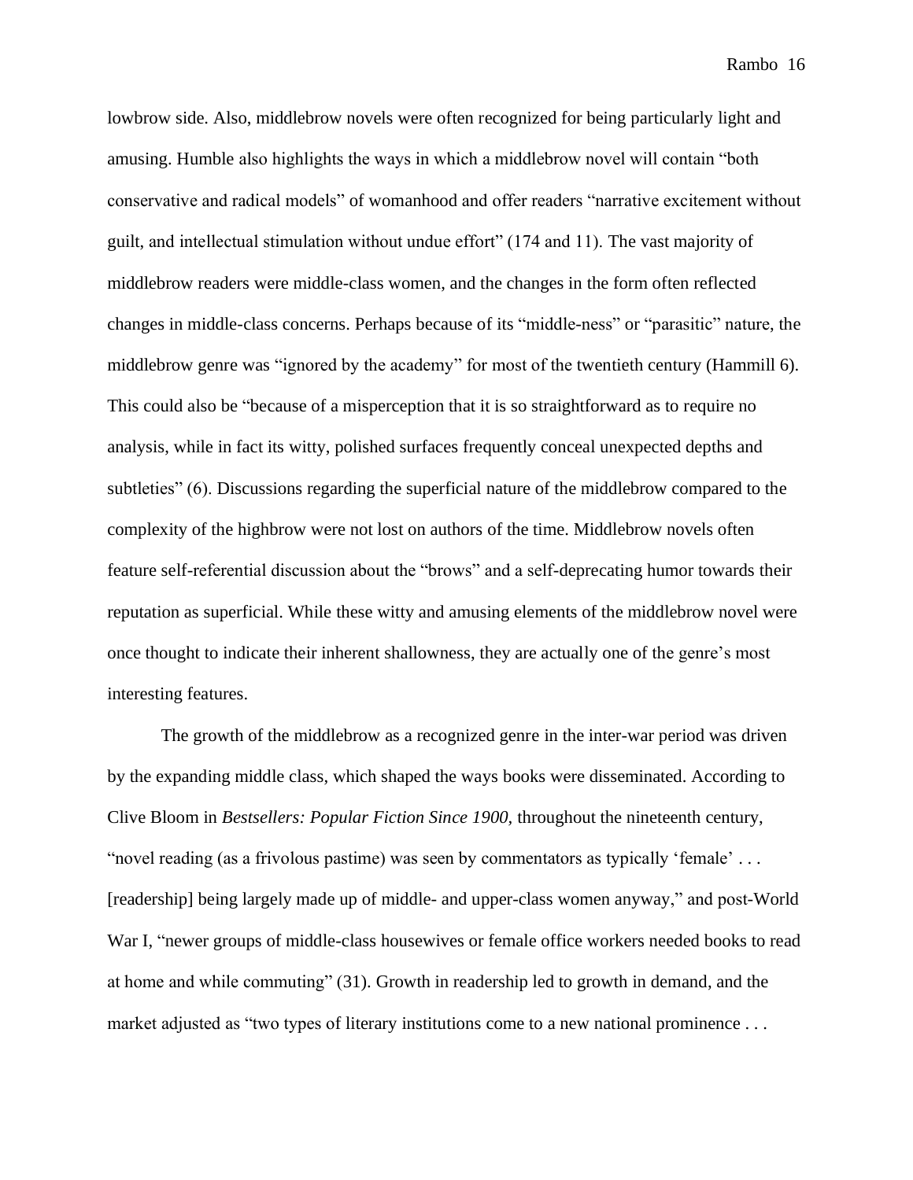lowbrow side. Also, middlebrow novels were often recognized for being particularly light and amusing. Humble also highlights the ways in which a middlebrow novel will contain "both conservative and radical models" of womanhood and offer readers "narrative excitement without guilt, and intellectual stimulation without undue effort" (174 and 11). The vast majority of middlebrow readers were middle-class women, and the changes in the form often reflected changes in middle-class concerns. Perhaps because of its "middle-ness" or "parasitic" nature, the middlebrow genre was "ignored by the academy" for most of the twentieth century (Hammill 6). This could also be "because of a misperception that it is so straightforward as to require no analysis, while in fact its witty, polished surfaces frequently conceal unexpected depths and subtleties" (6). Discussions regarding the superficial nature of the middlebrow compared to the complexity of the highbrow were not lost on authors of the time. Middlebrow novels often feature self-referential discussion about the "brows" and a self-deprecating humor towards their reputation as superficial. While these witty and amusing elements of the middlebrow novel were once thought to indicate their inherent shallowness, they are actually one of the genre's most interesting features.

The growth of the middlebrow as a recognized genre in the inter-war period was driven by the expanding middle class, which shaped the ways books were disseminated. According to Clive Bloom in *Bestsellers: Popular Fiction Since 1900*, throughout the nineteenth century, "novel reading (as a frivolous pastime) was seen by commentators as typically 'female' . . . [readership] being largely made up of middle- and upper-class women anyway," and post-World War I, "newer groups of middle-class housewives or female office workers needed books to read at home and while commuting" (31). Growth in readership led to growth in demand, and the market adjusted as "two types of literary institutions come to a new national prominence . . .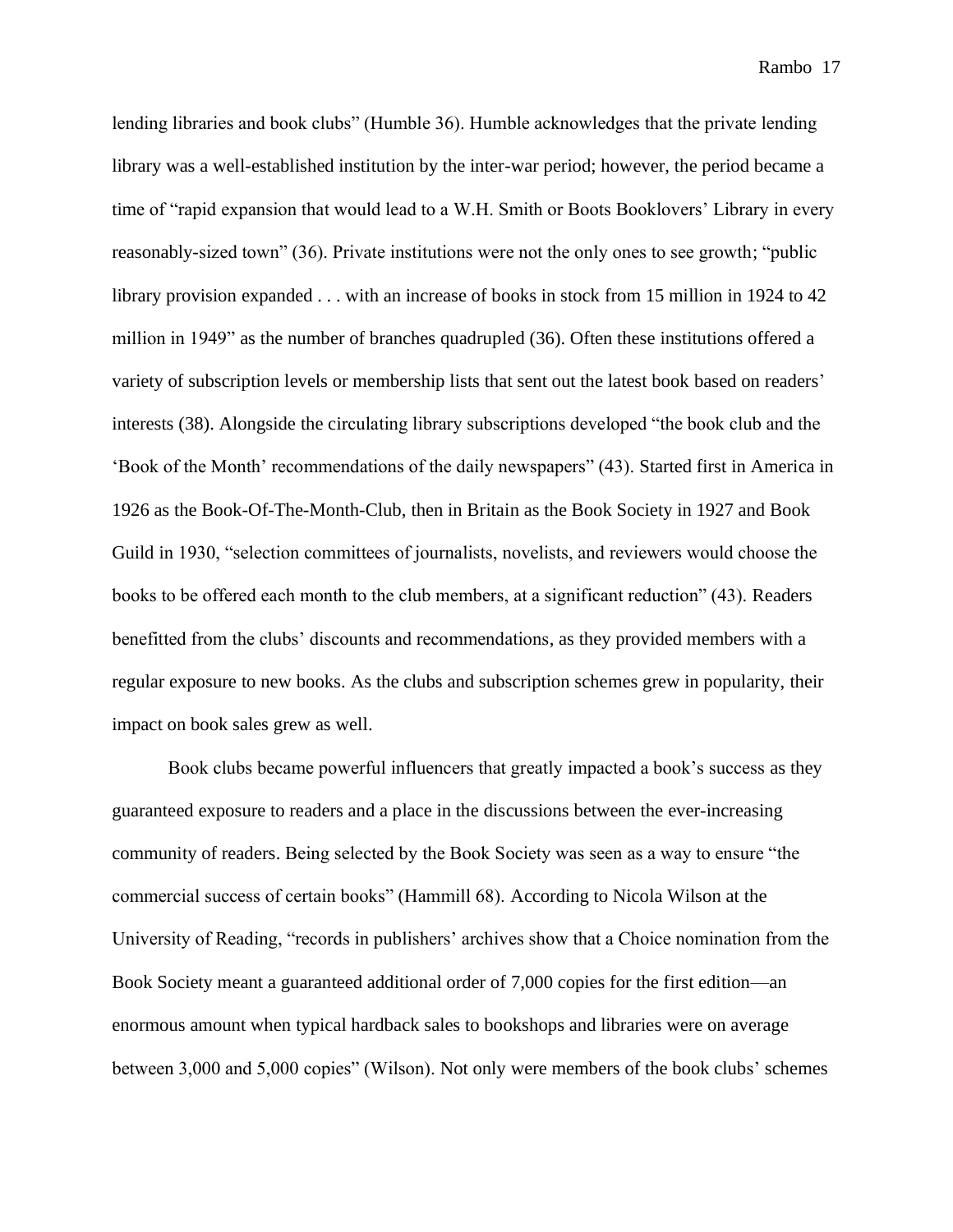lending libraries and book clubs" (Humble 36). Humble acknowledges that the private lending library was a well-established institution by the inter-war period; however, the period became a time of "rapid expansion that would lead to a W.H. Smith or Boots Booklovers' Library in every reasonably-sized town" (36). Private institutions were not the only ones to see growth; "public library provision expanded . . . with an increase of books in stock from 15 million in 1924 to 42 million in 1949" as the number of branches quadrupled (36). Often these institutions offered a variety of subscription levels or membership lists that sent out the latest book based on readers' interests (38). Alongside the circulating library subscriptions developed "the book club and the 'Book of the Month' recommendations of the daily newspapers" (43). Started first in America in 1926 as the Book-Of-The-Month-Club, then in Britain as the Book Society in 1927 and Book Guild in 1930, "selection committees of journalists, novelists, and reviewers would choose the books to be offered each month to the club members, at a significant reduction" (43). Readers benefitted from the clubs' discounts and recommendations, as they provided members with a regular exposure to new books. As the clubs and subscription schemes grew in popularity, their impact on book sales grew as well.

Book clubs became powerful influencers that greatly impacted a book's success as they guaranteed exposure to readers and a place in the discussions between the ever-increasing community of readers. Being selected by the Book Society was seen as a way to ensure "the commercial success of certain books" (Hammill 68). According to Nicola Wilson at the University of Reading, "records in publishers' archives show that a Choice nomination from the Book Society meant a guaranteed additional order of 7,000 copies for the first edition—an enormous amount when typical hardback sales to bookshops and libraries were on average between 3,000 and 5,000 copies" (Wilson). Not only were members of the book clubs' schemes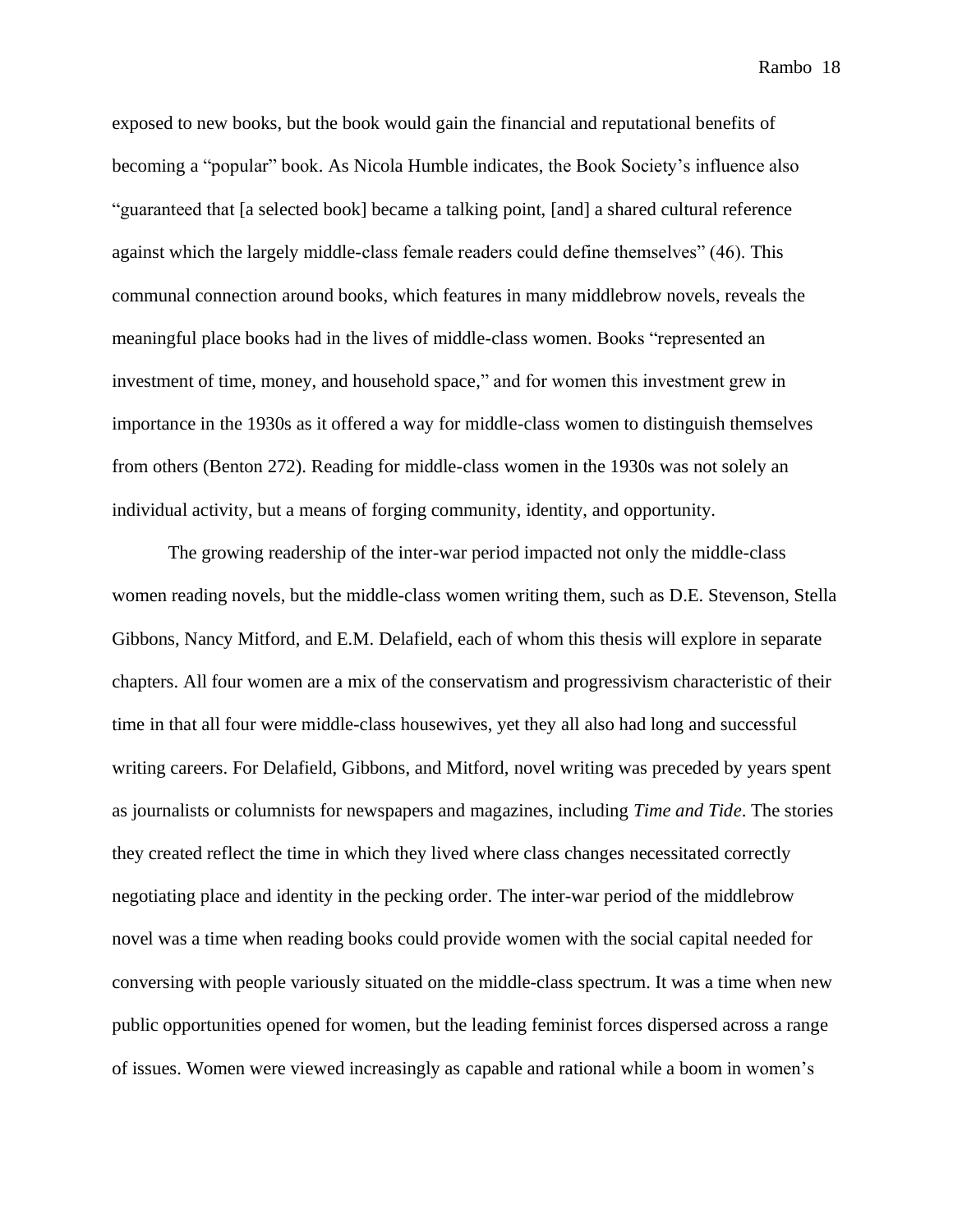exposed to new books, but the book would gain the financial and reputational benefits of becoming a "popular" book. As Nicola Humble indicates, the Book Society's influence also "guaranteed that [a selected book] became a talking point, [and] a shared cultural reference against which the largely middle-class female readers could define themselves" (46). This communal connection around books, which features in many middlebrow novels, reveals the meaningful place books had in the lives of middle-class women. Books "represented an investment of time, money, and household space," and for women this investment grew in importance in the 1930s as it offered a way for middle-class women to distinguish themselves from others (Benton 272). Reading for middle-class women in the 1930s was not solely an individual activity, but a means of forging community, identity, and opportunity.

The growing readership of the inter-war period impacted not only the middle-class women reading novels, but the middle-class women writing them, such as D.E. Stevenson, Stella Gibbons, Nancy Mitford, and E.M. Delafield, each of whom this thesis will explore in separate chapters. All four women are a mix of the conservatism and progressivism characteristic of their time in that all four were middle-class housewives, yet they all also had long and successful writing careers. For Delafield, Gibbons, and Mitford, novel writing was preceded by years spent as journalists or columnists for newspapers and magazines, including *Time and Tide*. The stories they created reflect the time in which they lived where class changes necessitated correctly negotiating place and identity in the pecking order. The inter-war period of the middlebrow novel was a time when reading books could provide women with the social capital needed for conversing with people variously situated on the middle-class spectrum. It was a time when new public opportunities opened for women, but the leading feminist forces dispersed across a range of issues. Women were viewed increasingly as capable and rational while a boom in women's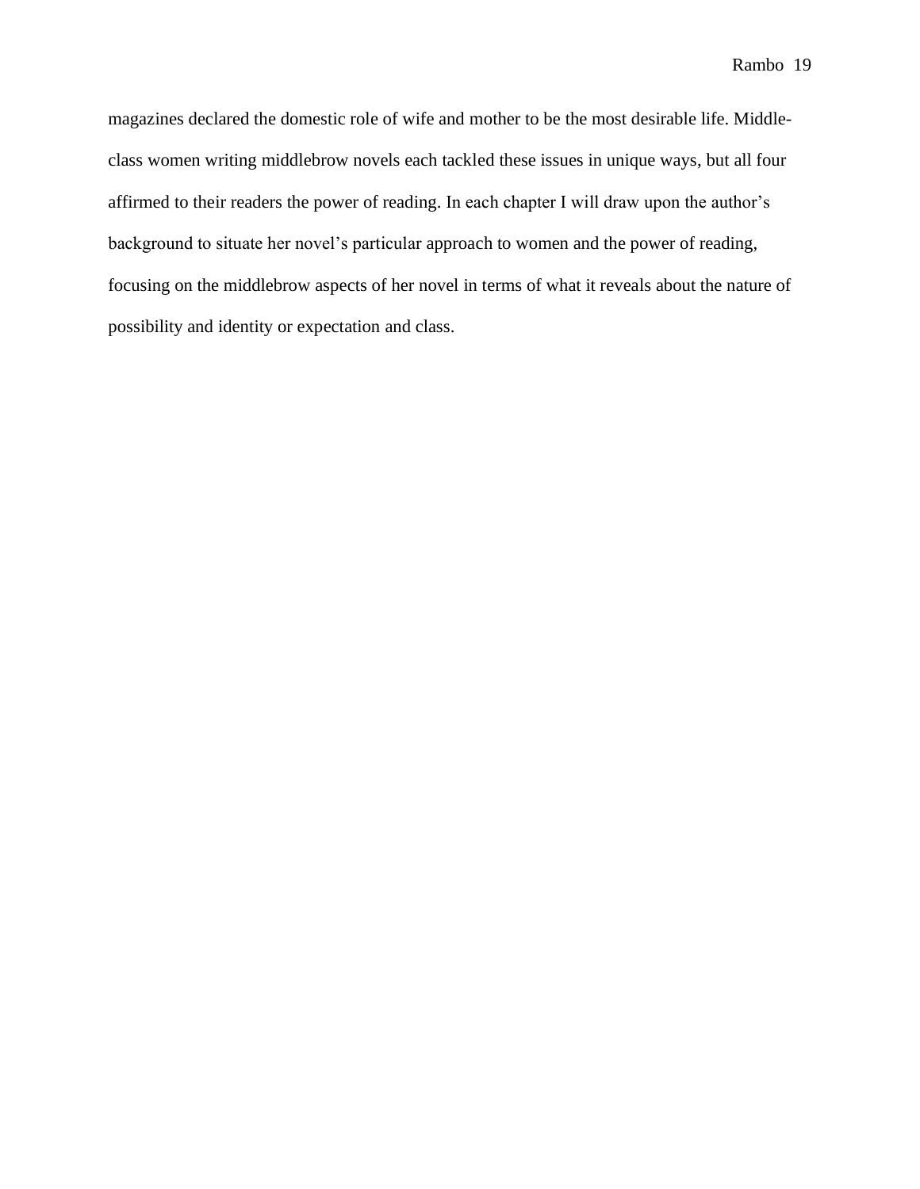magazines declared the domestic role of wife and mother to be the most desirable life. Middle-class women writing middlebrow novels each tackled these issues in unique ways, but all four affirmed to their readers the power of reading. In each chapter I will draw upon the author's background to situate her novel's particular approach to women and the power of reading, focusing on the middlebrow aspects of her novel in terms of what it reveals about the nature of possibility and identity or expectation and class.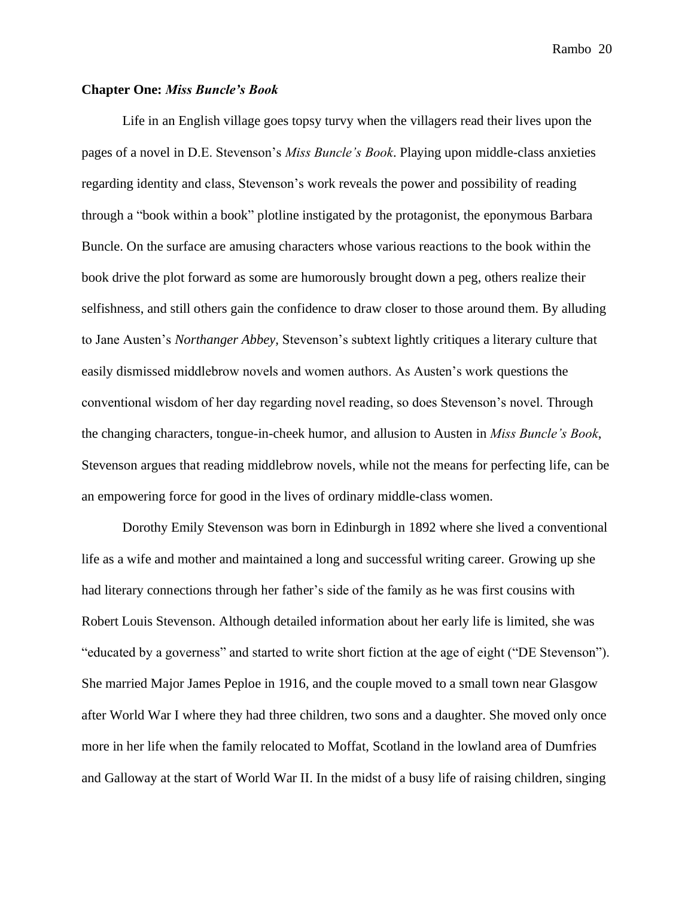## **Chapter One:** ***Miss Buncle's Book***

Life in an English village goes topsy turvy when the villagers read their lives upon the pages of a novel in D.E. Stevenson's *Miss Buncle's Book*. Playing upon middle-class anxieties regarding identity and class, Stevenson's work reveals the power and possibility of reading through a "book within a book" plotline instigated by the protagonist, the eponymous Barbara Buncle. On the surface are amusing characters whose various reactions to the book within the book drive the plot forward as some are humorously brought down a peg, others realize their selfishness, and still others gain the confidence to draw closer to those around them. By alluding to Jane Austen's *Northanger Abbey,* Stevenson's subtext lightly critiques a literary culture that easily dismissed middlebrow novels and women authors. As Austen's work questions the conventional wisdom of her day regarding novel reading, so does Stevenson's novel. Through the changing characters, tongue-in-cheek humor, and allusion to Austen in *Miss Buncle's Book*, Stevenson argues that reading middlebrow novels, while not the means for perfecting life, can be an empowering force for good in the lives of ordinary middle-class women.

Dorothy Emily Stevenson was born in Edinburgh in 1892 where she lived a conventional life as a wife and mother and maintained a long and successful writing career. Growing up she had literary connections through her father's side of the family as he was first cousins with Robert Louis Stevenson. Although detailed information about her early life is limited, she was "educated by a governess" and started to write short fiction at the age of eight ("DE Stevenson"). She married Major James Peploe in 1916, and the couple moved to a small town near Glasgow after World War I where they had three children, two sons and a daughter. She moved only once more in her life when the family relocated to Moffat, Scotland in the lowland area of Dumfries and Galloway at the start of World War II. In the midst of a busy life of raising children, singing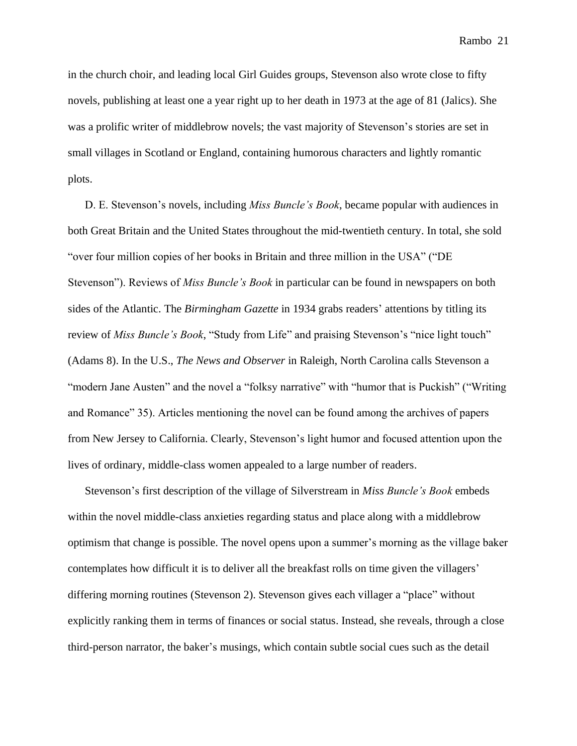in the church choir, and leading local Girl Guides groups, Stevenson also wrote close to fifty novels, publishing at least one a year right up to her death in 1973 at the age of 81 (Jalics). She was a prolific writer of middlebrow novels; the vast majority of Stevenson's stories are set in small villages in Scotland or England, containing humorous characters and lightly romantic plots.

D. E. Stevenson's novels, including *Miss Buncle's Book*, became popular with audiences in both Great Britain and the United States throughout the mid-twentieth century. In total, she sold "over four million copies of her books in Britain and three million in the USA" ("DE Stevenson"). Reviews of *Miss Buncle's Book* in particular can be found in newspapers on both sides of the Atlantic. The *Birmingham Gazette* in 1934 grabs readers' attentions by titling its review of *Miss Buncle's Book*, "Study from Life" and praising Stevenson's "nice light touch" (Adams 8). In the U.S., *The News and Observer* in Raleigh, North Carolina calls Stevenson a "modern Jane Austen" and the novel a "folksy narrative" with "humor that is Puckish" ("Writing and Romance" 35). Articles mentioning the novel can be found among the archives of papers from New Jersey to California. Clearly, Stevenson's light humor and focused attention upon the lives of ordinary, middle-class women appealed to a large number of readers.

Stevenson's first description of the village of Silverstream in *Miss Buncle's Book* embeds within the novel middle-class anxieties regarding status and place along with a middlebrow optimism that change is possible. The novel opens upon a summer's morning as the village baker contemplates how difficult it is to deliver all the breakfast rolls on time given the villagers' differing morning routines (Stevenson 2). Stevenson gives each villager a "place" without explicitly ranking them in terms of finances or social status. Instead, she reveals, through a close third-person narrator, the baker's musings, which contain subtle social cues such as the detail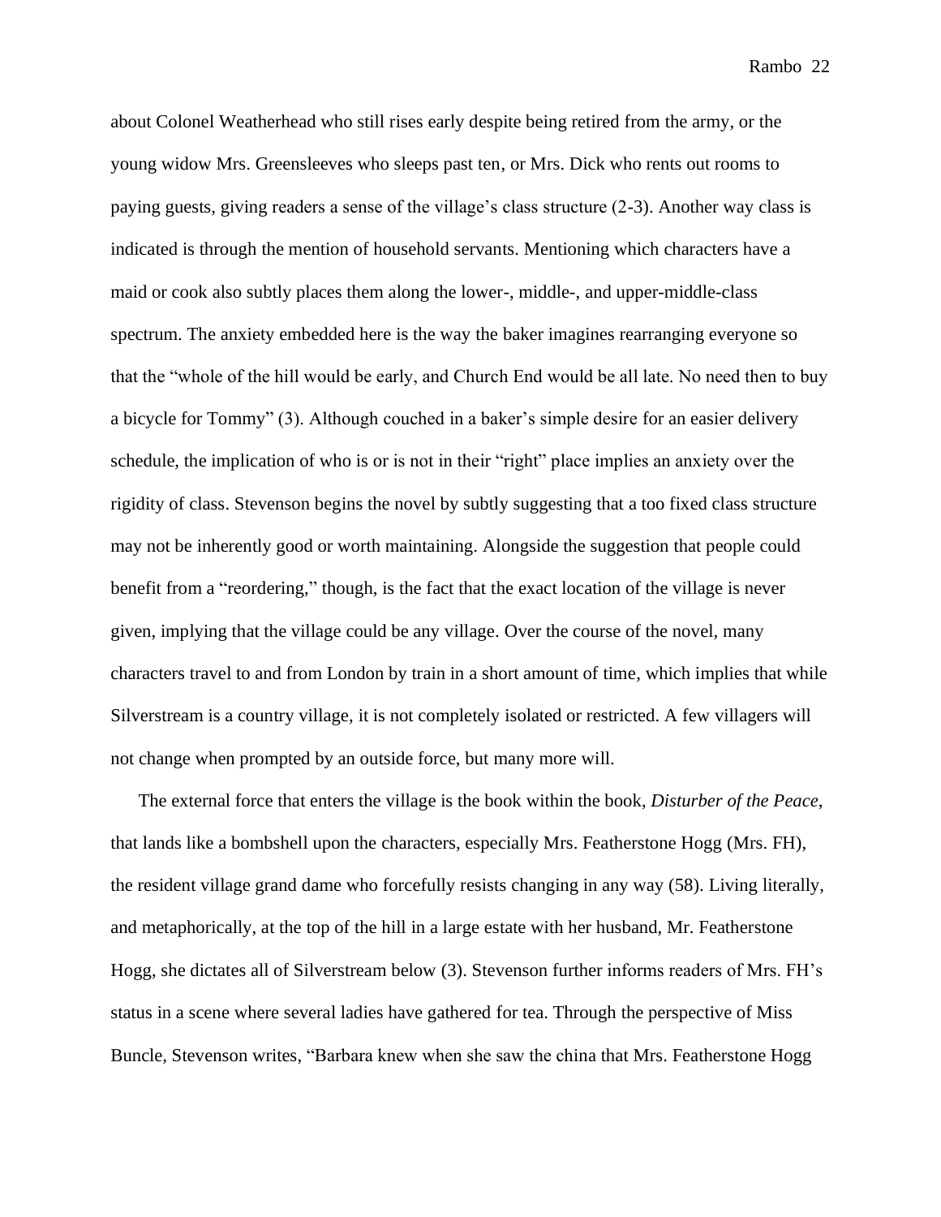about Colonel Weatherhead who still rises early despite being retired from the army, or the young widow Mrs. Greensleeves who sleeps past ten, or Mrs. Dick who rents out rooms to paying guests, giving readers a sense of the village's class structure (2-3). Another way class is indicated is through the mention of household servants. Mentioning which characters have a maid or cook also subtly places them along the lower-, middle-, and upper-middle-class spectrum. The anxiety embedded here is the way the baker imagines rearranging everyone so that the "whole of the hill would be early, and Church End would be all late. No need then to buy a bicycle for Tommy" (3). Although couched in a baker's simple desire for an easier delivery schedule, the implication of who is or is not in their "right" place implies an anxiety over the rigidity of class. Stevenson begins the novel by subtly suggesting that a too fixed class structure may not be inherently good or worth maintaining. Alongside the suggestion that people could benefit from a "reordering," though, is the fact that the exact location of the village is never given, implying that the village could be any village. Over the course of the novel, many characters travel to and from London by train in a short amount of time, which implies that while Silverstream is a country village, it is not completely isolated or restricted. A few villagers will not change when prompted by an outside force, but many more will.

The external force that enters the village is the book within the book, *Disturber of the Peace*, that lands like a bombshell upon the characters, especially Mrs. Featherstone Hogg (Mrs. FH), the resident village grand dame who forcefully resists changing in any way (58). Living literally, and metaphorically, at the top of the hill in a large estate with her husband, Mr. Featherstone Hogg, she dictates all of Silverstream below (3). Stevenson further informs readers of Mrs. FH's status in a scene where several ladies have gathered for tea. Through the perspective of Miss Buncle, Stevenson writes, "Barbara knew when she saw the china that Mrs. Featherstone Hogg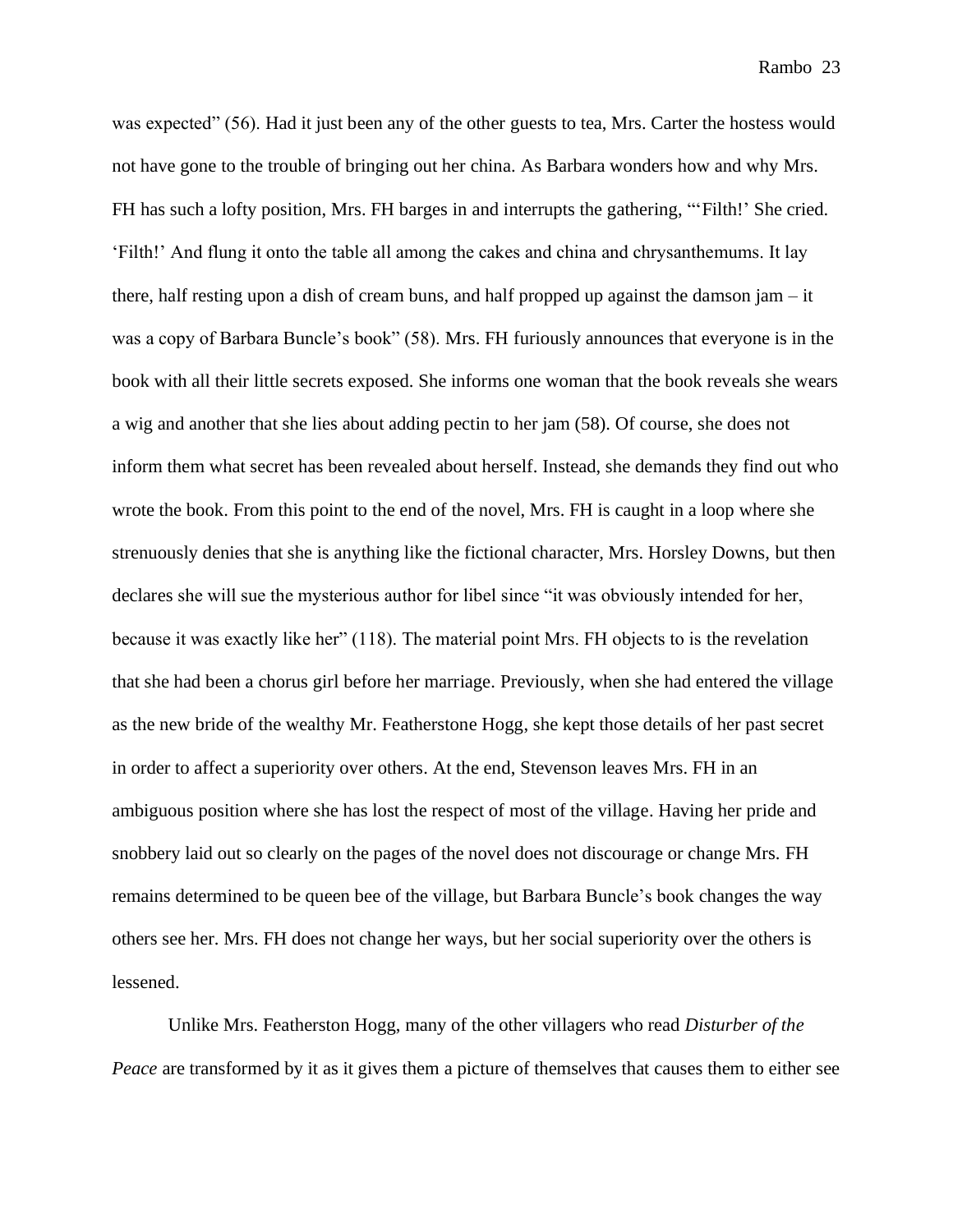was expected" (56). Had it just been any of the other guests to tea, Mrs. Carter the hostess would not have gone to the trouble of bringing out her china. As Barbara wonders how and why Mrs. FH has such a lofty position, Mrs. FH barges in and interrupts the gathering, "'Filth!' She cried. 'Filth!' And flung it onto the table all among the cakes and china and chrysanthemums. It lay there, half resting upon a dish of cream buns, and half propped up against the damson jam – it was a copy of Barbara Buncle's book" (58). Mrs. FH furiously announces that everyone is in the book with all their little secrets exposed. She informs one woman that the book reveals she wears a wig and another that she lies about adding pectin to her jam (58). Of course, she does not inform them what secret has been revealed about herself. Instead, she demands they find out who wrote the book. From this point to the end of the novel, Mrs. FH is caught in a loop where she strenuously denies that she is anything like the fictional character, Mrs. Horsley Downs, but then declares she will sue the mysterious author for libel since "it was obviously intended for her, because it was exactly like her" (118). The material point Mrs. FH objects to is the revelation that she had been a chorus girl before her marriage. Previously, when she had entered the village as the new bride of the wealthy Mr. Featherstone Hogg, she kept those details of her past secret in order to affect a superiority over others. At the end, Stevenson leaves Mrs. FH in an ambiguous position where she has lost the respect of most of the village. Having her pride and snobbery laid out so clearly on the pages of the novel does not discourage or change Mrs. FH remains determined to be queen bee of the village, but Barbara Buncle's book changes the way others see her. Mrs. FH does not change her ways, but her social superiority over the others is lessened.

Unlike Mrs. Featherston Hogg, many of the other villagers who read *Disturber of the Peace* are transformed by it as it gives them a picture of themselves that causes them to either see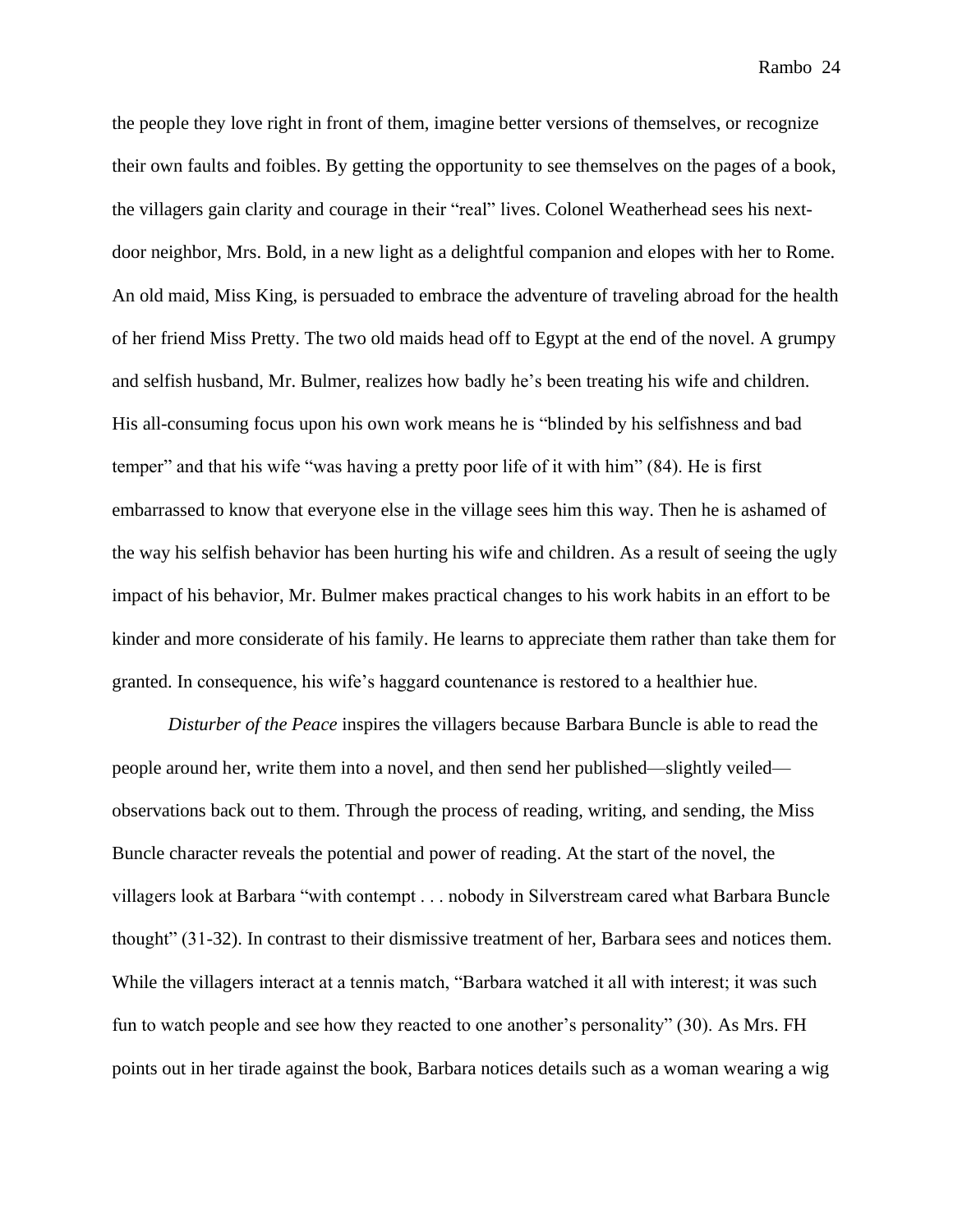the people they love right in front of them, imagine better versions of themselves, or recognize their own faults and foibles. By getting the opportunity to see themselves on the pages of a book, the villagers gain clarity and courage in their "real" lives. Colonel Weatherhead sees his next-door neighbor, Mrs. Bold, in a new light as a delightful companion and elopes with her to Rome. An old maid, Miss King, is persuaded to embrace the adventure of traveling abroad for the health of her friend Miss Pretty. The two old maids head off to Egypt at the end of the novel. A grumpy and selfish husband, Mr. Bulmer, realizes how badly he's been treating his wife and children. His all-consuming focus upon his own work means he is "blinded by his selfishness and bad temper" and that his wife "was having a pretty poor life of it with him" (84). He is first embarrassed to know that everyone else in the village sees him this way. Then he is ashamed of the way his selfish behavior has been hurting his wife and children. As a result of seeing the ugly impact of his behavior, Mr. Bulmer makes practical changes to his work habits in an effort to be kinder and more considerate of his family. He learns to appreciate them rather than take them for granted. In consequence, his wife's haggard countenance is restored to a healthier hue.

*Disturber of the Peace* inspires the villagers because Barbara Buncle is able to read the people around her, write them into a novel, and then send her published—slightly veiled—observations back out to them. Through the process of reading, writing, and sending, the Miss Buncle character reveals the potential and power of reading. At the start of the novel, the villagers look at Barbara "with contempt . . . nobody in Silverstream cared what Barbara Buncle thought" (31-32). In contrast to their dismissive treatment of her, Barbara sees and notices them. While the villagers interact at a tennis match, "Barbara watched it all with interest; it was such fun to watch people and see how they reacted to one another's personality" (30). As Mrs. FH points out in her tirade against the book, Barbara notices details such as a woman wearing a wig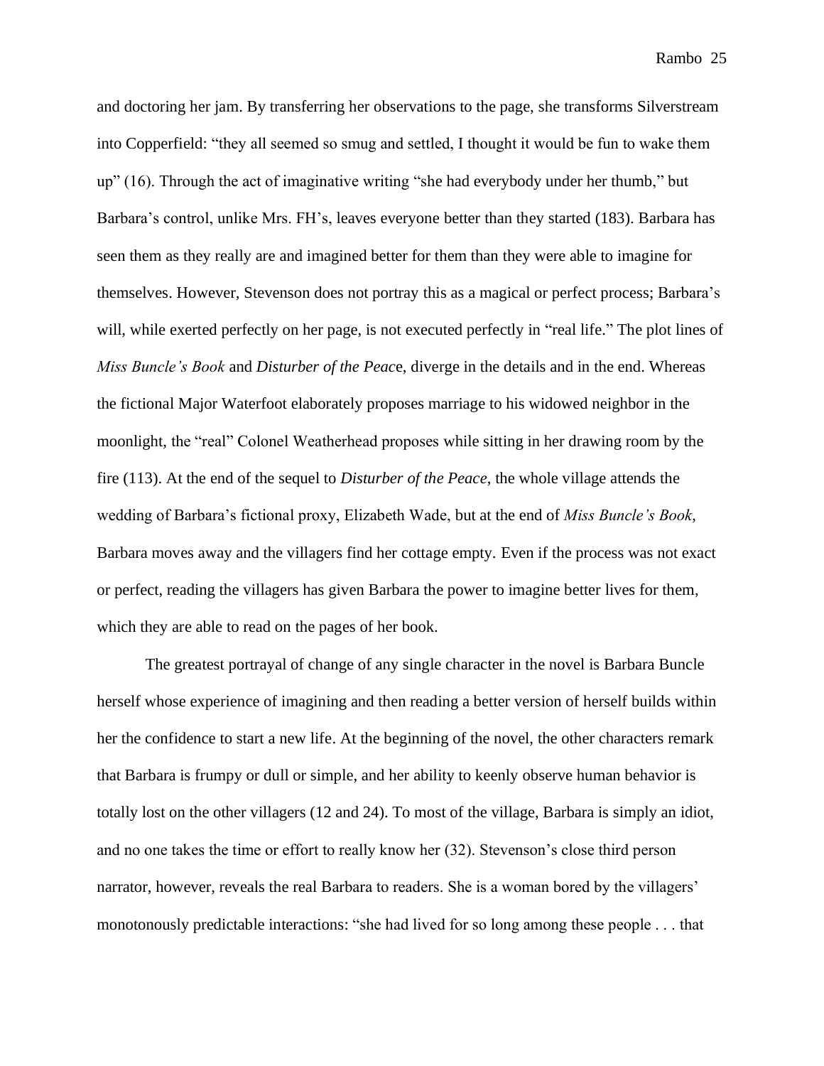and doctoring her jam. By transferring her observations to the page, she transforms Silverstream into Copperfield: "they all seemed so smug and settled, I thought it would be fun to wake them up" (16). Through the act of imaginative writing "she had everybody under her thumb," but Barbara's control, unlike Mrs. FH's, leaves everyone better than they started (183). Barbara has seen them as they really are and imagined better for them than they were able to imagine for themselves. However, Stevenson does not portray this as a magical or perfect process; Barbara's will, while exerted perfectly on her page, is not executed perfectly in "real life." The plot lines of *Miss Buncle's Book* and *Disturber of the Peac*e, diverge in the details and in the end. Whereas the fictional Major Waterfoot elaborately proposes marriage to his widowed neighbor in the moonlight, the "real" Colonel Weatherhead proposes while sitting in her drawing room by the fire (113). At the end of the sequel to *Disturber of the Peace*, the whole village attends the wedding of Barbara's fictional proxy, Elizabeth Wade, but at the end of *Miss Buncle's Book*, Barbara moves away and the villagers find her cottage empty. Even if the process was not exact or perfect, reading the villagers has given Barbara the power to imagine better lives for them, which they are able to read on the pages of her book.

The greatest portrayal of change of any single character in the novel is Barbara Buncle herself whose experience of imagining and then reading a better version of herself builds within her the confidence to start a new life. At the beginning of the novel, the other characters remark that Barbara is frumpy or dull or simple, and her ability to keenly observe human behavior is totally lost on the other villagers (12 and 24). To most of the village, Barbara is simply an idiot, and no one takes the time or effort to really know her (32). Stevenson's close third person narrator, however, reveals the real Barbara to readers. She is a woman bored by the villagers' monotonously predictable interactions: "she had lived for so long among these people . . . that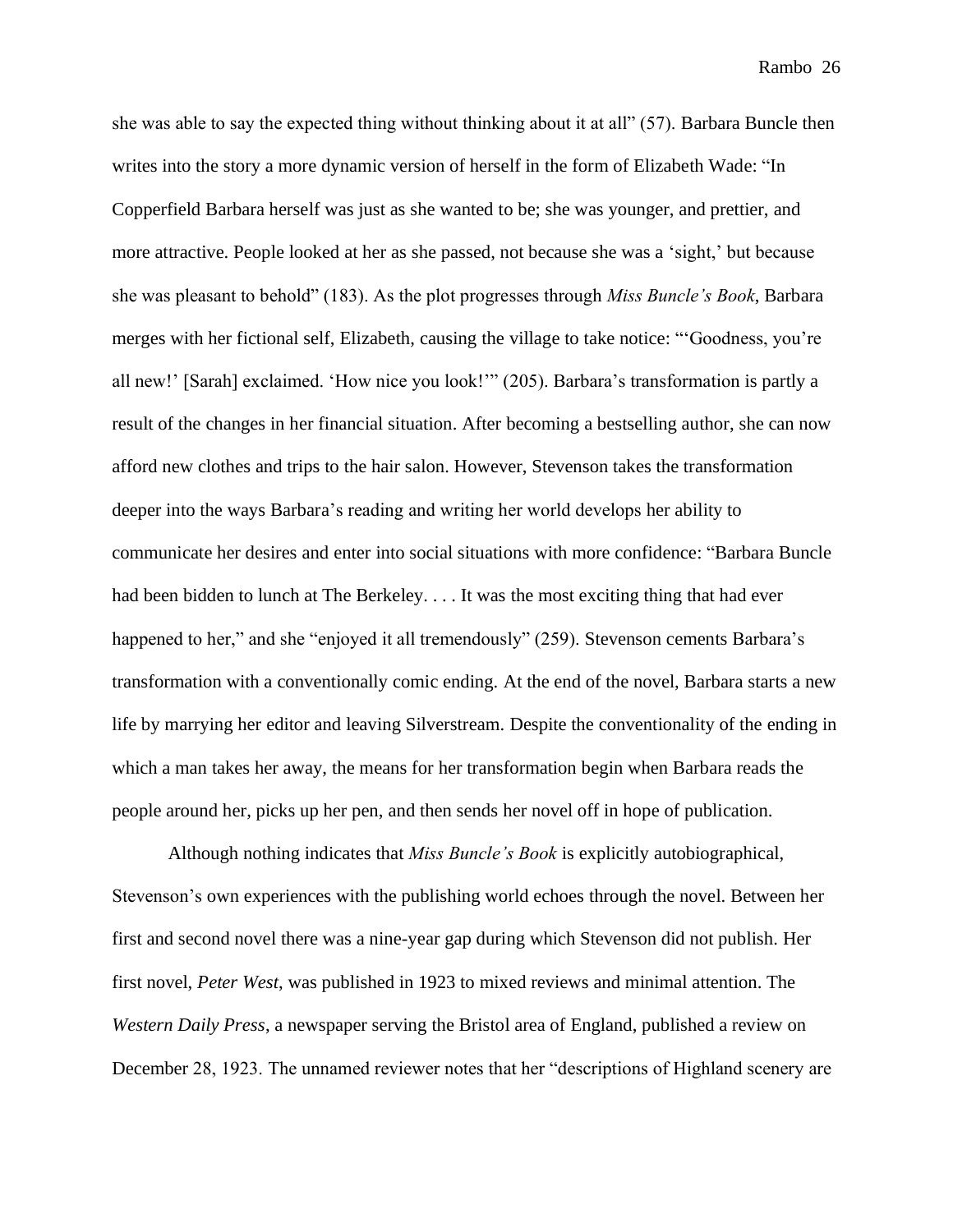she was able to say the expected thing without thinking about it at all" (57). Barbara Buncle then writes into the story a more dynamic version of herself in the form of Elizabeth Wade: "In Copperfield Barbara herself was just as she wanted to be; she was younger, and prettier, and more attractive. People looked at her as she passed, not because she was a 'sight,' but because she was pleasant to behold" (183). As the plot progresses through *Miss Buncle's Book*, Barbara merges with her fictional self, Elizabeth, causing the village to take notice: "'Goodness, you're all new!' [Sarah] exclaimed. 'How nice you look!'" (205). Barbara's transformation is partly a result of the changes in her financial situation. After becoming a bestselling author, she can now afford new clothes and trips to the hair salon. However, Stevenson takes the transformation deeper into the ways Barbara's reading and writing her world develops her ability to communicate her desires and enter into social situations with more confidence: "Barbara Buncle had been bidden to lunch at The Berkeley. . . . It was the most exciting thing that had ever happened to her," and she "enjoyed it all tremendously" (259). Stevenson cements Barbara's transformation with a conventionally comic ending. At the end of the novel, Barbara starts a new life by marrying her editor and leaving Silverstream. Despite the conventionality of the ending in which a man takes her away, the means for her transformation begin when Barbara reads the people around her, picks up her pen, and then sends her novel off in hope of publication.

Although nothing indicates that *Miss Buncle's Book* is explicitly autobiographical, Stevenson's own experiences with the publishing world echoes through the novel. Between her first and second novel there was a nine-year gap during which Stevenson did not publish. Her first novel, *Peter West*, was published in 1923 to mixed reviews and minimal attention. The *Western Daily Press*, a newspaper serving the Bristol area of England, published a review on December 28, 1923. The unnamed reviewer notes that her "descriptions of Highland scenery are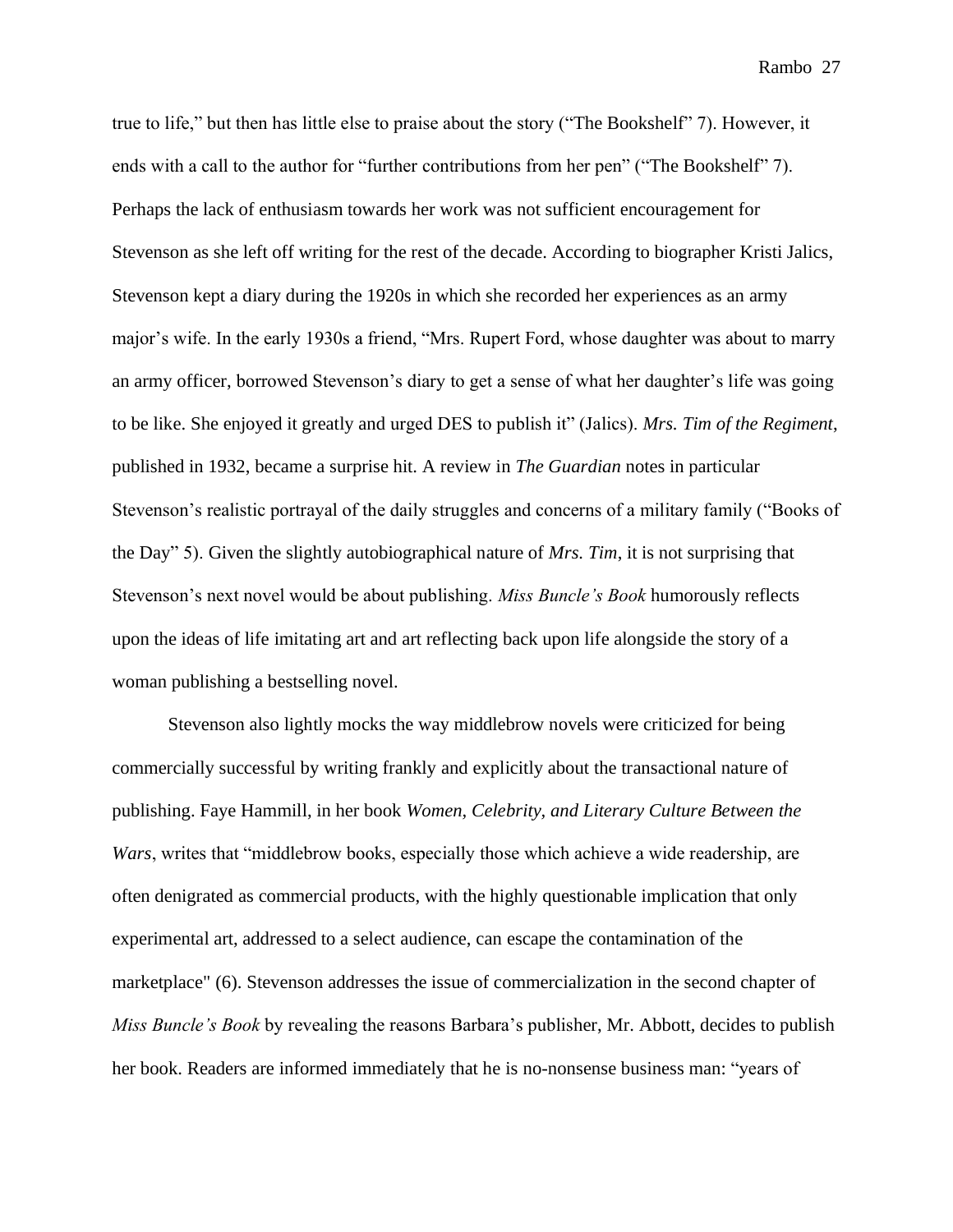true to life," but then has little else to praise about the story ("The Bookshelf" 7). However, it ends with a call to the author for "further contributions from her pen" ("The Bookshelf" 7). Perhaps the lack of enthusiasm towards her work was not sufficient encouragement for Stevenson as she left off writing for the rest of the decade. According to biographer Kristi Jalics, Stevenson kept a diary during the 1920s in which she recorded her experiences as an army major's wife. In the early 1930s a friend, "Mrs. Rupert Ford, whose daughter was about to marry an army officer, borrowed Stevenson's diary to get a sense of what her daughter's life was going to be like. She enjoyed it greatly and urged DES to publish it" (Jalics). *Mrs. Tim of the Regiment*, published in 1932, became a surprise hit. A review in *The Guardian* notes in particular Stevenson's realistic portrayal of the daily struggles and concerns of a military family ("Books of the Day" 5). Given the slightly autobiographical nature of *Mrs. Tim*, it is not surprising that Stevenson's next novel would be about publishing. *Miss Buncle's Book* humorously reflects upon the ideas of life imitating art and art reflecting back upon life alongside the story of a woman publishing a bestselling novel.

Stevenson also lightly mocks the way middlebrow novels were criticized for being commercially successful by writing frankly and explicitly about the transactional nature of publishing. Faye Hammill, in her book *Women, Celebrity, and Literary Culture Between the Wars*, writes that "middlebrow books, especially those which achieve a wide readership, are often denigrated as commercial products, with the highly questionable implication that only experimental art, addressed to a select audience, can escape the contamination of the marketplace" (6). Stevenson addresses the issue of commercialization in the second chapter of *Miss Buncle's Book* by revealing the reasons Barbara's publisher, Mr. Abbott, decides to publish her book. Readers are informed immediately that he is no-nonsense business man: "years of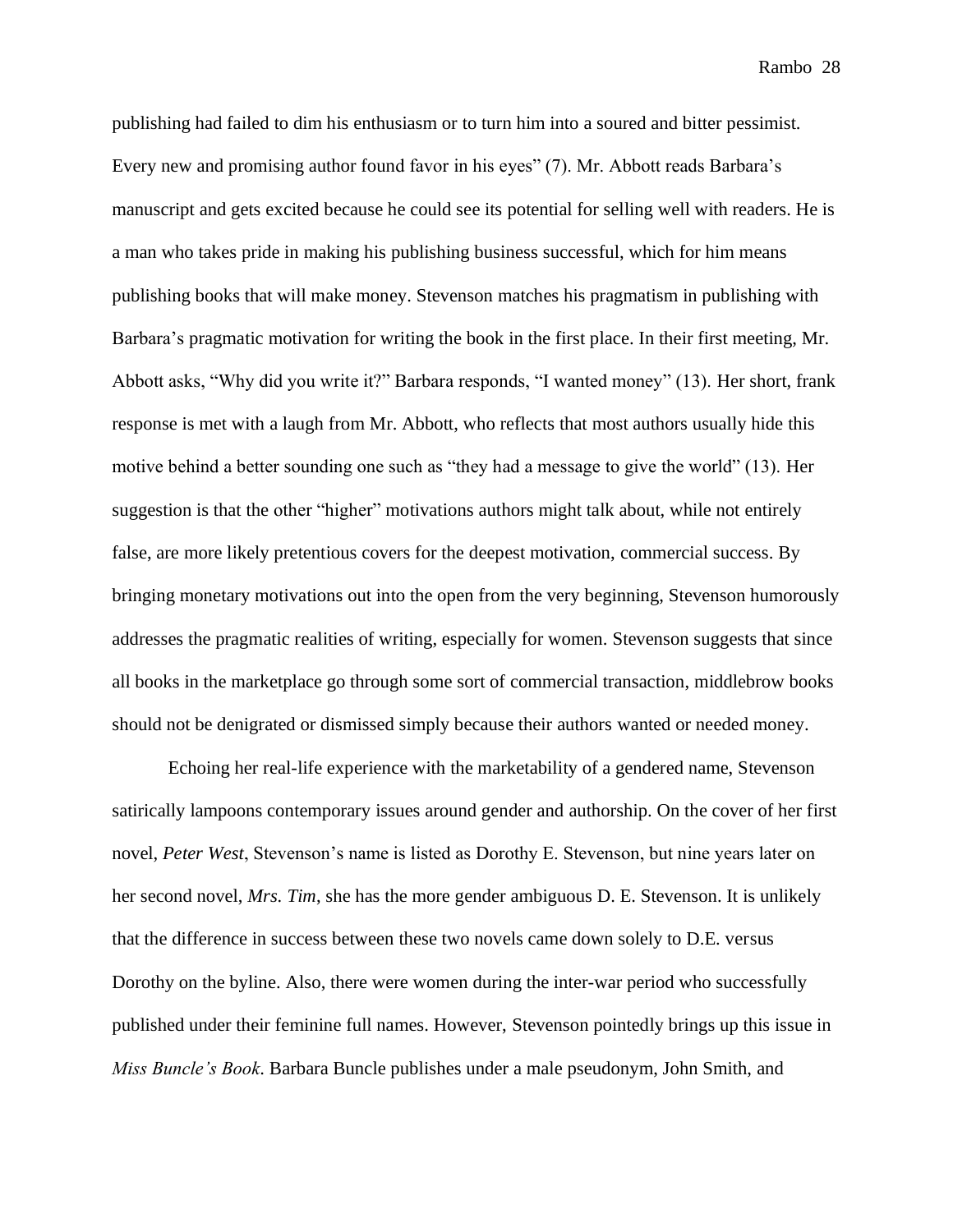publishing had failed to dim his enthusiasm or to turn him into a soured and bitter pessimist. Every new and promising author found favor in his eyes" (7). Mr. Abbott reads Barbara's manuscript and gets excited because he could see its potential for selling well with readers. He is a man who takes pride in making his publishing business successful, which for him means publishing books that will make money. Stevenson matches his pragmatism in publishing with Barbara's pragmatic motivation for writing the book in the first place. In their first meeting, Mr. Abbott asks, "Why did you write it?" Barbara responds, "I wanted money" (13). Her short, frank response is met with a laugh from Mr. Abbott, who reflects that most authors usually hide this motive behind a better sounding one such as "they had a message to give the world" (13). Her suggestion is that the other "higher" motivations authors might talk about, while not entirely false, are more likely pretentious covers for the deepest motivation, commercial success. By bringing monetary motivations out into the open from the very beginning, Stevenson humorously addresses the pragmatic realities of writing, especially for women. Stevenson suggests that since all books in the marketplace go through some sort of commercial transaction, middlebrow books should not be denigrated or dismissed simply because their authors wanted or needed money.

Echoing her real-life experience with the marketability of a gendered name, Stevenson satirically lampoons contemporary issues around gender and authorship. On the cover of her first novel, *Peter West*, Stevenson's name is listed as Dorothy E. Stevenson, but nine years later on her second novel, *Mrs. Tim*, she has the more gender ambiguous D. E. Stevenson. It is unlikely that the difference in success between these two novels came down solely to D.E. versus Dorothy on the byline. Also, there were women during the inter-war period who successfully published under their feminine full names. However, Stevenson pointedly brings up this issue in *Miss Buncle's Book*. Barbara Buncle publishes under a male pseudonym, John Smith, and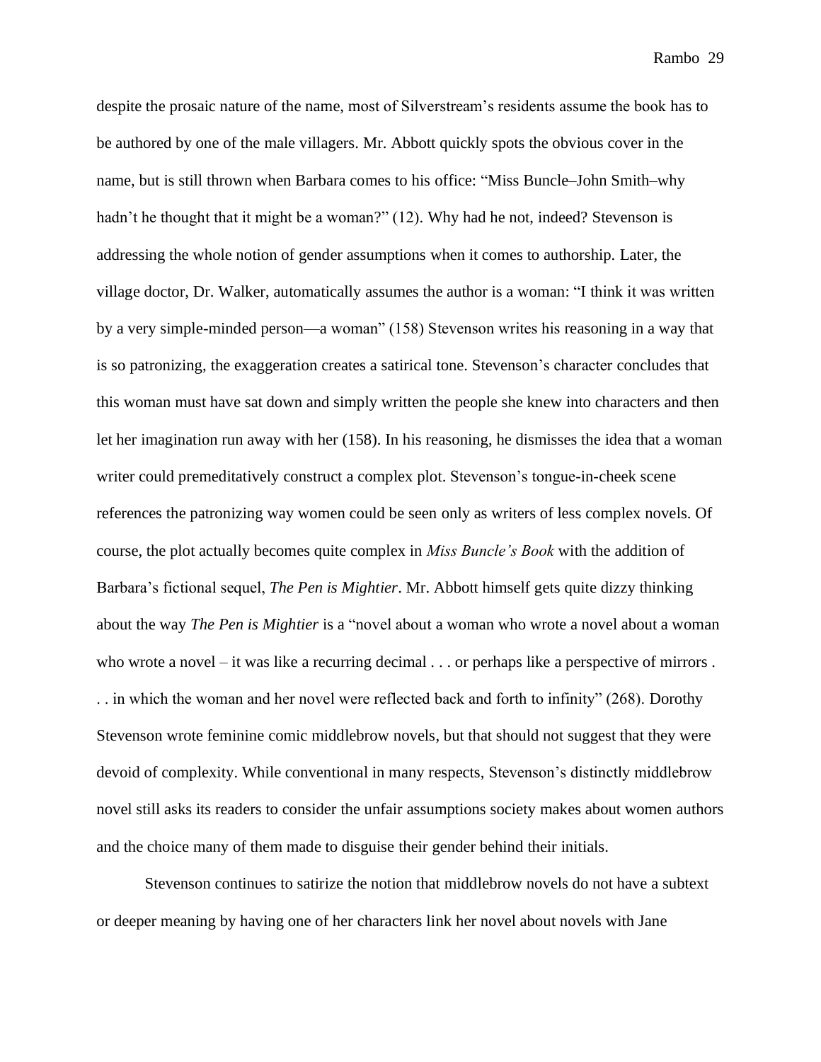despite the prosaic nature of the name, most of Silverstream's residents assume the book has to be authored by one of the male villagers. Mr. Abbott quickly spots the obvious cover in the name, but is still thrown when Barbara comes to his office: "Miss Buncle–John Smith–why hadn't he thought that it might be a woman?" (12). Why had he not, indeed? Stevenson is addressing the whole notion of gender assumptions when it comes to authorship. Later, the village doctor, Dr. Walker, automatically assumes the author is a woman: "I think it was written by a very simple-minded person—a woman" (158) Stevenson writes his reasoning in a way that is so patronizing, the exaggeration creates a satirical tone. Stevenson's character concludes that this woman must have sat down and simply written the people she knew into characters and then let her imagination run away with her (158). In his reasoning, he dismisses the idea that a woman writer could premeditatively construct a complex plot. Stevenson's tongue-in-cheek scene references the patronizing way women could be seen only as writers of less complex novels. Of course, the plot actually becomes quite complex in *Miss Buncle's Book* with the addition of Barbara's fictional sequel, *The Pen is Mightier*. Mr. Abbott himself gets quite dizzy thinking about the way *The Pen is Mightier* is a "novel about a woman who wrote a novel about a woman who wrote a novel – it was like a recurring decimal . . . or perhaps like a perspective of mirrors . . . in which the woman and her novel were reflected back and forth to infinity" (268). Dorothy Stevenson wrote feminine comic middlebrow novels, but that should not suggest that they were devoid of complexity. While conventional in many respects, Stevenson's distinctly middlebrow novel still asks its readers to consider the unfair assumptions society makes about women authors and the choice many of them made to disguise their gender behind their initials.

Stevenson continues to satirize the notion that middlebrow novels do not have a subtext or deeper meaning by having one of her characters link her novel about novels with Jane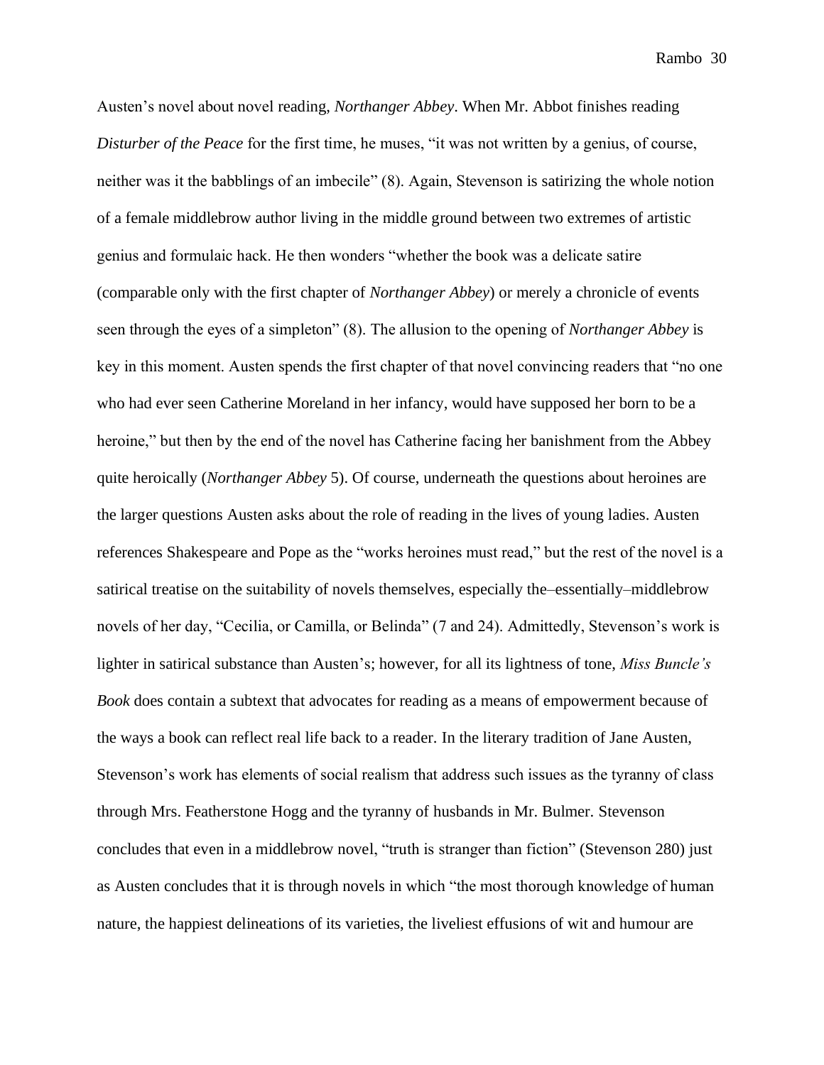Austen's novel about novel reading, *Northanger Abbey*. When Mr. Abbot finishes reading *Disturber of the Peace* for the first time, he muses, "it was not written by a genius, of course, neither was it the babblings of an imbecile" (8). Again, Stevenson is satirizing the whole notion of a female middlebrow author living in the middle ground between two extremes of artistic genius and formulaic hack. He then wonders "whether the book was a delicate satire (comparable only with the first chapter of *Northanger Abbey*) or merely a chronicle of events seen through the eyes of a simpleton" (8). The allusion to the opening of *Northanger Abbey* is key in this moment. Austen spends the first chapter of that novel convincing readers that "no one who had ever seen Catherine Moreland in her infancy, would have supposed her born to be a heroine," but then by the end of the novel has Catherine facing her banishment from the Abbey quite heroically (*Northanger Abbey* 5). Of course, underneath the questions about heroines are the larger questions Austen asks about the role of reading in the lives of young ladies. Austen references Shakespeare and Pope as the "works heroines must read," but the rest of the novel is a satirical treatise on the suitability of novels themselves, especially the–essentially–middlebrow novels of her day, "Cecilia, or Camilla, or Belinda" (7 and 24). Admittedly, Stevenson's work is lighter in satirical substance than Austen's; however, for all its lightness of tone, *Miss Buncle's Book* does contain a subtext that advocates for reading as a means of empowerment because of the ways a book can reflect real life back to a reader. In the literary tradition of Jane Austen, Stevenson's work has elements of social realism that address such issues as the tyranny of class through Mrs. Featherstone Hogg and the tyranny of husbands in Mr. Bulmer. Stevenson concludes that even in a middlebrow novel, "truth is stranger than fiction" (Stevenson 280) just as Austen concludes that it is through novels in which "the most thorough knowledge of human nature, the happiest delineations of its varieties, the liveliest effusions of wit and humour are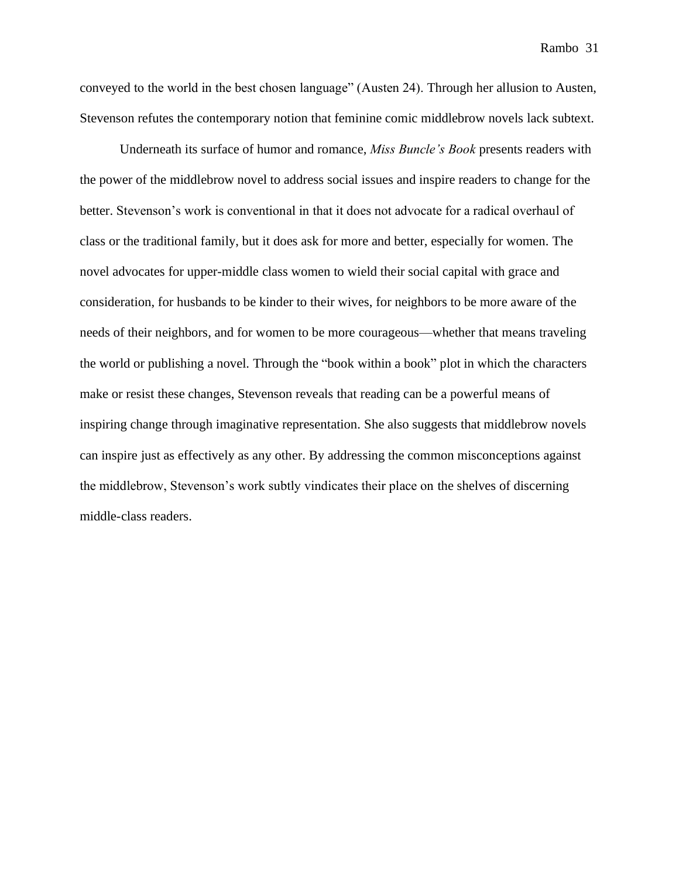conveyed to the world in the best chosen language" (Austen 24). Through her allusion to Austen, Stevenson refutes the contemporary notion that feminine comic middlebrow novels lack subtext.

Underneath its surface of humor and romance, *Miss Buncle's Book* presents readers with the power of the middlebrow novel to address social issues and inspire readers to change for the better. Stevenson's work is conventional in that it does not advocate for a radical overhaul of class or the traditional family, but it does ask for more and better, especially for women. The novel advocates for upper-middle class women to wield their social capital with grace and consideration, for husbands to be kinder to their wives, for neighbors to be more aware of the needs of their neighbors, and for women to be more courageous—whether that means traveling the world or publishing a novel. Through the "book within a book" plot in which the characters make or resist these changes, Stevenson reveals that reading can be a powerful means of inspiring change through imaginative representation. She also suggests that middlebrow novels can inspire just as effectively as any other. By addressing the common misconceptions against the middlebrow, Stevenson's work subtly vindicates their place on the shelves of discerning middle-class readers.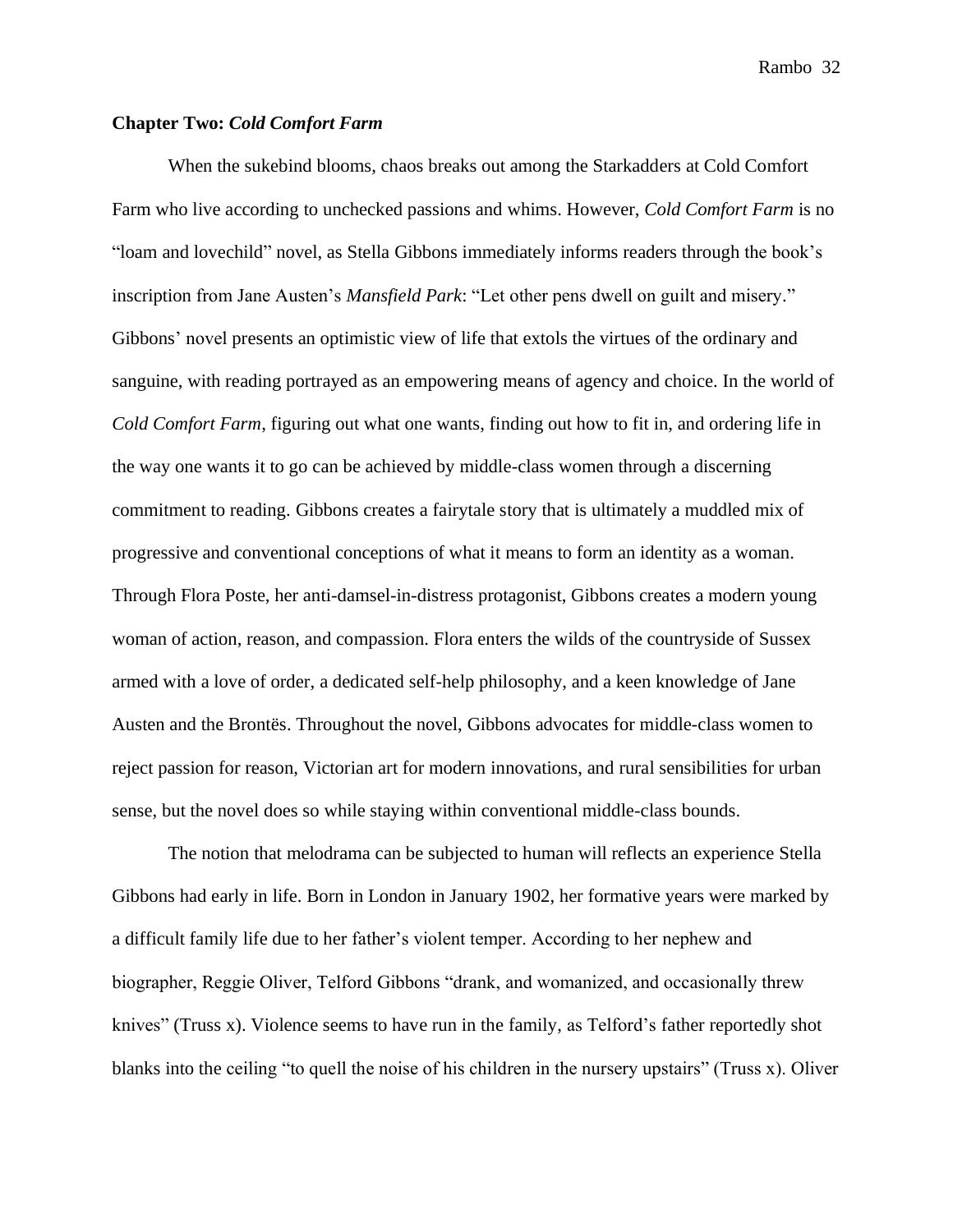## Chapter Two: *Cold Comfort Farm*

When the sukebind blooms, chaos breaks out among the Starkadders at Cold Comfort Farm who live according to unchecked passions and whims. However, *Cold Comfort Farm* is no "loam and lovechild" novel, as Stella Gibbons immediately informs readers through the book's inscription from Jane Austen's *Mansfield Park*: "Let other pens dwell on guilt and misery." Gibbons' novel presents an optimistic view of life that extols the virtues of the ordinary and sanguine, with reading portrayed as an empowering means of agency and choice. In the world of *Cold Comfort Farm*, figuring out what one wants, finding out how to fit in, and ordering life in the way one wants it to go can be achieved by middle-class women through a discerning commitment to reading. Gibbons creates a fairytale story that is ultimately a muddled mix of progressive and conventional conceptions of what it means to form an identity as a woman. Through Flora Poste, her anti-damsel-in-distress protagonist, Gibbons creates a modern young woman of action, reason, and compassion. Flora enters the wilds of the countryside of Sussex armed with a love of order, a dedicated self-help philosophy, and a keen knowledge of Jane Austen and the Brontës. Throughout the novel, Gibbons advocates for middle-class women to reject passion for reason, Victorian art for modern innovations, and rural sensibilities for urban sense, but the novel does so while staying within conventional middle-class bounds.

The notion that melodrama can be subjected to human will reflects an experience Stella Gibbons had early in life. Born in London in January 1902, her formative years were marked by a difficult family life due to her father's violent temper. According to her nephew and biographer, Reggie Oliver, Telford Gibbons "drank, and womanized, and occasionally threw knives" (Truss x). Violence seems to have run in the family, as Telford's father reportedly shot blanks into the ceiling "to quell the noise of his children in the nursery upstairs" (Truss x). Oliver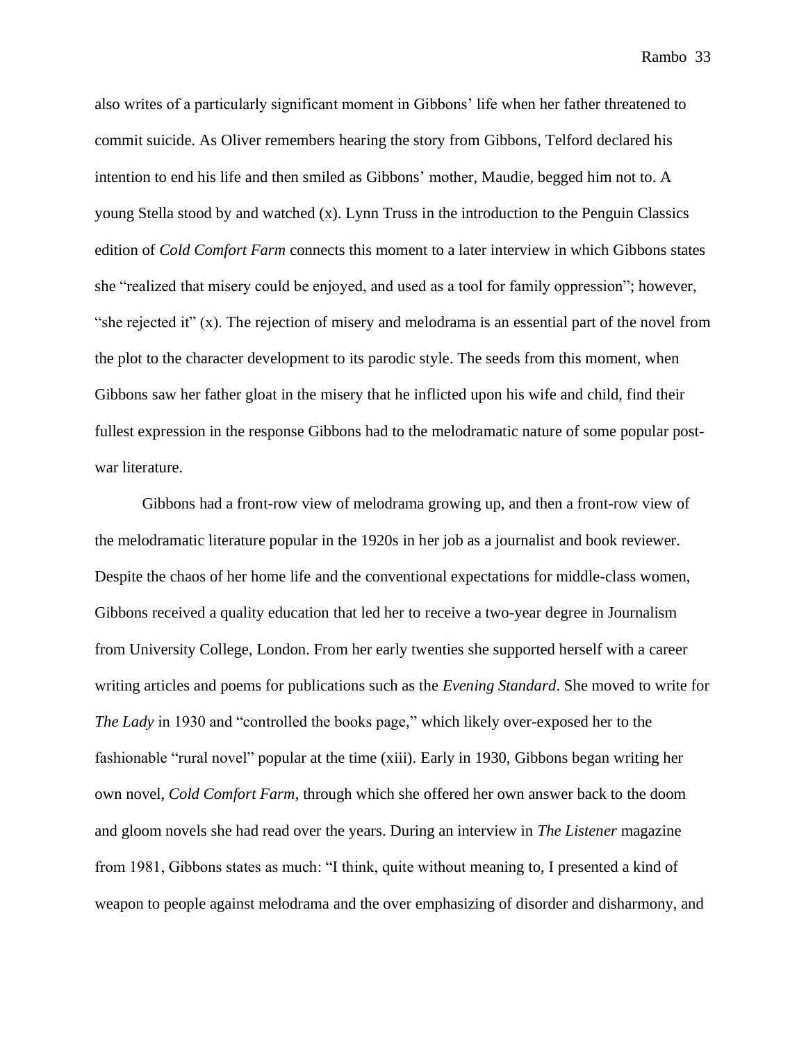also writes of a particularly significant moment in Gibbons' life when her father threatened to commit suicide. As Oliver remembers hearing the story from Gibbons, Telford declared his intention to end his life and then smiled as Gibbons' mother, Maudie, begged him not to. A young Stella stood by and watched (x). Lynn Truss in the introduction to the Penguin Classics edition of *Cold Comfort Farm* connects this moment to a later interview in which Gibbons states she "realized that misery could be enjoyed, and used as a tool for family oppression"; however, "she rejected it" (x). The rejection of misery and melodrama is an essential part of the novel from the plot to the character development to its parodic style. The seeds from this moment, when Gibbons saw her father gloat in the misery that he inflicted upon his wife and child, find their fullest expression in the response Gibbons had to the melodramatic nature of some popular post-war literature.

Gibbons had a front-row view of melodrama growing up, and then a front-row view of the melodramatic literature popular in the 1920s in her job as a journalist and book reviewer. Despite the chaos of her home life and the conventional expectations for middle-class women, Gibbons received a quality education that led her to receive a two-year degree in Journalism from University College, London. From her early twenties she supported herself with a career writing articles and poems for publications such as the *Evening Standard*. She moved to write for *The Lady* in 1930 and "controlled the books page," which likely over-exposed her to the fashionable "rural novel" popular at the time (xiii). Early in 1930, Gibbons began writing her own novel, *Cold Comfort Farm*, through which she offered her own answer back to the doom and gloom novels she had read over the years. During an interview in *The Listener* magazine from 1981, Gibbons states as much: "I think, quite without meaning to, I presented a kind of weapon to people against melodrama and the over emphasizing of disorder and disharmony, and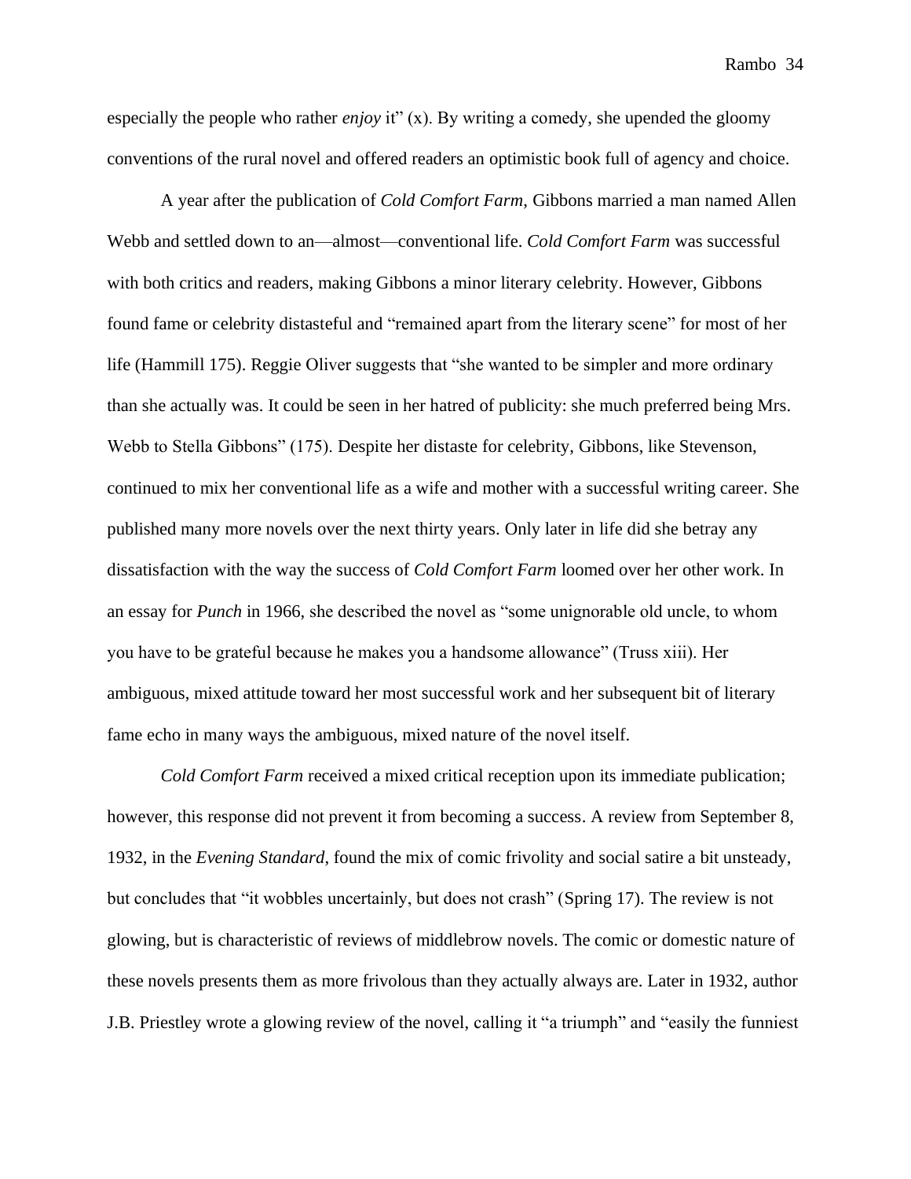especially the people who rather *enjoy* it" (x). By writing a comedy, she upended the gloomy conventions of the rural novel and offered readers an optimistic book full of agency and choice.

A year after the publication of *Cold Comfort Farm*, Gibbons married a man named Allen Webb and settled down to an—almost—conventional life. *Cold Comfort Farm* was successful with both critics and readers, making Gibbons a minor literary celebrity. However, Gibbons found fame or celebrity distasteful and "remained apart from the literary scene" for most of her life (Hammill 175). Reggie Oliver suggests that "she wanted to be simpler and more ordinary than she actually was. It could be seen in her hatred of publicity: she much preferred being Mrs. Webb to Stella Gibbons" (175). Despite her distaste for celebrity, Gibbons, like Stevenson, continued to mix her conventional life as a wife and mother with a successful writing career. She published many more novels over the next thirty years. Only later in life did she betray any dissatisfaction with the way the success of *Cold Comfort Farm* loomed over her other work. In an essay for *Punch* in 1966, she described the novel as "some unignorable old uncle, to whom you have to be grateful because he makes you a handsome allowance" (Truss xiii). Her ambiguous, mixed attitude toward her most successful work and her subsequent bit of literary fame echo in many ways the ambiguous, mixed nature of the novel itself.

*Cold Comfort Farm* received a mixed critical reception upon its immediate publication; however, this response did not prevent it from becoming a success. A review from September 8, 1932, in the *Evening Standard*, found the mix of comic frivolity and social satire a bit unsteady, but concludes that "it wobbles uncertainly, but does not crash" (Spring 17). The review is not glowing, but is characteristic of reviews of middlebrow novels. The comic or domestic nature of these novels presents them as more frivolous than they actually always are. Later in 1932, author J.B. Priestley wrote a glowing review of the novel, calling it "a triumph" and "easily the funniest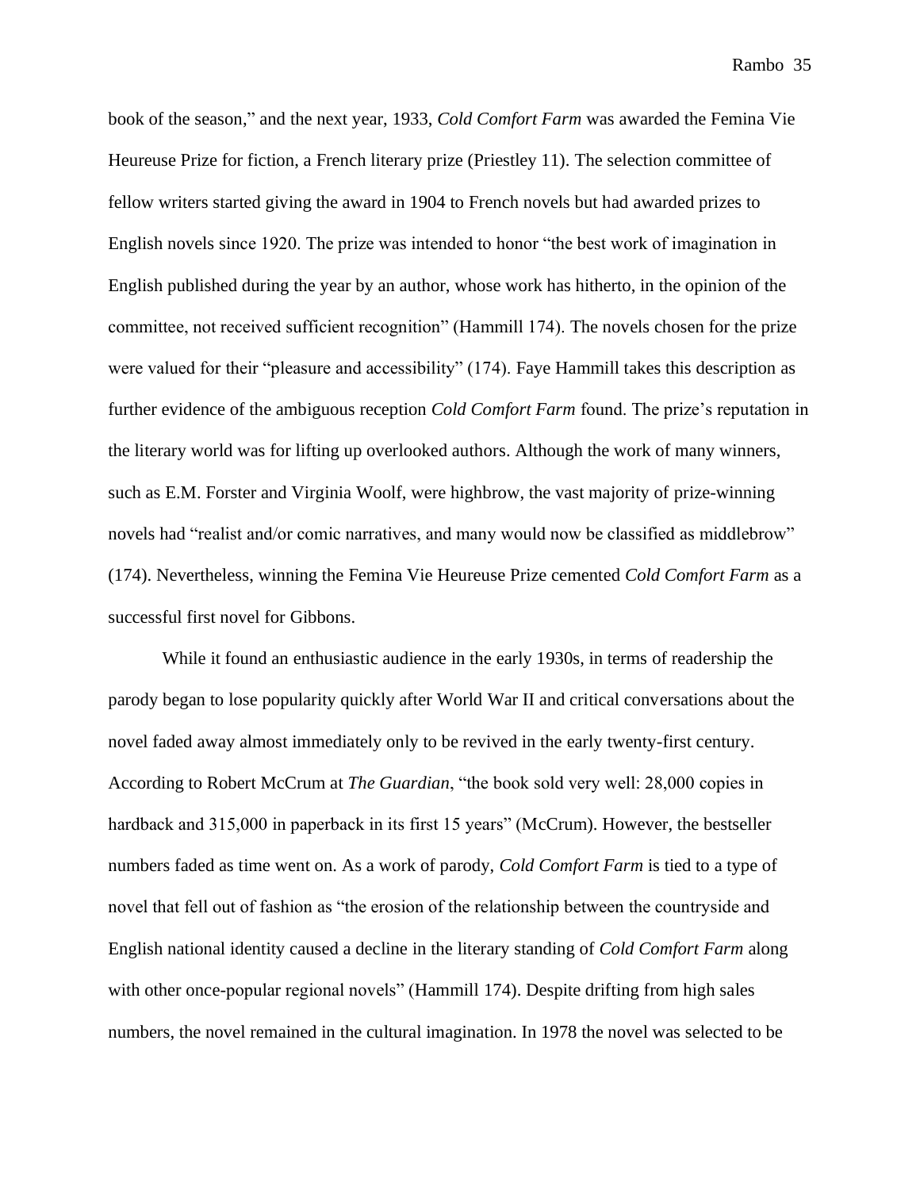book of the season," and the next year, 1933, *Cold Comfort Farm* was awarded the Femina Vie Heureuse Prize for fiction, a French literary prize (Priestley 11). The selection committee of fellow writers started giving the award in 1904 to French novels but had awarded prizes to English novels since 1920. The prize was intended to honor "the best work of imagination in English published during the year by an author, whose work has hitherto, in the opinion of the committee, not received sufficient recognition" (Hammill 174). The novels chosen for the prize were valued for their "pleasure and accessibility" (174). Faye Hammill takes this description as further evidence of the ambiguous reception *Cold Comfort Farm* found. The prize's reputation in the literary world was for lifting up overlooked authors. Although the work of many winners, such as E.M. Forster and Virginia Woolf, were highbrow, the vast majority of prize-winning novels had "realist and/or comic narratives, and many would now be classified as middlebrow" (174). Nevertheless, winning the Femina Vie Heureuse Prize cemented *Cold Comfort Farm* as a successful first novel for Gibbons.

While it found an enthusiastic audience in the early 1930s, in terms of readership the parody began to lose popularity quickly after World War II and critical conversations about the novel faded away almost immediately only to be revived in the early twenty-first century. According to Robert McCrum at *The Guardian*, "the book sold very well: 28,000 copies in hardback and 315,000 in paperback in its first 15 years" (McCrum). However, the bestseller numbers faded as time went on. As a work of parody, *Cold Comfort Farm* is tied to a type of novel that fell out of fashion as "the erosion of the relationship between the countryside and English national identity caused a decline in the literary standing of *Cold Comfort Farm* along with other once-popular regional novels" (Hammill 174). Despite drifting from high sales numbers, the novel remained in the cultural imagination. In 1978 the novel was selected to be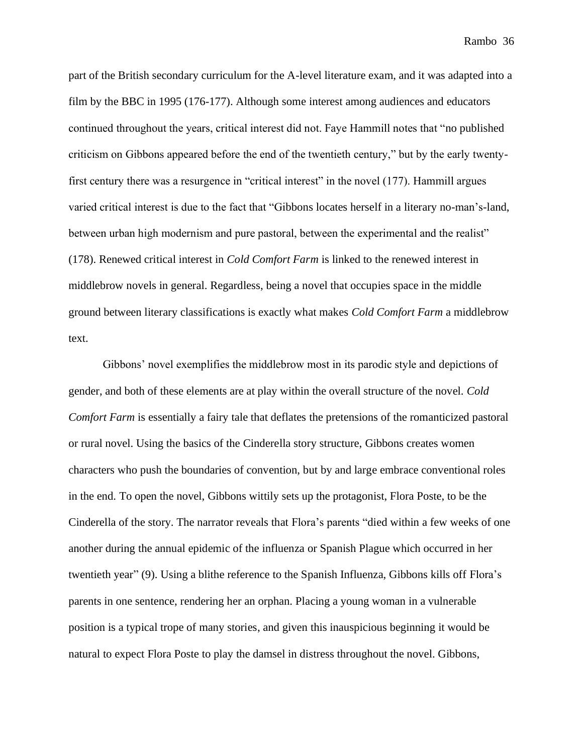part of the British secondary curriculum for the A-level literature exam, and it was adapted into a film by the BBC in 1995 (176-177). Although some interest among audiences and educators continued throughout the years, critical interest did not. Faye Hammill notes that "no published criticism on Gibbons appeared before the end of the twentieth century," but by the early twenty-first century there was a resurgence in "critical interest" in the novel (177). Hammill argues varied critical interest is due to the fact that "Gibbons locates herself in a literary no-man's-land, between urban high modernism and pure pastoral, between the experimental and the realist" (178). Renewed critical interest in *Cold Comfort Farm* is linked to the renewed interest in middlebrow novels in general. Regardless, being a novel that occupies space in the middle ground between literary classifications is exactly what makes *Cold Comfort Farm* a middlebrow text.

Gibbons' novel exemplifies the middlebrow most in its parodic style and depictions of gender, and both of these elements are at play within the overall structure of the novel. *Cold Comfort Farm* is essentially a fairy tale that deflates the pretensions of the romanticized pastoral or rural novel. Using the basics of the Cinderella story structure, Gibbons creates women characters who push the boundaries of convention, but by and large embrace conventional roles in the end. To open the novel, Gibbons wittily sets up the protagonist, Flora Poste, to be the Cinderella of the story. The narrator reveals that Flora's parents "died within a few weeks of one another during the annual epidemic of the influenza or Spanish Plague which occurred in her twentieth year" (9). Using a blithe reference to the Spanish Influenza, Gibbons kills off Flora's parents in one sentence, rendering her an orphan. Placing a young woman in a vulnerable position is a typical trope of many stories, and given this inauspicious beginning it would be natural to expect Flora Poste to play the damsel in distress throughout the novel. Gibbons,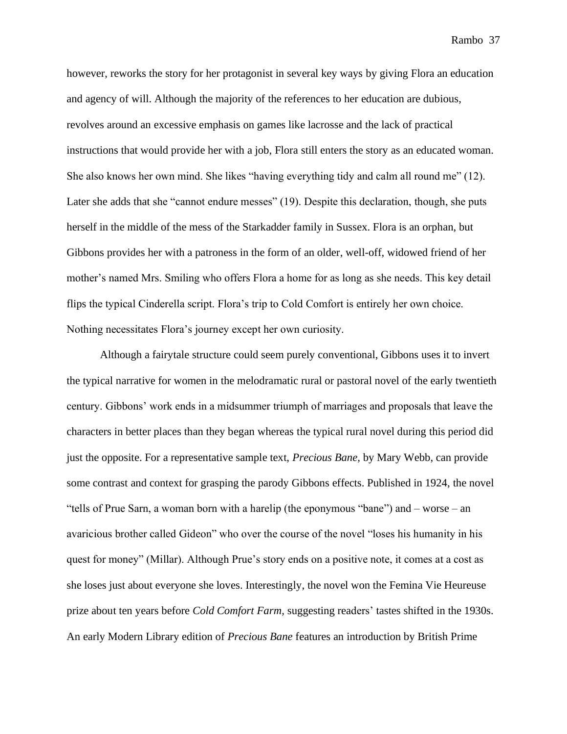however, reworks the story for her protagonist in several key ways by giving Flora an education and agency of will. Although the majority of the references to her education are dubious, revolves around an excessive emphasis on games like lacrosse and the lack of practical instructions that would provide her with a job, Flora still enters the story as an educated woman. She also knows her own mind. She likes "having everything tidy and calm all round me" (12). Later she adds that she "cannot endure messes" (19). Despite this declaration, though, she puts herself in the middle of the mess of the Starkadder family in Sussex. Flora is an orphan, but Gibbons provides her with a patroness in the form of an older, well-off, widowed friend of her mother's named Mrs. Smiling who offers Flora a home for as long as she needs. This key detail flips the typical Cinderella script. Flora's trip to Cold Comfort is entirely her own choice. Nothing necessitates Flora's journey except her own curiosity.

Although a fairytale structure could seem purely conventional, Gibbons uses it to invert the typical narrative for women in the melodramatic rural or pastoral novel of the early twentieth century. Gibbons' work ends in a midsummer triumph of marriages and proposals that leave the characters in better places than they began whereas the typical rural novel during this period did just the opposite. For a representative sample text, *Precious Bane*, by Mary Webb, can provide some contrast and context for grasping the parody Gibbons effects. Published in 1924, the novel "tells of Prue Sarn, a woman born with a harelip (the eponymous "bane") and – worse – an avaricious brother called Gideon" who over the course of the novel "loses his humanity in his quest for money" (Millar). Although Prue's story ends on a positive note, it comes at a cost as she loses just about everyone she loves. Interestingly, the novel won the Femina Vie Heureuse prize about ten years before *Cold Comfort Farm*, suggesting readers' tastes shifted in the 1930s. An early Modern Library edition of *Precious Bane* features an introduction by British Prime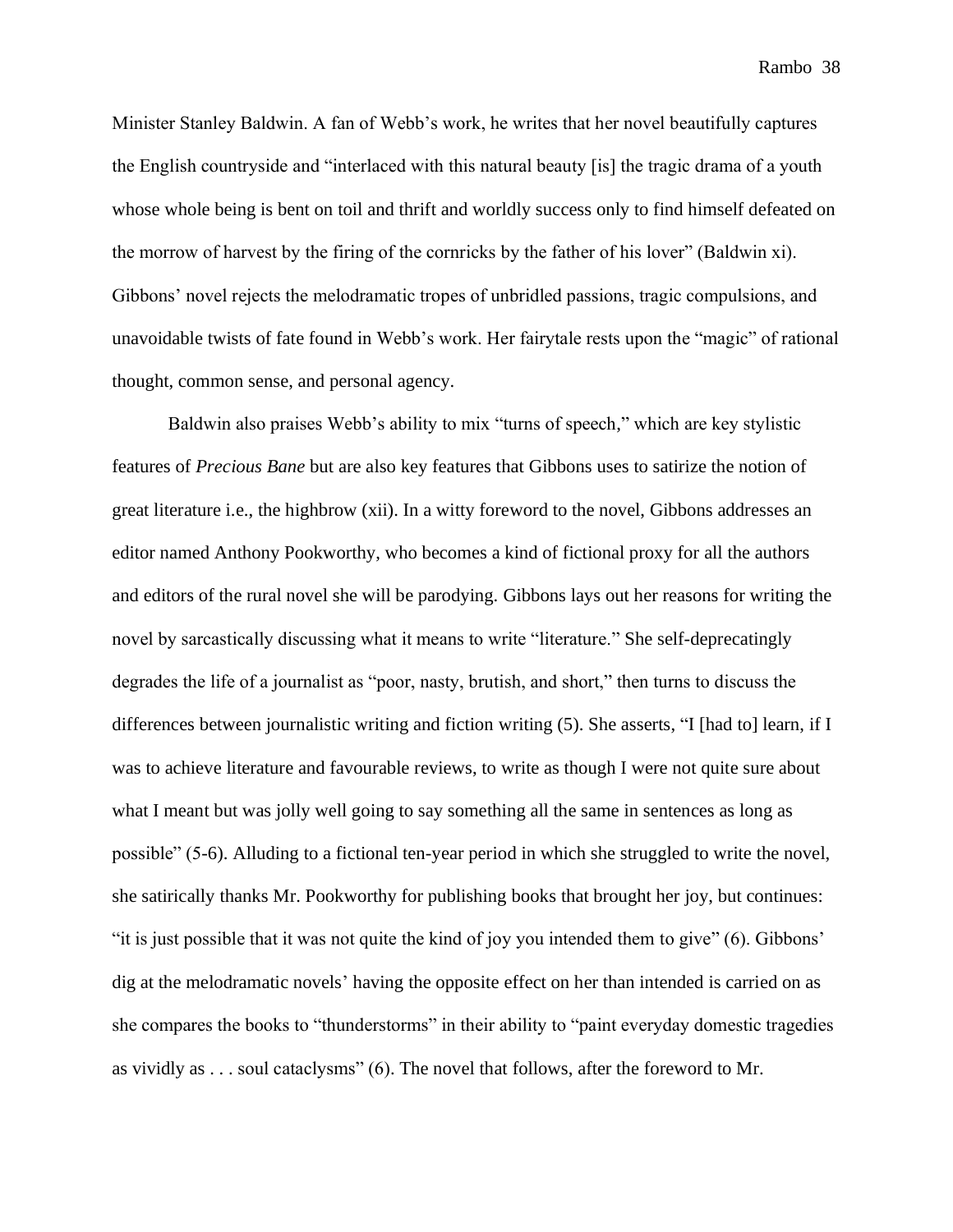Minister Stanley Baldwin. A fan of Webb's work, he writes that her novel beautifully captures the English countryside and "interlaced with this natural beauty [is] the tragic drama of a youth whose whole being is bent on toil and thrift and worldly success only to find himself defeated on the morrow of harvest by the firing of the cornricks by the father of his lover" (Baldwin xi). Gibbons' novel rejects the melodramatic tropes of unbridled passions, tragic compulsions, and unavoidable twists of fate found in Webb's work. Her fairytale rests upon the "magic" of rational thought, common sense, and personal agency.

Baldwin also praises Webb's ability to mix "turns of speech," which are key stylistic features of *Precious Bane* but are also key features that Gibbons uses to satirize the notion of great literature i.e., the highbrow (xii). In a witty foreword to the novel, Gibbons addresses an editor named Anthony Pookworthy, who becomes a kind of fictional proxy for all the authors and editors of the rural novel she will be parodying. Gibbons lays out her reasons for writing the novel by sarcastically discussing what it means to write "literature." She self-deprecatingly degrades the life of a journalist as "poor, nasty, brutish, and short," then turns to discuss the differences between journalistic writing and fiction writing (5). She asserts, "I [had to] learn, if I was to achieve literature and favourable reviews, to write as though I were not quite sure about what I meant but was jolly well going to say something all the same in sentences as long as possible" (5-6). Alluding to a fictional ten-year period in which she struggled to write the novel, she satirically thanks Mr. Pookworthy for publishing books that brought her joy, but continues: "it is just possible that it was not quite the kind of joy you intended them to give" (6). Gibbons' dig at the melodramatic novels' having the opposite effect on her than intended is carried on as she compares the books to "thunderstorms" in their ability to "paint everyday domestic tragedies as vividly as . . . soul cataclysms" (6). The novel that follows, after the foreword to Mr.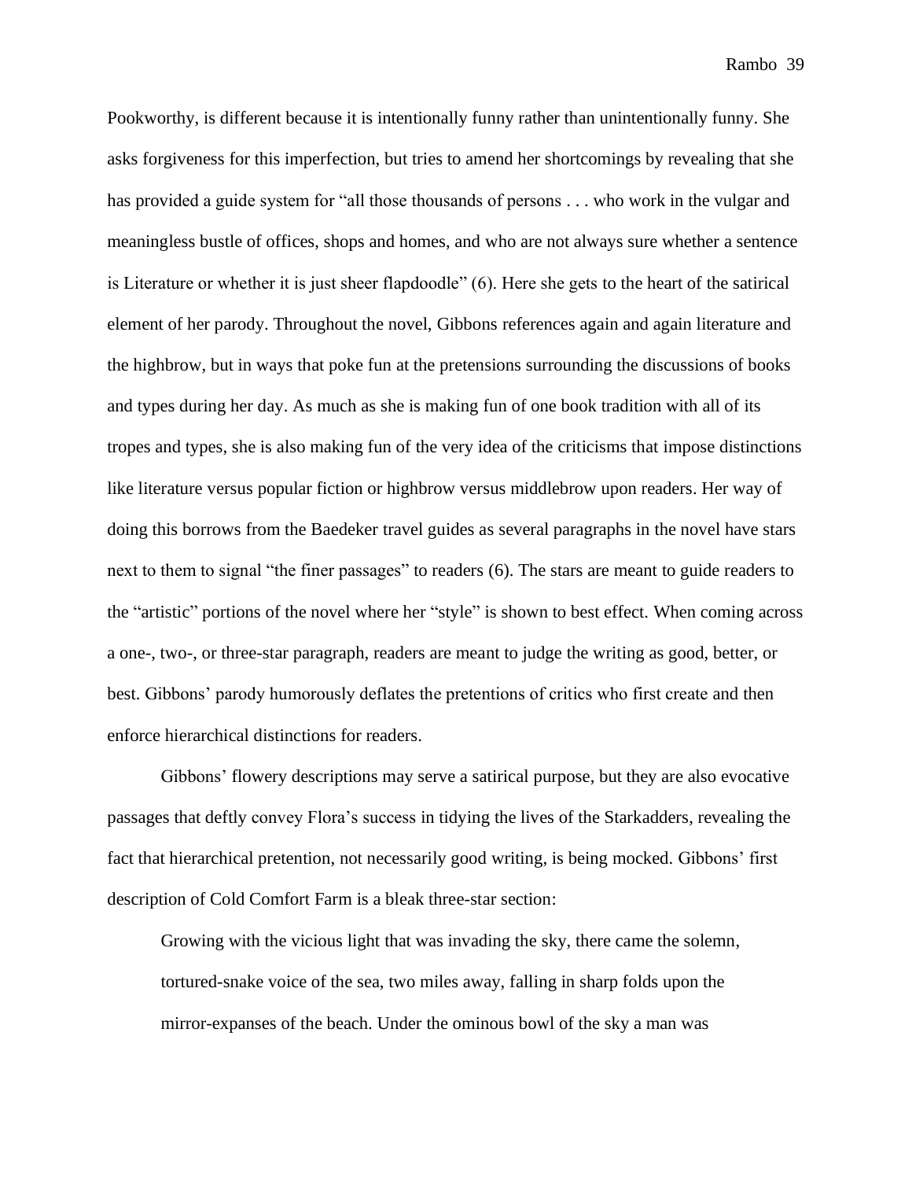Pookworthy, is different because it is intentionally funny rather than unintentionally funny. She asks forgiveness for this imperfection, but tries to amend her shortcomings by revealing that she has provided a guide system for "all those thousands of persons . . . who work in the vulgar and meaningless bustle of offices, shops and homes, and who are not always sure whether a sentence is Literature or whether it is just sheer flapdoodle" (6). Here she gets to the heart of the satirical element of her parody. Throughout the novel, Gibbons references again and again literature and the highbrow, but in ways that poke fun at the pretensions surrounding the discussions of books and types during her day. As much as she is making fun of one book tradition with all of its tropes and types, she is also making fun of the very idea of the criticisms that impose distinctions like literature versus popular fiction or highbrow versus middlebrow upon readers. Her way of doing this borrows from the Baedeker travel guides as several paragraphs in the novel have stars next to them to signal "the finer passages" to readers (6). The stars are meant to guide readers to the "artistic" portions of the novel where her "style" is shown to best effect. When coming across a one-, two-, or three-star paragraph, readers are meant to judge the writing as good, better, or best. Gibbons' parody humorously deflates the pretentions of critics who first create and then enforce hierarchical distinctions for readers.

Gibbons' flowery descriptions may serve a satirical purpose, but they are also evocative passages that deftly convey Flora's success in tidying the lives of the Starkadders, revealing the fact that hierarchical pretention, not necessarily good writing, is being mocked. Gibbons' first description of Cold Comfort Farm is a bleak three-star section:

> Growing with the vicious light that was invading the sky, there came the solemn, tortured-snake voice of the sea, two miles away, falling in sharp folds upon the mirror-expanses of the beach. Under the ominous bowl of the sky a man was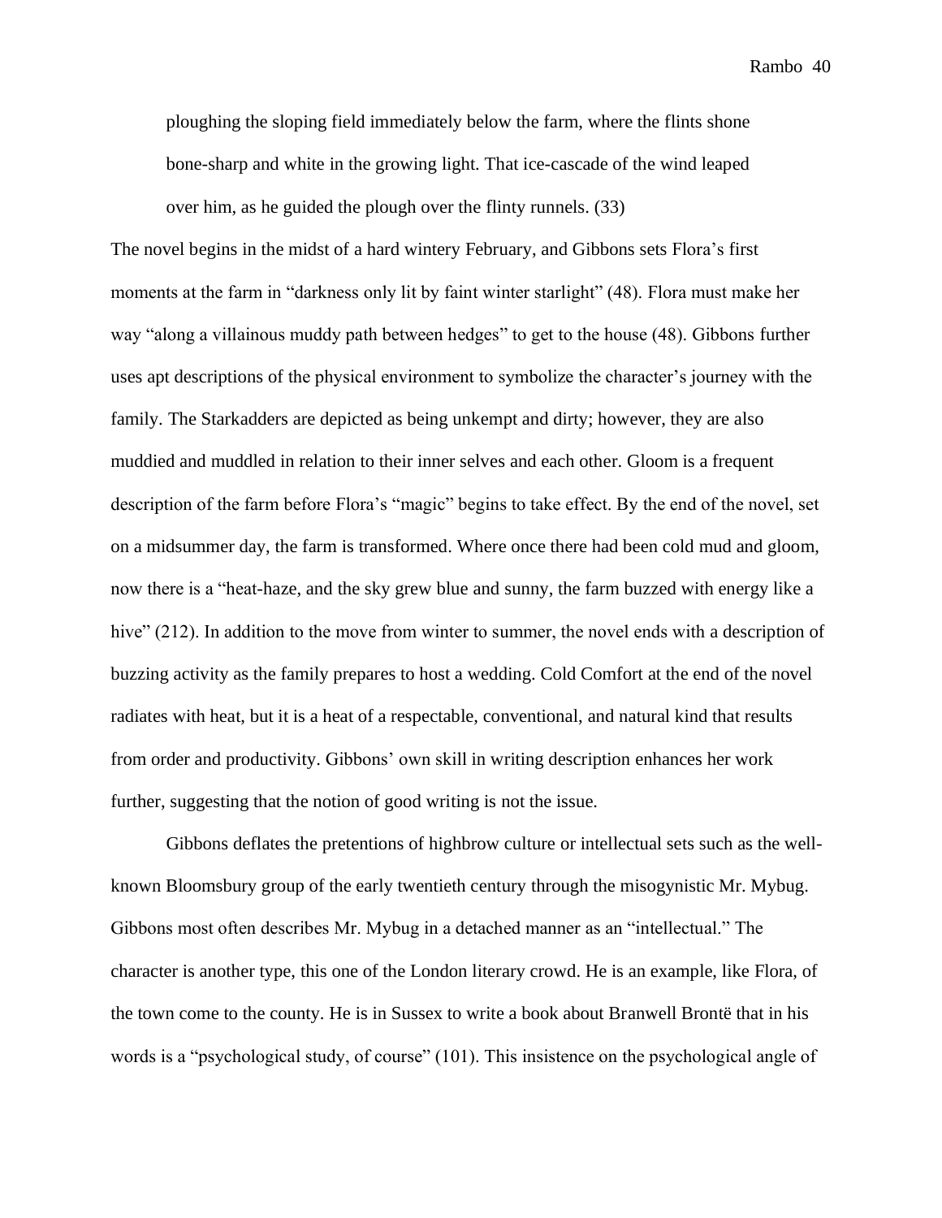> ploughing the sloping field immediately below the farm, where the flints shone bone-sharp and white in the growing light. That ice-cascade of the wind leaped over him, as he guided the plough over the flinty runnels. (33)

The novel begins in the midst of a hard wintery February, and Gibbons sets Flora's first moments at the farm in "darkness only lit by faint winter starlight" (48). Flora must make her way "along a villainous muddy path between hedges" to get to the house (48). Gibbons further uses apt descriptions of the physical environment to symbolize the character's journey with the family. The Starkadders are depicted as being unkempt and dirty; however, they are also muddied and muddled in relation to their inner selves and each other. Gloom is a frequent description of the farm before Flora's "magic" begins to take effect. By the end of the novel, set on a midsummer day, the farm is transformed. Where once there had been cold mud and gloom, now there is a "heat-haze, and the sky grew blue and sunny, the farm buzzed with energy like a hive" (212). In addition to the move from winter to summer, the novel ends with a description of buzzing activity as the family prepares to host a wedding. Cold Comfort at the end of the novel radiates with heat, but it is a heat of a respectable, conventional, and natural kind that results from order and productivity. Gibbons' own skill in writing description enhances her work further, suggesting that the notion of good writing is not the issue.

Gibbons deflates the pretentions of highbrow culture or intellectual sets such as the well-known Bloomsbury group of the early twentieth century through the misogynistic Mr. Mybug. Gibbons most often describes Mr. Mybug in a detached manner as an "intellectual." The character is another type, this one of the London literary crowd. He is an example, like Flora, of the town come to the county. He is in Sussex to write a book about Branwell Brontë that in his words is a "psychological study, of course" (101). This insistence on the psychological angle of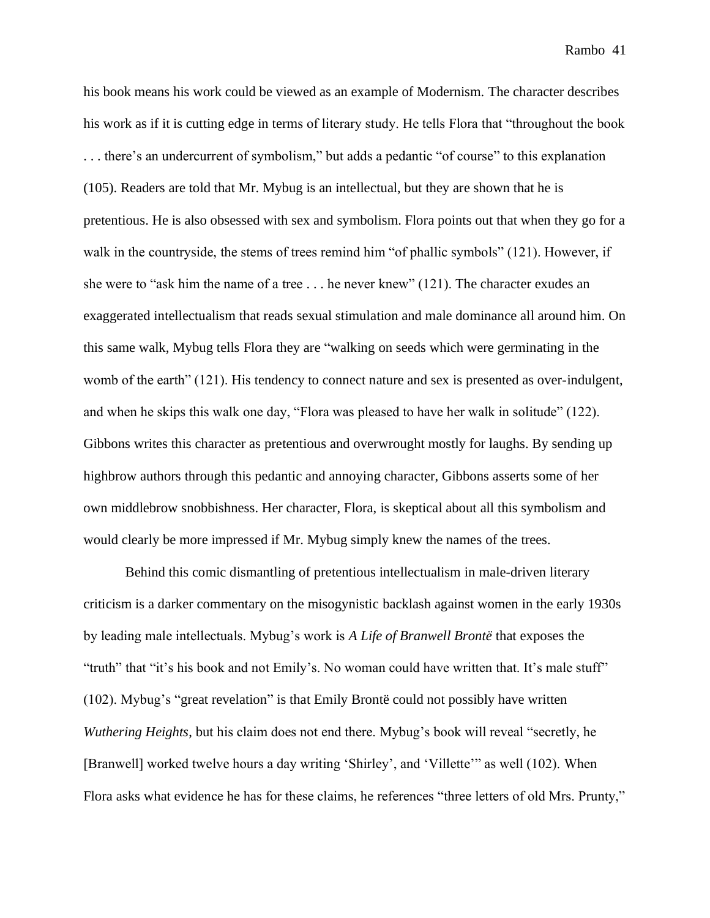his book means his work could be viewed as an example of Modernism. The character describes his work as if it is cutting edge in terms of literary study. He tells Flora that "throughout the book . . . there's an undercurrent of symbolism," but adds a pedantic "of course" to this explanation (105). Readers are told that Mr. Mybug is an intellectual, but they are shown that he is pretentious. He is also obsessed with sex and symbolism. Flora points out that when they go for a walk in the countryside, the stems of trees remind him "of phallic symbols" (121). However, if she were to "ask him the name of a tree . . . he never knew" (121). The character exudes an exaggerated intellectualism that reads sexual stimulation and male dominance all around him. On this same walk, Mybug tells Flora they are "walking on seeds which were germinating in the womb of the earth" (121). His tendency to connect nature and sex is presented as over-indulgent, and when he skips this walk one day, "Flora was pleased to have her walk in solitude" (122). Gibbons writes this character as pretentious and overwrought mostly for laughs. By sending up highbrow authors through this pedantic and annoying character, Gibbons asserts some of her own middlebrow snobbishness. Her character, Flora, is skeptical about all this symbolism and would clearly be more impressed if Mr. Mybug simply knew the names of the trees.

Behind this comic dismantling of pretentious intellectualism in male-driven literary criticism is a darker commentary on the misogynistic backlash against women in the early 1930s by leading male intellectuals. Mybug's work is *A Life of Branwell Brontë* that exposes the "truth" that "it's his book and not Emily's. No woman could have written that. It's male stuff" (102). Mybug's "great revelation" is that Emily Brontë could not possibly have written *Wuthering Heights*, but his claim does not end there. Mybug's book will reveal "secretly, he [Branwell] worked twelve hours a day writing 'Shirley', and 'Villette'" as well (102). When Flora asks what evidence he has for these claims, he references "three letters of old Mrs. Prunty,"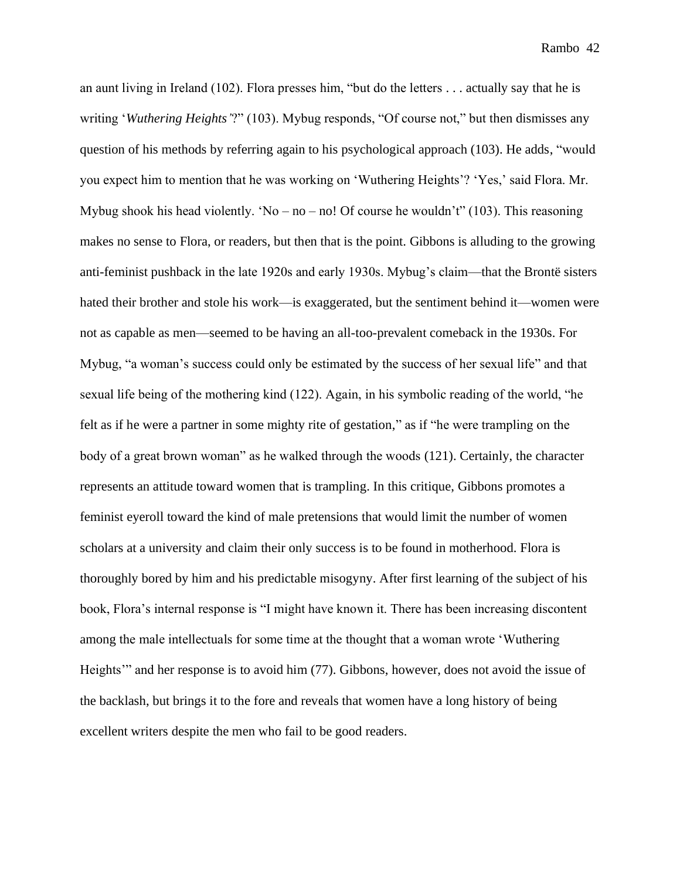an aunt living in Ireland (102). Flora presses him, "but do the letters . . . actually say that he is writing '*Wuthering Heights*'?" (103). Mybug responds, "Of course not," but then dismisses any question of his methods by referring again to his psychological approach (103). He adds, "would you expect him to mention that he was working on 'Wuthering Heights'? 'Yes,' said Flora. Mr. Mybug shook his head violently. 'No – no – no! Of course he wouldn't" (103). This reasoning makes no sense to Flora, or readers, but then that is the point. Gibbons is alluding to the growing anti-feminist pushback in the late 1920s and early 1930s. Mybug's claim—that the Brontë sisters hated their brother and stole his work—is exaggerated, but the sentiment behind it—women were not as capable as men—seemed to be having an all-too-prevalent comeback in the 1930s. For Mybug, "a woman's success could only be estimated by the success of her sexual life" and that sexual life being of the mothering kind (122). Again, in his symbolic reading of the world, "he felt as if he were a partner in some mighty rite of gestation," as if "he were trampling on the body of a great brown woman" as he walked through the woods (121). Certainly, the character represents an attitude toward women that is trampling. In this critique, Gibbons promotes a feminist eyeroll toward the kind of male pretensions that would limit the number of women scholars at a university and claim their only success is to be found in motherhood. Flora is thoroughly bored by him and his predictable misogyny. After first learning of the subject of his book, Flora's internal response is "I might have known it. There has been increasing discontent among the male intellectuals for some time at the thought that a woman wrote 'Wuthering Heights'" and her response is to avoid him (77). Gibbons, however, does not avoid the issue of the backlash, but brings it to the fore and reveals that women have a long history of being excellent writers despite the men who fail to be good readers.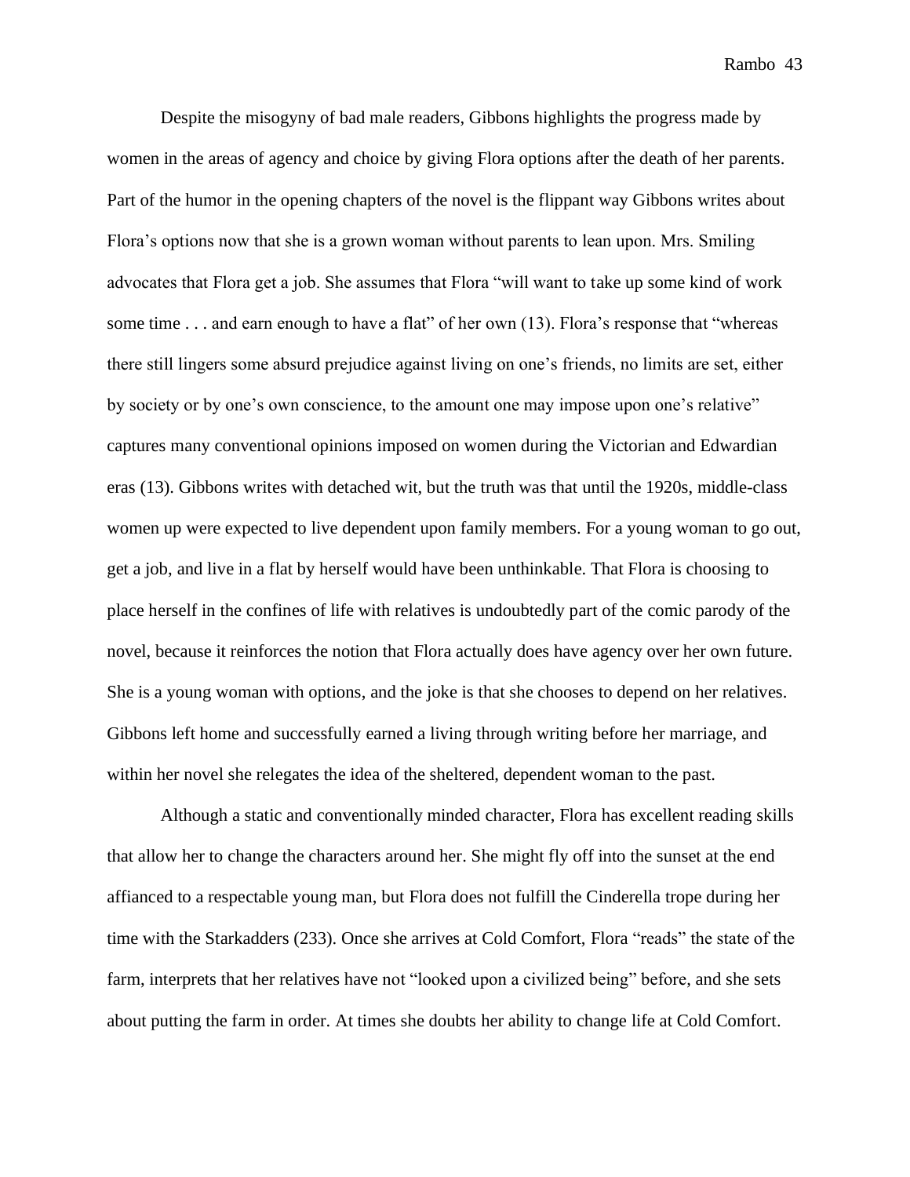Despite the misogyny of bad male readers, Gibbons highlights the progress made by women in the areas of agency and choice by giving Flora options after the death of her parents. Part of the humor in the opening chapters of the novel is the flippant way Gibbons writes about Flora's options now that she is a grown woman without parents to lean upon. Mrs. Smiling advocates that Flora get a job. She assumes that Flora "will want to take up some kind of work some time . . . and earn enough to have a flat" of her own (13). Flora's response that "whereas there still lingers some absurd prejudice against living on one's friends, no limits are set, either by society or by one's own conscience, to the amount one may impose upon one's relative" captures many conventional opinions imposed on women during the Victorian and Edwardian eras (13). Gibbons writes with detached wit, but the truth was that until the 1920s, middle-class women up were expected to live dependent upon family members. For a young woman to go out, get a job, and live in a flat by herself would have been unthinkable. That Flora is choosing to place herself in the confines of life with relatives is undoubtedly part of the comic parody of the novel, because it reinforces the notion that Flora actually does have agency over her own future. She is a young woman with options, and the joke is that she chooses to depend on her relatives. Gibbons left home and successfully earned a living through writing before her marriage, and within her novel she relegates the idea of the sheltered, dependent woman to the past.

Although a static and conventionally minded character, Flora has excellent reading skills that allow her to change the characters around her. She might fly off into the sunset at the end affianced to a respectable young man, but Flora does not fulfill the Cinderella trope during her time with the Starkadders (233). Once she arrives at Cold Comfort, Flora "reads" the state of the farm, interprets that her relatives have not "looked upon a civilized being" before, and she sets about putting the farm in order. At times she doubts her ability to change life at Cold Comfort.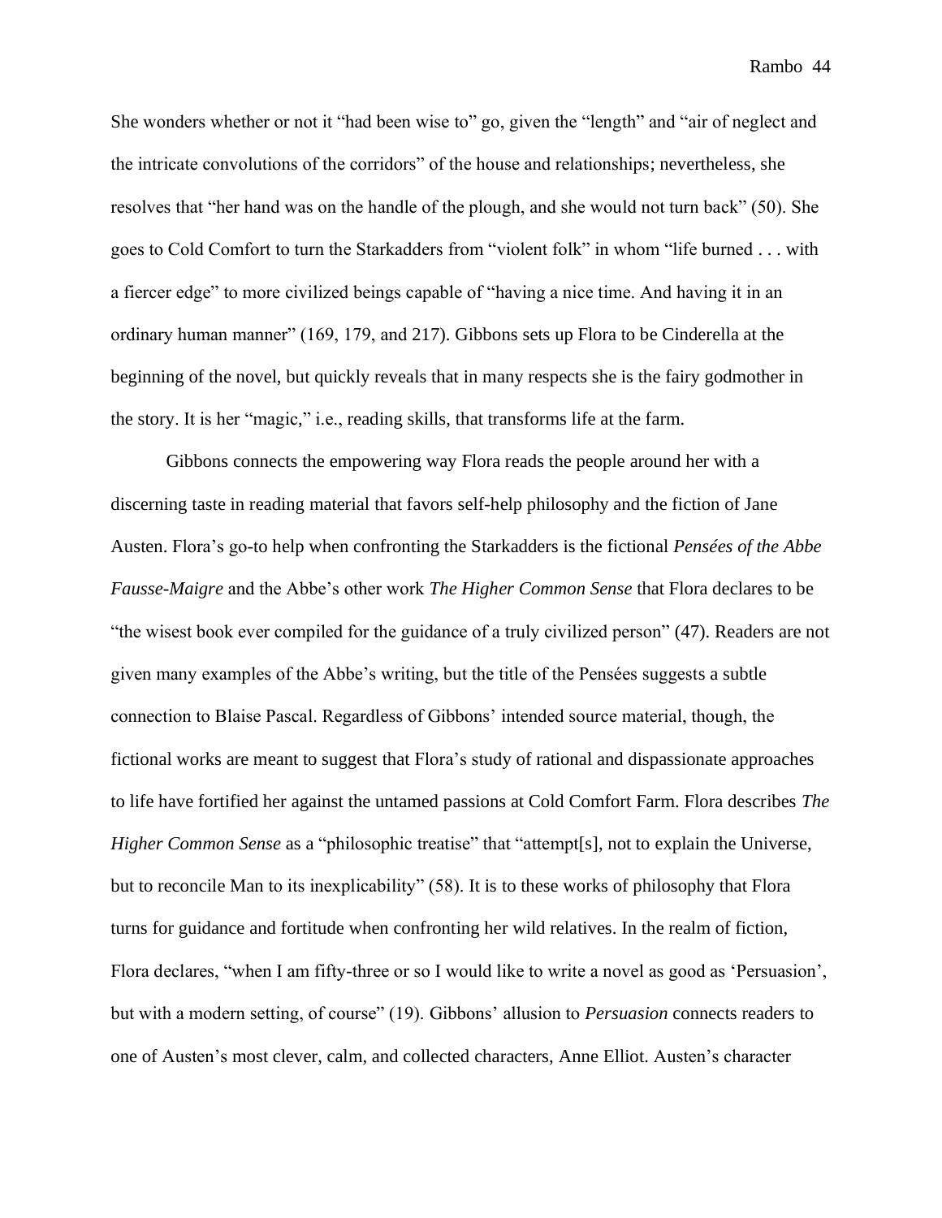She wonders whether or not it "had been wise to" go, given the "length" and "air of neglect and the intricate convolutions of the corridors" of the house and relationships; nevertheless, she resolves that "her hand was on the handle of the plough, and she would not turn back" (50). She goes to Cold Comfort to turn the Starkadders from "violent folk" in whom "life burned . . . with a fiercer edge" to more civilized beings capable of "having a nice time. And having it in an ordinary human manner" (169, 179, and 217). Gibbons sets up Flora to be Cinderella at the beginning of the novel, but quickly reveals that in many respects she is the fairy godmother in the story. It is her "magic," i.e., reading skills, that transforms life at the farm.

Gibbons connects the empowering way Flora reads the people around her with a discerning taste in reading material that favors self-help philosophy and the fiction of Jane Austen. Flora's go-to help when confronting the Starkadders is the fictional *Pensées of the Abbe Fausse-Maigre* and the Abbe's other work *The Higher Common Sense* that Flora declares to be "the wisest book ever compiled for the guidance of a truly civilized person" (47). Readers are not given many examples of the Abbe's writing, but the title of the Pensées suggests a subtle connection to Blaise Pascal. Regardless of Gibbons' intended source material, though, the fictional works are meant to suggest that Flora's study of rational and dispassionate approaches to life have fortified her against the untamed passions at Cold Comfort Farm. Flora describes *The Higher Common Sense* as a "philosophic treatise" that "attempt[s], not to explain the Universe, but to reconcile Man to its inexplicability" (58). It is to these works of philosophy that Flora turns for guidance and fortitude when confronting her wild relatives. In the realm of fiction, Flora declares, "when I am fifty-three or so I would like to write a novel as good as 'Persuasion', but with a modern setting, of course" (19). Gibbons' allusion to *Persuasion* connects readers to one of Austen's most clever, calm, and collected characters, Anne Elliot. Austen's character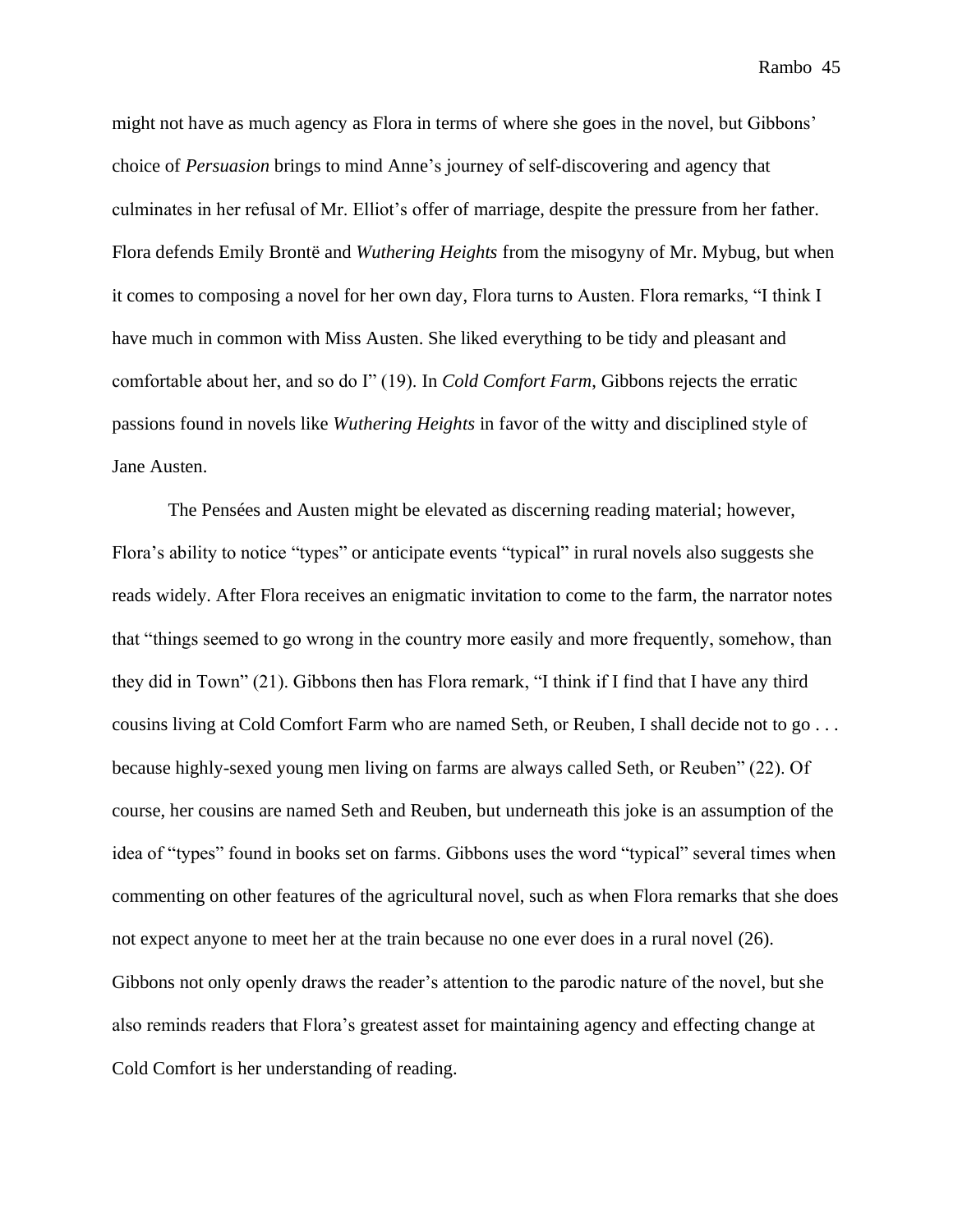might not have as much agency as Flora in terms of where she goes in the novel, but Gibbons' choice of *Persuasion* brings to mind Anne's journey of self-discovering and agency that culminates in her refusal of Mr. Elliot's offer of marriage, despite the pressure from her father. Flora defends Emily Brontë and *Wuthering Heights* from the misogyny of Mr. Mybug, but when it comes to composing a novel for her own day, Flora turns to Austen. Flora remarks, "I think I have much in common with Miss Austen. She liked everything to be tidy and pleasant and comfortable about her, and so do I" (19). In *Cold Comfort Farm*, Gibbons rejects the erratic passions found in novels like *Wuthering Heights* in favor of the witty and disciplined style of Jane Austen.

The Pensées and Austen might be elevated as discerning reading material; however, Flora's ability to notice "types" or anticipate events "typical" in rural novels also suggests she reads widely. After Flora receives an enigmatic invitation to come to the farm, the narrator notes that "things seemed to go wrong in the country more easily and more frequently, somehow, than they did in Town" (21). Gibbons then has Flora remark, "I think if I find that I have any third cousins living at Cold Comfort Farm who are named Seth, or Reuben, I shall decide not to go . . . because highly-sexed young men living on farms are always called Seth, or Reuben" (22). Of course, her cousins are named Seth and Reuben, but underneath this joke is an assumption of the idea of "types" found in books set on farms. Gibbons uses the word "typical" several times when commenting on other features of the agricultural novel, such as when Flora remarks that she does not expect anyone to meet her at the train because no one ever does in a rural novel (26). Gibbons not only openly draws the reader's attention to the parodic nature of the novel, but she also reminds readers that Flora's greatest asset for maintaining agency and effecting change at Cold Comfort is her understanding of reading.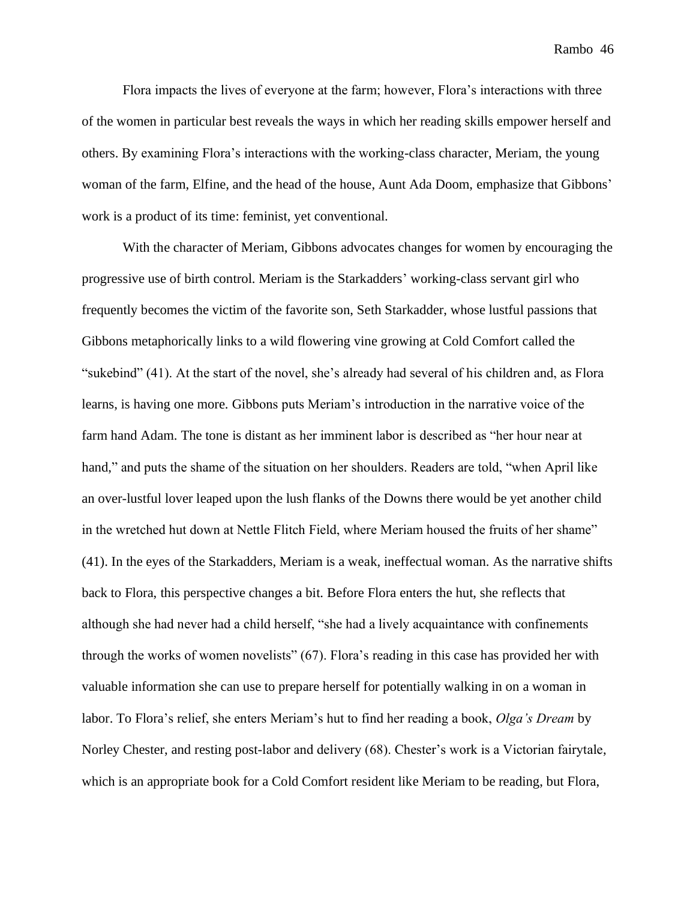Flora impacts the lives of everyone at the farm; however, Flora's interactions with three of the women in particular best reveals the ways in which her reading skills empower herself and others. By examining Flora's interactions with the working-class character, Meriam, the young woman of the farm, Elfine, and the head of the house, Aunt Ada Doom, emphasize that Gibbons' work is a product of its time: feminist, yet conventional.

With the character of Meriam, Gibbons advocates changes for women by encouraging the progressive use of birth control. Meriam is the Starkadders' working-class servant girl who frequently becomes the victim of the favorite son, Seth Starkadder, whose lustful passions that Gibbons metaphorically links to a wild flowering vine growing at Cold Comfort called the "sukebind" (41). At the start of the novel, she's already had several of his children and, as Flora learns, is having one more. Gibbons puts Meriam's introduction in the narrative voice of the farm hand Adam. The tone is distant as her imminent labor is described as "her hour near at hand," and puts the shame of the situation on her shoulders. Readers are told, "when April like an over-lustful lover leaped upon the lush flanks of the Downs there would be yet another child in the wretched hut down at Nettle Flitch Field, where Meriam housed the fruits of her shame" (41). In the eyes of the Starkadders, Meriam is a weak, ineffectual woman. As the narrative shifts back to Flora, this perspective changes a bit. Before Flora enters the hut, she reflects that although she had never had a child herself, "she had a lively acquaintance with confinements through the works of women novelists" (67). Flora's reading in this case has provided her with valuable information she can use to prepare herself for potentially walking in on a woman in labor. To Flora's relief, she enters Meriam's hut to find her reading a book, *Olga's Dream* by Norley Chester, and resting post-labor and delivery (68). Chester's work is a Victorian fairytale, which is an appropriate book for a Cold Comfort resident like Meriam to be reading, but Flora,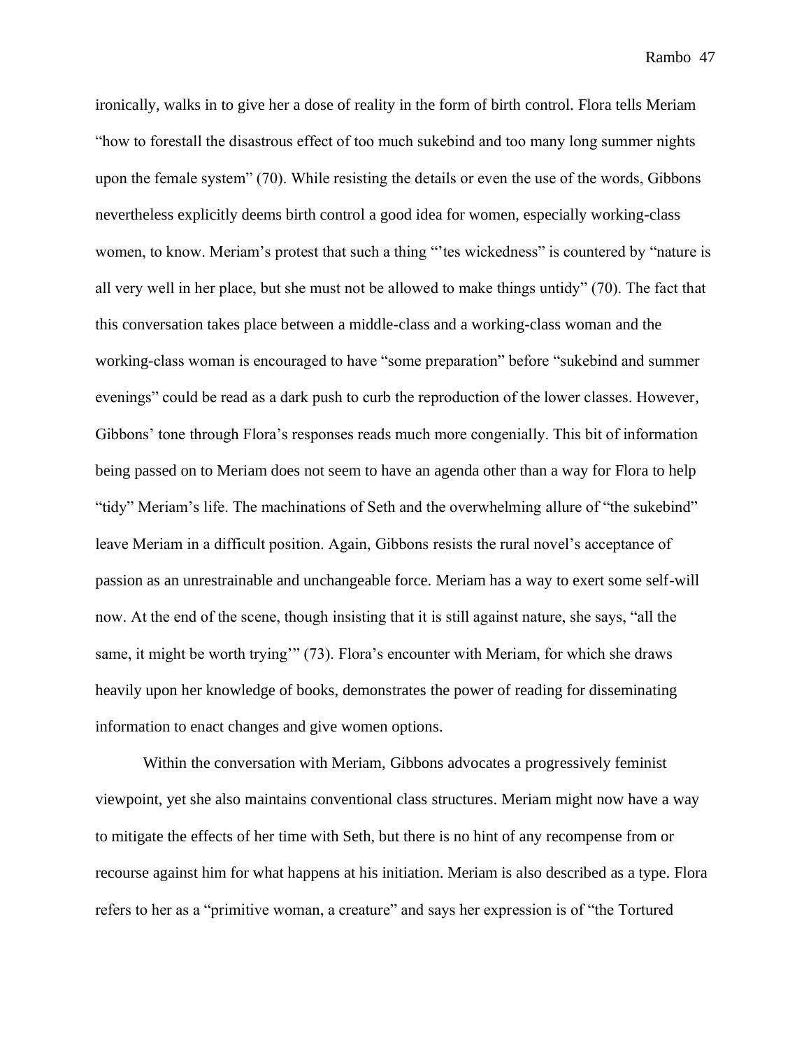ironically, walks in to give her a dose of reality in the form of birth control. Flora tells Meriam "how to forestall the disastrous effect of too much sukebind and too many long summer nights upon the female system" (70). While resisting the details or even the use of the words, Gibbons nevertheless explicitly deems birth control a good idea for women, especially working-class women, to know. Meriam's protest that such a thing "'tes wickedness" is countered by "nature is all very well in her place, but she must not be allowed to make things untidy" (70). The fact that this conversation takes place between a middle-class and a working-class woman and the working-class woman is encouraged to have "some preparation" before "sukebind and summer evenings" could be read as a dark push to curb the reproduction of the lower classes. However, Gibbons' tone through Flora's responses reads much more congenially. This bit of information being passed on to Meriam does not seem to have an agenda other than a way for Flora to help "tidy" Meriam's life. The machinations of Seth and the overwhelming allure of "the sukebind" leave Meriam in a difficult position. Again, Gibbons resists the rural novel's acceptance of passion as an unrestrainable and unchangeable force. Meriam has a way to exert some self-will now. At the end of the scene, though insisting that it is still against nature, she says, "all the same, it might be worth trying'" (73). Flora's encounter with Meriam, for which she draws heavily upon her knowledge of books, demonstrates the power of reading for disseminating information to enact changes and give women options.

Within the conversation with Meriam, Gibbons advocates a progressively feminist viewpoint, yet she also maintains conventional class structures. Meriam might now have a way to mitigate the effects of her time with Seth, but there is no hint of any recompense from or recourse against him for what happens at his initiation. Meriam is also described as a type. Flora refers to her as a "primitive woman, a creature" and says her expression is of "the Tortured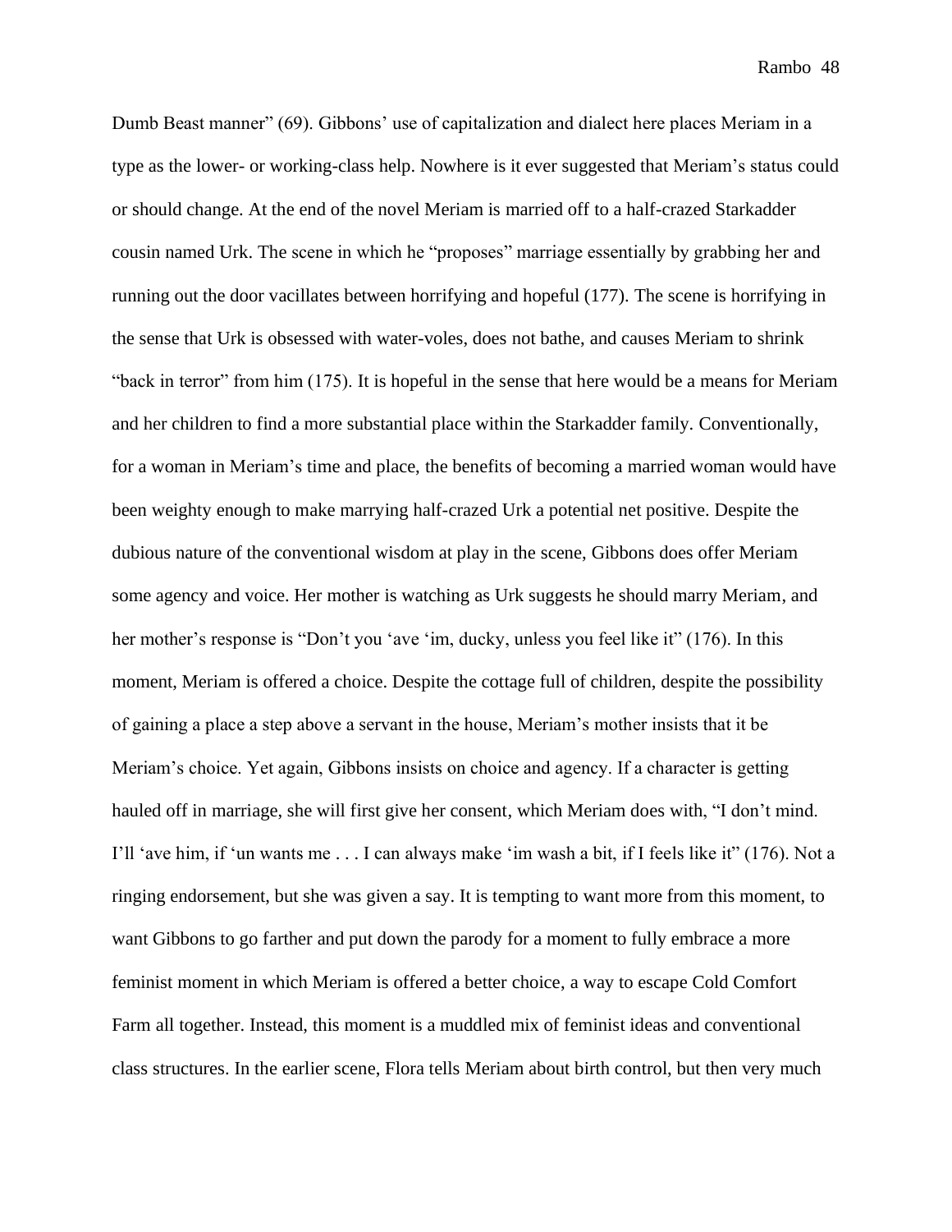Dumb Beast manner" (69). Gibbons' use of capitalization and dialect here places Meriam in a type as the lower- or working-class help. Nowhere is it ever suggested that Meriam's status could or should change. At the end of the novel Meriam is married off to a half-crazed Starkadder cousin named Urk. The scene in which he "proposes" marriage essentially by grabbing her and running out the door vacillates between horrifying and hopeful (177). The scene is horrifying in the sense that Urk is obsessed with water-voles, does not bathe, and causes Meriam to shrink "back in terror" from him (175). It is hopeful in the sense that here would be a means for Meriam and her children to find a more substantial place within the Starkadder family. Conventionally, for a woman in Meriam's time and place, the benefits of becoming a married woman would have been weighty enough to make marrying half-crazed Urk a potential net positive. Despite the dubious nature of the conventional wisdom at play in the scene, Gibbons does offer Meriam some agency and voice. Her mother is watching as Urk suggests he should marry Meriam, and her mother's response is "Don't you 'ave 'im, ducky, unless you feel like it" (176). In this moment, Meriam is offered a choice. Despite the cottage full of children, despite the possibility of gaining a place a step above a servant in the house, Meriam's mother insists that it be Meriam's choice. Yet again, Gibbons insists on choice and agency. If a character is getting hauled off in marriage, she will first give her consent, which Meriam does with, "I don't mind. I'll 'ave him, if 'un wants me . . . I can always make 'im wash a bit, if I feels like it" (176). Not a ringing endorsement, but she was given a say. It is tempting to want more from this moment, to want Gibbons to go farther and put down the parody for a moment to fully embrace a more feminist moment in which Meriam is offered a better choice, a way to escape Cold Comfort Farm all together. Instead, this moment is a muddled mix of feminist ideas and conventional class structures. In the earlier scene, Flora tells Meriam about birth control, but then very much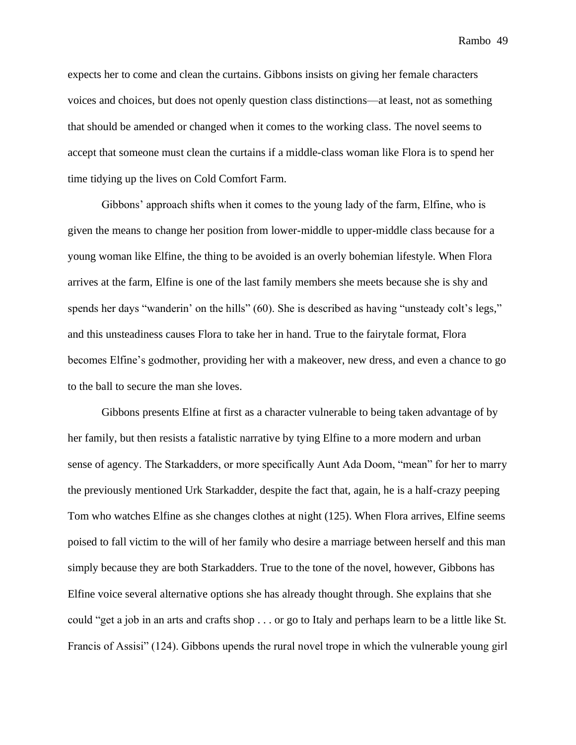expects her to come and clean the curtains. Gibbons insists on giving her female characters voices and choices, but does not openly question class distinctions—at least, not as something that should be amended or changed when it comes to the working class. The novel seems to accept that someone must clean the curtains if a middle-class woman like Flora is to spend her time tidying up the lives on Cold Comfort Farm.

Gibbons' approach shifts when it comes to the young lady of the farm, Elfine, who is given the means to change her position from lower-middle to upper-middle class because for a young woman like Elfine, the thing to be avoided is an overly bohemian lifestyle. When Flora arrives at the farm, Elfine is one of the last family members she meets because she is shy and spends her days "wanderin' on the hills" (60). She is described as having "unsteady colt's legs," and this unsteadiness causes Flora to take her in hand. True to the fairytale format, Flora becomes Elfine's godmother, providing her with a makeover, new dress, and even a chance to go to the ball to secure the man she loves.

Gibbons presents Elfine at first as a character vulnerable to being taken advantage of by her family, but then resists a fatalistic narrative by tying Elfine to a more modern and urban sense of agency. The Starkadders, or more specifically Aunt Ada Doom, "mean" for her to marry the previously mentioned Urk Starkadder, despite the fact that, again, he is a half-crazy peeping Tom who watches Elfine as she changes clothes at night (125). When Flora arrives, Elfine seems poised to fall victim to the will of her family who desire a marriage between herself and this man simply because they are both Starkadders. True to the tone of the novel, however, Gibbons has Elfine voice several alternative options she has already thought through. She explains that she could "get a job in an arts and crafts shop . . . or go to Italy and perhaps learn to be a little like St. Francis of Assisi" (124). Gibbons upends the rural novel trope in which the vulnerable young girl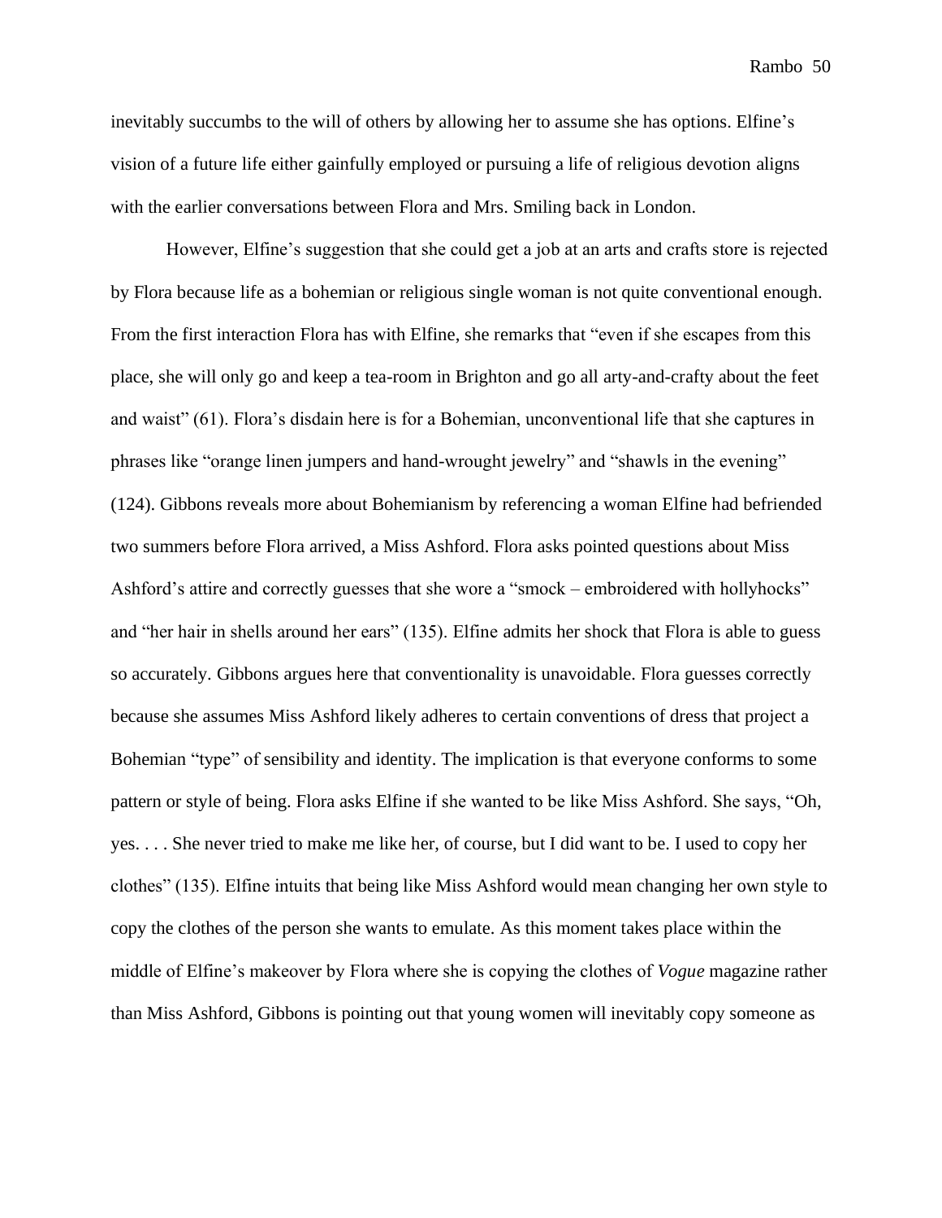inevitably succumbs to the will of others by allowing her to assume she has options. Elfine's vision of a future life either gainfully employed or pursuing a life of religious devotion aligns with the earlier conversations between Flora and Mrs. Smiling back in London.

However, Elfine's suggestion that she could get a job at an arts and crafts store is rejected by Flora because life as a bohemian or religious single woman is not quite conventional enough. From the first interaction Flora has with Elfine, she remarks that "even if she escapes from this place, she will only go and keep a tea-room in Brighton and go all arty-and-crafty about the feet and waist" (61). Flora's disdain here is for a Bohemian, unconventional life that she captures in phrases like "orange linen jumpers and hand-wrought jewelry" and "shawls in the evening" (124). Gibbons reveals more about Bohemianism by referencing a woman Elfine had befriended two summers before Flora arrived, a Miss Ashford. Flora asks pointed questions about Miss Ashford's attire and correctly guesses that she wore a "smock – embroidered with hollyhocks" and "her hair in shells around her ears" (135). Elfine admits her shock that Flora is able to guess so accurately. Gibbons argues here that conventionality is unavoidable. Flora guesses correctly because she assumes Miss Ashford likely adheres to certain conventions of dress that project a Bohemian "type" of sensibility and identity. The implication is that everyone conforms to some pattern or style of being. Flora asks Elfine if she wanted to be like Miss Ashford. She says, "Oh, yes. . . . She never tried to make me like her, of course, but I did want to be. I used to copy her clothes" (135). Elfine intuits that being like Miss Ashford would mean changing her own style to copy the clothes of the person she wants to emulate. As this moment takes place within the middle of Elfine's makeover by Flora where she is copying the clothes of *Vogue* magazine rather than Miss Ashford, Gibbons is pointing out that young women will inevitably copy someone as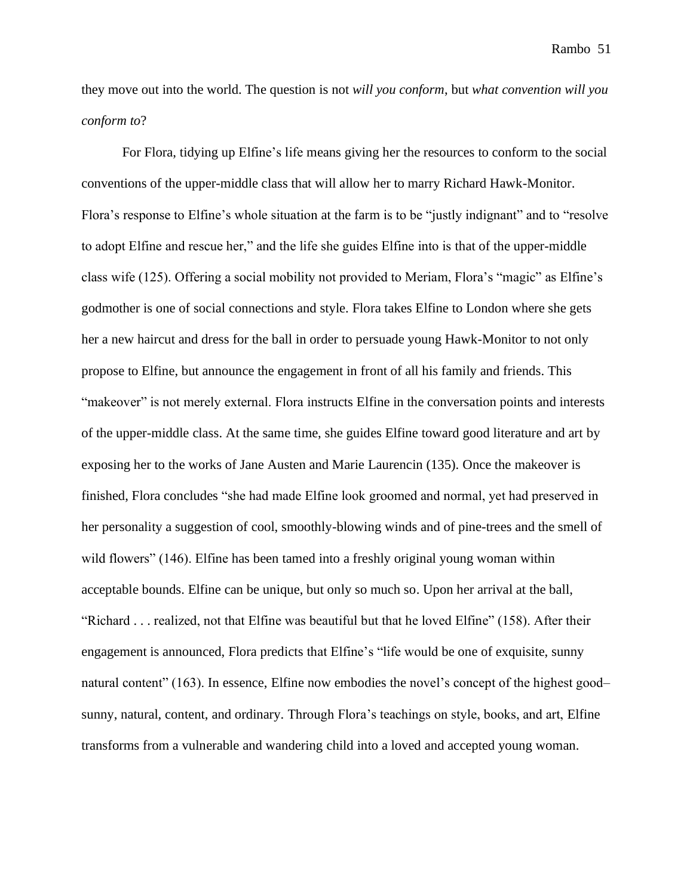they move out into the world. The question is not *will you conform*, but *what convention will you conform to*?

For Flora, tidying up Elfine's life means giving her the resources to conform to the social conventions of the upper-middle class that will allow her to marry Richard Hawk-Monitor. Flora's response to Elfine's whole situation at the farm is to be "justly indignant" and to "resolve to adopt Elfine and rescue her," and the life she guides Elfine into is that of the upper-middle class wife (125). Offering a social mobility not provided to Meriam, Flora's "magic" as Elfine's godmother is one of social connections and style. Flora takes Elfine to London where she gets her a new haircut and dress for the ball in order to persuade young Hawk-Monitor to not only propose to Elfine, but announce the engagement in front of all his family and friends. This "makeover" is not merely external. Flora instructs Elfine in the conversation points and interests of the upper-middle class. At the same time, she guides Elfine toward good literature and art by exposing her to the works of Jane Austen and Marie Laurencin (135). Once the makeover is finished, Flora concludes "she had made Elfine look groomed and normal, yet had preserved in her personality a suggestion of cool, smoothly-blowing winds and of pine-trees and the smell of wild flowers" (146). Elfine has been tamed into a freshly original young woman within acceptable bounds. Elfine can be unique, but only so much so. Upon her arrival at the ball, "Richard . . . realized, not that Elfine was beautiful but that he loved Elfine" (158). After their engagement is announced, Flora predicts that Elfine's "life would be one of exquisite, sunny natural content" (163). In essence, Elfine now embodies the novel's concept of the highest good–sunny, natural, content, and ordinary. Through Flora's teachings on style, books, and art, Elfine transforms from a vulnerable and wandering child into a loved and accepted young woman.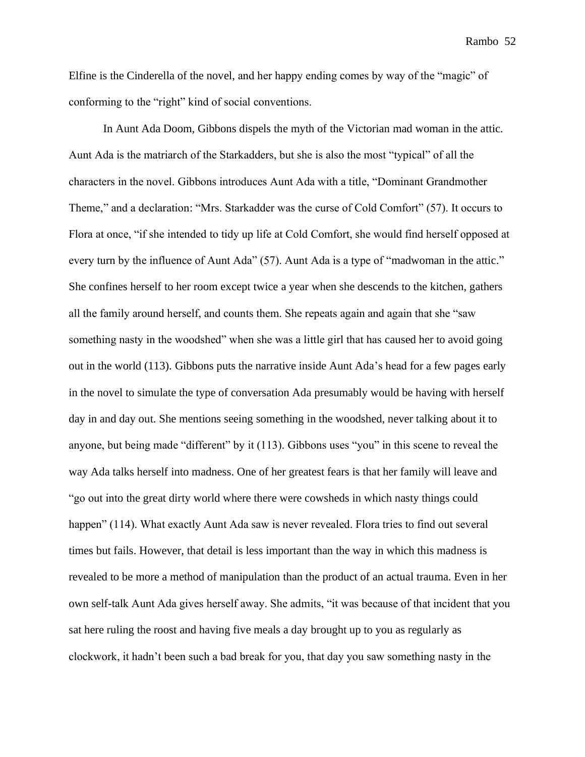Elfine is the Cinderella of the novel, and her happy ending comes by way of the "magic" of conforming to the "right" kind of social conventions.

In Aunt Ada Doom, Gibbons dispels the myth of the Victorian mad woman in the attic. Aunt Ada is the matriarch of the Starkadders, but she is also the most "typical" of all the characters in the novel. Gibbons introduces Aunt Ada with a title, "Dominant Grandmother Theme," and a declaration: "Mrs. Starkadder was the curse of Cold Comfort" (57). It occurs to Flora at once, "if she intended to tidy up life at Cold Comfort, she would find herself opposed at every turn by the influence of Aunt Ada" (57). Aunt Ada is a type of "madwoman in the attic." She confines herself to her room except twice a year when she descends to the kitchen, gathers all the family around herself, and counts them. She repeats again and again that she "saw something nasty in the woodshed" when she was a little girl that has caused her to avoid going out in the world (113). Gibbons puts the narrative inside Aunt Ada's head for a few pages early in the novel to simulate the type of conversation Ada presumably would be having with herself day in and day out. She mentions seeing something in the woodshed, never talking about it to anyone, but being made "different" by it (113). Gibbons uses "you" in this scene to reveal the way Ada talks herself into madness. One of her greatest fears is that her family will leave and "go out into the great dirty world where there were cowsheds in which nasty things could happen" (114). What exactly Aunt Ada saw is never revealed. Flora tries to find out several times but fails. However, that detail is less important than the way in which this madness is revealed to be more a method of manipulation than the product of an actual trauma. Even in her own self-talk Aunt Ada gives herself away. She admits, "it was because of that incident that you sat here ruling the roost and having five meals a day brought up to you as regularly as clockwork, it hadn't been such a bad break for you, that day you saw something nasty in the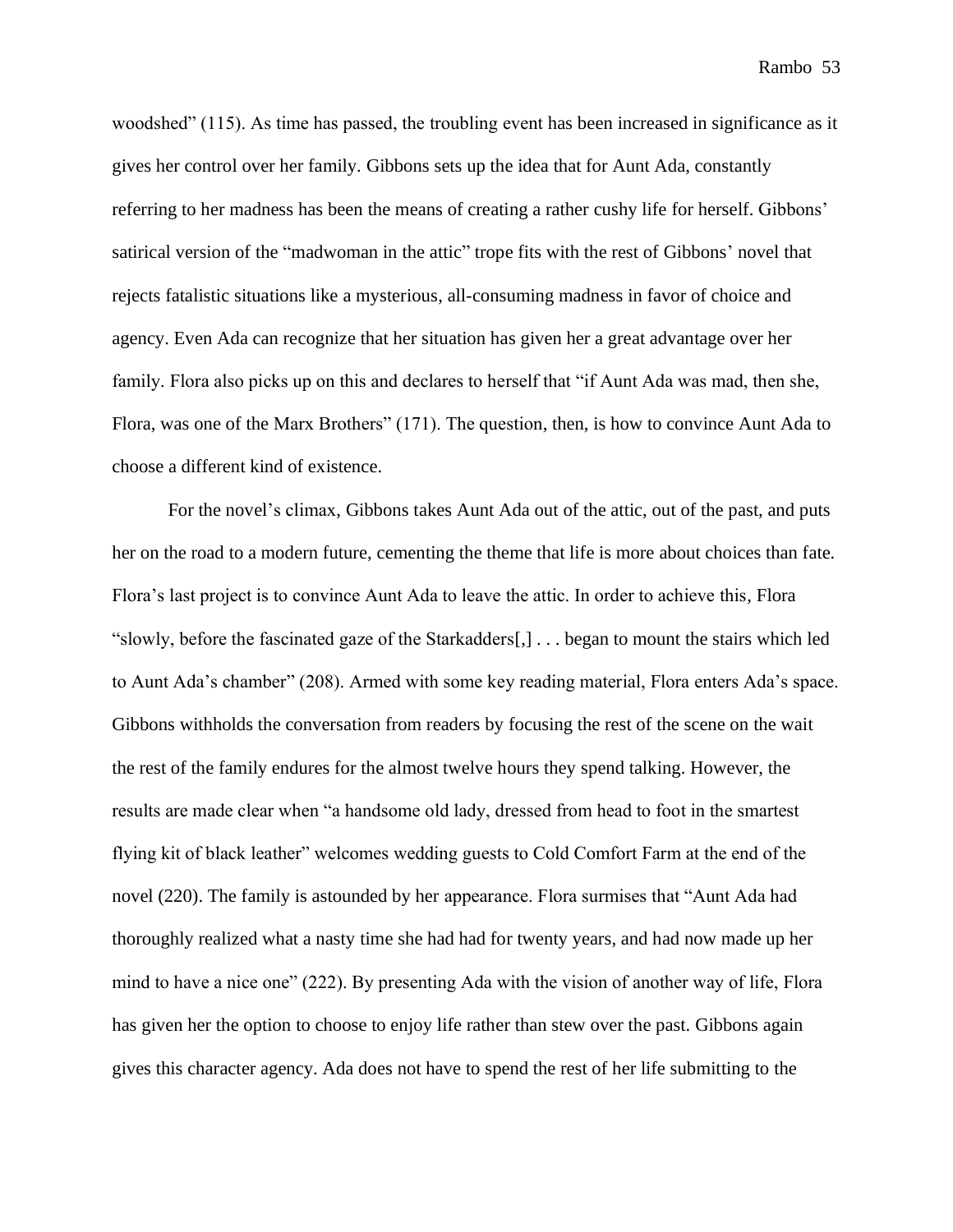woodshed" (115). As time has passed, the troubling event has been increased in significance as it gives her control over her family. Gibbons sets up the idea that for Aunt Ada, constantly referring to her madness has been the means of creating a rather cushy life for herself. Gibbons' satirical version of the "madwoman in the attic" trope fits with the rest of Gibbons' novel that rejects fatalistic situations like a mysterious, all-consuming madness in favor of choice and agency. Even Ada can recognize that her situation has given her a great advantage over her family. Flora also picks up on this and declares to herself that "if Aunt Ada was mad, then she, Flora, was one of the Marx Brothers" (171). The question, then, is how to convince Aunt Ada to choose a different kind of existence.

For the novel's climax, Gibbons takes Aunt Ada out of the attic, out of the past, and puts her on the road to a modern future, cementing the theme that life is more about choices than fate. Flora's last project is to convince Aunt Ada to leave the attic. In order to achieve this, Flora "slowly, before the fascinated gaze of the Starkadders[,] . . . began to mount the stairs which led to Aunt Ada's chamber" (208). Armed with some key reading material, Flora enters Ada's space. Gibbons withholds the conversation from readers by focusing the rest of the scene on the wait the rest of the family endures for the almost twelve hours they spend talking. However, the results are made clear when "a handsome old lady, dressed from head to foot in the smartest flying kit of black leather" welcomes wedding guests to Cold Comfort Farm at the end of the novel (220). The family is astounded by her appearance. Flora surmises that "Aunt Ada had thoroughly realized what a nasty time she had had for twenty years, and had now made up her mind to have a nice one" (222). By presenting Ada with the vision of another way of life, Flora has given her the option to choose to enjoy life rather than stew over the past. Gibbons again gives this character agency. Ada does not have to spend the rest of her life submitting to the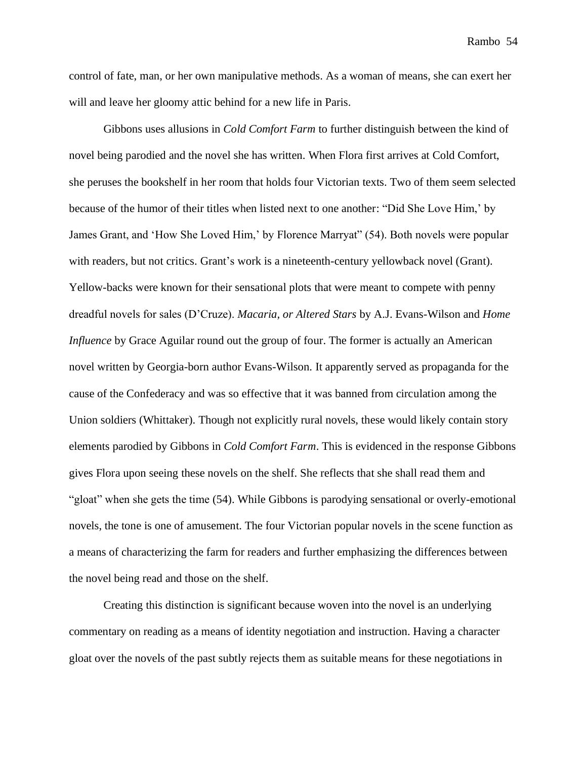control of fate, man, or her own manipulative methods. As a woman of means, she can exert her will and leave her gloomy attic behind for a new life in Paris.

Gibbons uses allusions in *Cold Comfort Farm* to further distinguish between the kind of novel being parodied and the novel she has written. When Flora first arrives at Cold Comfort, she peruses the bookshelf in her room that holds four Victorian texts. Two of them seem selected because of the humor of their titles when listed next to one another: "Did She Love Him,' by James Grant, and 'How She Loved Him,' by Florence Marryat" (54). Both novels were popular with readers, but not critics. Grant's work is a nineteenth-century yellowback novel (Grant). Yellow-backs were known for their sensational plots that were meant to compete with penny dreadful novels for sales (D'Cruze). *Macaria, or Altered Stars* by A.J. Evans-Wilson and *Home Influence* by Grace Aguilar round out the group of four. The former is actually an American novel written by Georgia-born author Evans-Wilson. It apparently served as propaganda for the cause of the Confederacy and was so effective that it was banned from circulation among the Union soldiers (Whittaker). Though not explicitly rural novels, these would likely contain story elements parodied by Gibbons in *Cold Comfort Farm*. This is evidenced in the response Gibbons gives Flora upon seeing these novels on the shelf. She reflects that she shall read them and "gloat" when she gets the time (54). While Gibbons is parodying sensational or overly-emotional novels, the tone is one of amusement. The four Victorian popular novels in the scene function as a means of characterizing the farm for readers and further emphasizing the differences between the novel being read and those on the shelf.

Creating this distinction is significant because woven into the novel is an underlying commentary on reading as a means of identity negotiation and instruction. Having a character gloat over the novels of the past subtly rejects them as suitable means for these negotiations in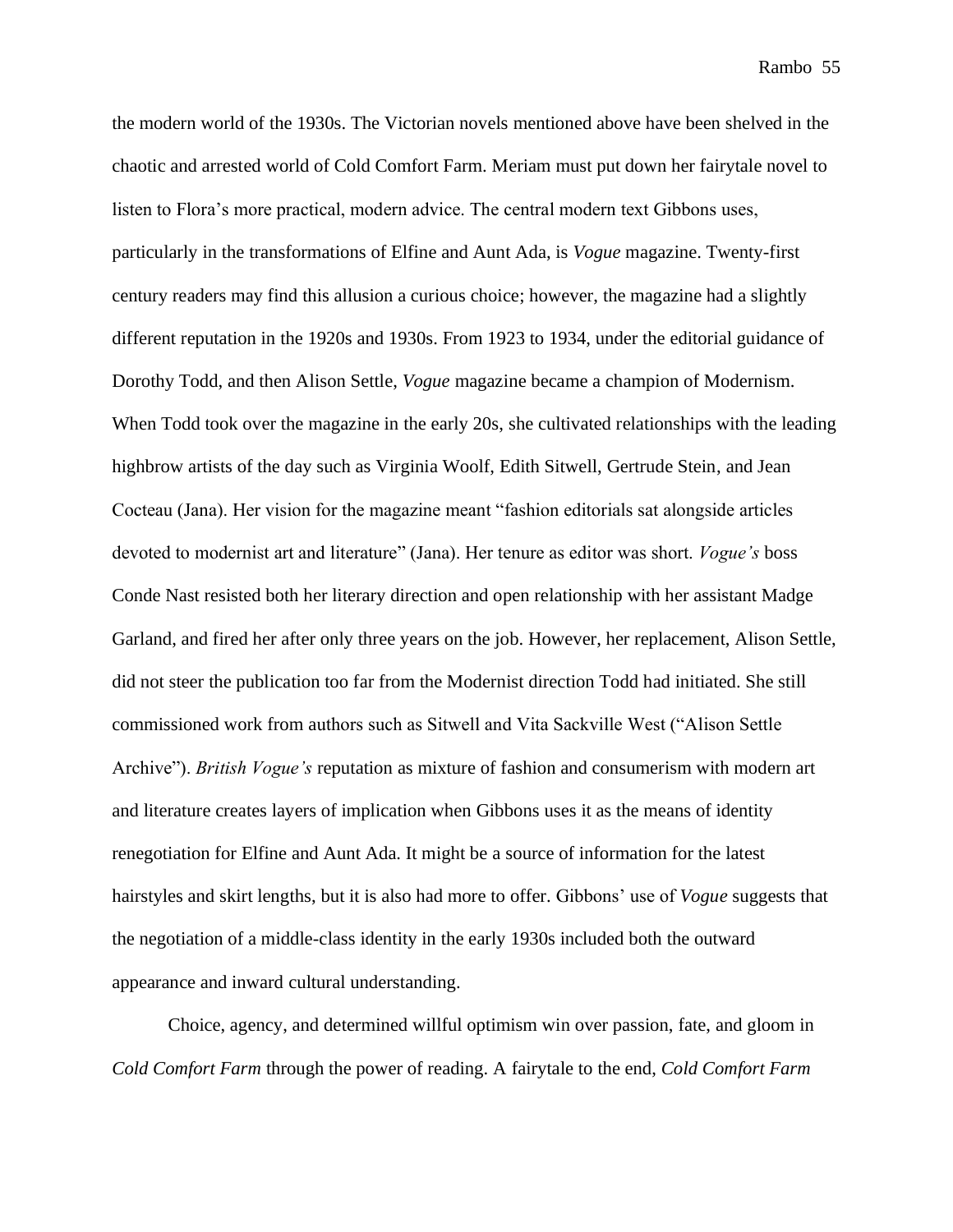the modern world of the 1930s. The Victorian novels mentioned above have been shelved in the chaotic and arrested world of Cold Comfort Farm. Meriam must put down her fairytale novel to listen to Flora's more practical, modern advice. The central modern text Gibbons uses, particularly in the transformations of Elfine and Aunt Ada, is *Vogue* magazine. Twenty-first century readers may find this allusion a curious choice; however, the magazine had a slightly different reputation in the 1920s and 1930s. From 1923 to 1934, under the editorial guidance of Dorothy Todd, and then Alison Settle, *Vogue* magazine became a champion of Modernism. When Todd took over the magazine in the early 20s, she cultivated relationships with the leading highbrow artists of the day such as Virginia Woolf, Edith Sitwell, Gertrude Stein, and Jean Cocteau (Jana). Her vision for the magazine meant "fashion editorials sat alongside articles devoted to modernist art and literature" (Jana). Her tenure as editor was short. *Vogue's* boss Conde Nast resisted both her literary direction and open relationship with her assistant Madge Garland, and fired her after only three years on the job. However, her replacement, Alison Settle, did not steer the publication too far from the Modernist direction Todd had initiated. She still commissioned work from authors such as Sitwell and Vita Sackville West ("Alison Settle Archive"). *British Vogue's* reputation as mixture of fashion and consumerism with modern art and literature creates layers of implication when Gibbons uses it as the means of identity renegotiation for Elfine and Aunt Ada. It might be a source of information for the latest hairstyles and skirt lengths, but it is also had more to offer. Gibbons' use of *Vogue* suggests that the negotiation of a middle-class identity in the early 1930s included both the outward appearance and inward cultural understanding.

Choice, agency, and determined willful optimism win over passion, fate, and gloom in *Cold Comfort Farm* through the power of reading. A fairytale to the end, *Cold Comfort Farm*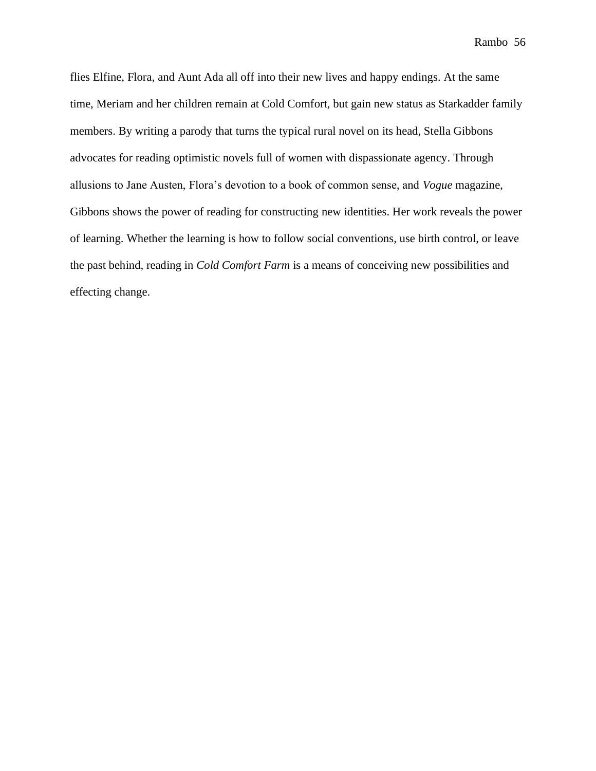flies Elfine, Flora, and Aunt Ada all off into their new lives and happy endings. At the same time, Meriam and her children remain at Cold Comfort, but gain new status as Starkadder family members. By writing a parody that turns the typical rural novel on its head, Stella Gibbons advocates for reading optimistic novels full of women with dispassionate agency. Through allusions to Jane Austen, Flora's devotion to a book of common sense, and *Vogue* magazine, Gibbons shows the power of reading for constructing new identities. Her work reveals the power of learning. Whether the learning is how to follow social conventions, use birth control, or leave the past behind, reading in *Cold Comfort Farm* is a means of conceiving new possibilities and effecting change.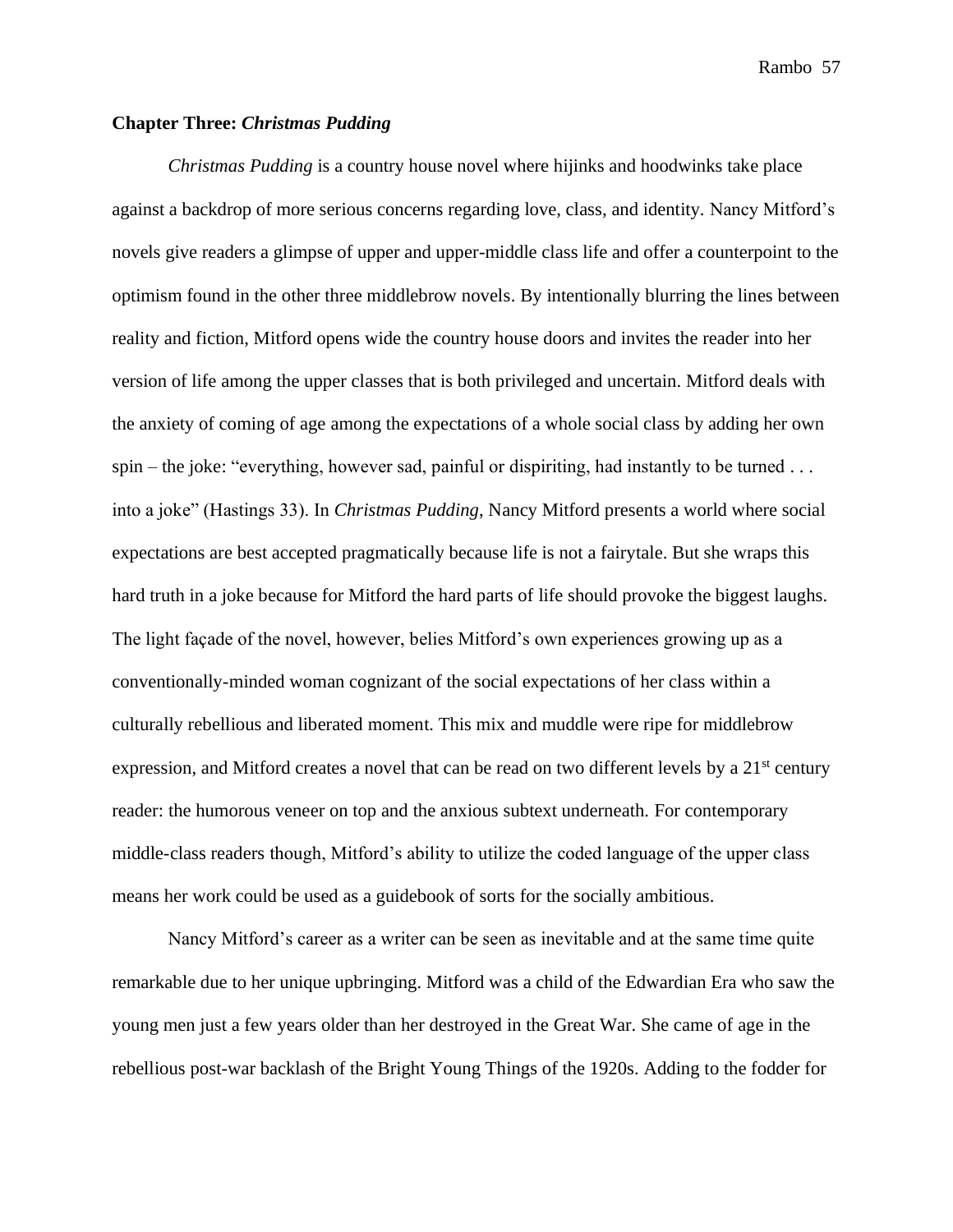## Chapter Three: *Christmas Pudding*

*Christmas Pudding* is a country house novel where hijinks and hoodwinks take place against a backdrop of more serious concerns regarding love, class, and identity. Nancy Mitford's novels give readers a glimpse of upper and upper-middle class life and offer a counterpoint to the optimism found in the other three middlebrow novels. By intentionally blurring the lines between reality and fiction, Mitford opens wide the country house doors and invites the reader into her version of life among the upper classes that is both privileged and uncertain. Mitford deals with the anxiety of coming of age among the expectations of a whole social class by adding her own spin – the joke: "everything, however sad, painful or dispiriting, had instantly to be turned . . . into a joke" (Hastings 33). In *Christmas Pudding*, Nancy Mitford presents a world where social expectations are best accepted pragmatically because life is not a fairytale. But she wraps this hard truth in a joke because for Mitford the hard parts of life should provoke the biggest laughs. The light façade of the novel, however, belies Mitford's own experiences growing up as a conventionally-minded woman cognizant of the social expectations of her class within a culturally rebellious and liberated moment. This mix and muddle were ripe for middlebrow expression, and Mitford creates a novel that can be read on two different levels by a 21st century reader: the humorous veneer on top and the anxious subtext underneath. For contemporary middle-class readers though, Mitford's ability to utilize the coded language of the upper class means her work could be used as a guidebook of sorts for the socially ambitious.

Nancy Mitford's career as a writer can be seen as inevitable and at the same time quite remarkable due to her unique upbringing. Mitford was a child of the Edwardian Era who saw the young men just a few years older than her destroyed in the Great War. She came of age in the rebellious post-war backlash of the Bright Young Things of the 1920s. Adding to the fodder for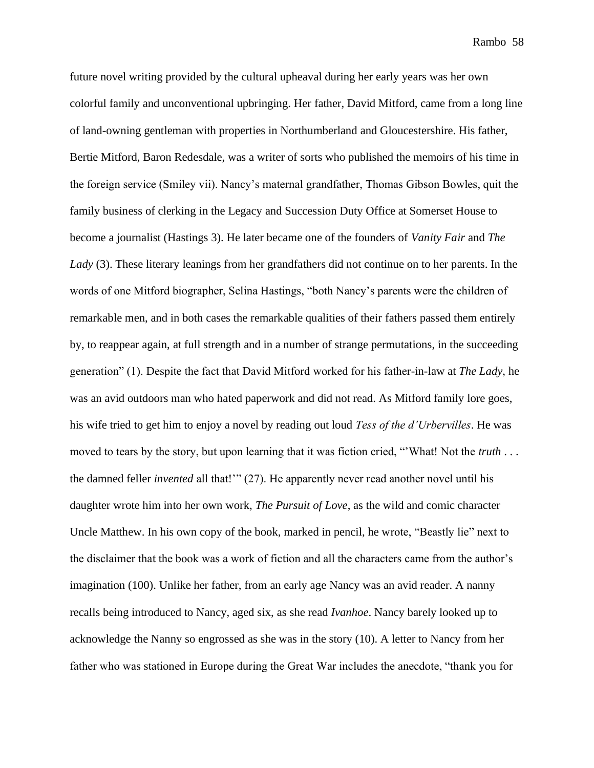future novel writing provided by the cultural upheaval during her early years was her own colorful family and unconventional upbringing. Her father, David Mitford, came from a long line of land-owning gentleman with properties in Northumberland and Gloucestershire. His father, Bertie Mitford, Baron Redesdale, was a writer of sorts who published the memoirs of his time in the foreign service (Smiley vii). Nancy's maternal grandfather, Thomas Gibson Bowles, quit the family business of clerking in the Legacy and Succession Duty Office at Somerset House to become a journalist (Hastings 3). He later became one of the founders of *Vanity Fair* and *The Lady* (3). These literary leanings from her grandfathers did not continue on to her parents. In the words of one Mitford biographer, Selina Hastings, "both Nancy's parents were the children of remarkable men, and in both cases the remarkable qualities of their fathers passed them entirely by, to reappear again, at full strength and in a number of strange permutations, in the succeeding generation" (1). Despite the fact that David Mitford worked for his father-in-law at *The Lady*, he was an avid outdoors man who hated paperwork and did not read. As Mitford family lore goes, his wife tried to get him to enjoy a novel by reading out loud *Tess of the d'Urbervilles*. He was moved to tears by the story, but upon learning that it was fiction cried, "'What! Not the *truth* . . . the damned feller *invented* all that!'" (27). He apparently never read another novel until his daughter wrote him into her own work, *The Pursuit of Love*, as the wild and comic character Uncle Matthew. In his own copy of the book, marked in pencil, he wrote, "Beastly lie" next to the disclaimer that the book was a work of fiction and all the characters came from the author's imagination (100). Unlike her father, from an early age Nancy was an avid reader. A nanny recalls being introduced to Nancy, aged six, as she read *Ivanhoe*. Nancy barely looked up to acknowledge the Nanny so engrossed as she was in the story (10). A letter to Nancy from her father who was stationed in Europe during the Great War includes the anecdote, "thank you for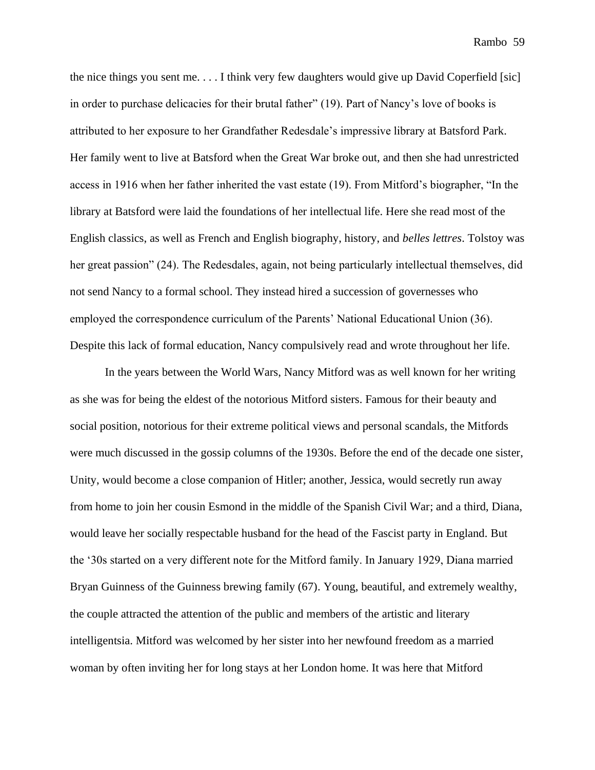the nice things you sent me. . . . I think very few daughters would give up David Coperfield [sic] in order to purchase delicacies for their brutal father" (19). Part of Nancy's love of books is attributed to her exposure to her Grandfather Redesdale's impressive library at Batsford Park. Her family went to live at Batsford when the Great War broke out, and then she had unrestricted access in 1916 when her father inherited the vast estate (19). From Mitford's biographer, "In the library at Batsford were laid the foundations of her intellectual life. Here she read most of the English classics, as well as French and English biography, history, and *belles lettres*. Tolstoy was her great passion" (24). The Redesdales, again, not being particularly intellectual themselves, did not send Nancy to a formal school. They instead hired a succession of governesses who employed the correspondence curriculum of the Parents' National Educational Union (36). Despite this lack of formal education, Nancy compulsively read and wrote throughout her life.

In the years between the World Wars, Nancy Mitford was as well known for her writing as she was for being the eldest of the notorious Mitford sisters. Famous for their beauty and social position, notorious for their extreme political views and personal scandals, the Mitfords were much discussed in the gossip columns of the 1930s. Before the end of the decade one sister, Unity, would become a close companion of Hitler; another, Jessica, would secretly run away from home to join her cousin Esmond in the middle of the Spanish Civil War; and a third, Diana, would leave her socially respectable husband for the head of the Fascist party in England. But the '30s started on a very different note for the Mitford family. In January 1929, Diana married Bryan Guinness of the Guinness brewing family (67). Young, beautiful, and extremely wealthy, the couple attracted the attention of the public and members of the artistic and literary intelligentsia. Mitford was welcomed by her sister into her newfound freedom as a married woman by often inviting her for long stays at her London home. It was here that Mitford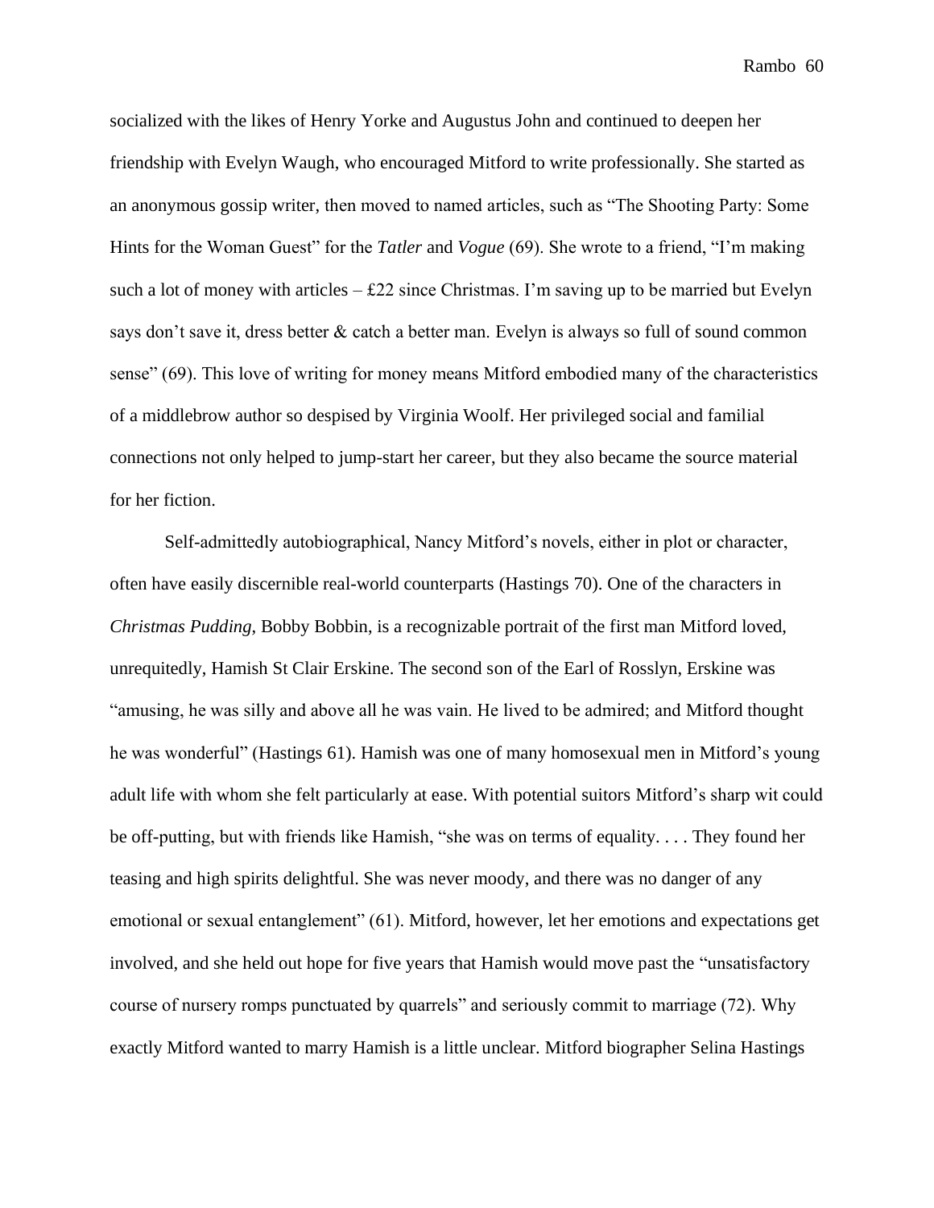socialized with the likes of Henry Yorke and Augustus John and continued to deepen her friendship with Evelyn Waugh, who encouraged Mitford to write professionally. She started as an anonymous gossip writer, then moved to named articles, such as "The Shooting Party: Some Hints for the Woman Guest" for the *Tatler* and *Vogue* (69). She wrote to a friend, "I'm making such a lot of money with articles – £22 since Christmas. I'm saving up to be married but Evelyn says don't save it, dress better & catch a better man. Evelyn is always so full of sound common sense" (69). This love of writing for money means Mitford embodied many of the characteristics of a middlebrow author so despised by Virginia Woolf. Her privileged social and familial connections not only helped to jump-start her career, but they also became the source material for her fiction.

Self-admittedly autobiographical, Nancy Mitford's novels, either in plot or character, often have easily discernible real-world counterparts (Hastings 70). One of the characters in *Christmas Pudding*, Bobby Bobbin, is a recognizable portrait of the first man Mitford loved, unrequitedly, Hamish St Clair Erskine. The second son of the Earl of Rosslyn, Erskine was "amusing, he was silly and above all he was vain. He lived to be admired; and Mitford thought he was wonderful" (Hastings 61). Hamish was one of many homosexual men in Mitford's young adult life with whom she felt particularly at ease. With potential suitors Mitford's sharp wit could be off-putting, but with friends like Hamish, "she was on terms of equality. . . . They found her teasing and high spirits delightful. She was never moody, and there was no danger of any emotional or sexual entanglement" (61). Mitford, however, let her emotions and expectations get involved, and she held out hope for five years that Hamish would move past the "unsatisfactory course of nursery romps punctuated by quarrels" and seriously commit to marriage (72). Why exactly Mitford wanted to marry Hamish is a little unclear. Mitford biographer Selina Hastings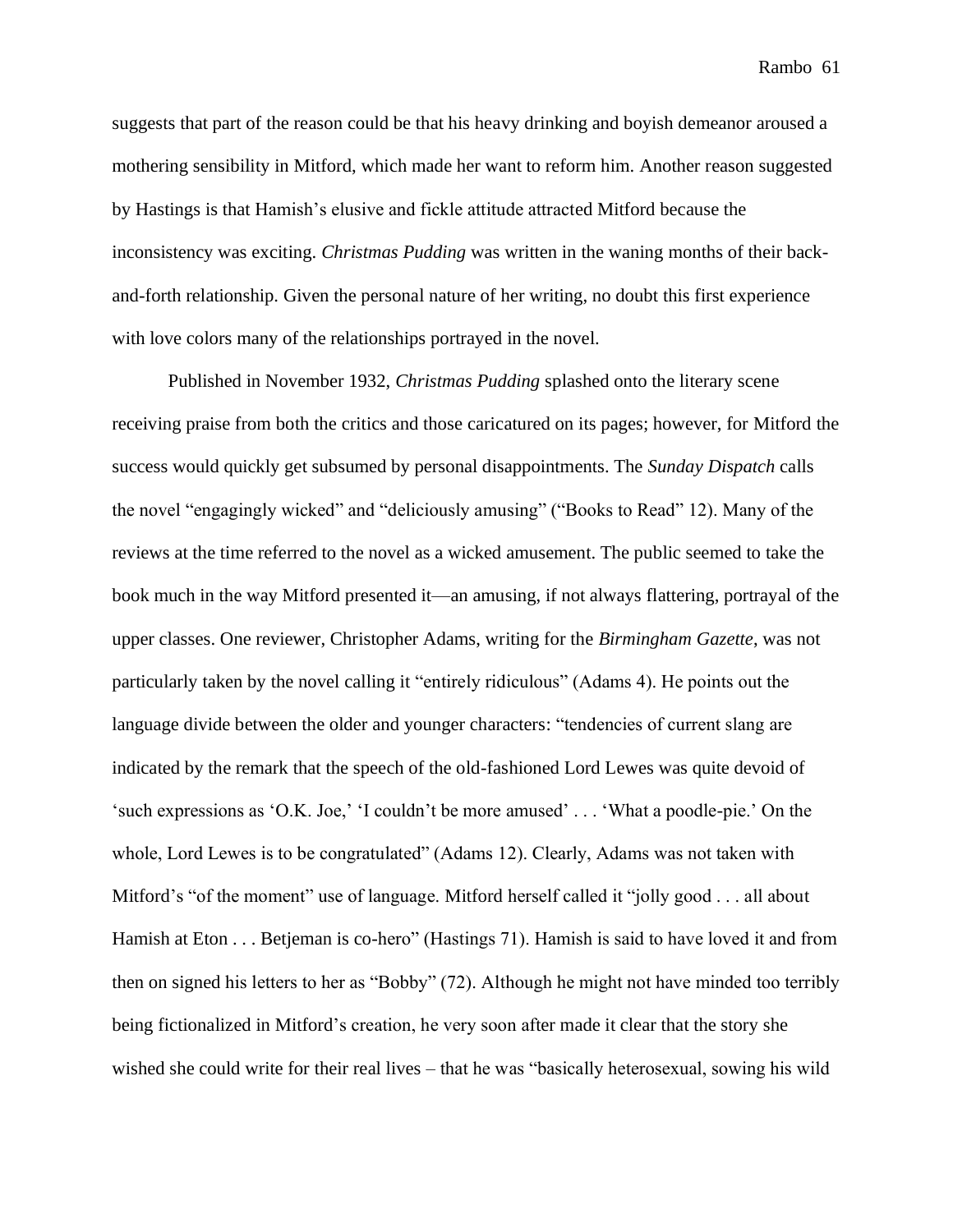suggests that part of the reason could be that his heavy drinking and boyish demeanor aroused a mothering sensibility in Mitford, which made her want to reform him. Another reason suggested by Hastings is that Hamish's elusive and fickle attitude attracted Mitford because the inconsistency was exciting. *Christmas Pudding* was written in the waning months of their back-and-forth relationship. Given the personal nature of her writing, no doubt this first experience with love colors many of the relationships portrayed in the novel.

Published in November 1932, *Christmas Pudding* splashed onto the literary scene receiving praise from both the critics and those caricatured on its pages; however, for Mitford the success would quickly get subsumed by personal disappointments. The *Sunday Dispatch* calls the novel "engagingly wicked" and "deliciously amusing" ("Books to Read" 12). Many of the reviews at the time referred to the novel as a wicked amusement. The public seemed to take the book much in the way Mitford presented it—an amusing, if not always flattering, portrayal of the upper classes. One reviewer, Christopher Adams, writing for the *Birmingham Gazette*, was not particularly taken by the novel calling it "entirely ridiculous" (Adams 4). He points out the language divide between the older and younger characters: "tendencies of current slang are indicated by the remark that the speech of the old-fashioned Lord Lewes was quite devoid of 'such expressions as 'O.K. Joe,' 'I couldn't be more amused' . . . 'What a poodle-pie.' On the whole, Lord Lewes is to be congratulated" (Adams 12). Clearly, Adams was not taken with Mitford's "of the moment" use of language. Mitford herself called it "jolly good . . . all about Hamish at Eton . . . Betjeman is co-hero" (Hastings 71). Hamish is said to have loved it and from then on signed his letters to her as "Bobby" (72). Although he might not have minded too terribly being fictionalized in Mitford's creation, he very soon after made it clear that the story she wished she could write for their real lives – that he was "basically heterosexual, sowing his wild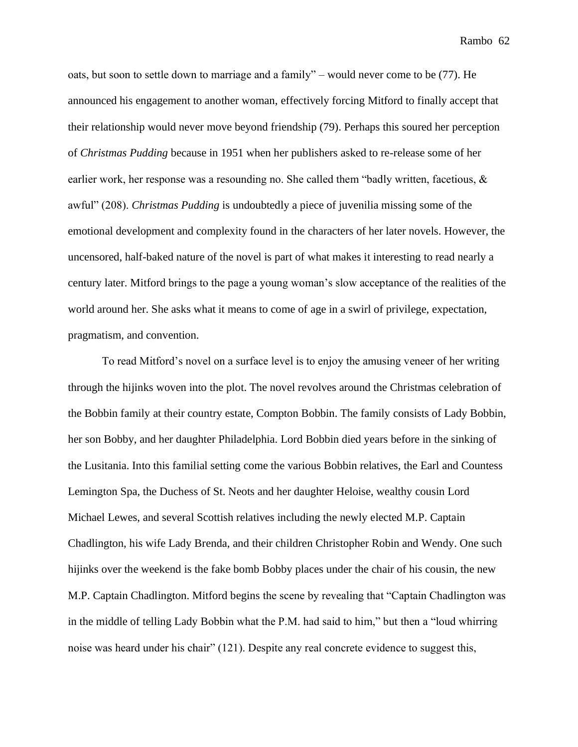oats, but soon to settle down to marriage and a family" – would never come to be (77). He announced his engagement to another woman, effectively forcing Mitford to finally accept that their relationship would never move beyond friendship (79). Perhaps this soured her perception of *Christmas Pudding* because in 1951 when her publishers asked to re-release some of her earlier work, her response was a resounding no. She called them "badly written, facetious, & awful" (208). *Christmas Pudding* is undoubtedly a piece of juvenilia missing some of the emotional development and complexity found in the characters of her later novels. However, the uncensored, half-baked nature of the novel is part of what makes it interesting to read nearly a century later. Mitford brings to the page a young woman's slow acceptance of the realities of the world around her. She asks what it means to come of age in a swirl of privilege, expectation, pragmatism, and convention.

To read Mitford's novel on a surface level is to enjoy the amusing veneer of her writing through the hijinks woven into the plot. The novel revolves around the Christmas celebration of the Bobbin family at their country estate, Compton Bobbin. The family consists of Lady Bobbin, her son Bobby, and her daughter Philadelphia. Lord Bobbin died years before in the sinking of the Lusitania. Into this familial setting come the various Bobbin relatives, the Earl and Countess Lemington Spa, the Duchess of St. Neots and her daughter Heloise, wealthy cousin Lord Michael Lewes, and several Scottish relatives including the newly elected M.P. Captain Chadlington, his wife Lady Brenda, and their children Christopher Robin and Wendy. One such hijinks over the weekend is the fake bomb Bobby places under the chair of his cousin, the new M.P. Captain Chadlington. Mitford begins the scene by revealing that "Captain Chadlington was in the middle of telling Lady Bobbin what the P.M. had said to him," but then a "loud whirring noise was heard under his chair" (121). Despite any real concrete evidence to suggest this,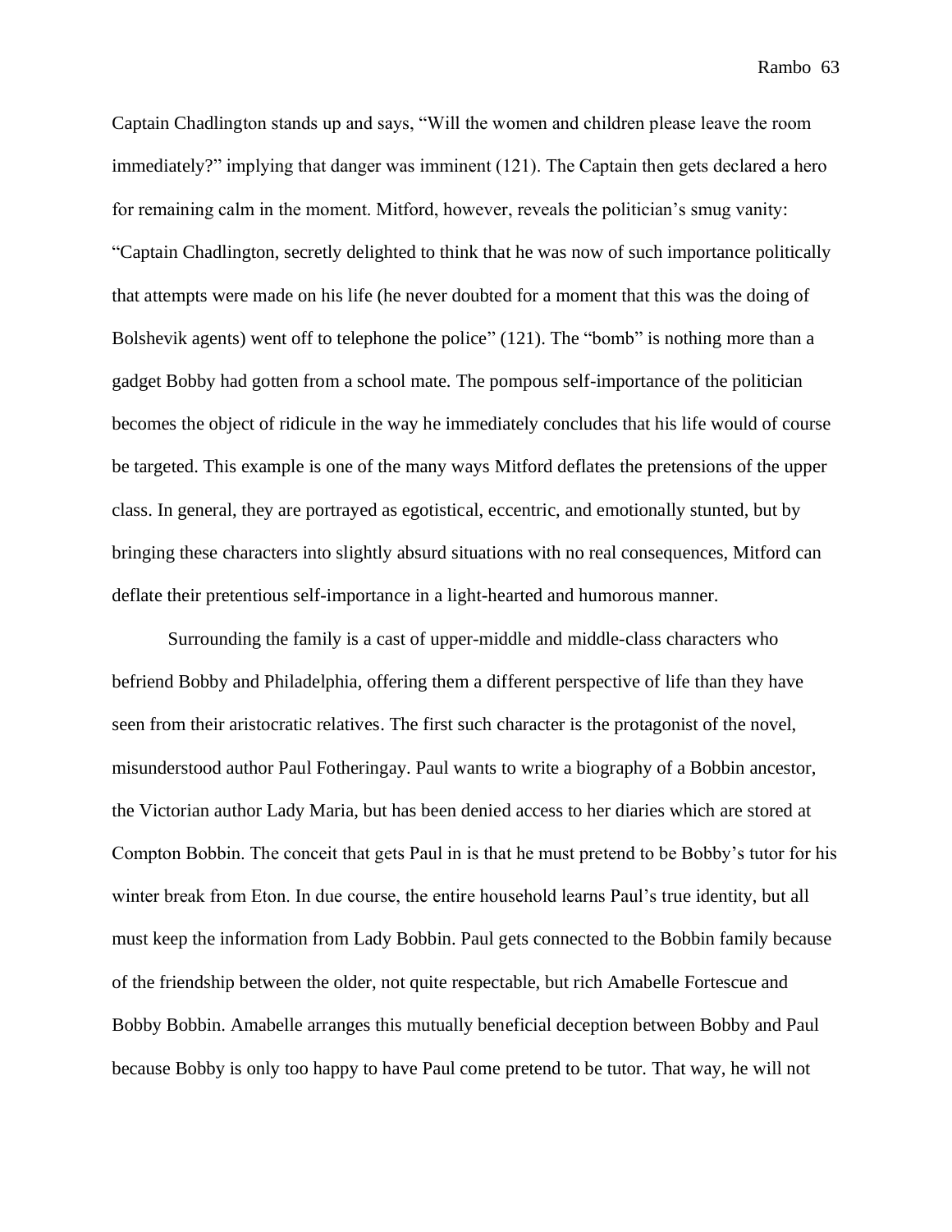Captain Chadlington stands up and says, "Will the women and children please leave the room immediately?" implying that danger was imminent (121). The Captain then gets declared a hero for remaining calm in the moment. Mitford, however, reveals the politician's smug vanity: "Captain Chadlington, secretly delighted to think that he was now of such importance politically that attempts were made on his life (he never doubted for a moment that this was the doing of Bolshevik agents) went off to telephone the police" (121). The "bomb" is nothing more than a gadget Bobby had gotten from a school mate. The pompous self-importance of the politician becomes the object of ridicule in the way he immediately concludes that his life would of course be targeted. This example is one of the many ways Mitford deflates the pretensions of the upper class. In general, they are portrayed as egotistical, eccentric, and emotionally stunted, but by bringing these characters into slightly absurd situations with no real consequences, Mitford can deflate their pretentious self-importance in a light-hearted and humorous manner.

Surrounding the family is a cast of upper-middle and middle-class characters who befriend Bobby and Philadelphia, offering them a different perspective of life than they have seen from their aristocratic relatives. The first such character is the protagonist of the novel, misunderstood author Paul Fotheringay. Paul wants to write a biography of a Bobbin ancestor, the Victorian author Lady Maria, but has been denied access to her diaries which are stored at Compton Bobbin. The conceit that gets Paul in is that he must pretend to be Bobby's tutor for his winter break from Eton. In due course, the entire household learns Paul's true identity, but all must keep the information from Lady Bobbin. Paul gets connected to the Bobbin family because of the friendship between the older, not quite respectable, but rich Amabelle Fortescue and Bobby Bobbin. Amabelle arranges this mutually beneficial deception between Bobby and Paul because Bobby is only too happy to have Paul come pretend to be tutor. That way, he will not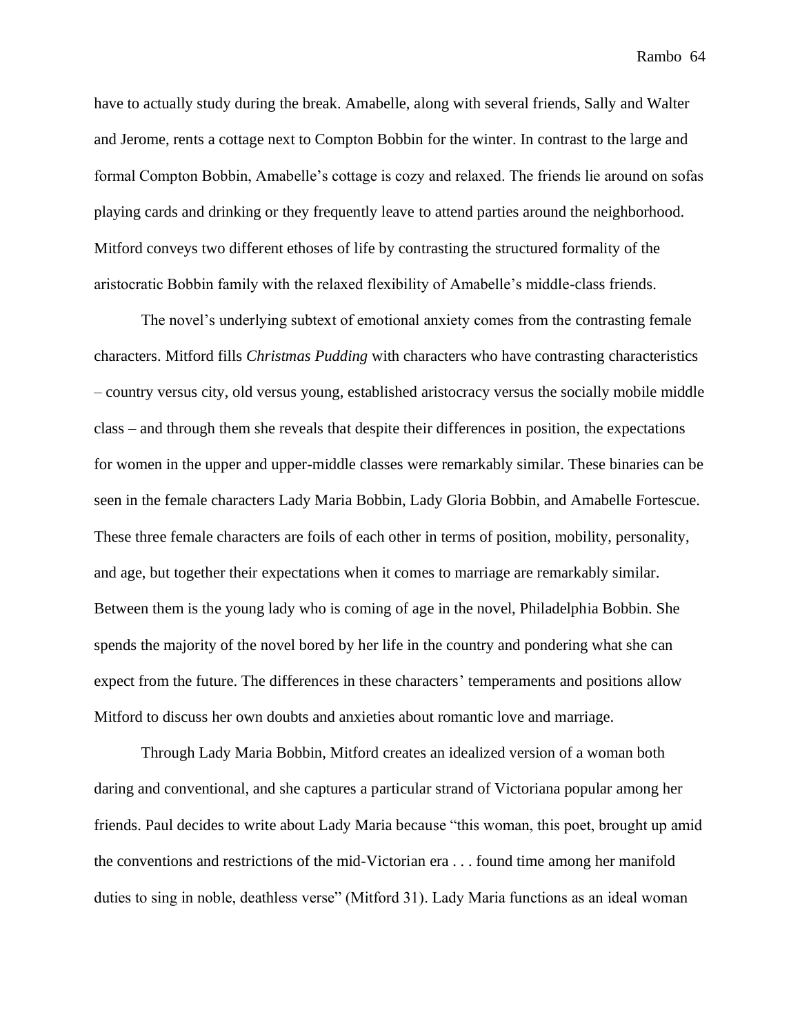have to actually study during the break. Amabelle, along with several friends, Sally and Walter and Jerome, rents a cottage next to Compton Bobbin for the winter. In contrast to the large and formal Compton Bobbin, Amabelle's cottage is cozy and relaxed. The friends lie around on sofas playing cards and drinking or they frequently leave to attend parties around the neighborhood. Mitford conveys two different ethoses of life by contrasting the structured formality of the aristocratic Bobbin family with the relaxed flexibility of Amabelle's middle-class friends.

The novel's underlying subtext of emotional anxiety comes from the contrasting female characters. Mitford fills *Christmas Pudding* with characters who have contrasting characteristics – country versus city, old versus young, established aristocracy versus the socially mobile middle class – and through them she reveals that despite their differences in position, the expectations for women in the upper and upper-middle classes were remarkably similar. These binaries can be seen in the female characters Lady Maria Bobbin, Lady Gloria Bobbin, and Amabelle Fortescue. These three female characters are foils of each other in terms of position, mobility, personality, and age, but together their expectations when it comes to marriage are remarkably similar. Between them is the young lady who is coming of age in the novel, Philadelphia Bobbin. She spends the majority of the novel bored by her life in the country and pondering what she can expect from the future. The differences in these characters' temperaments and positions allow Mitford to discuss her own doubts and anxieties about romantic love and marriage.

Through Lady Maria Bobbin, Mitford creates an idealized version of a woman both daring and conventional, and she captures a particular strand of Victoriana popular among her friends. Paul decides to write about Lady Maria because "this woman, this poet, brought up amid the conventions and restrictions of the mid-Victorian era . . . found time among her manifold duties to sing in noble, deathless verse" (Mitford 31). Lady Maria functions as an ideal woman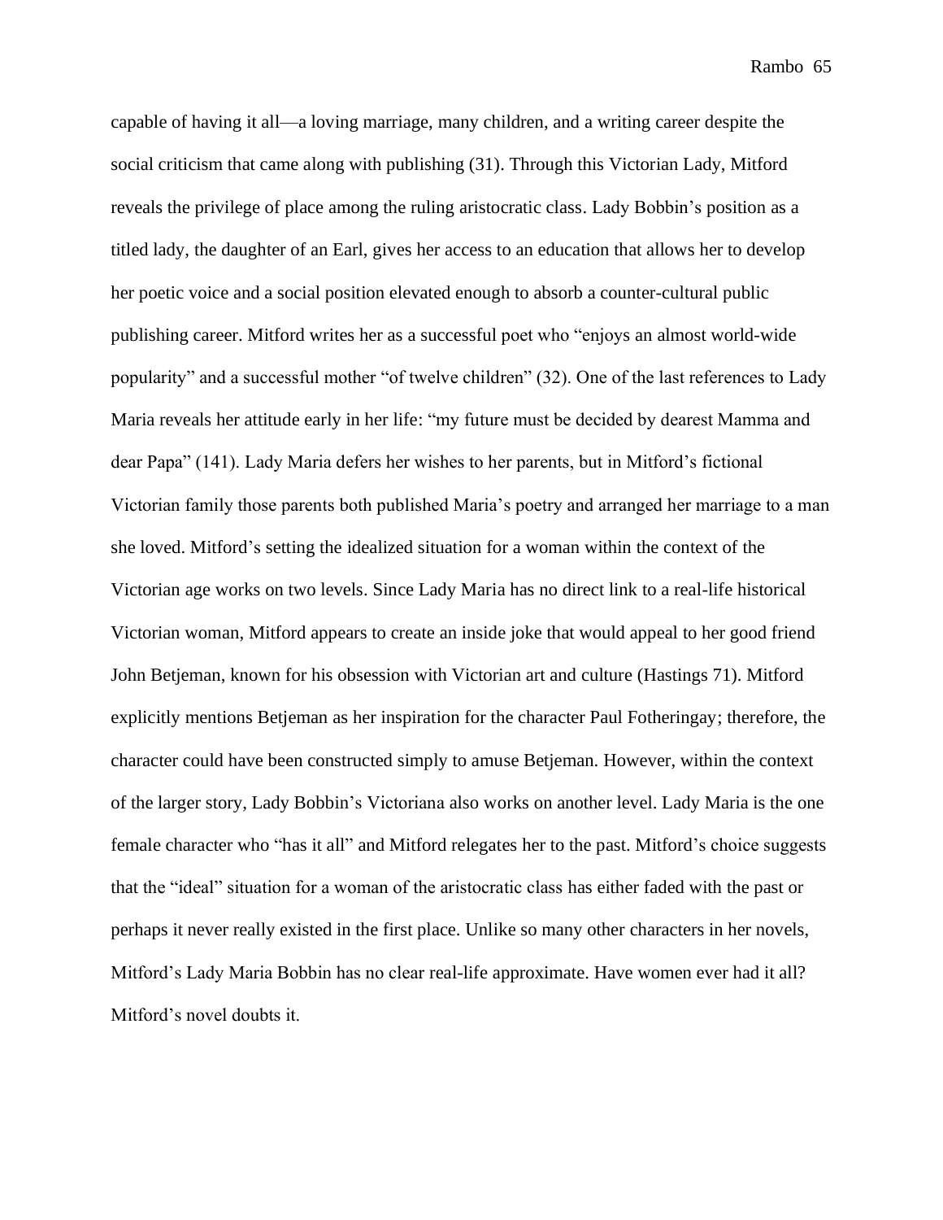capable of having it all—a loving marriage, many children, and a writing career despite the social criticism that came along with publishing (31). Through this Victorian Lady, Mitford reveals the privilege of place among the ruling aristocratic class. Lady Bobbin's position as a titled lady, the daughter of an Earl, gives her access to an education that allows her to develop her poetic voice and a social position elevated enough to absorb a counter-cultural public publishing career. Mitford writes her as a successful poet who "enjoys an almost world-wide popularity" and a successful mother "of twelve children" (32). One of the last references to Lady Maria reveals her attitude early in her life: "my future must be decided by dearest Mamma and dear Papa" (141). Lady Maria defers her wishes to her parents, but in Mitford's fictional Victorian family those parents both published Maria's poetry and arranged her marriage to a man she loved. Mitford's setting the idealized situation for a woman within the context of the Victorian age works on two levels. Since Lady Maria has no direct link to a real-life historical Victorian woman, Mitford appears to create an inside joke that would appeal to her good friend John Betjeman, known for his obsession with Victorian art and culture (Hastings 71). Mitford explicitly mentions Betjeman as her inspiration for the character Paul Fotheringay; therefore, the character could have been constructed simply to amuse Betjeman. However, within the context of the larger story, Lady Bobbin's Victoriana also works on another level. Lady Maria is the one female character who "has it all" and Mitford relegates her to the past. Mitford's choice suggests that the "ideal" situation for a woman of the aristocratic class has either faded with the past or perhaps it never really existed in the first place. Unlike so many other characters in her novels, Mitford's Lady Maria Bobbin has no clear real-life approximate. Have women ever had it all? Mitford's novel doubts it.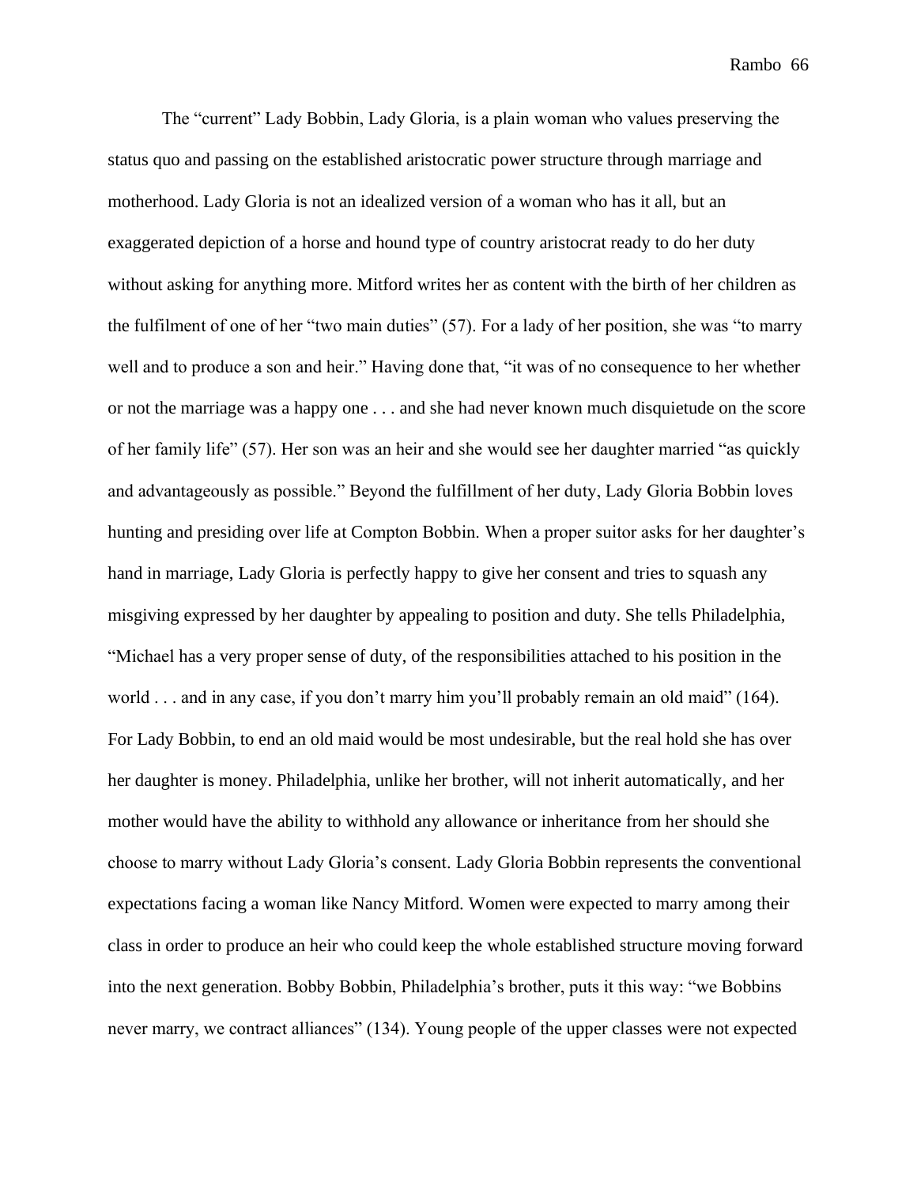The "current" Lady Bobbin, Lady Gloria, is a plain woman who values preserving the status quo and passing on the established aristocratic power structure through marriage and motherhood. Lady Gloria is not an idealized version of a woman who has it all, but an exaggerated depiction of a horse and hound type of country aristocrat ready to do her duty without asking for anything more. Mitford writes her as content with the birth of her children as the fulfilment of one of her "two main duties" (57). For a lady of her position, she was "to marry well and to produce a son and heir." Having done that, "it was of no consequence to her whether or not the marriage was a happy one . . . and she had never known much disquietude on the score of her family life" (57). Her son was an heir and she would see her daughter married "as quickly and advantageously as possible." Beyond the fulfillment of her duty, Lady Gloria Bobbin loves hunting and presiding over life at Compton Bobbin. When a proper suitor asks for her daughter's hand in marriage, Lady Gloria is perfectly happy to give her consent and tries to squash any misgiving expressed by her daughter by appealing to position and duty. She tells Philadelphia, "Michael has a very proper sense of duty, of the responsibilities attached to his position in the world . . . and in any case, if you don't marry him you'll probably remain an old maid" (164). For Lady Bobbin, to end an old maid would be most undesirable, but the real hold she has over her daughter is money. Philadelphia, unlike her brother, will not inherit automatically, and her mother would have the ability to withhold any allowance or inheritance from her should she choose to marry without Lady Gloria's consent. Lady Gloria Bobbin represents the conventional expectations facing a woman like Nancy Mitford. Women were expected to marry among their class in order to produce an heir who could keep the whole established structure moving forward into the next generation. Bobby Bobbin, Philadelphia's brother, puts it this way: "we Bobbins never marry, we contract alliances" (134). Young people of the upper classes were not expected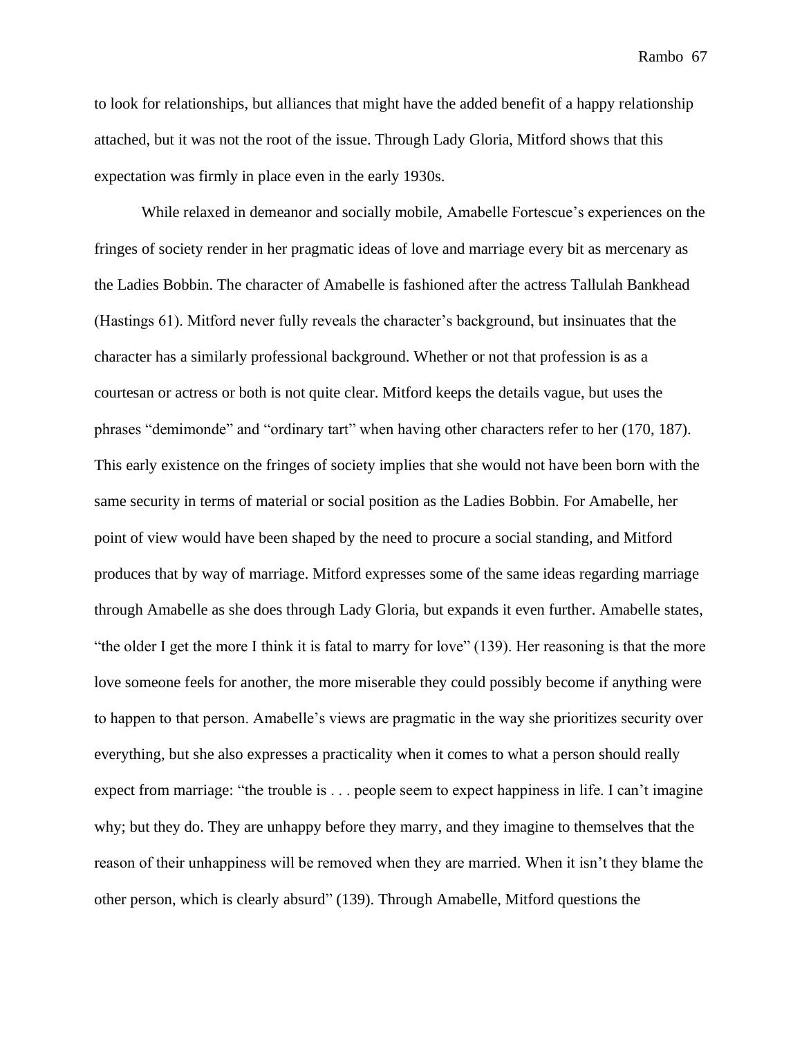to look for relationships, but alliances that might have the added benefit of a happy relationship attached, but it was not the root of the issue. Through Lady Gloria, Mitford shows that this expectation was firmly in place even in the early 1930s.

While relaxed in demeanor and socially mobile, Amabelle Fortescue's experiences on the fringes of society render in her pragmatic ideas of love and marriage every bit as mercenary as the Ladies Bobbin. The character of Amabelle is fashioned after the actress Tallulah Bankhead (Hastings 61). Mitford never fully reveals the character's background, but insinuates that the character has a similarly professional background. Whether or not that profession is as a courtesan or actress or both is not quite clear. Mitford keeps the details vague, but uses the phrases "demimonde" and "ordinary tart" when having other characters refer to her (170, 187). This early existence on the fringes of society implies that she would not have been born with the same security in terms of material or social position as the Ladies Bobbin. For Amabelle, her point of view would have been shaped by the need to procure a social standing, and Mitford produces that by way of marriage. Mitford expresses some of the same ideas regarding marriage through Amabelle as she does through Lady Gloria, but expands it even further. Amabelle states, "the older I get the more I think it is fatal to marry for love" (139). Her reasoning is that the more love someone feels for another, the more miserable they could possibly become if anything were to happen to that person. Amabelle's views are pragmatic in the way she prioritizes security over everything, but she also expresses a practicality when it comes to what a person should really expect from marriage: "the trouble is . . . people seem to expect happiness in life. I can't imagine why; but they do. They are unhappy before they marry, and they imagine to themselves that the reason of their unhappiness will be removed when they are married. When it isn't they blame the other person, which is clearly absurd" (139). Through Amabelle, Mitford questions the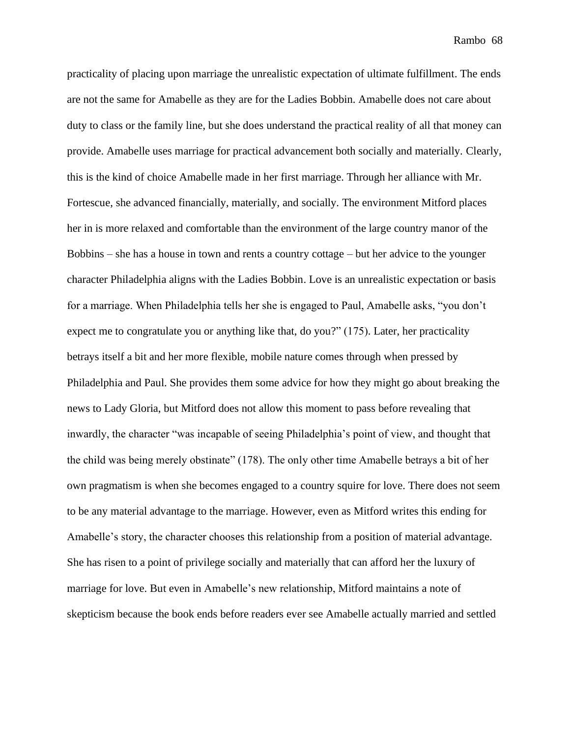practicality of placing upon marriage the unrealistic expectation of ultimate fulfillment. The ends are not the same for Amabelle as they are for the Ladies Bobbin. Amabelle does not care about duty to class or the family line, but she does understand the practical reality of all that money can provide. Amabelle uses marriage for practical advancement both socially and materially. Clearly, this is the kind of choice Amabelle made in her first marriage. Through her alliance with Mr. Fortescue, she advanced financially, materially, and socially. The environment Mitford places her in is more relaxed and comfortable than the environment of the large country manor of the Bobbins – she has a house in town and rents a country cottage – but her advice to the younger character Philadelphia aligns with the Ladies Bobbin. Love is an unrealistic expectation or basis for a marriage. When Philadelphia tells her she is engaged to Paul, Amabelle asks, "you don't expect me to congratulate you or anything like that, do you?" (175). Later, her practicality betrays itself a bit and her more flexible, mobile nature comes through when pressed by Philadelphia and Paul. She provides them some advice for how they might go about breaking the news to Lady Gloria, but Mitford does not allow this moment to pass before revealing that inwardly, the character "was incapable of seeing Philadelphia's point of view, and thought that the child was being merely obstinate" (178). The only other time Amabelle betrays a bit of her own pragmatism is when she becomes engaged to a country squire for love. There does not seem to be any material advantage to the marriage. However, even as Mitford writes this ending for Amabelle's story, the character chooses this relationship from a position of material advantage. She has risen to a point of privilege socially and materially that can afford her the luxury of marriage for love. But even in Amabelle's new relationship, Mitford maintains a note of skepticism because the book ends before readers ever see Amabelle actually married and settled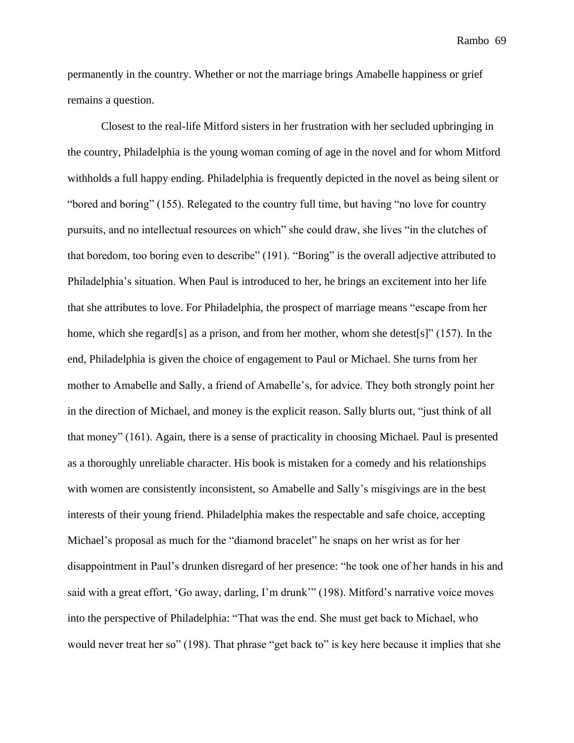permanently in the country. Whether or not the marriage brings Amabelle happiness or grief remains a question.

Closest to the real-life Mitford sisters in her frustration with her secluded upbringing in the country, Philadelphia is the young woman coming of age in the novel and for whom Mitford withholds a full happy ending. Philadelphia is frequently depicted in the novel as being silent or "bored and boring" (155). Relegated to the country full time, but having "no love for country pursuits, and no intellectual resources on which" she could draw, she lives "in the clutches of that boredom, too boring even to describe" (191). "Boring" is the overall adjective attributed to Philadelphia's situation. When Paul is introduced to her, he brings an excitement into her life that she attributes to love. For Philadelphia, the prospect of marriage means "escape from her home, which she regard[s] as a prison, and from her mother, whom she detest[s]" (157). In the end, Philadelphia is given the choice of engagement to Paul or Michael. She turns from her mother to Amabelle and Sally, a friend of Amabelle's, for advice. They both strongly point her in the direction of Michael, and money is the explicit reason. Sally blurts out, "just think of all that money" (161). Again, there is a sense of practicality in choosing Michael. Paul is presented as a thoroughly unreliable character. His book is mistaken for a comedy and his relationships with women are consistently inconsistent, so Amabelle and Sally's misgivings are in the best interests of their young friend. Philadelphia makes the respectable and safe choice, accepting Michael's proposal as much for the "diamond bracelet" he snaps on her wrist as for her disappointment in Paul's drunken disregard of her presence: "he took one of her hands in his and said with a great effort, 'Go away, darling, I'm drunk'" (198). Mitford's narrative voice moves into the perspective of Philadelphia: "That was the end. She must get back to Michael, who would never treat her so" (198). That phrase "get back to" is key here because it implies that she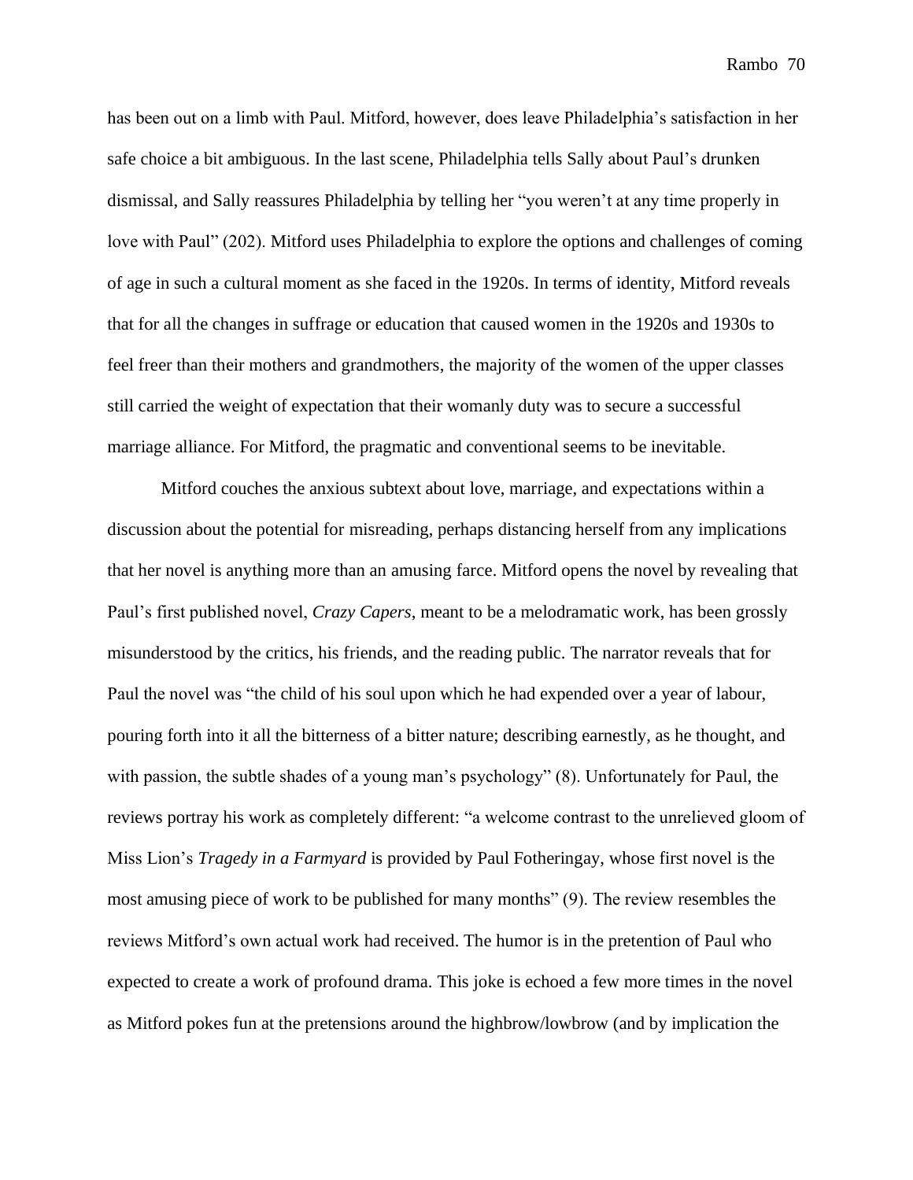has been out on a limb with Paul. Mitford, however, does leave Philadelphia's satisfaction in her safe choice a bit ambiguous. In the last scene, Philadelphia tells Sally about Paul's drunken dismissal, and Sally reassures Philadelphia by telling her "you weren't at any time properly in love with Paul" (202). Mitford uses Philadelphia to explore the options and challenges of coming of age in such a cultural moment as she faced in the 1920s. In terms of identity, Mitford reveals that for all the changes in suffrage or education that caused women in the 1920s and 1930s to feel freer than their mothers and grandmothers, the majority of the women of the upper classes still carried the weight of expectation that their womanly duty was to secure a successful marriage alliance. For Mitford, the pragmatic and conventional seems to be inevitable.

Mitford couches the anxious subtext about love, marriage, and expectations within a discussion about the potential for misreading, perhaps distancing herself from any implications that her novel is anything more than an amusing farce. Mitford opens the novel by revealing that Paul's first published novel, *Crazy Capers*, meant to be a melodramatic work, has been grossly misunderstood by the critics, his friends, and the reading public. The narrator reveals that for Paul the novel was "the child of his soul upon which he had expended over a year of labour, pouring forth into it all the bitterness of a bitter nature; describing earnestly, as he thought, and with passion, the subtle shades of a young man's psychology" (8). Unfortunately for Paul, the reviews portray his work as completely different: "a welcome contrast to the unrelieved gloom of Miss Lion's *Tragedy in a Farmyard* is provided by Paul Fotheringay, whose first novel is the most amusing piece of work to be published for many months" (9). The review resembles the reviews Mitford's own actual work had received. The humor is in the pretention of Paul who expected to create a work of profound drama. This joke is echoed a few more times in the novel as Mitford pokes fun at the pretensions around the highbrow/lowbrow (and by implication the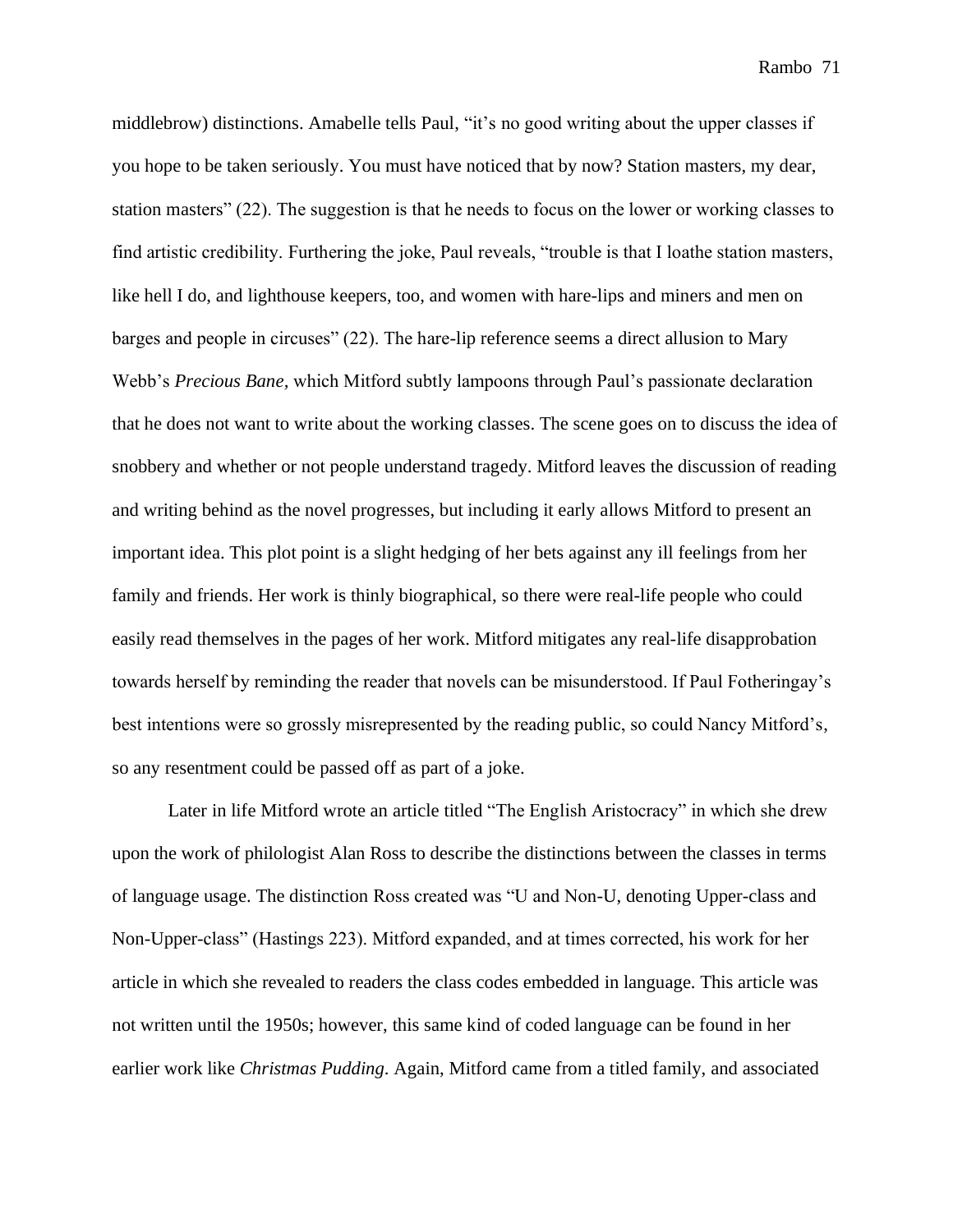middlebrow) distinctions. Amabelle tells Paul, "it's no good writing about the upper classes if you hope to be taken seriously. You must have noticed that by now? Station masters, my dear, station masters" (22). The suggestion is that he needs to focus on the lower or working classes to find artistic credibility. Furthering the joke, Paul reveals, "trouble is that I loathe station masters, like hell I do, and lighthouse keepers, too, and women with hare-lips and miners and men on barges and people in circuses" (22). The hare-lip reference seems a direct allusion to Mary Webb's *Precious Bane*, which Mitford subtly lampoons through Paul's passionate declaration that he does not want to write about the working classes. The scene goes on to discuss the idea of snobbery and whether or not people understand tragedy. Mitford leaves the discussion of reading and writing behind as the novel progresses, but including it early allows Mitford to present an important idea. This plot point is a slight hedging of her bets against any ill feelings from her family and friends. Her work is thinly biographical, so there were real-life people who could easily read themselves in the pages of her work. Mitford mitigates any real-life disapprobation towards herself by reminding the reader that novels can be misunderstood. If Paul Fotheringay's best intentions were so grossly misrepresented by the reading public, so could Nancy Mitford's, so any resentment could be passed off as part of a joke.

Later in life Mitford wrote an article titled "The English Aristocracy" in which she drew upon the work of philologist Alan Ross to describe the distinctions between the classes in terms of language usage. The distinction Ross created was "U and Non-U, denoting Upper-class and Non-Upper-class" (Hastings 223). Mitford expanded, and at times corrected, his work for her article in which she revealed to readers the class codes embedded in language. This article was not written until the 1950s; however, this same kind of coded language can be found in her earlier work like *Christmas Pudding*. Again, Mitford came from a titled family, and associated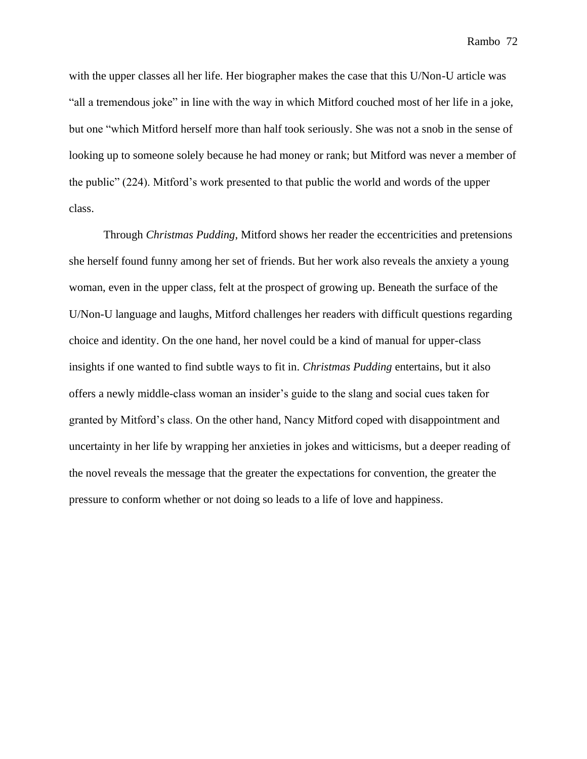with the upper classes all her life. Her biographer makes the case that this U/Non-U article was "all a tremendous joke" in line with the way in which Mitford couched most of her life in a joke, but one "which Mitford herself more than half took seriously. She was not a snob in the sense of looking up to someone solely because he had money or rank; but Mitford was never a member of the public" (224). Mitford's work presented to that public the world and words of the upper class.

Through *Christmas Pudding*, Mitford shows her reader the eccentricities and pretensions she herself found funny among her set of friends. But her work also reveals the anxiety a young woman, even in the upper class, felt at the prospect of growing up. Beneath the surface of the U/Non-U language and laughs, Mitford challenges her readers with difficult questions regarding choice and identity. On the one hand, her novel could be a kind of manual for upper-class insights if one wanted to find subtle ways to fit in. *Christmas Pudding* entertains, but it also offers a newly middle-class woman an insider's guide to the slang and social cues taken for granted by Mitford's class. On the other hand, Nancy Mitford coped with disappointment and uncertainty in her life by wrapping her anxieties in jokes and witticisms, but a deeper reading of the novel reveals the message that the greater the expectations for convention, the greater the pressure to conform whether or not doing so leads to a life of love and happiness.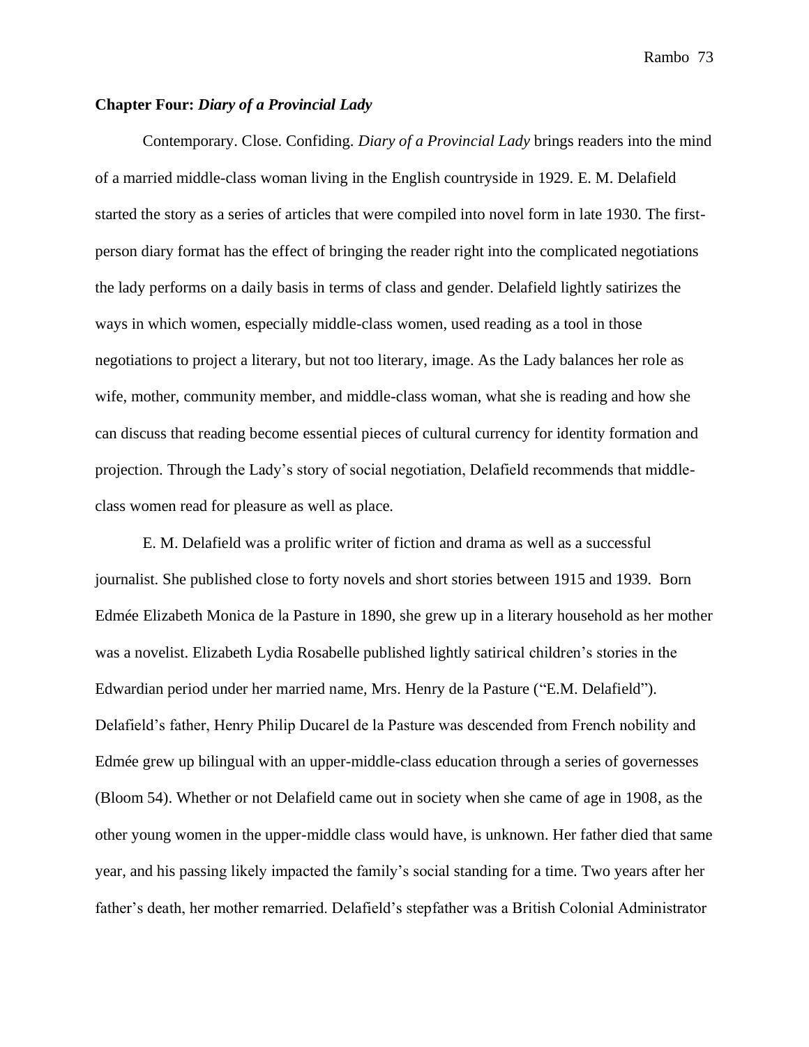## Chapter Four: *Diary of a Provincial Lady*

Contemporary. Close. Confiding. *Diary of a Provincial Lady* brings readers into the mind of a married middle-class woman living in the English countryside in 1929. E. M. Delafield started the story as a series of articles that were compiled into novel form in late 1930. The first-person diary format has the effect of bringing the reader right into the complicated negotiations the lady performs on a daily basis in terms of class and gender. Delafield lightly satirizes the ways in which women, especially middle-class women, used reading as a tool in those negotiations to project a literary, but not too literary, image. As the Lady balances her role as wife, mother, community member, and middle-class woman, what she is reading and how she can discuss that reading become essential pieces of cultural currency for identity formation and projection. Through the Lady's story of social negotiation, Delafield recommends that middle-class women read for pleasure as well as place.

E. M. Delafield was a prolific writer of fiction and drama as well as a successful journalist. She published close to forty novels and short stories between 1915 and 1939. Born Edmée Elizabeth Monica de la Pasture in 1890, she grew up in a literary household as her mother was a novelist. Elizabeth Lydia Rosabelle published lightly satirical children's stories in the Edwardian period under her married name, Mrs. Henry de la Pasture ("E.M. Delafield"). Delafield's father, Henry Philip Ducarel de la Pasture was descended from French nobility and Edmée grew up bilingual with an upper-middle-class education through a series of governesses (Bloom 54). Whether or not Delafield came out in society when she came of age in 1908, as the other young women in the upper-middle class would have, is unknown. Her father died that same year, and his passing likely impacted the family's social standing for a time. Two years after her father's death, her mother remarried. Delafield's stepfather was a British Colonial Administrator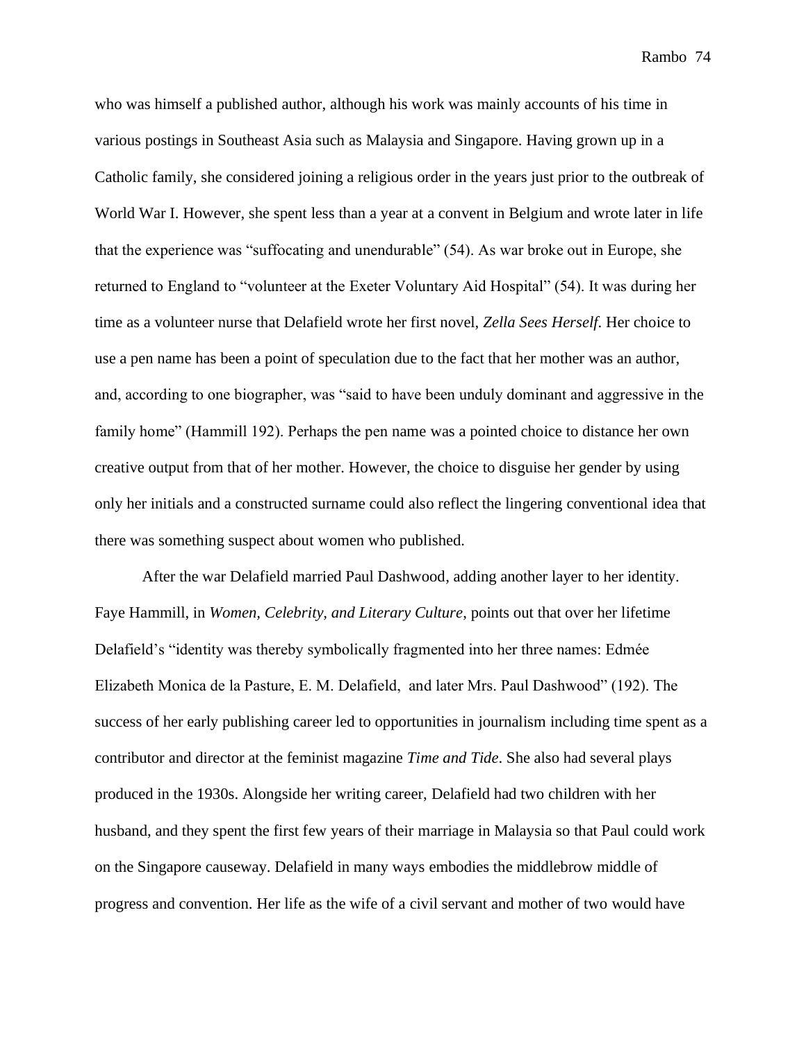who was himself a published author, although his work was mainly accounts of his time in various postings in Southeast Asia such as Malaysia and Singapore. Having grown up in a Catholic family, she considered joining a religious order in the years just prior to the outbreak of World War I. However, she spent less than a year at a convent in Belgium and wrote later in life that the experience was "suffocating and unendurable" (54). As war broke out in Europe, she returned to England to "volunteer at the Exeter Voluntary Aid Hospital" (54). It was during her time as a volunteer nurse that Delafield wrote her first novel, *Zella Sees Herself*. Her choice to use a pen name has been a point of speculation due to the fact that her mother was an author, and, according to one biographer, was "said to have been unduly dominant and aggressive in the family home" (Hammill 192). Perhaps the pen name was a pointed choice to distance her own creative output from that of her mother. However, the choice to disguise her gender by using only her initials and a constructed surname could also reflect the lingering conventional idea that there was something suspect about women who published.

After the war Delafield married Paul Dashwood, adding another layer to her identity. Faye Hammill, in *Women, Celebrity, and Literary Culture*, points out that over her lifetime Delafield's "identity was thereby symbolically fragmented into her three names: Edmée Elizabeth Monica de la Pasture, E. M. Delafield, and later Mrs. Paul Dashwood" (192). The success of her early publishing career led to opportunities in journalism including time spent as a contributor and director at the feminist magazine *Time and Tide*. She also had several plays produced in the 1930s. Alongside her writing career, Delafield had two children with her husband, and they spent the first few years of their marriage in Malaysia so that Paul could work on the Singapore causeway. Delafield in many ways embodies the middlebrow middle of progress and convention. Her life as the wife of a civil servant and mother of two would have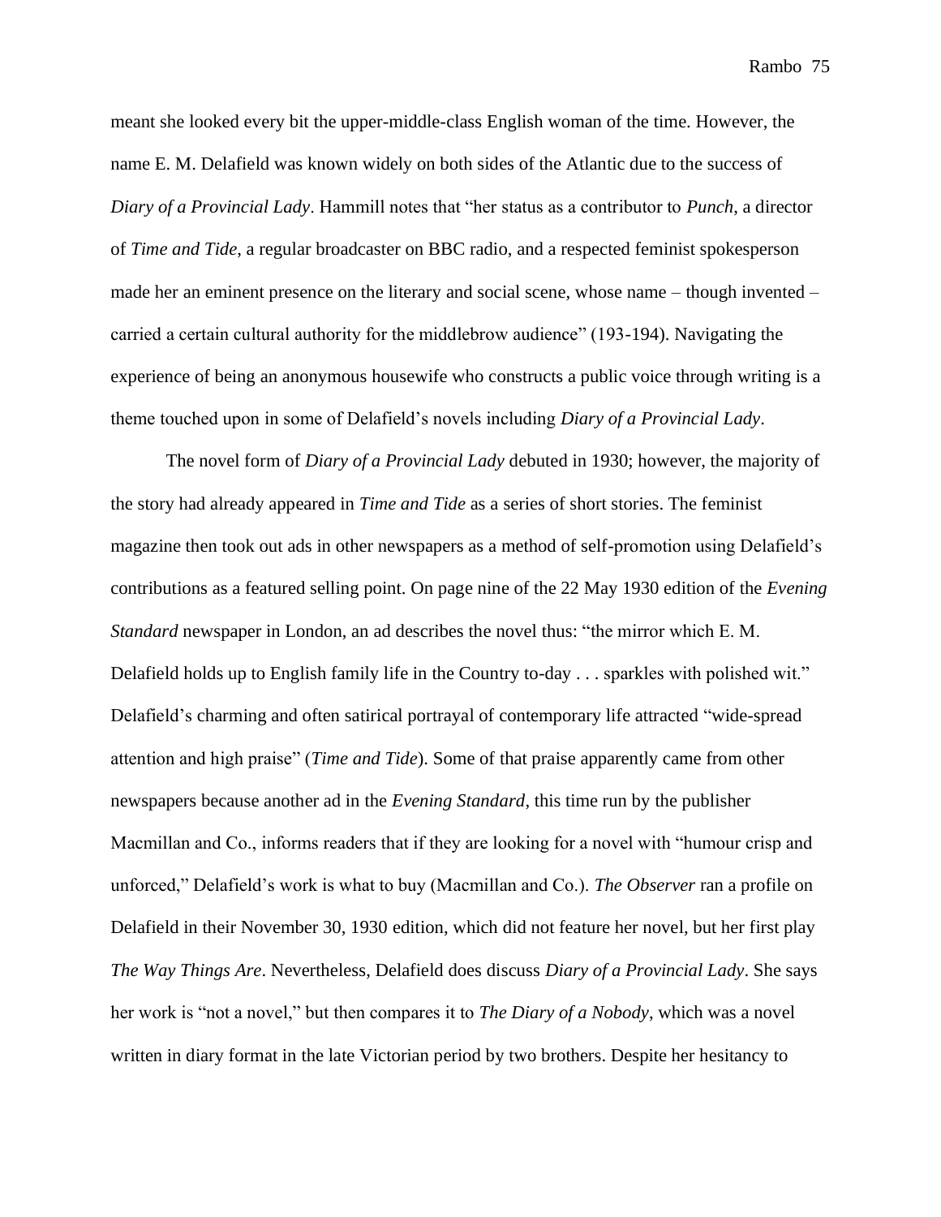meant she looked every bit the upper-middle-class English woman of the time. However, the name E. M. Delafield was known widely on both sides of the Atlantic due to the success of *Diary of a Provincial Lady*. Hammill notes that "her status as a contributor to *Punch*, a director of *Time and Tide*, a regular broadcaster on BBC radio, and a respected feminist spokesperson made her an eminent presence on the literary and social scene, whose name – though invented – carried a certain cultural authority for the middlebrow audience" (193-194). Navigating the experience of being an anonymous housewife who constructs a public voice through writing is a theme touched upon in some of Delafield's novels including *Diary of a Provincial Lady*.

The novel form of *Diary of a Provincial Lady* debuted in 1930; however, the majority of the story had already appeared in *Time and Tide* as a series of short stories. The feminist magazine then took out ads in other newspapers as a method of self-promotion using Delafield's contributions as a featured selling point. On page nine of the 22 May 1930 edition of the *Evening Standard* newspaper in London, an ad describes the novel thus: "the mirror which E. M. Delafield holds up to English family life in the Country to-day . . . sparkles with polished wit." Delafield's charming and often satirical portrayal of contemporary life attracted "wide-spread attention and high praise" (*Time and Tide*). Some of that praise apparently came from other newspapers because another ad in the *Evening Standard*, this time run by the publisher Macmillan and Co., informs readers that if they are looking for a novel with "humour crisp and unforced," Delafield's work is what to buy (Macmillan and Co.). *The Observer* ran a profile on Delafield in their November 30, 1930 edition, which did not feature her novel, but her first play *The Way Things Are*. Nevertheless, Delafield does discuss *Diary of a Provincial Lady*. She says her work is "not a novel," but then compares it to *The Diary of a Nobody*, which was a novel written in diary format in the late Victorian period by two brothers. Despite her hesitancy to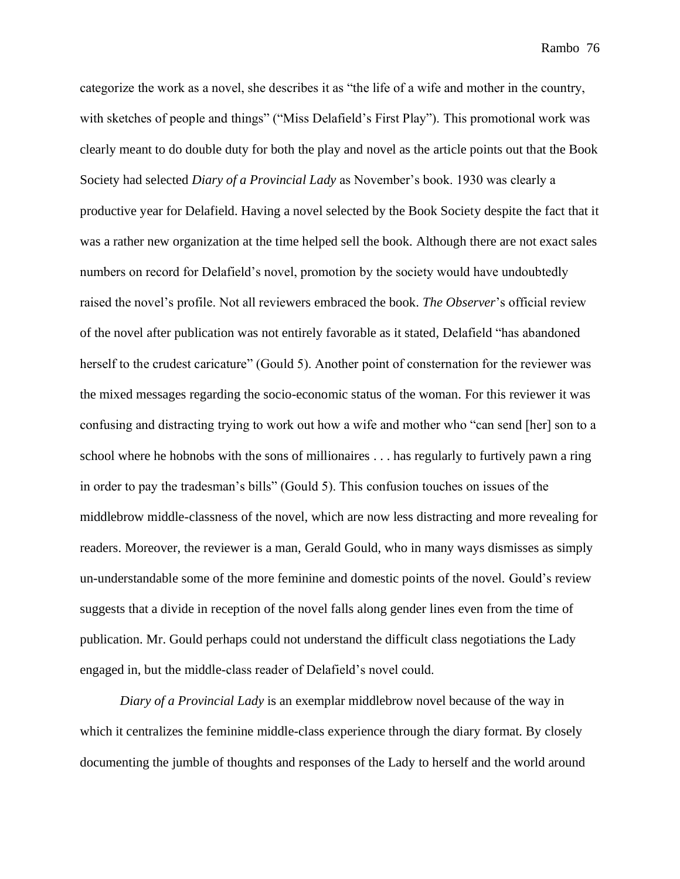categorize the work as a novel, she describes it as "the life of a wife and mother in the country, with sketches of people and things" ("Miss Delafield's First Play"). This promotional work was clearly meant to do double duty for both the play and novel as the article points out that the Book Society had selected *Diary of a Provincial Lady* as November's book. 1930 was clearly a productive year for Delafield. Having a novel selected by the Book Society despite the fact that it was a rather new organization at the time helped sell the book. Although there are not exact sales numbers on record for Delafield's novel, promotion by the society would have undoubtedly raised the novel's profile. Not all reviewers embraced the book. *The Observer*'s official review of the novel after publication was not entirely favorable as it stated, Delafield "has abandoned herself to the crudest caricature" (Gould 5). Another point of consternation for the reviewer was the mixed messages regarding the socio-economic status of the woman. For this reviewer it was confusing and distracting trying to work out how a wife and mother who "can send [her] son to a school where he hobnobs with the sons of millionaires . . . has regularly to furtively pawn a ring in order to pay the tradesman's bills" (Gould 5). This confusion touches on issues of the middlebrow middle-classness of the novel, which are now less distracting and more revealing for readers. Moreover, the reviewer is a man, Gerald Gould, who in many ways dismisses as simply un-understandable some of the more feminine and domestic points of the novel. Gould's review suggests that a divide in reception of the novel falls along gender lines even from the time of publication. Mr. Gould perhaps could not understand the difficult class negotiations the Lady engaged in, but the middle-class reader of Delafield's novel could.

*Diary of a Provincial Lady* is an exemplar middlebrow novel because of the way in which it centralizes the feminine middle-class experience through the diary format. By closely documenting the jumble of thoughts and responses of the Lady to herself and the world around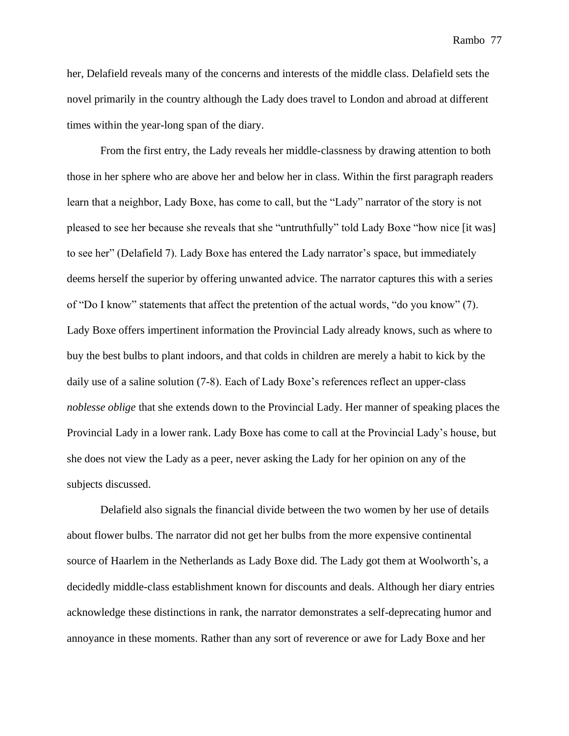her, Delafield reveals many of the concerns and interests of the middle class. Delafield sets the novel primarily in the country although the Lady does travel to London and abroad at different times within the year-long span of the diary.

From the first entry, the Lady reveals her middle-classness by drawing attention to both those in her sphere who are above her and below her in class. Within the first paragraph readers learn that a neighbor, Lady Boxe, has come to call, but the "Lady" narrator of the story is not pleased to see her because she reveals that she "untruthfully" told Lady Boxe "how nice [it was] to see her" (Delafield 7). Lady Boxe has entered the Lady narrator's space, but immediately deems herself the superior by offering unwanted advice. The narrator captures this with a series of "Do I know" statements that affect the pretention of the actual words, "do you know" (7). Lady Boxe offers impertinent information the Provincial Lady already knows, such as where to buy the best bulbs to plant indoors, and that colds in children are merely a habit to kick by the daily use of a saline solution (7-8). Each of Lady Boxe's references reflect an upper-class *noblesse oblige* that she extends down to the Provincial Lady. Her manner of speaking places the Provincial Lady in a lower rank. Lady Boxe has come to call at the Provincial Lady's house, but she does not view the Lady as a peer, never asking the Lady for her opinion on any of the subjects discussed.

Delafield also signals the financial divide between the two women by her use of details about flower bulbs. The narrator did not get her bulbs from the more expensive continental source of Haarlem in the Netherlands as Lady Boxe did. The Lady got them at Woolworth's, a decidedly middle-class establishment known for discounts and deals. Although her diary entries acknowledge these distinctions in rank, the narrator demonstrates a self-deprecating humor and annoyance in these moments. Rather than any sort of reverence or awe for Lady Boxe and her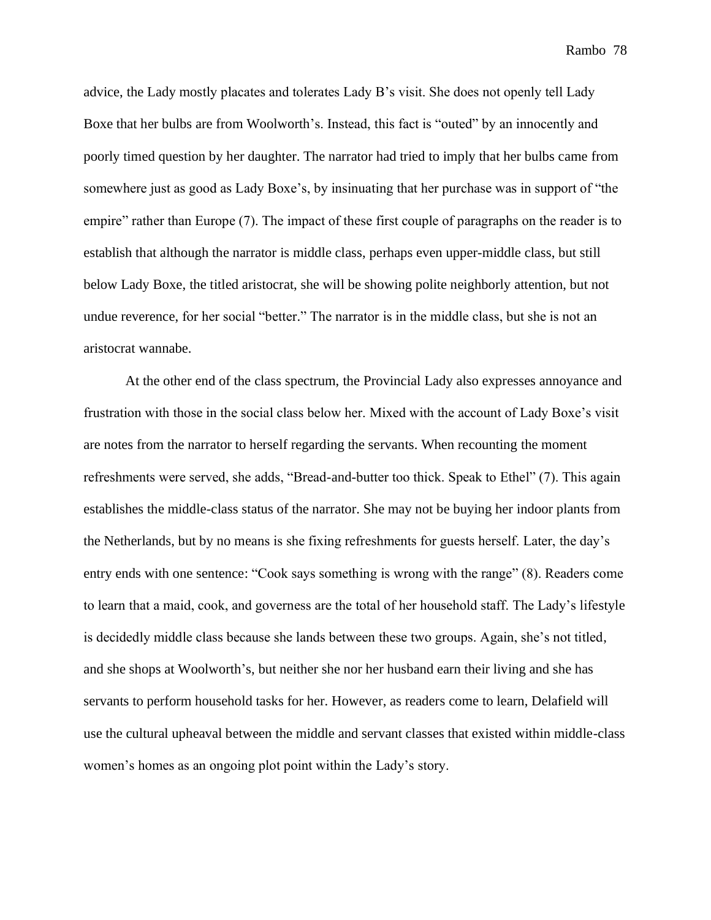advice, the Lady mostly placates and tolerates Lady B's visit. She does not openly tell Lady Boxe that her bulbs are from Woolworth's. Instead, this fact is "outed" by an innocently and poorly timed question by her daughter. The narrator had tried to imply that her bulbs came from somewhere just as good as Lady Boxe's, by insinuating that her purchase was in support of "the empire" rather than Europe (7). The impact of these first couple of paragraphs on the reader is to establish that although the narrator is middle class, perhaps even upper-middle class, but still below Lady Boxe, the titled aristocrat, she will be showing polite neighborly attention, but not undue reverence, for her social "better." The narrator is in the middle class, but she is not an aristocrat wannabe.

At the other end of the class spectrum, the Provincial Lady also expresses annoyance and frustration with those in the social class below her. Mixed with the account of Lady Boxe's visit are notes from the narrator to herself regarding the servants. When recounting the moment refreshments were served, she adds, "Bread-and-butter too thick. Speak to Ethel" (7). This again establishes the middle-class status of the narrator. She may not be buying her indoor plants from the Netherlands, but by no means is she fixing refreshments for guests herself. Later, the day's entry ends with one sentence: "Cook says something is wrong with the range" (8). Readers come to learn that a maid, cook, and governess are the total of her household staff. The Lady's lifestyle is decidedly middle class because she lands between these two groups. Again, she's not titled, and she shops at Woolworth's, but neither she nor her husband earn their living and she has servants to perform household tasks for her. However, as readers come to learn, Delafield will use the cultural upheaval between the middle and servant classes that existed within middle-class women's homes as an ongoing plot point within the Lady's story.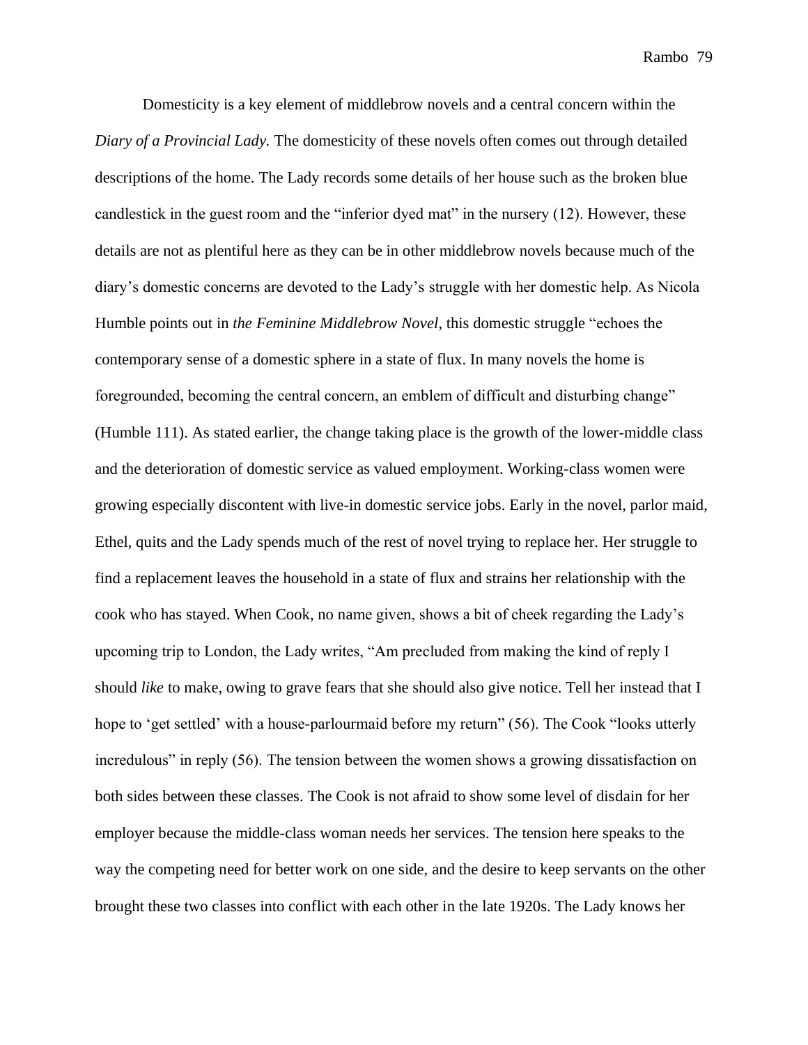Domesticity is a key element of middlebrow novels and a central concern within the *Diary of a Provincial Lady.* The domesticity of these novels often comes out through detailed descriptions of the home. The Lady records some details of her house such as the broken blue candlestick in the guest room and the "inferior dyed mat" in the nursery (12). However, these details are not as plentiful here as they can be in other middlebrow novels because much of the diary's domestic concerns are devoted to the Lady's struggle with her domestic help. As Nicola Humble points out in *the Feminine Middlebrow Novel*, this domestic struggle "echoes the contemporary sense of a domestic sphere in a state of flux. In many novels the home is foregrounded, becoming the central concern, an emblem of difficult and disturbing change" (Humble 111). As stated earlier, the change taking place is the growth of the lower-middle class and the deterioration of domestic service as valued employment. Working-class women were growing especially discontent with live-in domestic service jobs. Early in the novel, parlor maid, Ethel, quits and the Lady spends much of the rest of novel trying to replace her. Her struggle to find a replacement leaves the household in a state of flux and strains her relationship with the cook who has stayed. When Cook, no name given, shows a bit of cheek regarding the Lady's upcoming trip to London, the Lady writes, "Am precluded from making the kind of reply I should *like* to make, owing to grave fears that she should also give notice. Tell her instead that I hope to 'get settled' with a house-parlourmaid before my return" (56). The Cook "looks utterly incredulous" in reply (56). The tension between the women shows a growing dissatisfaction on both sides between these classes. The Cook is not afraid to show some level of disdain for her employer because the middle-class woman needs her services. The tension here speaks to the way the competing need for better work on one side, and the desire to keep servants on the other brought these two classes into conflict with each other in the late 1920s. The Lady knows her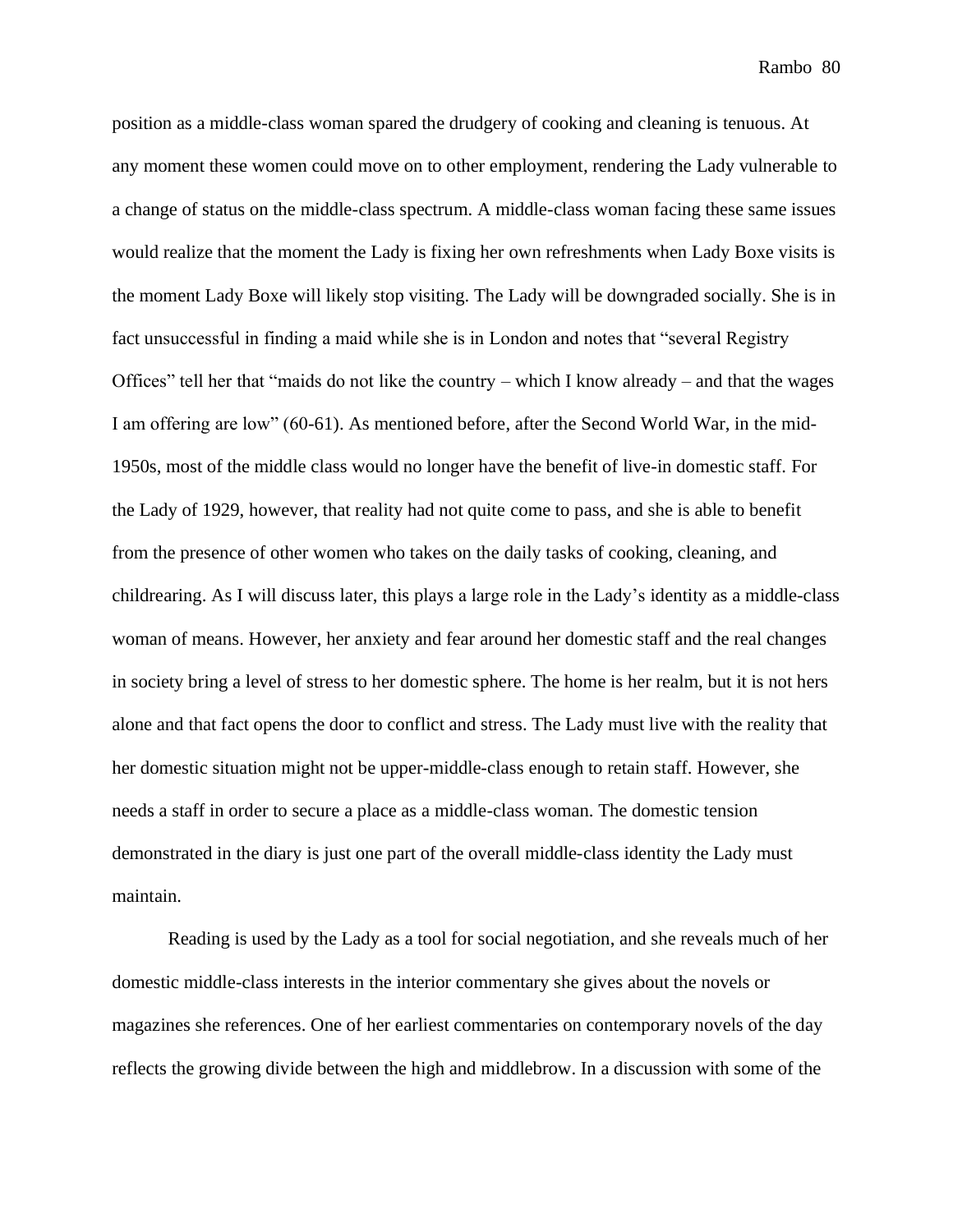position as a middle-class woman spared the drudgery of cooking and cleaning is tenuous. At any moment these women could move on to other employment, rendering the Lady vulnerable to a change of status on the middle-class spectrum. A middle-class woman facing these same issues would realize that the moment the Lady is fixing her own refreshments when Lady Boxe visits is the moment Lady Boxe will likely stop visiting. The Lady will be downgraded socially. She is in fact unsuccessful in finding a maid while she is in London and notes that "several Registry Offices" tell her that "maids do not like the country – which I know already – and that the wages I am offering are low" (60-61). As mentioned before, after the Second World War, in the mid-1950s, most of the middle class would no longer have the benefit of live-in domestic staff. For the Lady of 1929, however, that reality had not quite come to pass, and she is able to benefit from the presence of other women who takes on the daily tasks of cooking, cleaning, and childrearing. As I will discuss later, this plays a large role in the Lady's identity as a middle-class woman of means. However, her anxiety and fear around her domestic staff and the real changes in society bring a level of stress to her domestic sphere. The home is her realm, but it is not hers alone and that fact opens the door to conflict and stress. The Lady must live with the reality that her domestic situation might not be upper-middle-class enough to retain staff. However, she needs a staff in order to secure a place as a middle-class woman. The domestic tension demonstrated in the diary is just one part of the overall middle-class identity the Lady must maintain.

Reading is used by the Lady as a tool for social negotiation, and she reveals much of her domestic middle-class interests in the interior commentary she gives about the novels or magazines she references. One of her earliest commentaries on contemporary novels of the day reflects the growing divide between the high and middlebrow. In a discussion with some of the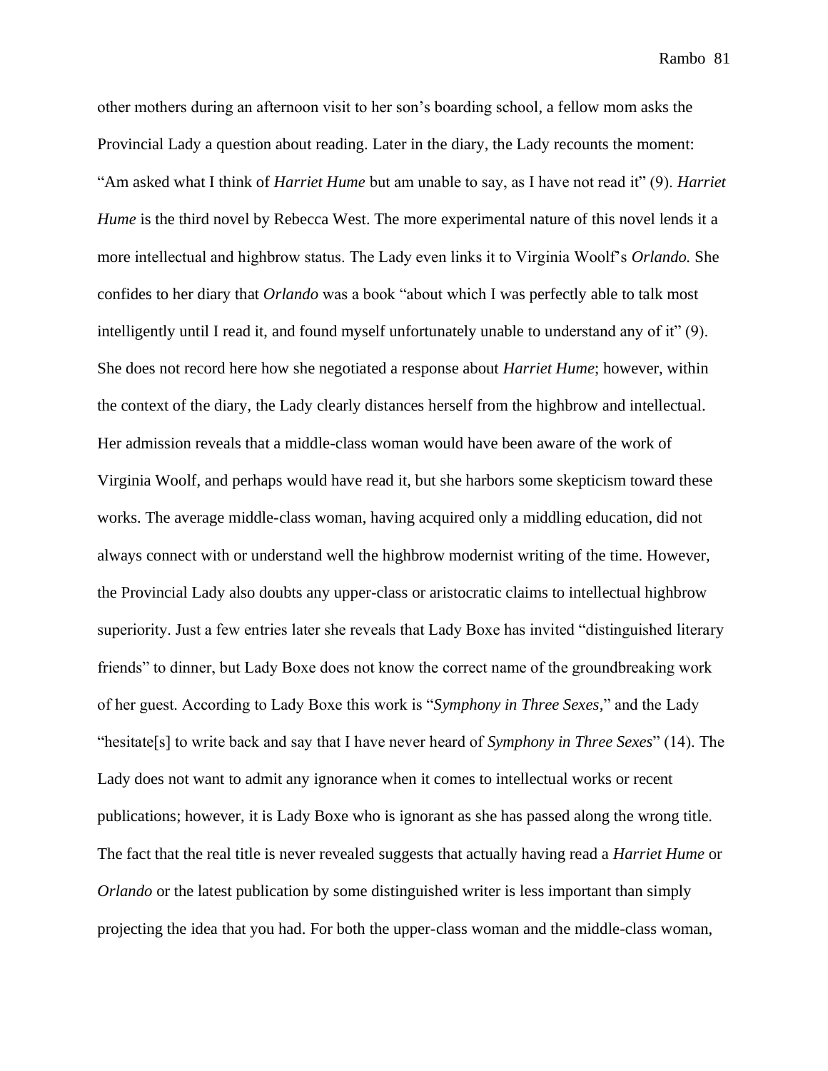other mothers during an afternoon visit to her son's boarding school, a fellow mom asks the Provincial Lady a question about reading. Later in the diary, the Lady recounts the moment: "Am asked what I think of *Harriet Hume* but am unable to say, as I have not read it" (9). *Harriet Hume* is the third novel by Rebecca West. The more experimental nature of this novel lends it a more intellectual and highbrow status. The Lady even links it to Virginia Woolf's *Orlando.* She confides to her diary that *Orlando* was a book "about which I was perfectly able to talk most intelligently until I read it, and found myself unfortunately unable to understand any of it" (9). She does not record here how she negotiated a response about *Harriet Hume*; however, within the context of the diary, the Lady clearly distances herself from the highbrow and intellectual. Her admission reveals that a middle-class woman would have been aware of the work of Virginia Woolf, and perhaps would have read it, but she harbors some skepticism toward these works. The average middle-class woman, having acquired only a middling education, did not always connect with or understand well the highbrow modernist writing of the time. However, the Provincial Lady also doubts any upper-class or aristocratic claims to intellectual highbrow superiority. Just a few entries later she reveals that Lady Boxe has invited "distinguished literary friends" to dinner, but Lady Boxe does not know the correct name of the groundbreaking work of her guest. According to Lady Boxe this work is "*Symphony in Three Sexes*," and the Lady "hesitate[s] to write back and say that I have never heard of *Symphony in Three Sexes*" (14). The Lady does not want to admit any ignorance when it comes to intellectual works or recent publications; however, it is Lady Boxe who is ignorant as she has passed along the wrong title. The fact that the real title is never revealed suggests that actually having read a *Harriet Hume* or *Orlando* or the latest publication by some distinguished writer is less important than simply projecting the idea that you had. For both the upper-class woman and the middle-class woman,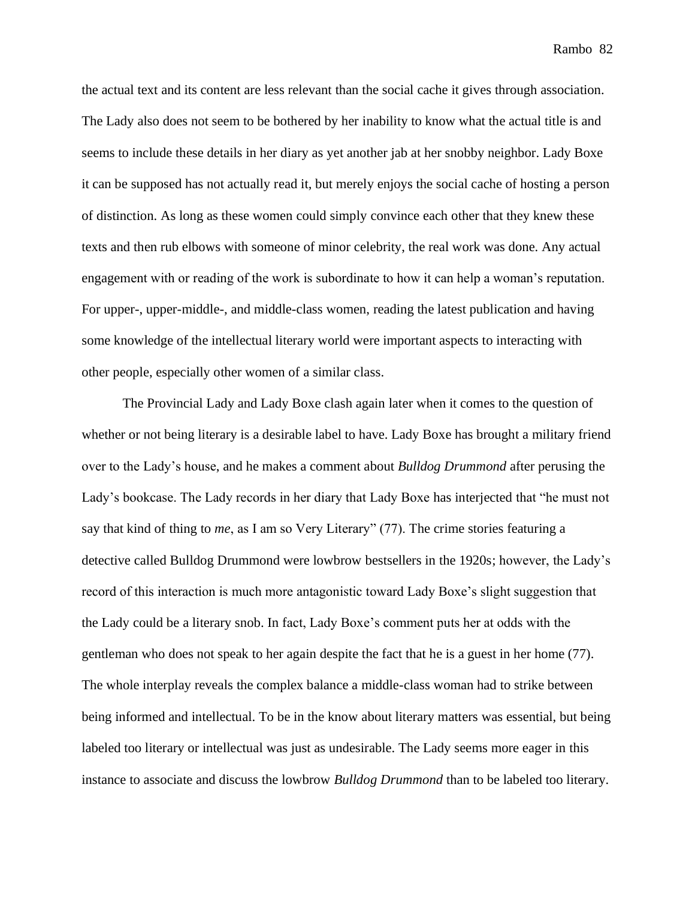the actual text and its content are less relevant than the social cache it gives through association. The Lady also does not seem to be bothered by her inability to know what the actual title is and seems to include these details in her diary as yet another jab at her snobby neighbor. Lady Boxe it can be supposed has not actually read it, but merely enjoys the social cache of hosting a person of distinction. As long as these women could simply convince each other that they knew these texts and then rub elbows with someone of minor celebrity, the real work was done. Any actual engagement with or reading of the work is subordinate to how it can help a woman's reputation. For upper-, upper-middle-, and middle-class women, reading the latest publication and having some knowledge of the intellectual literary world were important aspects to interacting with other people, especially other women of a similar class.

The Provincial Lady and Lady Boxe clash again later when it comes to the question of whether or not being literary is a desirable label to have. Lady Boxe has brought a military friend over to the Lady's house, and he makes a comment about *Bulldog Drummond* after perusing the Lady's bookcase. The Lady records in her diary that Lady Boxe has interjected that "he must not say that kind of thing to *me*, as I am so Very Literary" (77). The crime stories featuring a detective called Bulldog Drummond were lowbrow bestsellers in the 1920s; however, the Lady's record of this interaction is much more antagonistic toward Lady Boxe's slight suggestion that the Lady could be a literary snob. In fact, Lady Boxe's comment puts her at odds with the gentleman who does not speak to her again despite the fact that he is a guest in her home (77). The whole interplay reveals the complex balance a middle-class woman had to strike between being informed and intellectual. To be in the know about literary matters was essential, but being labeled too literary or intellectual was just as undesirable. The Lady seems more eager in this instance to associate and discuss the lowbrow *Bulldog Drummond* than to be labeled too literary.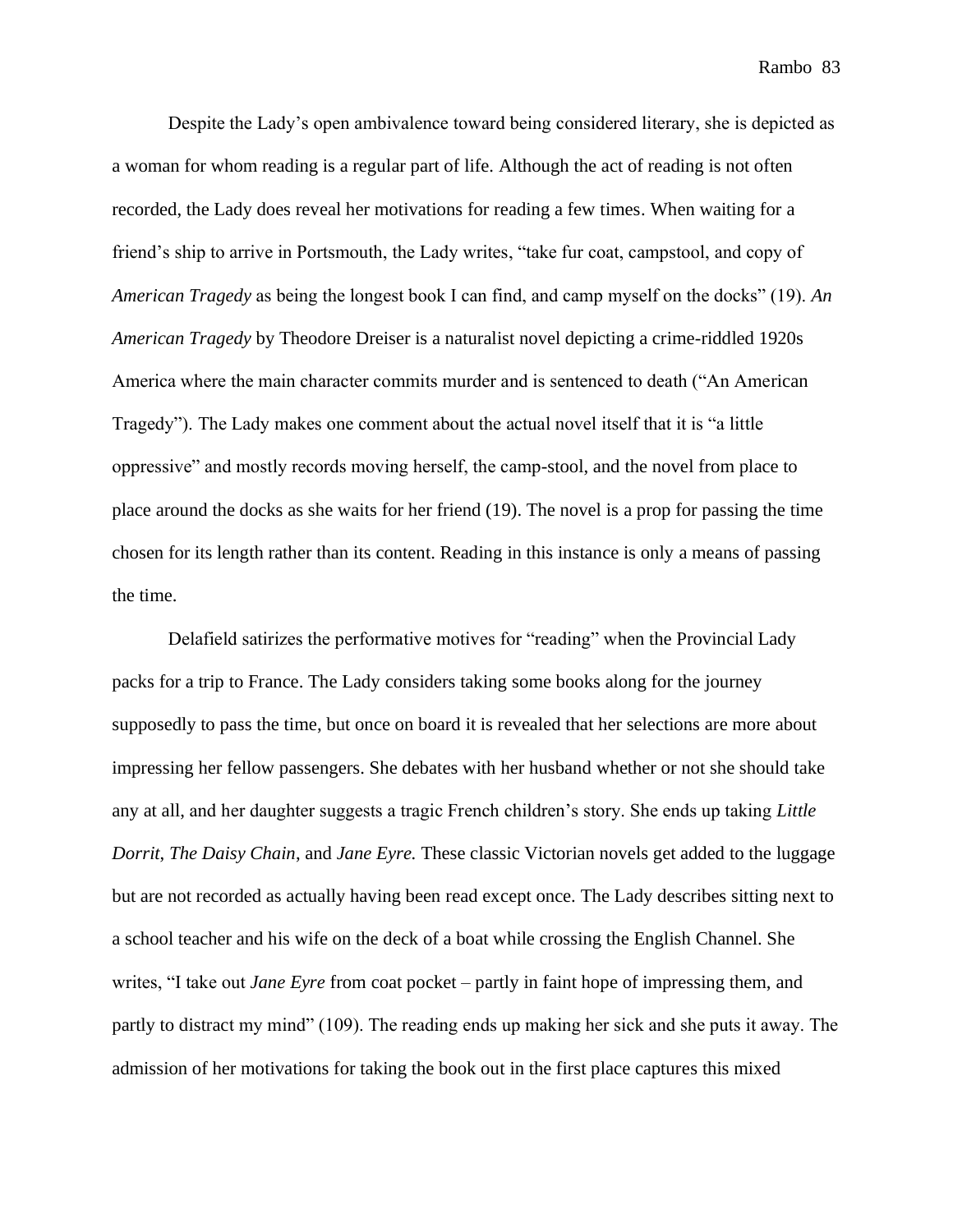Despite the Lady's open ambivalence toward being considered literary, she is depicted as a woman for whom reading is a regular part of life. Although the act of reading is not often recorded, the Lady does reveal her motivations for reading a few times. When waiting for a friend's ship to arrive in Portsmouth, the Lady writes, "take fur coat, campstool, and copy of *American Tragedy* as being the longest book I can find, and camp myself on the docks" (19). *An American Tragedy* by Theodore Dreiser is a naturalist novel depicting a crime-riddled 1920s America where the main character commits murder and is sentenced to death ("An American Tragedy"). The Lady makes one comment about the actual novel itself that it is "a little oppressive" and mostly records moving herself, the camp-stool, and the novel from place to place around the docks as she waits for her friend (19). The novel is a prop for passing the time chosen for its length rather than its content. Reading in this instance is only a means of passing the time.

Delafield satirizes the performative motives for "reading" when the Provincial Lady packs for a trip to France. The Lady considers taking some books along for the journey supposedly to pass the time, but once on board it is revealed that her selections are more about impressing her fellow passengers. She debates with her husband whether or not she should take any at all, and her daughter suggests a tragic French children's story. She ends up taking *Little Dorrit*, *The Daisy Chain*, and *Jane Eyre.* These classic Victorian novels get added to the luggage but are not recorded as actually having been read except once. The Lady describes sitting next to a school teacher and his wife on the deck of a boat while crossing the English Channel. She writes, "I take out *Jane Eyre* from coat pocket – partly in faint hope of impressing them, and partly to distract my mind" (109). The reading ends up making her sick and she puts it away. The admission of her motivations for taking the book out in the first place captures this mixed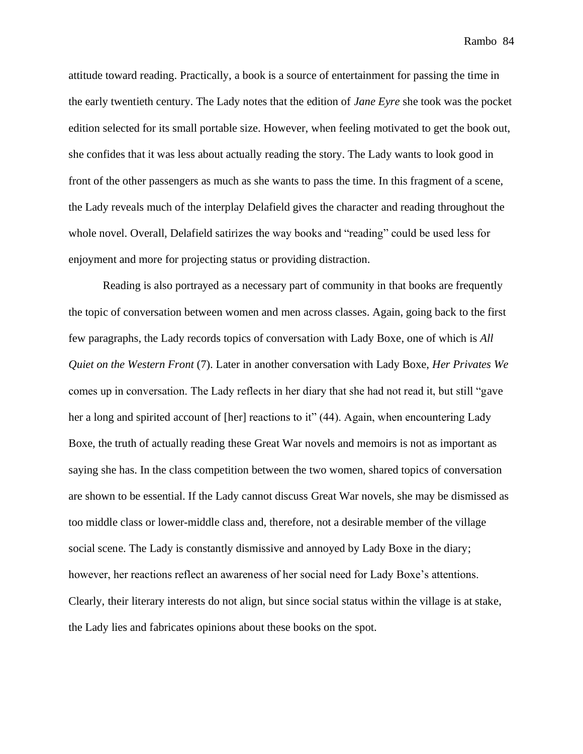attitude toward reading. Practically, a book is a source of entertainment for passing the time in the early twentieth century. The Lady notes that the edition of *Jane Eyre* she took was the pocket edition selected for its small portable size. However, when feeling motivated to get the book out, she confides that it was less about actually reading the story. The Lady wants to look good in front of the other passengers as much as she wants to pass the time. In this fragment of a scene, the Lady reveals much of the interplay Delafield gives the character and reading throughout the whole novel. Overall, Delafield satirizes the way books and "reading" could be used less for enjoyment and more for projecting status or providing distraction.

Reading is also portrayed as a necessary part of community in that books are frequently the topic of conversation between women and men across classes. Again, going back to the first few paragraphs, the Lady records topics of conversation with Lady Boxe, one of which is *All Quiet on the Western Front* (7). Later in another conversation with Lady Boxe, *Her Privates We* comes up in conversation. The Lady reflects in her diary that she had not read it, but still "gave her a long and spirited account of [her] reactions to it" (44). Again, when encountering Lady Boxe, the truth of actually reading these Great War novels and memoirs is not as important as saying she has. In the class competition between the two women, shared topics of conversation are shown to be essential. If the Lady cannot discuss Great War novels, she may be dismissed as too middle class or lower-middle class and, therefore, not a desirable member of the village social scene. The Lady is constantly dismissive and annoyed by Lady Boxe in the diary; however, her reactions reflect an awareness of her social need for Lady Boxe's attentions. Clearly, their literary interests do not align, but since social status within the village is at stake, the Lady lies and fabricates opinions about these books on the spot.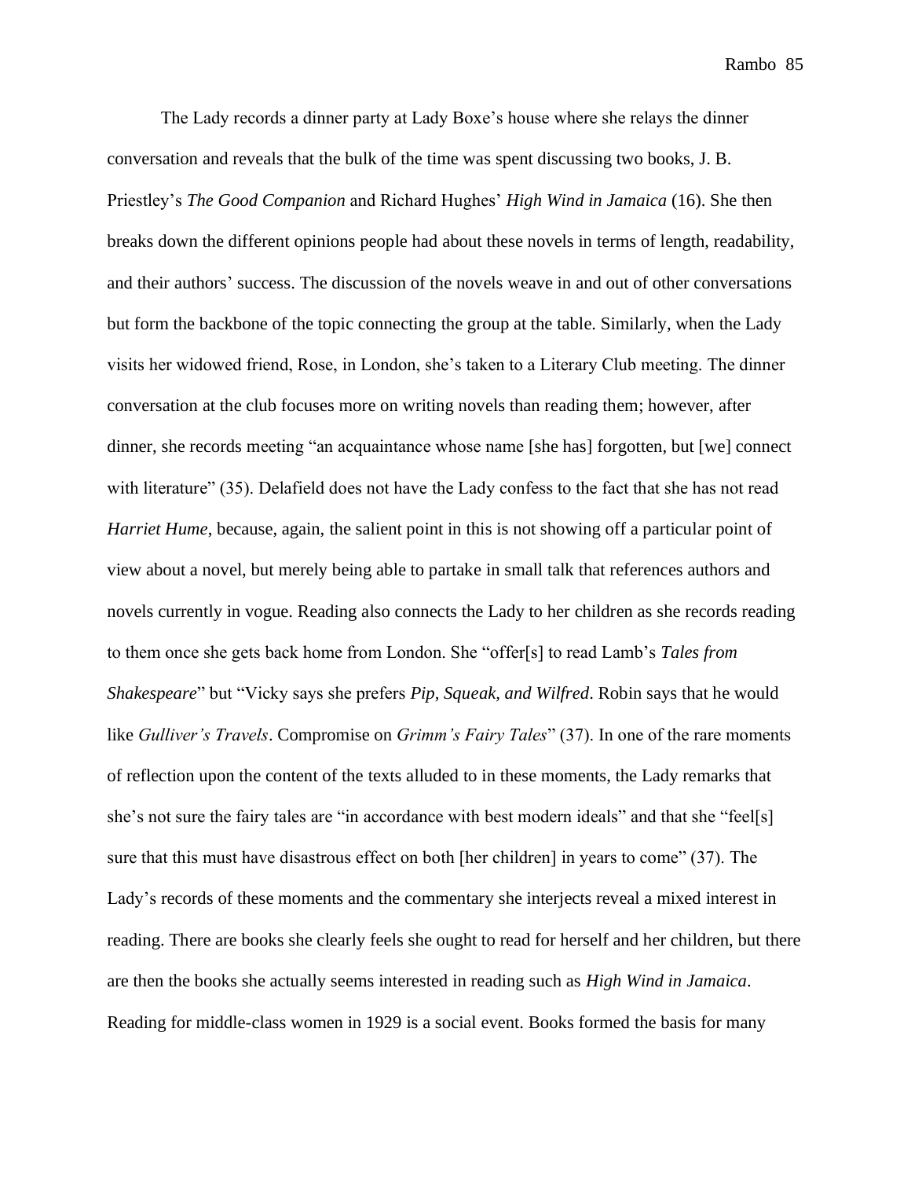The Lady records a dinner party at Lady Boxe's house where she relays the dinner conversation and reveals that the bulk of the time was spent discussing two books, J. B. Priestley's *The Good Companion* and Richard Hughes' *High Wind in Jamaica* (16). She then breaks down the different opinions people had about these novels in terms of length, readability, and their authors' success. The discussion of the novels weave in and out of other conversations but form the backbone of the topic connecting the group at the table. Similarly, when the Lady visits her widowed friend, Rose, in London, she's taken to a Literary Club meeting. The dinner conversation at the club focuses more on writing novels than reading them; however, after dinner, she records meeting "an acquaintance whose name [she has] forgotten, but [we] connect with literature" (35). Delafield does not have the Lady confess to the fact that she has not read *Harriet Hume*, because, again, the salient point in this is not showing off a particular point of view about a novel, but merely being able to partake in small talk that references authors and novels currently in vogue. Reading also connects the Lady to her children as she records reading to them once she gets back home from London. She "offer[s] to read Lamb's *Tales from Shakespeare*" but "Vicky says she prefers *Pip, Squeak, and Wilfred*. Robin says that he would like *Gulliver's Travels*. Compromise on *Grimm's Fairy Tales*" (37). In one of the rare moments of reflection upon the content of the texts alluded to in these moments, the Lady remarks that she's not sure the fairy tales are "in accordance with best modern ideals" and that she "feel[s] sure that this must have disastrous effect on both [her children] in years to come" (37). The Lady's records of these moments and the commentary she interjects reveal a mixed interest in reading. There are books she clearly feels she ought to read for herself and her children, but there are then the books she actually seems interested in reading such as *High Wind in Jamaica*. Reading for middle-class women in 1929 is a social event. Books formed the basis for many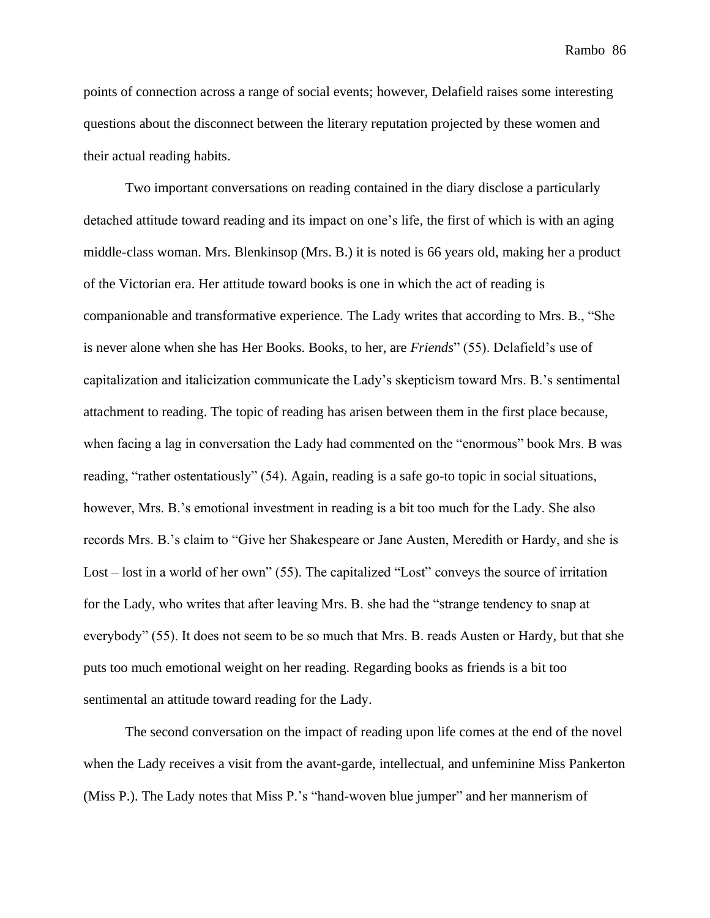points of connection across a range of social events; however, Delafield raises some interesting questions about the disconnect between the literary reputation projected by these women and their actual reading habits.

Two important conversations on reading contained in the diary disclose a particularly detached attitude toward reading and its impact on one's life, the first of which is with an aging middle-class woman. Mrs. Blenkinsop (Mrs. B.) it is noted is 66 years old, making her a product of the Victorian era. Her attitude toward books is one in which the act of reading is companionable and transformative experience. The Lady writes that according to Mrs. B., "She is never alone when she has Her Books. Books, to her, are *Friends*" (55). Delafield's use of capitalization and italicization communicate the Lady's skepticism toward Mrs. B.'s sentimental attachment to reading. The topic of reading has arisen between them in the first place because, when facing a lag in conversation the Lady had commented on the "enormous" book Mrs. B was reading, "rather ostentatiously" (54). Again, reading is a safe go-to topic in social situations, however, Mrs. B.'s emotional investment in reading is a bit too much for the Lady. She also records Mrs. B.'s claim to "Give her Shakespeare or Jane Austen, Meredith or Hardy, and she is Lost – lost in a world of her own" (55). The capitalized "Lost" conveys the source of irritation for the Lady, who writes that after leaving Mrs. B. she had the "strange tendency to snap at everybody" (55). It does not seem to be so much that Mrs. B. reads Austen or Hardy, but that she puts too much emotional weight on her reading. Regarding books as friends is a bit too sentimental an attitude toward reading for the Lady.

The second conversation on the impact of reading upon life comes at the end of the novel when the Lady receives a visit from the avant-garde, intellectual, and unfeminine Miss Pankerton (Miss P.). The Lady notes that Miss P.'s "hand-woven blue jumper" and her mannerism of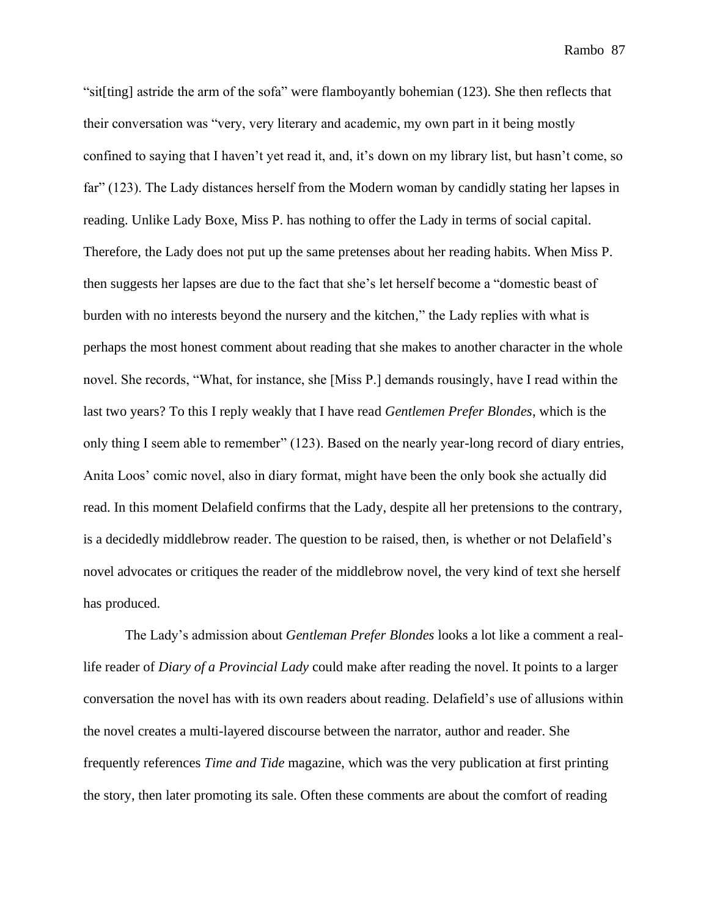"sit[ting] astride the arm of the sofa" were flamboyantly bohemian (123). She then reflects that their conversation was "very, very literary and academic, my own part in it being mostly confined to saying that I haven't yet read it, and, it's down on my library list, but hasn't come, so far" (123). The Lady distances herself from the Modern woman by candidly stating her lapses in reading. Unlike Lady Boxe, Miss P. has nothing to offer the Lady in terms of social capital. Therefore, the Lady does not put up the same pretenses about her reading habits. When Miss P. then suggests her lapses are due to the fact that she's let herself become a "domestic beast of burden with no interests beyond the nursery and the kitchen," the Lady replies with what is perhaps the most honest comment about reading that she makes to another character in the whole novel. She records, "What, for instance, she [Miss P.] demands rousingly, have I read within the last two years? To this I reply weakly that I have read *Gentlemen Prefer Blondes*, which is the only thing I seem able to remember" (123). Based on the nearly year-long record of diary entries, Anita Loos' comic novel, also in diary format, might have been the only book she actually did read. In this moment Delafield confirms that the Lady, despite all her pretensions to the contrary, is a decidedly middlebrow reader. The question to be raised, then, is whether or not Delafield's novel advocates or critiques the reader of the middlebrow novel, the very kind of text she herself has produced.

The Lady's admission about *Gentleman Prefer Blondes* looks a lot like a comment a real-life reader of *Diary of a Provincial Lady* could make after reading the novel. It points to a larger conversation the novel has with its own readers about reading. Delafield's use of allusions within the novel creates a multi-layered discourse between the narrator, author and reader. She frequently references *Time and Tide* magazine, which was the very publication at first printing the story, then later promoting its sale. Often these comments are about the comfort of reading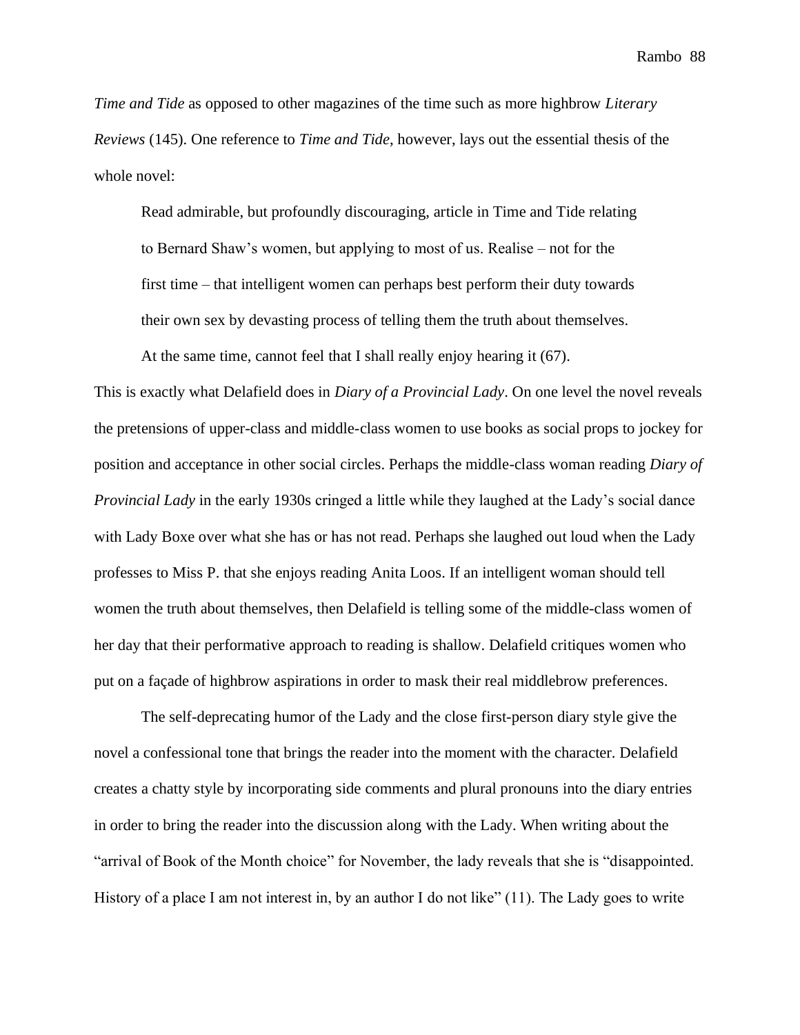*Time and Tide* as opposed to other magazines of the time such as more highbrow *Literary Reviews* (145). One reference to *Time and Tide*, however, lays out the essential thesis of the whole novel:

> Read admirable, but profoundly discouraging, article in Time and Tide relating to Bernard Shaw's women, but applying to most of us. Realise – not for the first time – that intelligent women can perhaps best perform their duty towards their own sex by devasting process of telling them the truth about themselves. At the same time, cannot feel that I shall really enjoy hearing it (67).

This is exactly what Delafield does in *Diary of a Provincial Lady*. On one level the novel reveals the pretensions of upper-class and middle-class women to use books as social props to jockey for position and acceptance in other social circles. Perhaps the middle-class woman reading *Diary of Provincial Lady* in the early 1930s cringed a little while they laughed at the Lady's social dance with Lady Boxe over what she has or has not read. Perhaps she laughed out loud when the Lady professes to Miss P. that she enjoys reading Anita Loos. If an intelligent woman should tell women the truth about themselves, then Delafield is telling some of the middle-class women of her day that their performative approach to reading is shallow. Delafield critiques women who put on a façade of highbrow aspirations in order to mask their real middlebrow preferences.

The self-deprecating humor of the Lady and the close first-person diary style give the novel a confessional tone that brings the reader into the moment with the character. Delafield creates a chatty style by incorporating side comments and plural pronouns into the diary entries in order to bring the reader into the discussion along with the Lady. When writing about the "arrival of Book of the Month choice" for November, the lady reveals that she is "disappointed. History of a place I am not interest in, by an author I do not like" (11). The Lady goes to write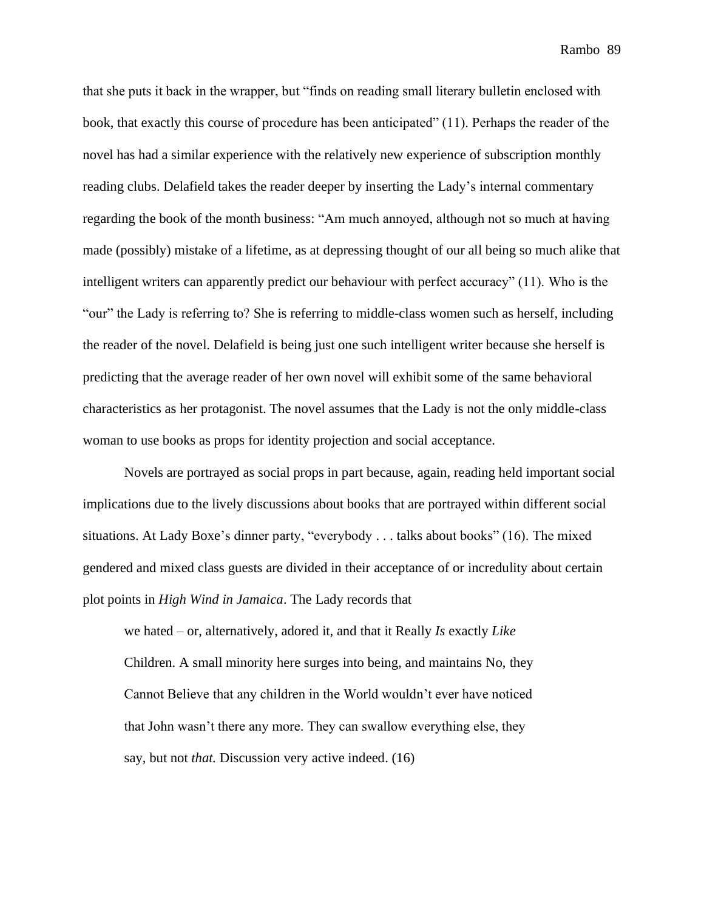that she puts it back in the wrapper, but "finds on reading small literary bulletin enclosed with book, that exactly this course of procedure has been anticipated" (11). Perhaps the reader of the novel has had a similar experience with the relatively new experience of subscription monthly reading clubs. Delafield takes the reader deeper by inserting the Lady's internal commentary regarding the book of the month business: "Am much annoyed, although not so much at having made (possibly) mistake of a lifetime, as at depressing thought of our all being so much alike that intelligent writers can apparently predict our behaviour with perfect accuracy" (11). Who is the "our" the Lady is referring to? She is referring to middle-class women such as herself, including the reader of the novel. Delafield is being just one such intelligent writer because she herself is predicting that the average reader of her own novel will exhibit some of the same behavioral characteristics as her protagonist. The novel assumes that the Lady is not the only middle-class woman to use books as props for identity projection and social acceptance.

Novels are portrayed as social props in part because, again, reading held important social implications due to the lively discussions about books that are portrayed within different social situations. At Lady Boxe's dinner party, "everybody . . . talks about books" (16). The mixed gendered and mixed class guests are divided in their acceptance of or incredulity about certain plot points in *High Wind in Jamaica*. The Lady records that

> we hated – or, alternatively, adored it, and that it Really *Is* exactly *Like* Children. A small minority here surges into being, and maintains No, they Cannot Believe that any children in the World wouldn't ever have noticed that John wasn't there any more. They can swallow everything else, they say, but not *that.* Discussion very active indeed. (16)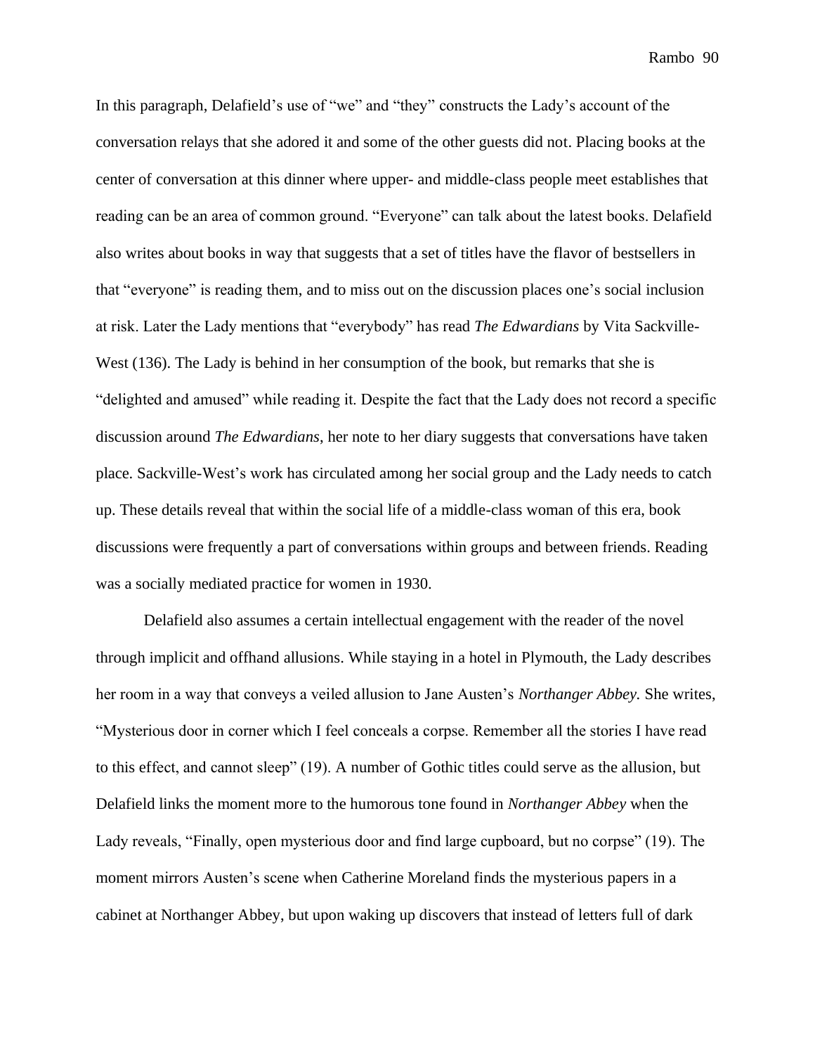In this paragraph, Delafield's use of "we" and "they" constructs the Lady's account of the conversation relays that she adored it and some of the other guests did not. Placing books at the center of conversation at this dinner where upper- and middle-class people meet establishes that reading can be an area of common ground. "Everyone" can talk about the latest books. Delafield also writes about books in way that suggests that a set of titles have the flavor of bestsellers in that "everyone" is reading them, and to miss out on the discussion places one's social inclusion at risk. Later the Lady mentions that "everybody" has read *The Edwardians* by Vita Sackville-West (136). The Lady is behind in her consumption of the book, but remarks that she is "delighted and amused" while reading it. Despite the fact that the Lady does not record a specific discussion around *The Edwardians*, her note to her diary suggests that conversations have taken place. Sackville-West's work has circulated among her social group and the Lady needs to catch up. These details reveal that within the social life of a middle-class woman of this era, book discussions were frequently a part of conversations within groups and between friends. Reading was a socially mediated practice for women in 1930.

Delafield also assumes a certain intellectual engagement with the reader of the novel through implicit and offhand allusions. While staying in a hotel in Plymouth, the Lady describes her room in a way that conveys a veiled allusion to Jane Austen's *Northanger Abbey.* She writes, "Mysterious door in corner which I feel conceals a corpse. Remember all the stories I have read to this effect, and cannot sleep" (19). A number of Gothic titles could serve as the allusion, but Delafield links the moment more to the humorous tone found in *Northanger Abbey* when the Lady reveals, "Finally, open mysterious door and find large cupboard, but no corpse" (19). The moment mirrors Austen's scene when Catherine Moreland finds the mysterious papers in a cabinet at Northanger Abbey, but upon waking up discovers that instead of letters full of dark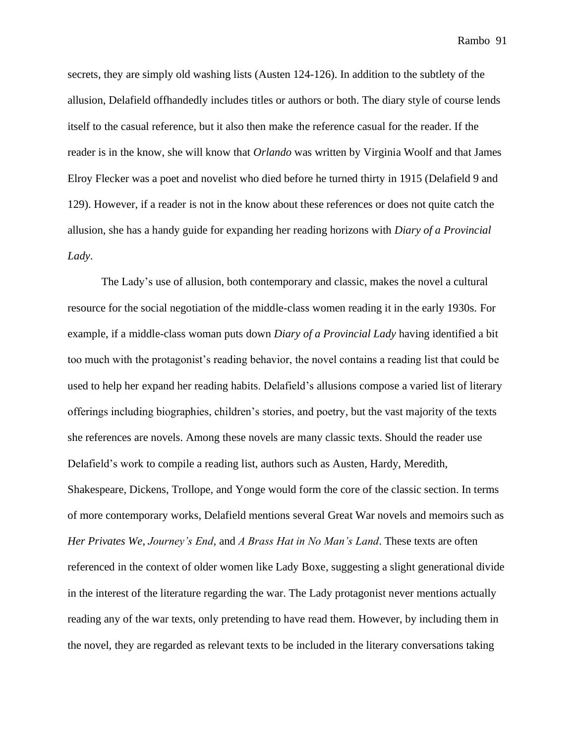secrets, they are simply old washing lists (Austen 124-126). In addition to the subtlety of the allusion, Delafield offhandedly includes titles or authors or both. The diary style of course lends itself to the casual reference, but it also then make the reference casual for the reader. If the reader is in the know, she will know that *Orlando* was written by Virginia Woolf and that James Elroy Flecker was a poet and novelist who died before he turned thirty in 1915 (Delafield 9 and 129). However, if a reader is not in the know about these references or does not quite catch the allusion, she has a handy guide for expanding her reading horizons with *Diary of a Provincial Lady*.

The Lady's use of allusion, both contemporary and classic, makes the novel a cultural resource for the social negotiation of the middle-class women reading it in the early 1930s. For example, if a middle-class woman puts down *Diary of a Provincial Lady* having identified a bit too much with the protagonist's reading behavior, the novel contains a reading list that could be used to help her expand her reading habits. Delafield's allusions compose a varied list of literary offerings including biographies, children's stories, and poetry, but the vast majority of the texts she references are novels. Among these novels are many classic texts. Should the reader use Delafield's work to compile a reading list, authors such as Austen, Hardy, Meredith, Shakespeare, Dickens, Trollope, and Yonge would form the core of the classic section. In terms of more contemporary works, Delafield mentions several Great War novels and memoirs such as *Her Privates We*, *Journey's End*, and *A Brass Hat in No Man's Land*. These texts are often referenced in the context of older women like Lady Boxe, suggesting a slight generational divide in the interest of the literature regarding the war. The Lady protagonist never mentions actually reading any of the war texts, only pretending to have read them. However, by including them in the novel, they are regarded as relevant texts to be included in the literary conversations taking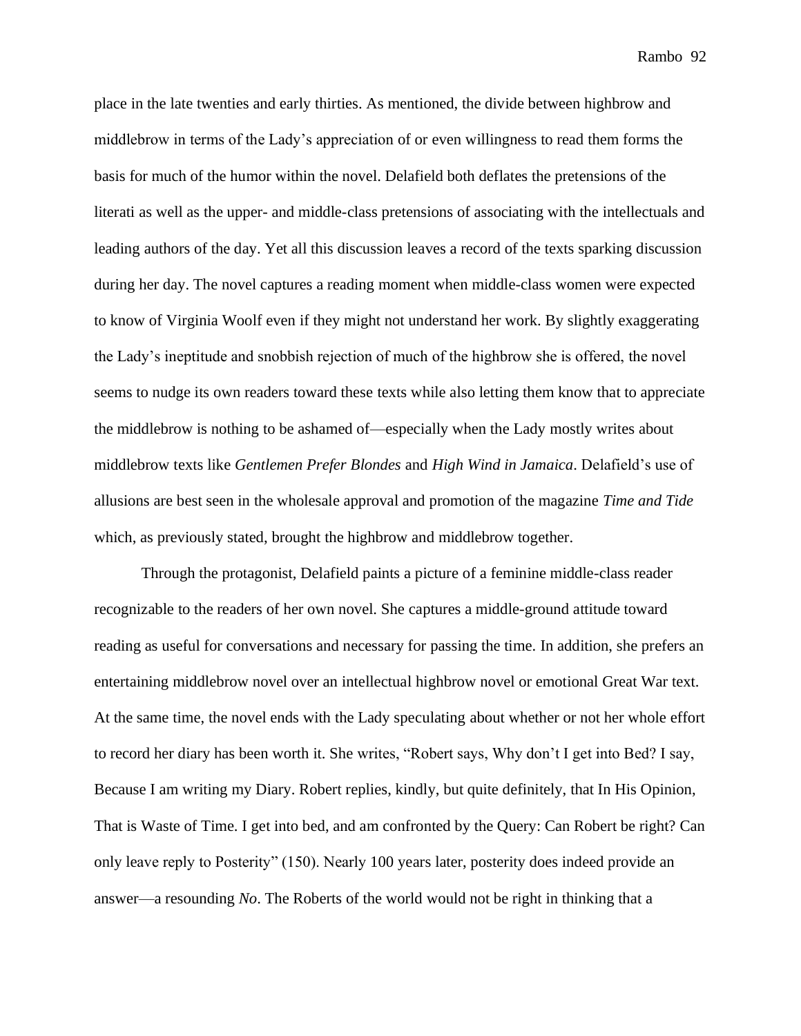place in the late twenties and early thirties. As mentioned, the divide between highbrow and middlebrow in terms of the Lady's appreciation of or even willingness to read them forms the basis for much of the humor within the novel. Delafield both deflates the pretensions of the literati as well as the upper- and middle-class pretensions of associating with the intellectuals and leading authors of the day. Yet all this discussion leaves a record of the texts sparking discussion during her day. The novel captures a reading moment when middle-class women were expected to know of Virginia Woolf even if they might not understand her work. By slightly exaggerating the Lady's ineptitude and snobbish rejection of much of the highbrow she is offered, the novel seems to nudge its own readers toward these texts while also letting them know that to appreciate the middlebrow is nothing to be ashamed of—especially when the Lady mostly writes about middlebrow texts like *Gentlemen Prefer Blondes* and *High Wind in Jamaica*. Delafield's use of allusions are best seen in the wholesale approval and promotion of the magazine *Time and Tide* which, as previously stated, brought the highbrow and middlebrow together.

Through the protagonist, Delafield paints a picture of a feminine middle-class reader recognizable to the readers of her own novel. She captures a middle-ground attitude toward reading as useful for conversations and necessary for passing the time. In addition, she prefers an entertaining middlebrow novel over an intellectual highbrow novel or emotional Great War text. At the same time, the novel ends with the Lady speculating about whether or not her whole effort to record her diary has been worth it. She writes, "Robert says, Why don't I get into Bed? I say, Because I am writing my Diary. Robert replies, kindly, but quite definitely, that In His Opinion, That is Waste of Time. I get into bed, and am confronted by the Query: Can Robert be right? Can only leave reply to Posterity" (150). Nearly 100 years later, posterity does indeed provide an answer—a resounding *No*. The Roberts of the world would not be right in thinking that a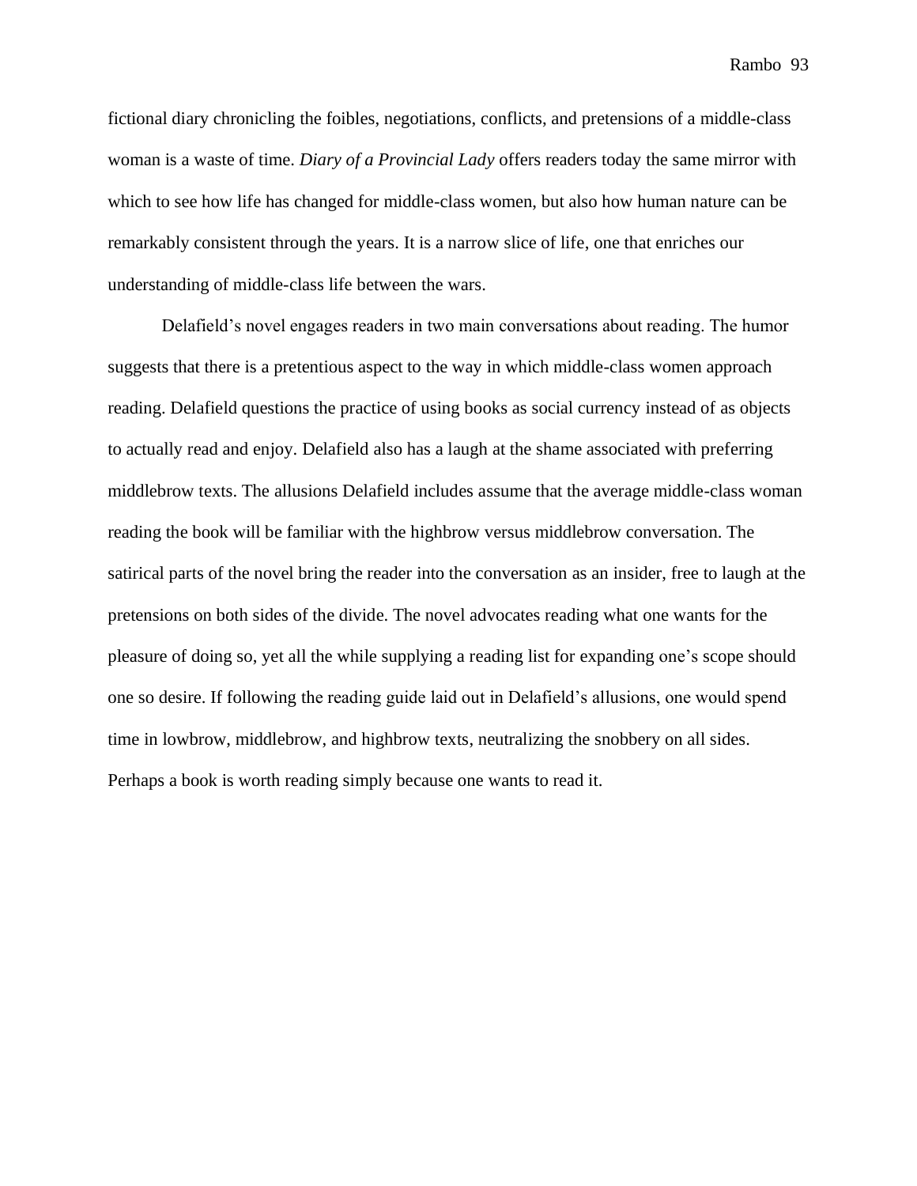fictional diary chronicling the foibles, negotiations, conflicts, and pretensions of a middle-class woman is a waste of time. *Diary of a Provincial Lady* offers readers today the same mirror with which to see how life has changed for middle-class women, but also how human nature can be remarkably consistent through the years. It is a narrow slice of life, one that enriches our understanding of middle-class life between the wars.

Delafield's novel engages readers in two main conversations about reading. The humor suggests that there is a pretentious aspect to the way in which middle-class women approach reading. Delafield questions the practice of using books as social currency instead of as objects to actually read and enjoy. Delafield also has a laugh at the shame associated with preferring middlebrow texts. The allusions Delafield includes assume that the average middle-class woman reading the book will be familiar with the highbrow versus middlebrow conversation. The satirical parts of the novel bring the reader into the conversation as an insider, free to laugh at the pretensions on both sides of the divide. The novel advocates reading what one wants for the pleasure of doing so, yet all the while supplying a reading list for expanding one's scope should one so desire. If following the reading guide laid out in Delafield's allusions, one would spend time in lowbrow, middlebrow, and highbrow texts, neutralizing the snobbery on all sides. Perhaps a book is worth reading simply because one wants to read it.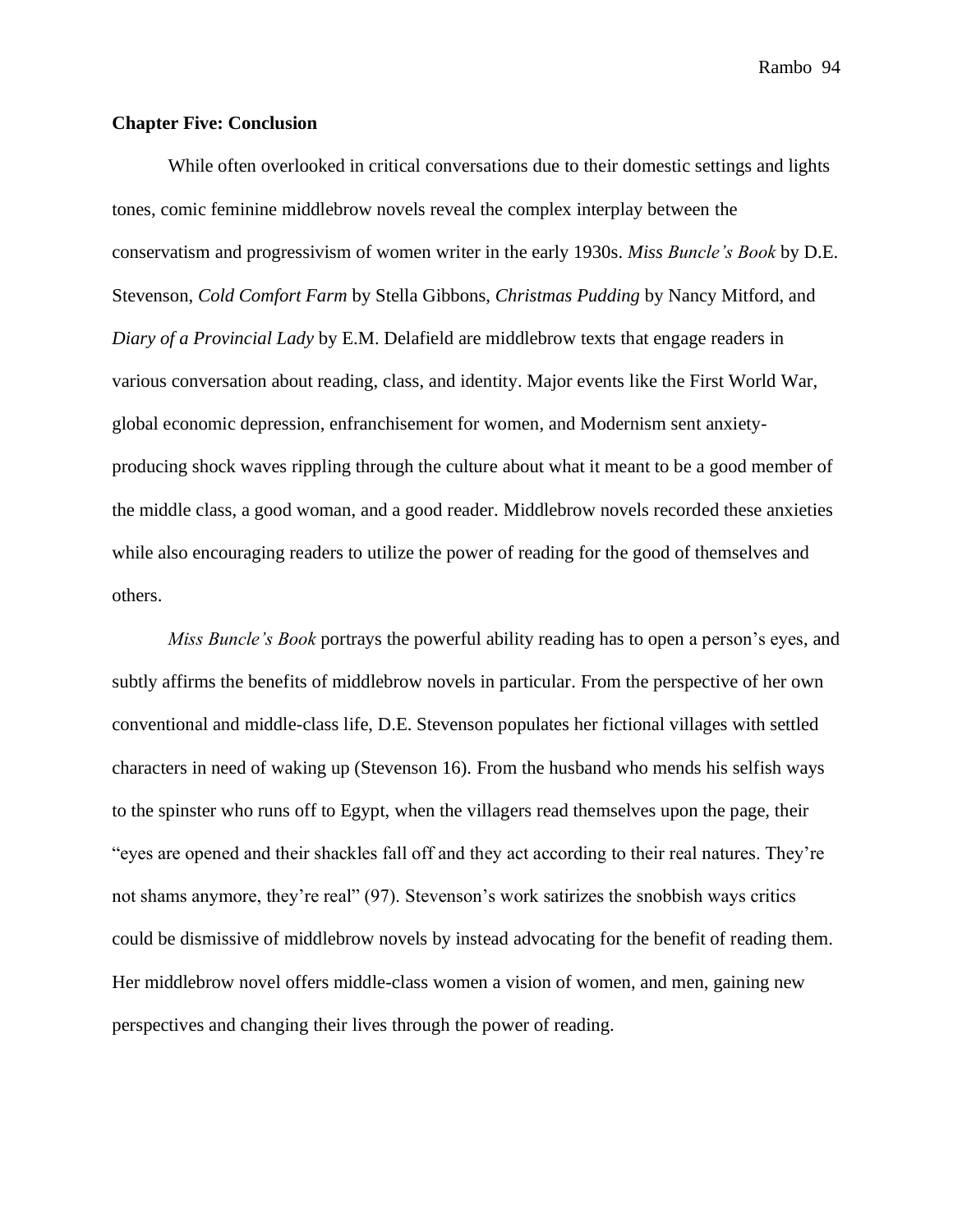**Chapter Five: Conclusion**

While often overlooked in critical conversations due to their domestic settings and lights tones, comic feminine middlebrow novels reveal the complex interplay between the conservatism and progressivism of women writer in the early 1930s. *Miss Buncle's Book* by D.E. Stevenson, *Cold Comfort Farm* by Stella Gibbons, *Christmas Pudding* by Nancy Mitford, and *Diary of a Provincial Lady* by E.M. Delafield are middlebrow texts that engage readers in various conversation about reading, class, and identity. Major events like the First World War, global economic depression, enfranchisement for women, and Modernism sent anxiety-producing shock waves rippling through the culture about what it meant to be a good member of the middle class, a good woman, and a good reader. Middlebrow novels recorded these anxieties while also encouraging readers to utilize the power of reading for the good of themselves and others.

*Miss Buncle's Book* portrays the powerful ability reading has to open a person's eyes, and subtly affirms the benefits of middlebrow novels in particular. From the perspective of her own conventional and middle-class life, D.E. Stevenson populates her fictional villages with settled characters in need of waking up (Stevenson 16). From the husband who mends his selfish ways to the spinster who runs off to Egypt, when the villagers read themselves upon the page, their "eyes are opened and their shackles fall off and they act according to their real natures. They're not shams anymore, they're real" (97). Stevenson's work satirizes the snobbish ways critics could be dismissive of middlebrow novels by instead advocating for the benefit of reading them. Her middlebrow novel offers middle-class women a vision of women, and men, gaining new perspectives and changing their lives through the power of reading.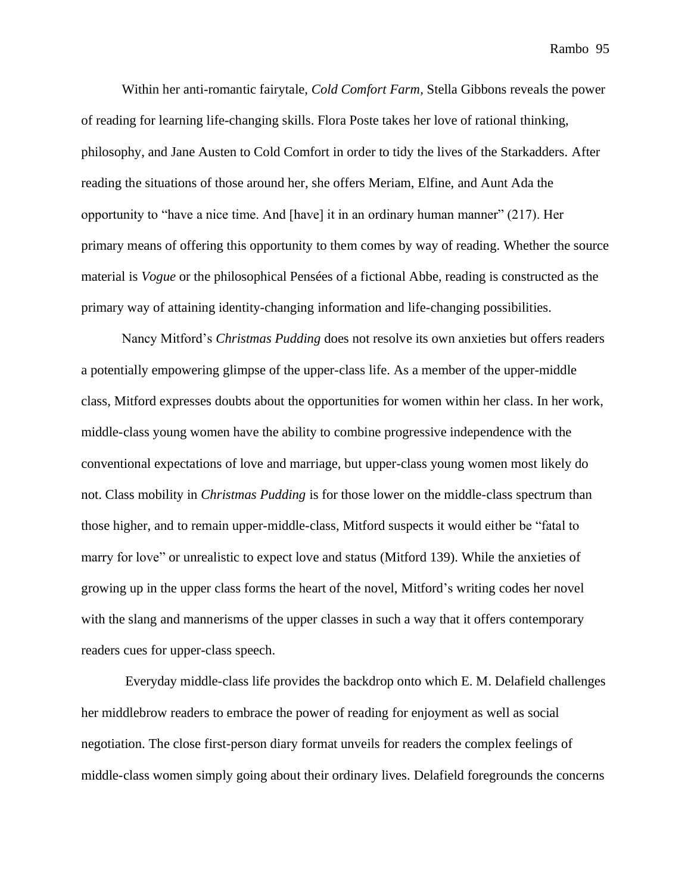Within her anti-romantic fairytale, *Cold Comfort Farm*, Stella Gibbons reveals the power of reading for learning life-changing skills. Flora Poste takes her love of rational thinking, philosophy, and Jane Austen to Cold Comfort in order to tidy the lives of the Starkadders. After reading the situations of those around her, she offers Meriam, Elfine, and Aunt Ada the opportunity to "have a nice time. And [have] it in an ordinary human manner" (217). Her primary means of offering this opportunity to them comes by way of reading. Whether the source material is *Vogue* or the philosophical Pensées of a fictional Abbe, reading is constructed as the primary way of attaining identity-changing information and life-changing possibilities.

Nancy Mitford's *Christmas Pudding* does not resolve its own anxieties but offers readers a potentially empowering glimpse of the upper-class life. As a member of the upper-middle class, Mitford expresses doubts about the opportunities for women within her class. In her work, middle-class young women have the ability to combine progressive independence with the conventional expectations of love and marriage, but upper-class young women most likely do not. Class mobility in *Christmas Pudding* is for those lower on the middle-class spectrum than those higher, and to remain upper-middle-class, Mitford suspects it would either be "fatal to marry for love" or unrealistic to expect love and status (Mitford 139). While the anxieties of growing up in the upper class forms the heart of the novel, Mitford's writing codes her novel with the slang and mannerisms of the upper classes in such a way that it offers contemporary readers cues for upper-class speech.

Everyday middle-class life provides the backdrop onto which E. M. Delafield challenges her middlebrow readers to embrace the power of reading for enjoyment as well as social negotiation. The close first-person diary format unveils for readers the complex feelings of middle-class women simply going about their ordinary lives. Delafield foregrounds the concerns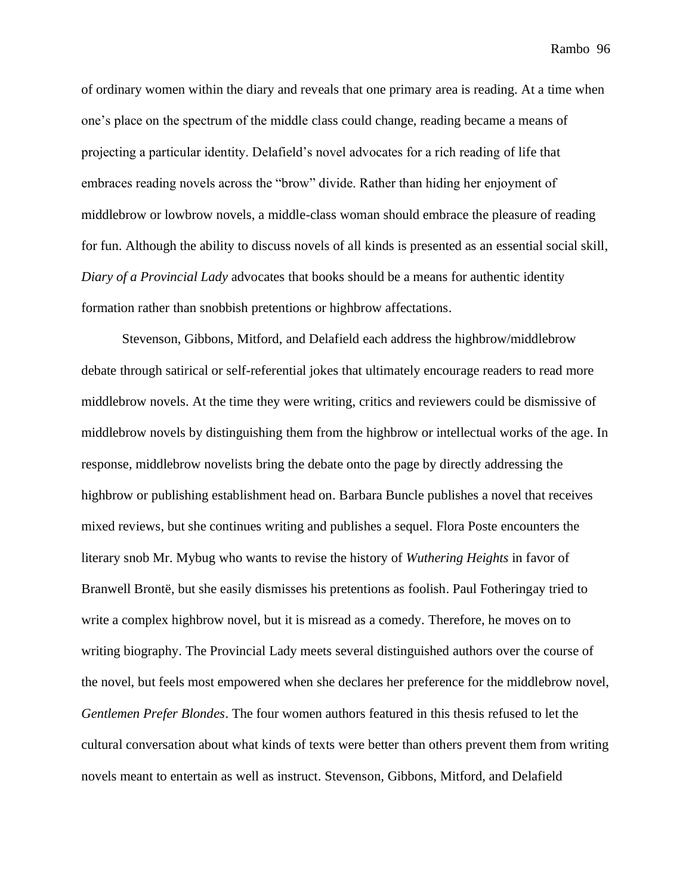of ordinary women within the diary and reveals that one primary area is reading. At a time when one's place on the spectrum of the middle class could change, reading became a means of projecting a particular identity. Delafield's novel advocates for a rich reading of life that embraces reading novels across the "brow" divide. Rather than hiding her enjoyment of middlebrow or lowbrow novels, a middle-class woman should embrace the pleasure of reading for fun. Although the ability to discuss novels of all kinds is presented as an essential social skill, *Diary of a Provincial Lady* advocates that books should be a means for authentic identity formation rather than snobbish pretentions or highbrow affectations.

Stevenson, Gibbons, Mitford, and Delafield each address the highbrow/middlebrow debate through satirical or self-referential jokes that ultimately encourage readers to read more middlebrow novels. At the time they were writing, critics and reviewers could be dismissive of middlebrow novels by distinguishing them from the highbrow or intellectual works of the age. In response, middlebrow novelists bring the debate onto the page by directly addressing the highbrow or publishing establishment head on. Barbara Buncle publishes a novel that receives mixed reviews, but she continues writing and publishes a sequel. Flora Poste encounters the literary snob Mr. Mybug who wants to revise the history of *Wuthering Heights* in favor of Branwell Brontë, but she easily dismisses his pretentions as foolish. Paul Fotheringay tried to write a complex highbrow novel, but it is misread as a comedy. Therefore, he moves on to writing biography. The Provincial Lady meets several distinguished authors over the course of the novel, but feels most empowered when she declares her preference for the middlebrow novel, *Gentlemen Prefer Blondes*. The four women authors featured in this thesis refused to let the cultural conversation about what kinds of texts were better than others prevent them from writing novels meant to entertain as well as instruct. Stevenson, Gibbons, Mitford, and Delafield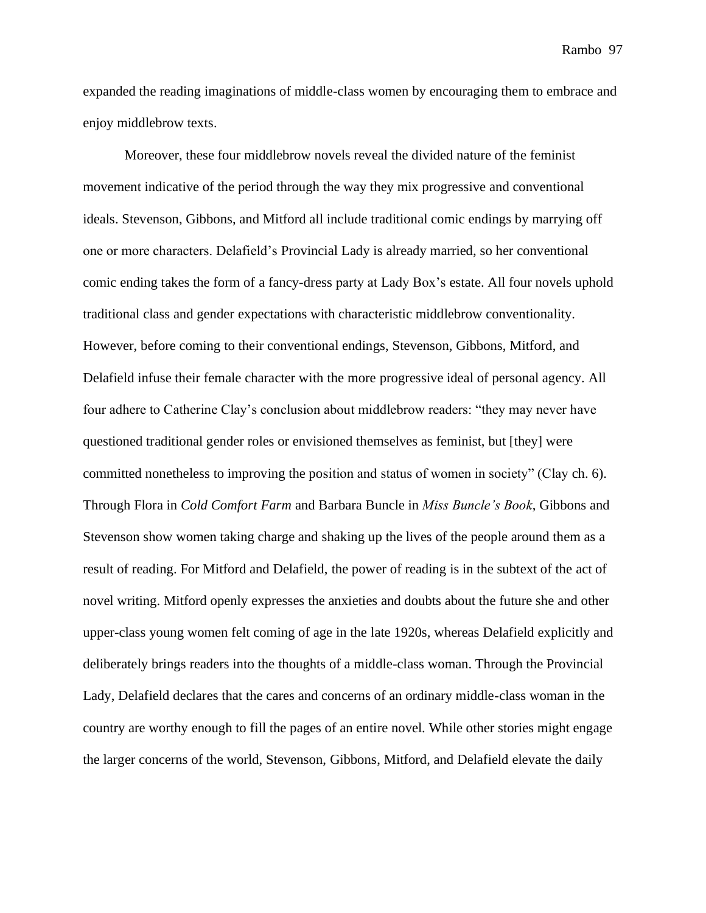expanded the reading imaginations of middle-class women by encouraging them to embrace and enjoy middlebrow texts.

Moreover, these four middlebrow novels reveal the divided nature of the feminist movement indicative of the period through the way they mix progressive and conventional ideals. Stevenson, Gibbons, and Mitford all include traditional comic endings by marrying off one or more characters. Delafield's Provincial Lady is already married, so her conventional comic ending takes the form of a fancy-dress party at Lady Box's estate. All four novels uphold traditional class and gender expectations with characteristic middlebrow conventionality. However, before coming to their conventional endings, Stevenson, Gibbons, Mitford, and Delafield infuse their female character with the more progressive ideal of personal agency. All four adhere to Catherine Clay's conclusion about middlebrow readers: "they may never have questioned traditional gender roles or envisioned themselves as feminist, but [they] were committed nonetheless to improving the position and status of women in society" (Clay ch. 6). Through Flora in *Cold Comfort Farm* and Barbara Buncle in *Miss Buncle's Book*, Gibbons and Stevenson show women taking charge and shaking up the lives of the people around them as a result of reading. For Mitford and Delafield, the power of reading is in the subtext of the act of novel writing. Mitford openly expresses the anxieties and doubts about the future she and other upper-class young women felt coming of age in the late 1920s, whereas Delafield explicitly and deliberately brings readers into the thoughts of a middle-class woman. Through the Provincial Lady, Delafield declares that the cares and concerns of an ordinary middle-class woman in the country are worthy enough to fill the pages of an entire novel. While other stories might engage the larger concerns of the world, Stevenson, Gibbons, Mitford, and Delafield elevate the daily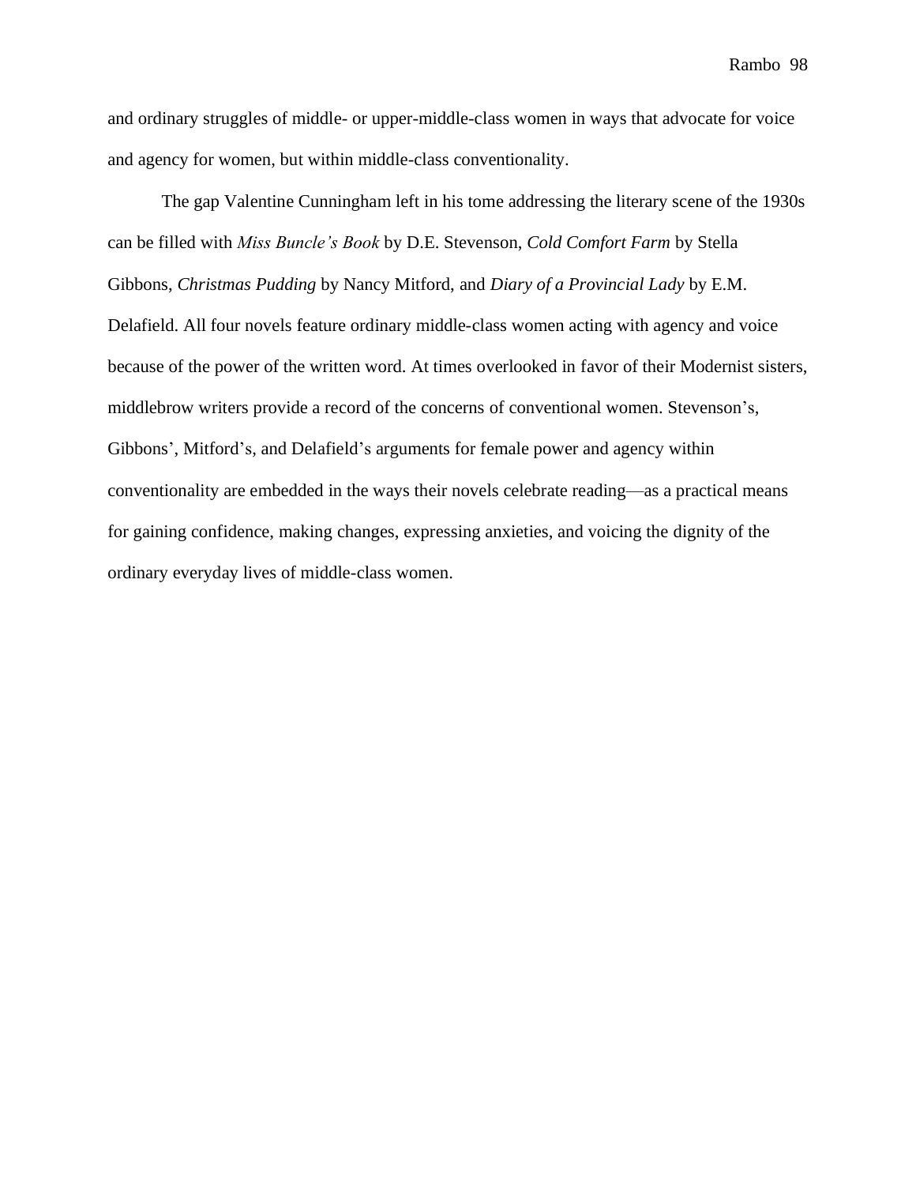and ordinary struggles of middle- or upper-middle-class women in ways that advocate for voice and agency for women, but within middle-class conventionality.

The gap Valentine Cunningham left in his tome addressing the literary scene of the 1930s can be filled with *Miss Buncle's Book* by D.E. Stevenson, *Cold Comfort Farm* by Stella Gibbons, *Christmas Pudding* by Nancy Mitford, and *Diary of a Provincial Lady* by E.M. Delafield. All four novels feature ordinary middle-class women acting with agency and voice because of the power of the written word. At times overlooked in favor of their Modernist sisters, middlebrow writers provide a record of the concerns of conventional women. Stevenson's, Gibbons', Mitford's, and Delafield's arguments for female power and agency within conventionality are embedded in the ways their novels celebrate reading—as a practical means for gaining confidence, making changes, expressing anxieties, and voicing the dignity of the ordinary everyday lives of middle-class women.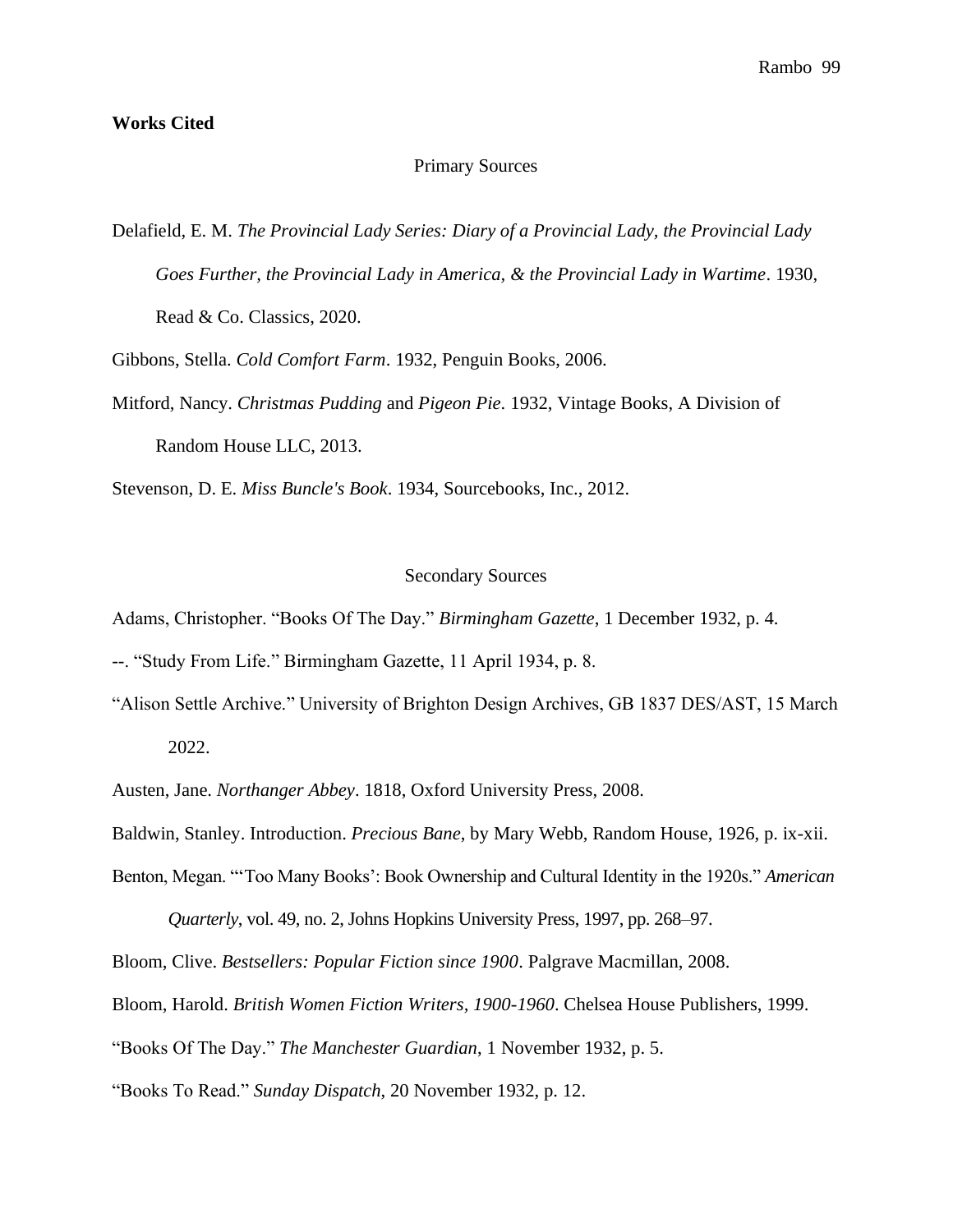**Works Cited**

Primary Sources

Delafield, E. M. *The Provincial Lady Series: Diary of a Provincial Lady, the Provincial Lady Goes Further, the Provincial Lady in America, & the Provincial Lady in Wartime*. 1930, Read & Co. Classics, 2020.

Gibbons, Stella. *Cold Comfort Farm*. 1932, Penguin Books, 2006.

Mitford, Nancy. *Christmas Pudding* and *Pigeon Pie*. 1932, Vintage Books, A Division of Random House LLC, 2013.

Stevenson, D. E. *Miss Buncle's Book*. 1934, Sourcebooks, Inc., 2012.

Secondary Sources

Adams, Christopher. "Books Of The Day." *Birmingham Gazette*, 1 December 1932, p. 4.

--. "Study From Life." Birmingham Gazette, 11 April 1934, p. 8.

"Alison Settle Archive." University of Brighton Design Archives, GB 1837 DES/AST, 15 March 2022.

Austen, Jane. *Northanger Abbey*. 1818, Oxford University Press, 2008.

Baldwin, Stanley. Introduction. *Precious Bane*, by Mary Webb, Random House, 1926, p. ix-xii.

Benton, Megan. "'Too Many Books': Book Ownership and Cultural Identity in the 1920s." *American Quarterly*, vol. 49, no. 2, Johns Hopkins University Press, 1997, pp. 268–97.

Bloom, Clive. *Bestsellers: Popular Fiction since 1900*. Palgrave Macmillan, 2008.

Bloom, Harold. *British Women Fiction Writers, 1900-1960*. Chelsea House Publishers, 1999.

"Books Of The Day." *The Manchester Guardian*, 1 November 1932, p. 5.

"Books To Read." *Sunday Dispatch*, 20 November 1932, p. 12.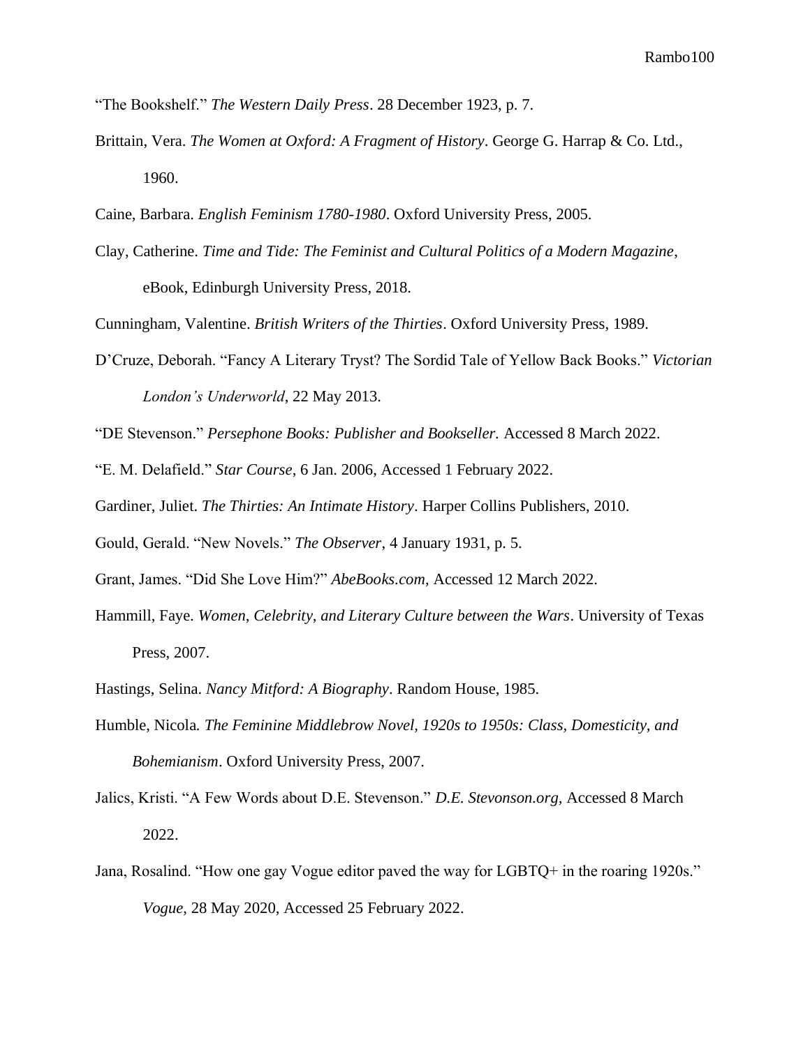"The Bookshelf." *The Western Daily Press*. 28 December 1923, p. 7.

Brittain, Vera. *The Women at Oxford: A Fragment of History*. George G. Harrap & Co. Ltd., 1960.

Caine, Barbara. *English Feminism 1780-1980*. Oxford University Press, 2005.

Clay, Catherine. *Time and Tide: The Feminist and Cultural Politics of a Modern Magazine*, eBook, Edinburgh University Press, 2018.

Cunningham, Valentine. *British Writers of the Thirties*. Oxford University Press, 1989.

D'Cruze, Deborah. "Fancy A Literary Tryst? The Sordid Tale of Yellow Back Books." *Victorian London's Underworld*, 22 May 2013.

"DE Stevenson." *Persephone Books: Publisher and Bookseller.* Accessed 8 March 2022.

"E. M. Delafield." *Star Course*, 6 Jan. 2006, Accessed 1 February 2022.

Gardiner, Juliet. *The Thirties: An Intimate History*. Harper Collins Publishers, 2010.

Gould, Gerald. "New Novels." *The Observer*, 4 January 1931, p. 5.

Grant, James. "Did She Love Him?" *AbeBooks.com*, Accessed 12 March 2022.

Hammill, Faye. *Women, Celebrity, and Literary Culture between the Wars*. University of Texas Press, 2007.

Hastings, Selina. *Nancy Mitford: A Biography*. Random House, 1985.

Humble, Nicola. *The Feminine Middlebrow Novel, 1920s to 1950s: Class, Domesticity, and Bohemianism*. Oxford University Press, 2007.

Jalics, Kristi. "A Few Words about D.E. Stevenson." *D.E. Stevonson.org*, Accessed 8 March 2022.

Jana, Rosalind. "How one gay Vogue editor paved the way for LGBTQ+ in the roaring 1920s." *Vogue*, 28 May 2020, Accessed 25 February 2022.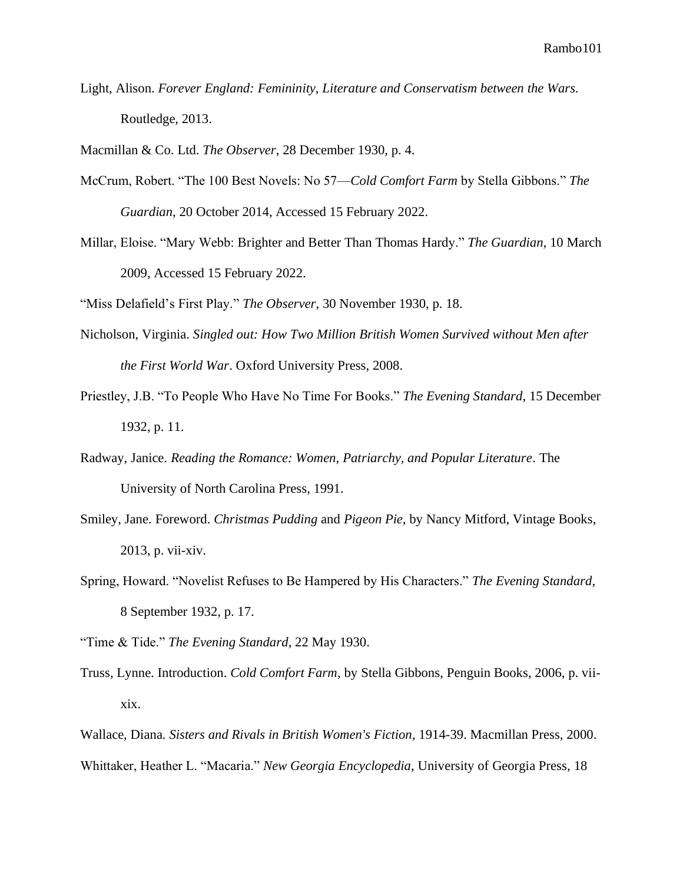Light, Alison. *Forever England: Femininity, Literature and Conservatism between the Wars.* Routledge, 2013.

Macmillan & Co. Ltd. *The Observer*, 28 December 1930, p. 4.

McCrum, Robert. "The 100 Best Novels: No 57—*Cold Comfort Farm* by Stella Gibbons." *The Guardian*, 20 October 2014, Accessed 15 February 2022.

Millar, Eloise. "Mary Webb: Brighter and Better Than Thomas Hardy." *The Guardian*, 10 March 2009, Accessed 15 February 2022.

"Miss Delafield's First Play." *The Observer*, 30 November 1930, p. 18.

Nicholson, Virginia. *Singled out: How Two Million British Women Survived without Men after the First World War*. Oxford University Press, 2008.

Priestley, J.B. "To People Who Have No Time For Books." *The Evening Standard*, 15 December 1932, p. 11.

Radway, Janice. *Reading the Romance: Women, Patriarchy, and Popular Literature*. The University of North Carolina Press, 1991.

Smiley, Jane. Foreword. *Christmas Pudding* and *Pigeon Pie*, by Nancy Mitford, Vintage Books, 2013, p. vii-xiv.

Spring, Howard. "Novelist Refuses to Be Hampered by His Characters." *The Evening Standard*, 8 September 1932, p. 17.

"Time & Tide." *The Evening Standard*, 22 May 1930.

Truss, Lynne. Introduction. *Cold Comfort Farm*, by Stella Gibbons, Penguin Books, 2006, p. vii-xix.

Wallace, Diana. *Sisters and Rivals in British Women's Fiction*, 1914-39. Macmillan Press, 2000.

Whittaker, Heather L. "Macaria." *New Georgia Encyclopedia*, University of Georgia Press, 18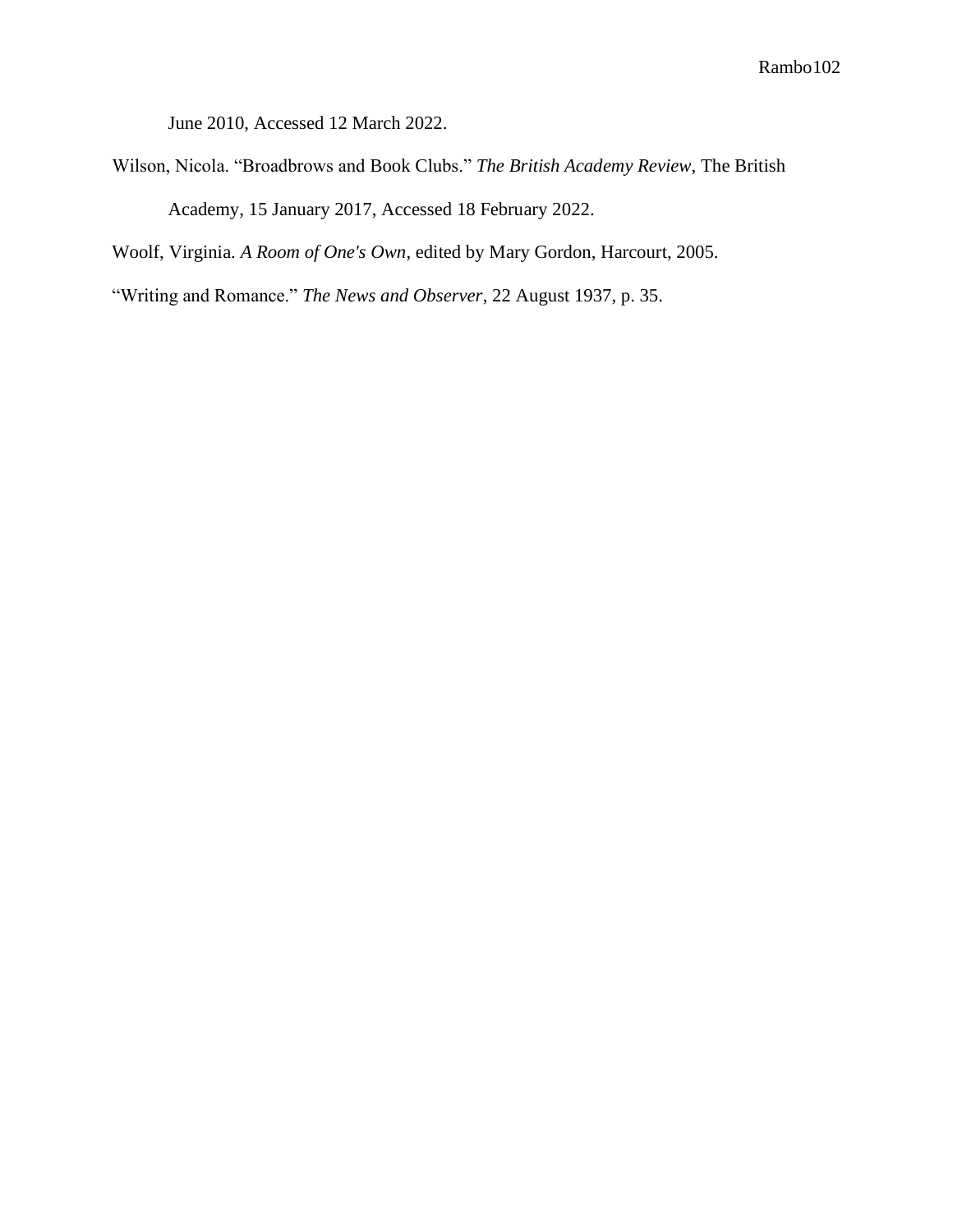June 2010, Accessed 12 March 2022.

Wilson, Nicola. "Broadbrows and Book Clubs." *The British Academy Review*, The British Academy, 15 January 2017, Accessed 18 February 2022.

Woolf, Virginia. *A Room of One's Own*, edited by Mary Gordon, Harcourt, 2005.

"Writing and Romance." *The News and Observer*, 22 August 1937, p. 35.